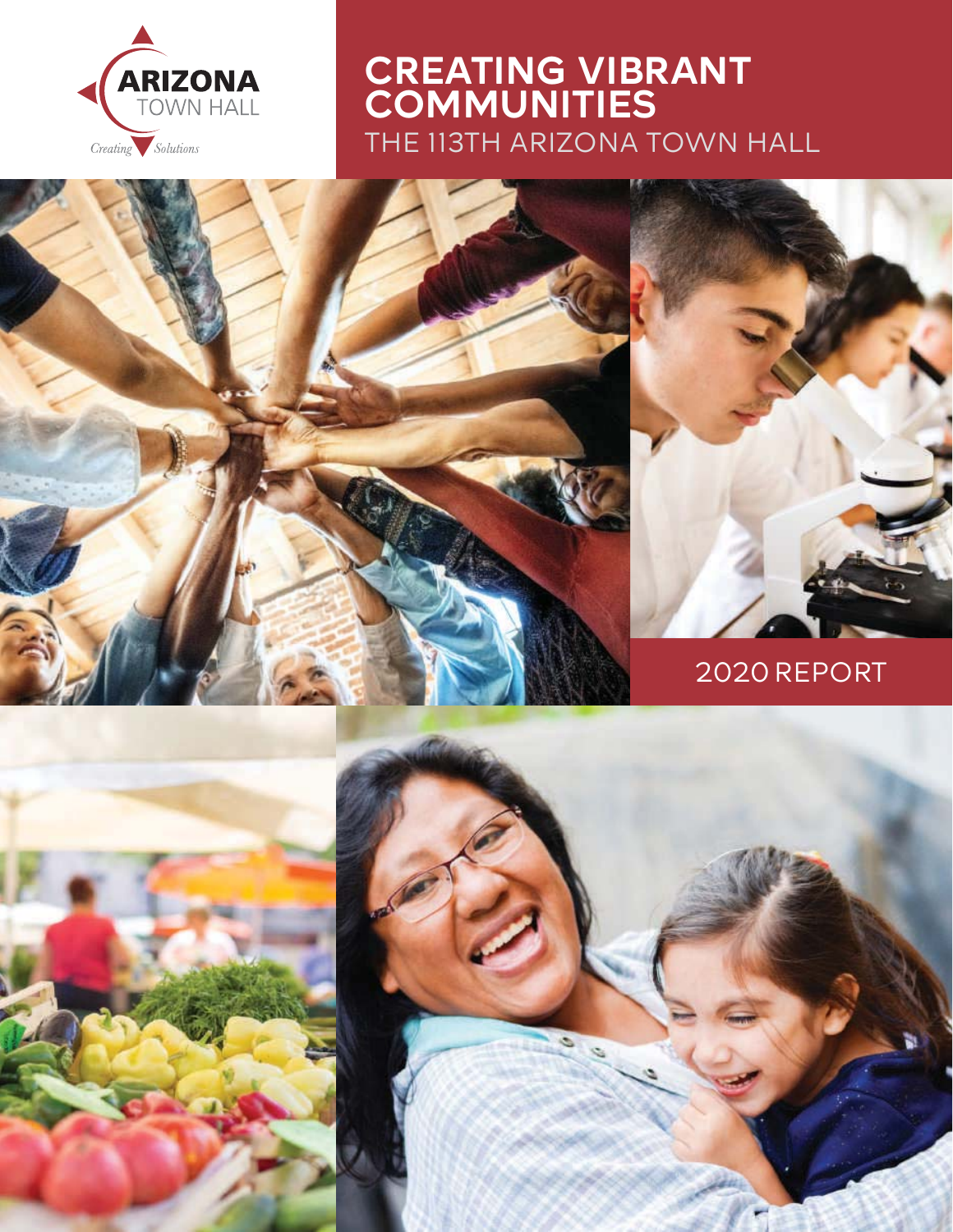ARIZONA TOWN HALL

*Creating Solutions*

# CREATING VIBRANT COMMUNITIES

## THE 113TH ARIZONA TOWN HALL

2020 REPORT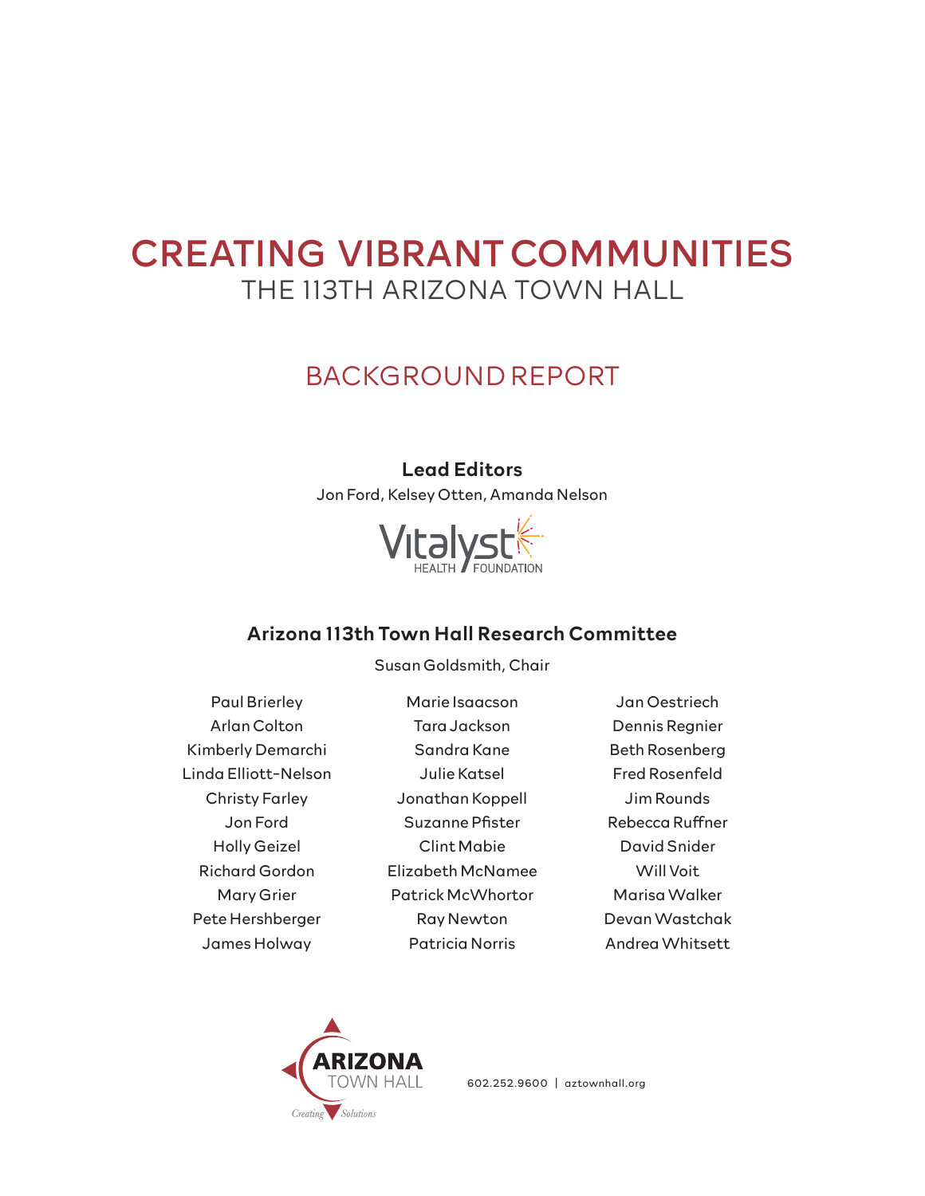# CREATING VIBRANT COMMUNITIES

## THE 113TH ARIZONA TOWN HALL

## BACKGROUND REPORT

**Lead Editors**

Jon Ford, Kelsey Otten, Amanda Nelson

Vitalyst HEALTH FOUNDATION

### Arizona 113th Town Hall Research Committee

Susan Goldsmith, Chair

Paul Brierley
Arlan Colton
Kimberly Demarchi
Linda Elliott-Nelson
Christy Farley
Jon Ford
Holly Geizel
Richard Gordon
Mary Grier
Pete Hershberger
James Holway
Marie Isaacson
Tara Jackson
Sandra Kane
Julie Katsel
Jonathan Koppell
Suzanne Pfister
Clint Mabie
Elizabeth McNamee
Patrick McWhortor
Ray Newton
Patricia Norris
Jan Oestriech
Dennis Regnier
Beth Rosenberg
Fred Rosenfeld
Jim Rounds
Rebecca Ruffner
David Snider
Will Voit
Marisa Walker
Devan Wastchak
Andrea Whitsett

ARIZONA TOWN HALL
Creating Solutions

602.252.9600 | aztownhall.org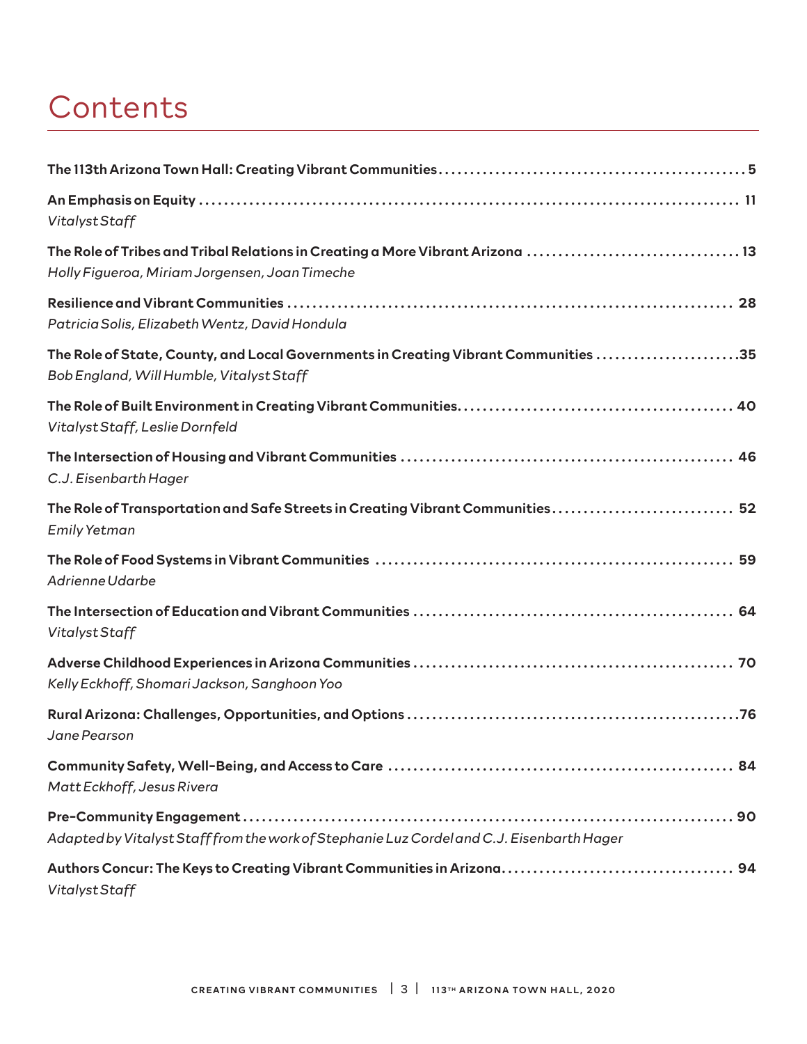# Contents

**The 113th Arizona Town Hall: Creating Vibrant Communities** .......... 5

**An Emphasis on Equity** .......... 11
*Vitalyst Staff*

**The Role of Tribes and Tribal Relations in Creating a More Vibrant Arizona** .......... 13
*Holly Figueroa, Miriam Jorgensen, Joan Timeche*

**Resilience and Vibrant Communities** .......... 28
*Patricia Solis, Elizabeth Wentz, David Hondula*

**The Role of State, County, and Local Governments in Creating Vibrant Communities** .......... 35
*Bob England, Will Humble, Vitalyst Staff*

**The Role of Built Environment in Creating Vibrant Communities** .......... 40
*Vitalyst Staff, Leslie Dornfeld*

**The Intersection of Housing and Vibrant Communities** .......... 46
*C.J. Eisenbarth Hager*

**The Role of Transportation and Safe Streets in Creating Vibrant Communities** .......... 52
*Emily Yetman*

**The Role of Food Systems in Vibrant Communities** .......... 59
*Adrienne Udarbe*

**The Intersection of Education and Vibrant Communities** .......... 64
*Vitalyst Staff*

**Adverse Childhood Experiences in Arizona Communities** .......... 70
*Kelly Eckhoff, Shomari Jackson, Sanghoon Yoo*

**Rural Arizona: Challenges, Opportunities, and Options** .......... 76
*Jane Pearson*

**Community Safety, Well-Being, and Access to Care** .......... 84
*Matt Eckhoff, Jesus Rivera*

**Pre-Community Engagement** .......... 90
*Adapted by Vitalyst Staff from the work of Stephanie Luz Cordel and C.J. Eisenbarth Hager*

**Authors Concur: The Keys to Creating Vibrant Communities in Arizona** .......... 94
*Vitalyst Staff*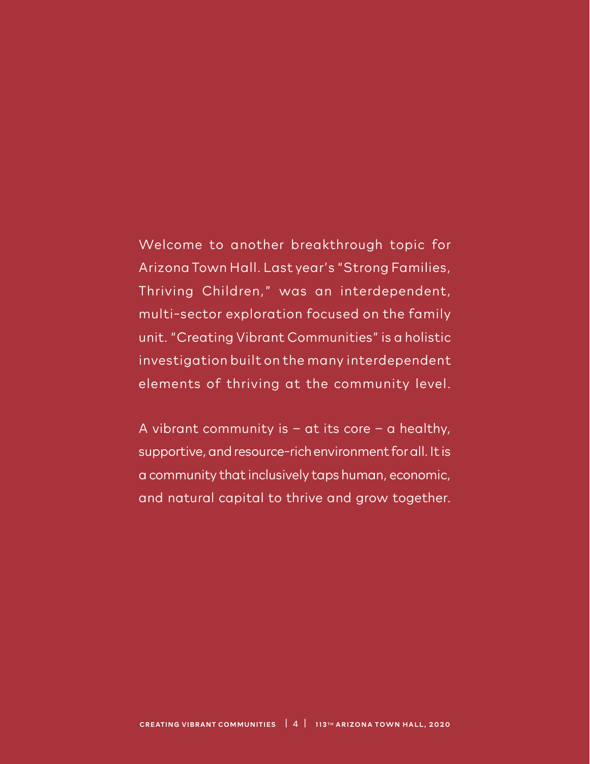Welcome to another breakthrough topic for Arizona Town Hall. Last year's "Strong Families, Thriving Children," was an interdependent, multi-sector exploration focused on the family unit. "Creating Vibrant Communities" is a holistic investigation built on the many interdependent elements of thriving at the community level.

A vibrant community is – at its core – a healthy, supportive, and resource-rich environment for all. It is a community that inclusively taps human, economic, and natural capital to thrive and grow together.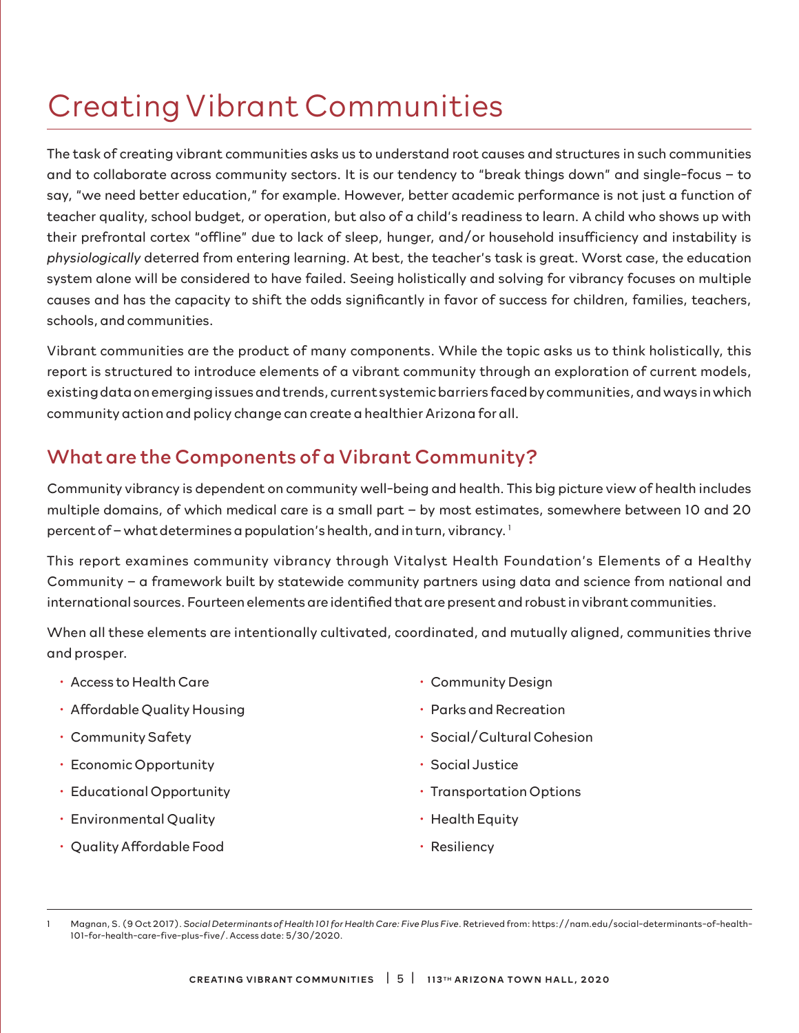# Creating Vibrant Communities

The task of creating vibrant communities asks us to understand root causes and structures in such communities and to collaborate across community sectors. It is our tendency to "break things down" and single-focus – to say, "we need better education," for example. However, better academic performance is not just a function of teacher quality, school budget, or operation, but also of a child's readiness to learn. A child who shows up with their prefrontal cortex "offline" due to lack of sleep, hunger, and/or household insufficiency and instability is *physiologically* deterred from entering learning. At best, the teacher's task is great. Worst case, the education system alone will be considered to have failed. Seeing holistically and solving for vibrancy focuses on multiple causes and has the capacity to shift the odds significantly in favor of success for children, families, teachers, schools, and communities.

Vibrant communities are the product of many components. While the topic asks us to think holistically, this report is structured to introduce elements of a vibrant community through an exploration of current models, existing data on emerging issues and trends, current systemic barriers faced by communities, and ways in which community action and policy change can create a healthier Arizona for all.

## What are the Components of a Vibrant Community?

Community vibrancy is dependent on community well-being and health. This big picture view of health includes multiple domains, of which medical care is a small part – by most estimates, somewhere between 10 and 20 percent of – what determines a population's health, and in turn, vibrancy.[1]

This report examines community vibrancy through Vitalyst Health Foundation's Elements of a Healthy Community – a framework built by statewide community partners using data and science from national and international sources. Fourteen elements are identified that are present and robust in vibrant communities.

When all these elements are intentionally cultivated, coordinated, and mutually aligned, communities thrive and prosper.

- Access to Health Care
- Affordable Quality Housing
- Community Safety
- Economic Opportunity
- Educational Opportunity
- Environmental Quality
- Quality Affordable Food
- Community Design
- Parks and Recreation
- Social/Cultural Cohesion
- Social Justice
- Transportation Options
- Health Equity
- Resiliency

---

1 Magnan, S. (9 Oct 2017). *Social Determinants of Health 101 for Health Care: Five Plus Five*. Retrieved from: https://nam.edu/social-determinants-of-health-101-for-health-care-five-plus-five/. Access date: 5/30/2020.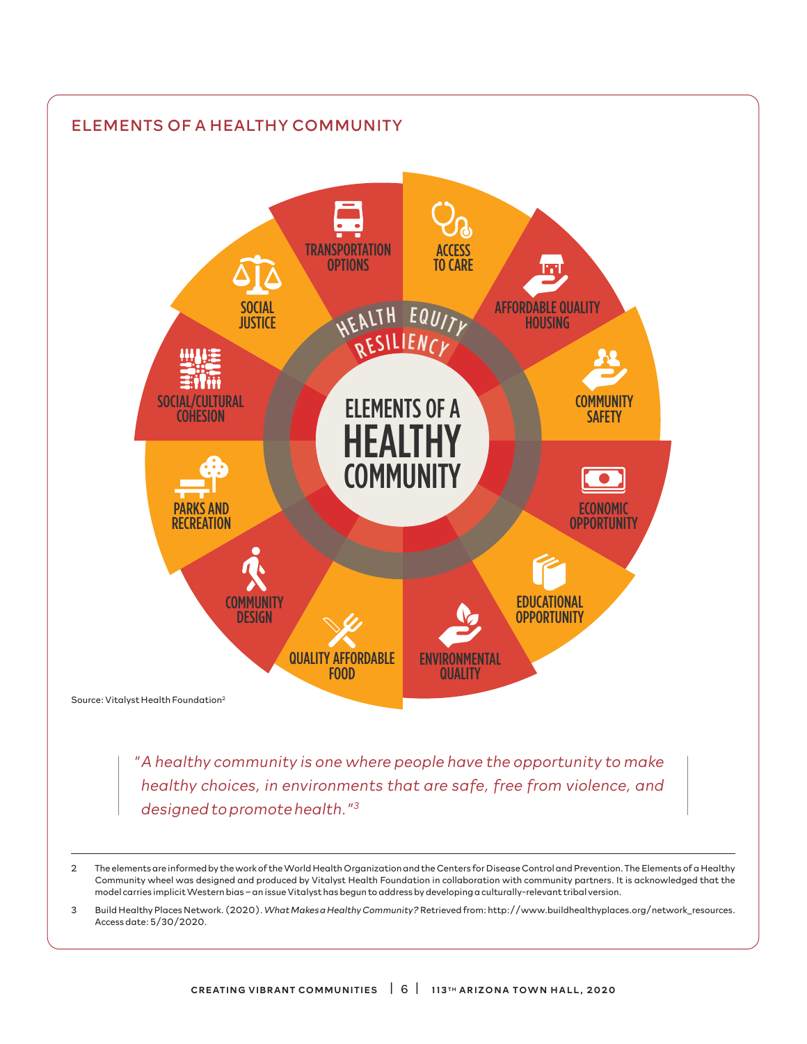## ELEMENTS OF A HEALTHY COMMUNITY

ELEMENTS OF A HEALTHY COMMUNITY

HEALTH EQUITY

RESILIENCY

- TRANSPORTATION OPTIONS
- ACCESS TO CARE
- AFFORDABLE QUALITY HOUSING
- COMMUNITY SAFETY
- ECONOMIC OPPORTUNITY
- EDUCATIONAL OPPORTUNITY
- ENVIRONMENTAL QUALITY
- QUALITY AFFORDABLE FOOD
- COMMUNITY DESIGN
- PARKS AND RECREATION
- SOCIAL/CULTURAL COHESION
- SOCIAL JUSTICE

Source: Vitalyst Health Foundation[2]

> *"A healthy community is one where people have the opportunity to make healthy choices, in environments that are safe, free from violence, and designed to promote health."[3]*

---

2 The elements are informed by the work of the World Health Organization and the Centers for Disease Control and Prevention. The Elements of a Healthy Community wheel was designed and produced by Vitalyst Health Foundation in collaboration with community partners. It is acknowledged that the model carries implicit Western bias – an issue Vitalyst has begun to address by developing a culturally-relevant tribal version.

3 Build Healthy Places Network. (2020). *What Makes a Healthy Community?* Retrieved from: http://www.buildhealthyplaces.org/network_resources. Access date: 5/30/2020.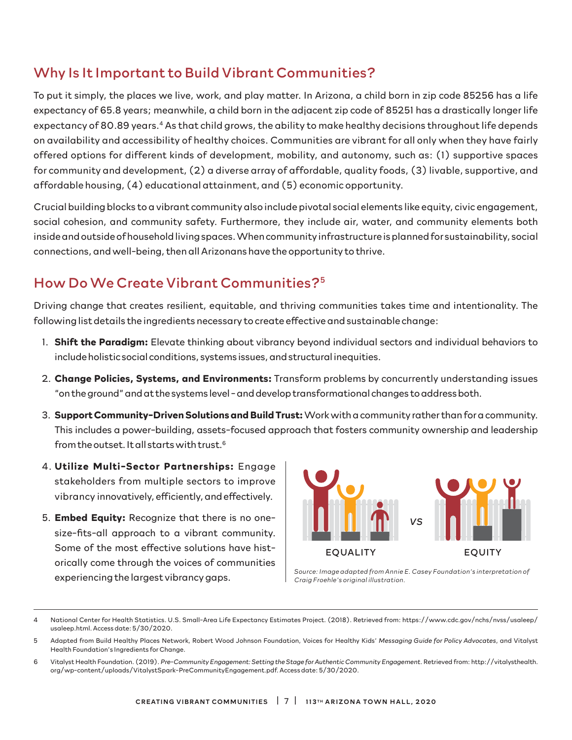## Why Is It Important to Build Vibrant Communities?

To put it simply, the places we live, work, and play matter. In Arizona, a child born in zip code 85256 has a life expectancy of 65.8 years; meanwhile, a child born in the adjacent zip code of 85251 has a drastically longer life expectancy of 80.89 years.[4] As that child grows, the ability to make healthy decisions throughout life depends on availability and accessibility of healthy choices. Communities are vibrant for all only when they have fairly offered options for different kinds of development, mobility, and autonomy, such as: (1) supportive spaces for community and development, (2) a diverse array of affordable, quality foods, (3) livable, supportive, and affordable housing, (4) educational attainment, and (5) economic opportunity.

Crucial building blocks to a vibrant community also include pivotal social elements like equity, civic engagement, social cohesion, and community safety. Furthermore, they include air, water, and community elements both inside and outside of household living spaces. When community infrastructure is planned for sustainability, social connections, and well-being, then all Arizonans have the opportunity to thrive.

## How Do We Create Vibrant Communities?[5]

Driving change that creates resilient, equitable, and thriving communities takes time and intentionality. The following list details the ingredients necessary to create effective and sustainable change:

1. **Shift the Paradigm:** Elevate thinking about vibrancy beyond individual sectors and individual behaviors to include holistic social conditions, systems issues, and structural inequities.
2. **Change Policies, Systems, and Environments:** Transform problems by concurrently understanding issues "on the ground" and at the systems level – and develop transformational changes to address both.
3. **Support Community-Driven Solutions and Build Trust:** Work with a community rather than for a community. This includes a power-building, assets-focused approach that fosters community ownership and leadership from the outset. It all starts with trust.[6]
4. **Utilize Multi-Sector Partnerships:** Engage stakeholders from multiple sectors to improve vibrancy innovatively, efficiently, and effectively.
5. **Embed Equity:** Recognize that there is no one-size-fits-all approach to a vibrant community. Some of the most effective solutions have historically come through the voices of communities experiencing the largest vibrancy gaps.

EQUALITY vs EQUITY

*Source: Image adapted from Annie E. Casey Foundation's interpretation of Craig Froehle's original illustration.*

---

4 National Center for Health Statistics. U.S. Small-Area Life Expectancy Estimates Project. (2018). Retrieved from: https://www.cdc.gov/nchs/nvss/usaleep/usaleep.html. Access date: 5/30/2020.

5 Adapted from Build Healthy Places Network, Robert Wood Johnson Foundation, Voices for Healthy Kids' *Messaging Guide for Policy Advocates*, and Vitalyst Health Foundation's Ingredients for Change.

6 Vitalyst Health Foundation. (2019). *Pre-Community Engagement: Setting the Stage for Authentic Community Engagement*. Retrieved from: http://vitalysthealth.org/wp-content/uploads/VitalystSpark-PreCommunityEngagement.pdf. Access date: 5/30/2020.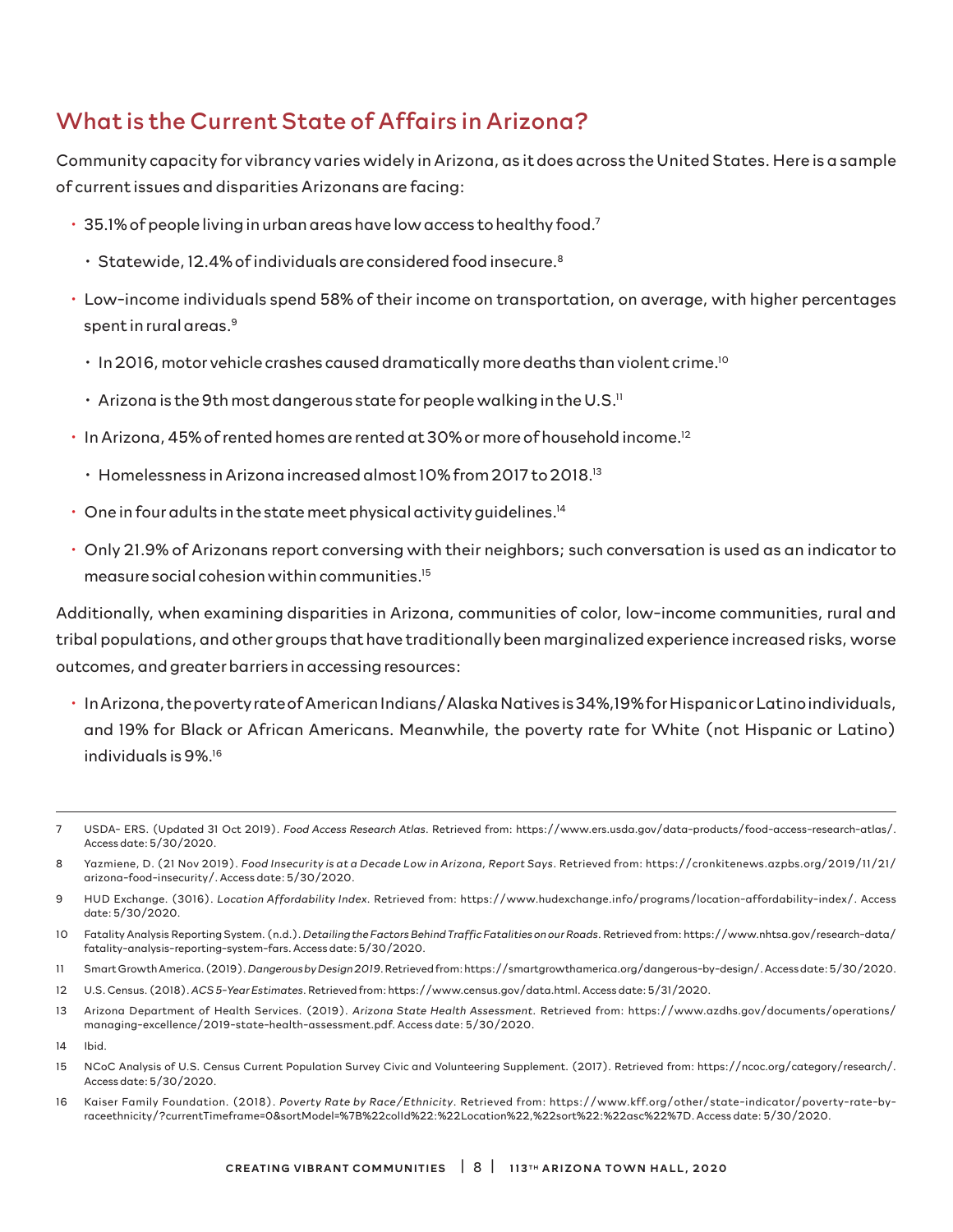## What is the Current State of Affairs in Arizona?

Community capacity for vibrancy varies widely in Arizona, as it does across the United States. Here is a sample of current issues and disparities Arizonans are facing:

- 35.1% of people living in urban areas have low access to healthy food.[7]
  - Statewide, 12.4% of individuals are considered food insecure.[8]
- Low-income individuals spend 58% of their income on transportation, on average, with higher percentages spent in rural areas.[9]
  - In 2016, motor vehicle crashes caused dramatically more deaths than violent crime.[10]
  - Arizona is the 9th most dangerous state for people walking in the U.S.[11]
- In Arizona, 45% of rented homes are rented at 30% or more of household income.[12]
  - Homelessness in Arizona increased almost 10% from 2017 to 2018.[13]
- One in four adults in the state meet physical activity guidelines.[14]
- Only 21.9% of Arizonans report conversing with their neighbors; such conversation is used as an indicator to measure social cohesion within communities.[15]

Additionally, when examining disparities in Arizona, communities of color, low-income communities, rural and tribal populations, and other groups that have traditionally been marginalized experience increased risks, worse outcomes, and greater barriers in accessing resources:

- In Arizona, the poverty rate of American Indians/Alaska Natives is 34%, 19% for Hispanic or Latino individuals, and 19% for Black or African Americans. Meanwhile, the poverty rate for White (not Hispanic or Latino) individuals is 9%.[16]

---

7 USDA- ERS. (Updated 31 Oct 2019). *Food Access Research Atlas*. Retrieved from: https://www.ers.usda.gov/data-products/food-access-research-atlas/. Access date: 5/30/2020.

8 Yazmiene, D. (21 Nov 2019). *Food Insecurity is at a Decade Low in Arizona, Report Says*. Retrieved from: https://cronkitenews.azpbs.org/2019/11/21/arizona-food-insecurity/. Access date: 5/30/2020.

9 HUD Exchange. (3016). *Location Affordability Index*. Retrieved from: https://www.hudexchange.info/programs/location-affordability-index/. Access date: 5/30/2020.

10 Fatality Analysis Reporting System. (n.d.). *Detailing the Factors Behind Traffic Fatalities on our Roads*. Retrieved from: https://www.nhtsa.gov/research-data/fatality-analysis-reporting-system-fars. Access date: 5/30/2020.

11 Smart Growth America. (2019). *Dangerous by Design 2019*. Retrieved from: https://smartgrowthamerica.org/dangerous-by-design/. Access date: 5/30/2020.

12 U.S. Census. (2018). *ACS 5-Year Estimates*. Retrieved from: https://www.census.gov/data.html. Access date: 5/31/2020.

13 Arizona Department of Health Services. (2019). *Arizona State Health Assessment*. Retrieved from: https://www.azdhs.gov/documents/operations/managing-excellence/2019-state-health-assessment.pdf. Access date: 5/30/2020.

14 Ibid.

15 NCoC Analysis of U.S. Census Current Population Survey Civic and Volunteering Supplement. (2017). Retrieved from: https://ncoc.org/category/research/. Access date: 5/30/2020.

16 Kaiser Family Foundation. (2018). *Poverty Rate by Race/Ethnicity*. Retrieved from: https://www.kff.org/other/state-indicator/poverty-rate-by-raceethnicity/?currentTimeframe=0&sortModel=%7B%22colId%22:%22Location%22,%22sort%22:%22asc%22%7D. Access date: 5/30/2020.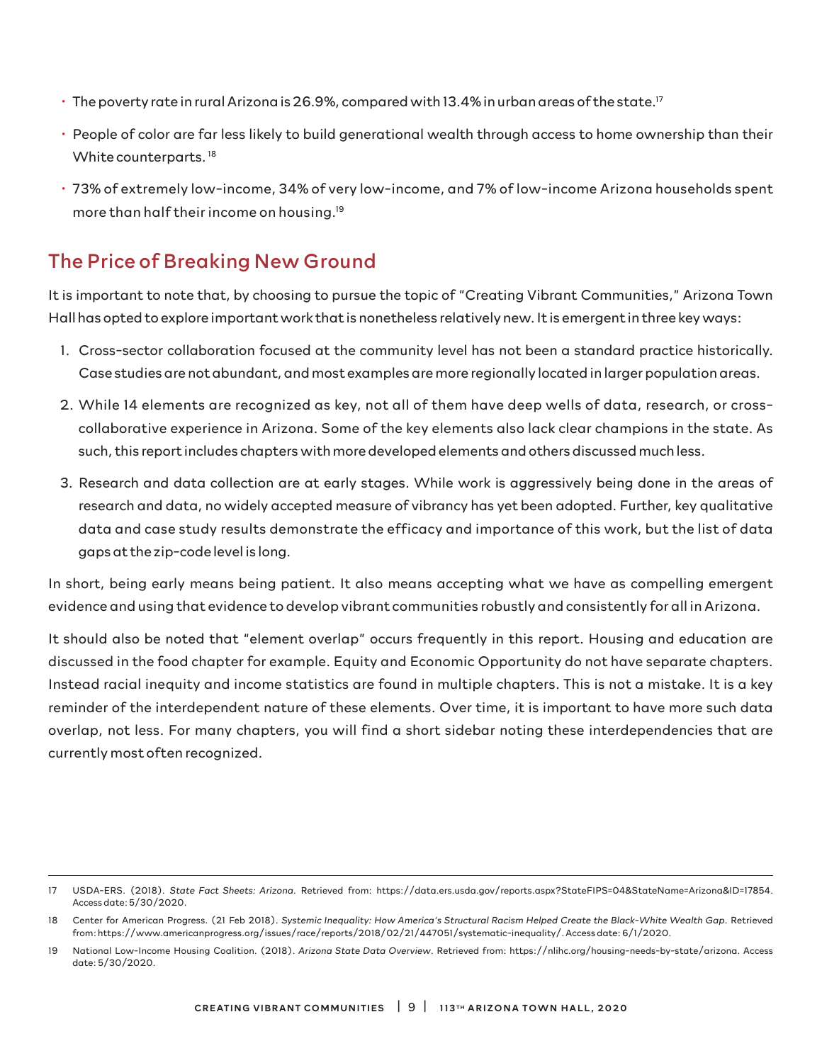- The poverty rate in rural Arizona is 26.9%, compared with 13.4% in urban areas of the state.[17]
- People of color are far less likely to build generational wealth through access to home ownership than their White counterparts.[18]
- 73% of extremely low-income, 34% of very low-income, and 7% of low-income Arizona households spent more than half their income on housing.[19]

## The Price of Breaking New Ground

It is important to note that, by choosing to pursue the topic of "Creating Vibrant Communities," Arizona Town Hall has opted to explore important work that is nonetheless relatively new. It is emergent in three key ways:

1. Cross-sector collaboration focused at the community level has not been a standard practice historically. Case studies are not abundant, and most examples are more regionally located in larger population areas.
2. While 14 elements are recognized as key, not all of them have deep wells of data, research, or cross-collaborative experience in Arizona. Some of the key elements also lack clear champions in the state. As such, this report includes chapters with more developed elements and others discussed much less.
3. Research and data collection are at early stages. While work is aggressively being done in the areas of research and data, no widely accepted measure of vibrancy has yet been adopted. Further, key qualitative data and case study results demonstrate the efficacy and importance of this work, but the list of data gaps at the zip-code level is long.

In short, being early means being patient. It also means accepting what we have as compelling emergent evidence and using that evidence to develop vibrant communities robustly and consistently for all in Arizona.

It should also be noted that "element overlap" occurs frequently in this report. Housing and education are discussed in the food chapter for example. Equity and Economic Opportunity do not have separate chapters. Instead racial inequity and income statistics are found in multiple chapters. This is not a mistake. It is a key reminder of the interdependent nature of these elements. Over time, it is important to have more such data overlap, not less. For many chapters, you will find a short sidebar noting these interdependencies that are currently most often recognized.

---

17 USDA-ERS. (2018). *State Fact Sheets: Arizona*. Retrieved from: https://data.ers.usda.gov/reports.aspx?StateFIPS=04&StateName=Arizona&ID=17854. Access date: 5/30/2020.

18 Center for American Progress. (21 Feb 2018). *Systemic Inequality: How America's Structural Racism Helped Create the Black-White Wealth Gap*. Retrieved from: https://www.americanprogress.org/issues/race/reports/2018/02/21/447051/systematic-inequality/. Access date: 6/1/2020.

19 National Low-Income Housing Coalition. (2018). *Arizona State Data Overview*. Retrieved from: https://nlihc.org/housing-needs-by-state/arizona. Access date: 5/30/2020.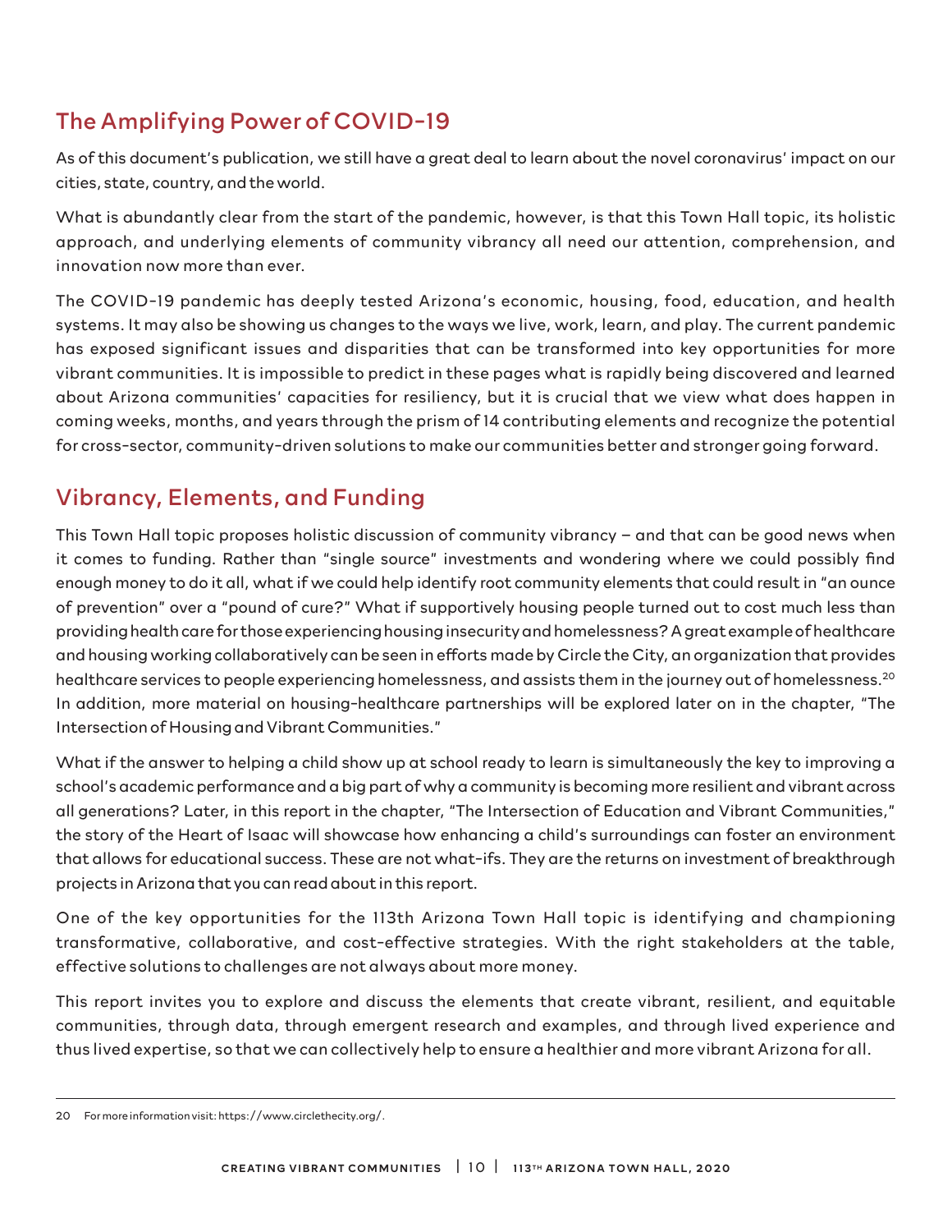## The Amplifying Power of COVID-19

As of this document's publication, we still have a great deal to learn about the novel coronavirus' impact on our cities, state, country, and the world.

What is abundantly clear from the start of the pandemic, however, is that this Town Hall topic, its holistic approach, and underlying elements of community vibrancy all need our attention, comprehension, and innovation now more than ever.

The COVID-19 pandemic has deeply tested Arizona's economic, housing, food, education, and health systems. It may also be showing us changes to the ways we live, work, learn, and play. The current pandemic has exposed significant issues and disparities that can be transformed into key opportunities for more vibrant communities. It is impossible to predict in these pages what is rapidly being discovered and learned about Arizona communities' capacities for resiliency, but it is crucial that we view what does happen in coming weeks, months, and years through the prism of 14 contributing elements and recognize the potential for cross-sector, community-driven solutions to make our communities better and stronger going forward.

## Vibrancy, Elements, and Funding

This Town Hall topic proposes holistic discussion of community vibrancy – and that can be good news when it comes to funding. Rather than "single source" investments and wondering where we could possibly find enough money to do it all, what if we could help identify root community elements that could result in "an ounce of prevention" over a "pound of cure?" What if supportively housing people turned out to cost much less than providing health care for those experiencing housing insecurity and homelessness? A great example of healthcare and housing working collaboratively can be seen in efforts made by Circle the City, an organization that provides healthcare services to people experiencing homelessness, and assists them in the journey out of homelessness.[20] In addition, more material on housing-healthcare partnerships will be explored later on in the chapter, "The Intersection of Housing and Vibrant Communities."

What if the answer to helping a child show up at school ready to learn is simultaneously the key to improving a school's academic performance and a big part of why a community is becoming more resilient and vibrant across all generations? Later, in this report in the chapter, "The Intersection of Education and Vibrant Communities," the story of the Heart of Isaac will showcase how enhancing a child's surroundings can foster an environment that allows for educational success. These are not what-ifs. They are the returns on investment of breakthrough projects in Arizona that you can read about in this report.

One of the key opportunities for the 113th Arizona Town Hall topic is identifying and championing transformative, collaborative, and cost-effective strategies. With the right stakeholders at the table, effective solutions to challenges are not always about more money.

This report invites you to explore and discuss the elements that create vibrant, resilient, and equitable communities, through data, through emergent research and examples, and through lived experience and thus lived expertise, so that we can collectively help to ensure a healthier and more vibrant Arizona for all.

---

20 For more information visit: https://www.circlethecity.org/.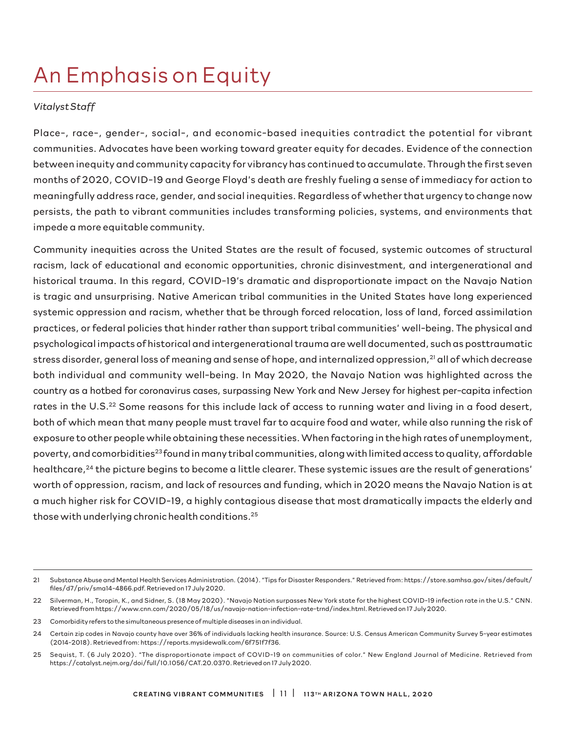# An Emphasis on Equity

*Vitalyst Staff*

Place-, race-, gender-, social-, and economic-based inequities contradict the potential for vibrant communities. Advocates have been working toward greater equity for decades. Evidence of the connection between inequity and community capacity for vibrancy has continued to accumulate. Through the first seven months of 2020, COVID-19 and George Floyd's death are freshly fueling a sense of immediacy for action to meaningfully address race, gender, and social inequities. Regardless of whether that urgency to change now persists, the path to vibrant communities includes transforming policies, systems, and environments that impede a more equitable community.

Community inequities across the United States are the result of focused, systemic outcomes of structural racism, lack of educational and economic opportunities, chronic disinvestment, and intergenerational and historical trauma. In this regard, COVID-19's dramatic and disproportionate impact on the Navajo Nation is tragic and unsurprising. Native American tribal communities in the United States have long experienced systemic oppression and racism, whether that be through forced relocation, loss of land, forced assimilation practices, or federal policies that hinder rather than support tribal communities' well-being. The physical and psychological impacts of historical and intergenerational trauma are well documented, such as posttraumatic stress disorder, general loss of meaning and sense of hope, and internalized oppression,[21] all of which decrease both individual and community well-being. In May 2020, the Navajo Nation was highlighted across the country as a hotbed for coronavirus cases, surpassing New York and New Jersey for highest per-capita infection rates in the U.S.[22] Some reasons for this include lack of access to running water and living in a food desert, both of which mean that many people must travel far to acquire food and water, while also running the risk of exposure to other people while obtaining these necessities. When factoring in the high rates of unemployment, poverty, and comorbidities[23] found in many tribal communities, along with limited access to quality, affordable healthcare,[24] the picture begins to become a little clearer. These systemic issues are the result of generations' worth of oppression, racism, and lack of resources and funding, which in 2020 means the Navajo Nation is at a much higher risk for COVID-19, a highly contagious disease that most dramatically impacts the elderly and those with underlying chronic health conditions.[25]

---

21 Substance Abuse and Mental Health Services Administration. (2014). "Tips for Disaster Responders." Retrieved from: https://store.samhsa.gov/sites/default/files/d7/priv/sma14-4866.pdf. Retrieved on 17 July 2020.

22 Silverman, H., Toropin, K., and Sidner, S. (18 May 2020). "Navajo Nation surpasses New York state for the highest COVID-19 infection rate in the U.S." CNN. Retrieved from https://www.cnn.com/2020/05/18/us/navajo-nation-infection-rate-trnd/index.html. Retrieved on 17 July 2020.

23 Comorbidity refers to the simultaneous presence of multiple diseases in an individual.

24 Certain zip codes in Navajo county have over 36% of individuals lacking health insurance. Source: U.S. Census American Community Survey 5-year estimates (2014-2018). Retrieved from: https://reports.mysidewalk.com/6f751f7f36.

25 Sequist, T. (6 July 2020). "The disproportionate impact of COVID-19 on communities of color." New England Journal of Medicine. Retrieved from https://catalyst.nejm.org/doi/full/10.1056/CAT.20.0370. Retrieved on 17 July 2020.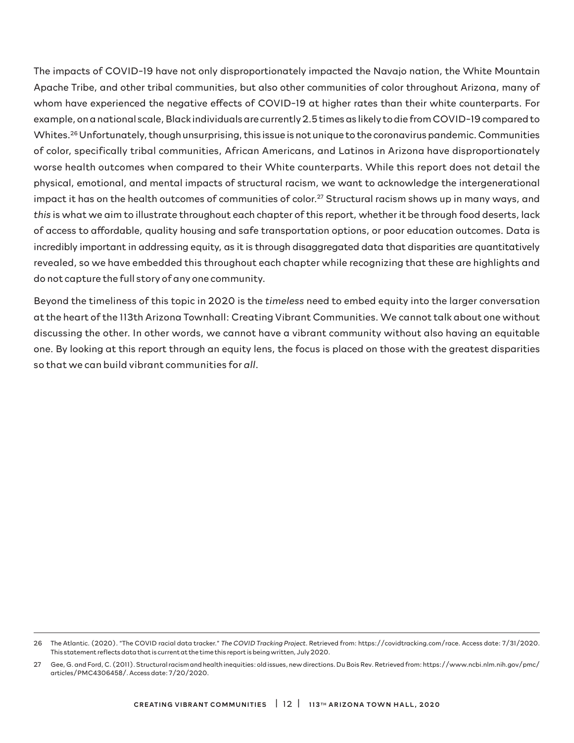The impacts of COVID-19 have not only disproportionately impacted the Navajo nation, the White Mountain Apache Tribe, and other tribal communities, but also other communities of color throughout Arizona, many of whom have experienced the negative effects of COVID-19 at higher rates than their white counterparts. For example, on a national scale, Black individuals are currently 2.5 times as likely to die from COVID-19 compared to Whites.[26] Unfortunately, though unsurprising, this issue is not unique to the coronavirus pandemic. Communities of color, specifically tribal communities, African Americans, and Latinos in Arizona have disproportionately worse health outcomes when compared to their White counterparts. While this report does not detail the physical, emotional, and mental impacts of structural racism, we want to acknowledge the intergenerational impact it has on the health outcomes of communities of color.[27] Structural racism shows up in many ways, and *this* is what we aim to illustrate throughout each chapter of this report, whether it be through food deserts, lack of access to affordable, quality housing and safe transportation options, or poor education outcomes. Data is incredibly important in addressing equity, as it is through disaggregated data that disparities are quantitatively revealed, so we have embedded this throughout each chapter while recognizing that these are highlights and do not capture the full story of any one community.

Beyond the timeliness of this topic in 2020 is the *timeless* need to embed equity into the larger conversation at the heart of the 113th Arizona Townhall: Creating Vibrant Communities. We cannot talk about one without discussing the other. In other words, we cannot have a vibrant community without also having an equitable one. By looking at this report through an equity lens, the focus is placed on those with the greatest disparities so that we can build vibrant communities for *all*.

---

26 The Atlantic. (2020). "The COVID racial data tracker." *The COVID Tracking Project*. Retrieved from: https://covidtracking.com/race. Access date: 7/31/2020. This statement reflects data that is current at the time this report is being written, July 2020.

27 Gee, G. and Ford, C. (2011). Structural racism and health inequities: old issues, new directions. Du Bois Rev. Retrieved from: https://www.ncbi.nlm.nih.gov/pmc/articles/PMC4306458/. Access date: 7/20/2020.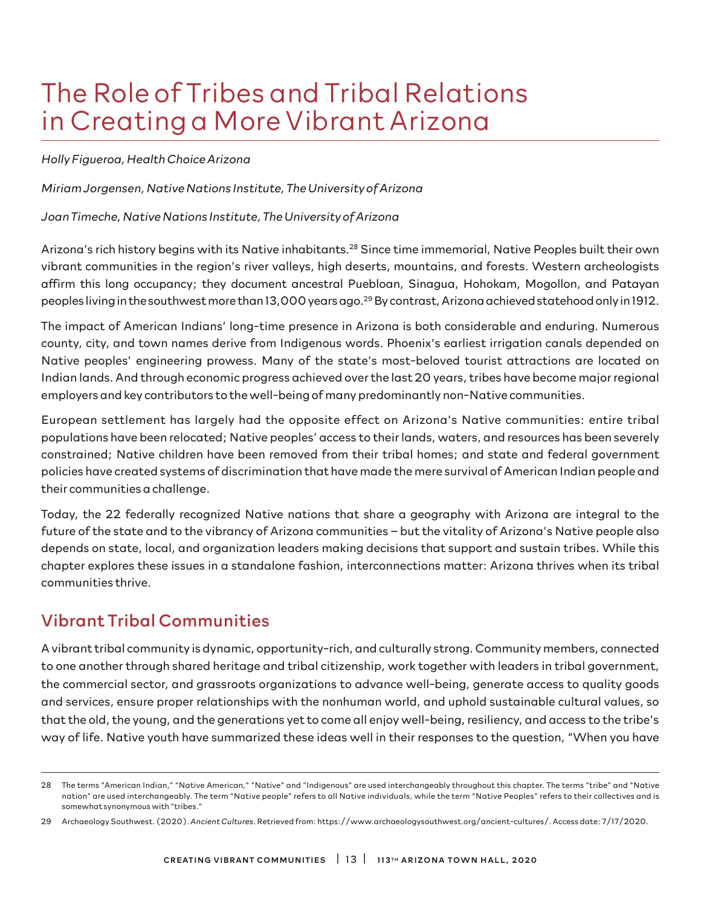# The Role of Tribes and Tribal Relations in Creating a More Vibrant Arizona

*Holly Figueroa, Health Choice Arizona*

*Miriam Jorgensen, Native Nations Institute, The University of Arizona*

*Joan Timeche, Native Nations Institute, The University of Arizona*

Arizona's rich history begins with its Native inhabitants.[28] Since time immemorial, Native Peoples built their own vibrant communities in the region's river valleys, high deserts, mountains, and forests. Western archeologists affirm this long occupancy; they document ancestral Puebloan, Sinagua, Hohokam, Mogollon, and Patayan peoples living in the southwest more than 13,000 years ago.[29] By contrast, Arizona achieved statehood only in 1912.

The impact of American Indians' long-time presence in Arizona is both considerable and enduring. Numerous county, city, and town names derive from Indigenous words. Phoenix's earliest irrigation canals depended on Native peoples' engineering prowess. Many of the state's most-beloved tourist attractions are located on Indian lands. And through economic progress achieved over the last 20 years, tribes have become major regional employers and key contributors to the well-being of many predominantly non-Native communities.

European settlement has largely had the opposite effect on Arizona's Native communities: entire tribal populations have been relocated; Native peoples' access to their lands, waters, and resources has been severely constrained; Native children have been removed from their tribal homes; and state and federal government policies have created systems of discrimination that have made the mere survival of American Indian people and their communities a challenge.

Today, the 22 federally recognized Native nations that share a geography with Arizona are integral to the future of the state and to the vibrancy of Arizona communities – but the vitality of Arizona's Native people also depends on state, local, and organization leaders making decisions that support and sustain tribes. While this chapter explores these issues in a standalone fashion, interconnections matter: Arizona thrives when its tribal communities thrive.

## Vibrant Tribal Communities

A vibrant tribal community is dynamic, opportunity-rich, and culturally strong. Community members, connected to one another through shared heritage and tribal citizenship, work together with leaders in tribal government, the commercial sector, and grassroots organizations to advance well-being, generate access to quality goods and services, ensure proper relationships with the nonhuman world, and uphold sustainable cultural values, so that the old, the young, and the generations yet to come all enjoy well-being, resiliency, and access to the tribe's way of life. Native youth have summarized these ideas well in their responses to the question, "When you have

---

28 The terms "American Indian," "Native American," "Native" and "Indigenous" are used interchangeably throughout this chapter. The terms "tribe" and "Native nation" are used interchangeably. The term "Native people" refers to all Native individuals, while the term "Native Peoples" refers to their collectives and is somewhat synonymous with "tribes."

29 Archaeology Southwest. (2020). *Ancient Cultures*. Retrieved from: https://www.archaeologysouthwest.org/ancient-cultures/. Access date: 7/17/2020.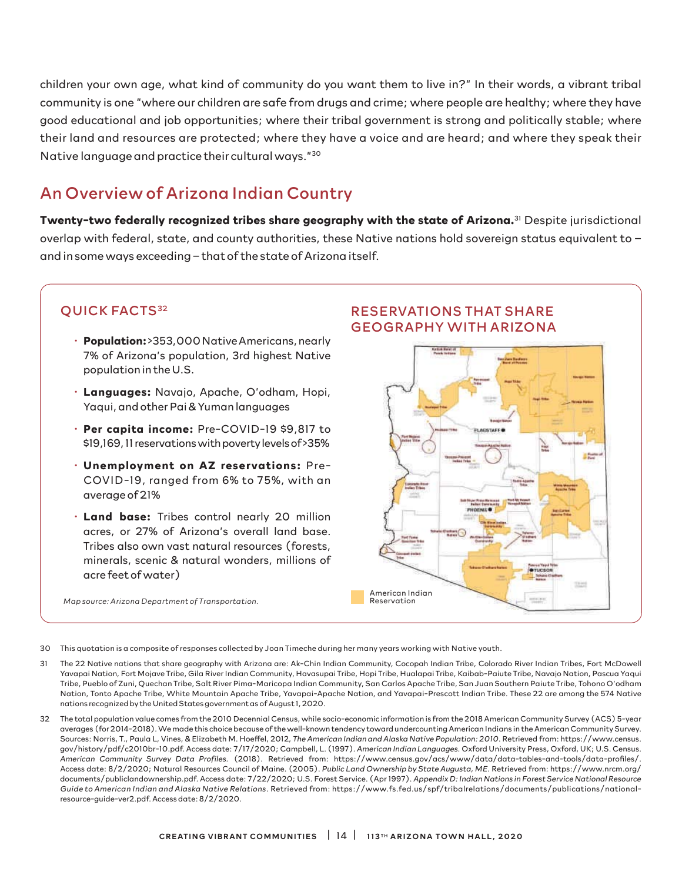children your own age, what kind of community do you want them to live in?" In their words, a vibrant tribal community is one "where our children are safe from drugs and crime; where people are healthy; where they have good educational and job opportunities; where their tribal government is strong and politically stable; where their land and resources are protected; where they have a voice and are heard; and where they speak their Native language and practice their cultural ways."[30]

## An Overview of Arizona Indian Country

**Twenty-two federally recognized tribes share geography with the state of Arizona.**[31] Despite jurisdictional overlap with federal, state, and county authorities, these Native nations hold sovereign status equivalent to – and in some ways exceeding – that of the state of Arizona itself.

### QUICK FACTS[32]

- **Population:** >353,000 Native Americans, nearly 7% of Arizona's population, 3rd highest Native population in the U.S.
- **Languages:** Navajo, Apache, O'odham, Hopi, Yaqui, and other Pai & Yuman languages
- **Per capita income:** Pre-COVID-19 $9,817 to $19,169, 11 reservations with poverty levels of >35%
- **Unemployment on AZ reservations:** Pre-COVID-19, ranged from 6% to 75%, with an average of 21%
- **Land base:** Tribes control nearly 20 million acres, or 27% of Arizona's overall land base. Tribes also own vast natural resources (forests, minerals, scenic & natural wonders, millions of acre feet of water)

### RESERVATIONS THAT SHARE GEOGRAPHY WITH ARIZONA

American Indian Reservation

*Map source: Arizona Department of Transportation.*

30 This quotation is a composite of responses collected by Joan Timeche during her many years working with Native youth.

31 The 22 Native nations that share geography with Arizona are: Ak-Chin Indian Community, Cocopah Indian Tribe, Colorado River Indian Tribes, Fort McDowell Yavapai Nation, Fort Mojave Tribe, Gila River Indian Community, Havasupai Tribe, Hopi Tribe, Hualapai Tribe, Kaibab-Paiute Tribe, Navajo Nation, Pascua Yaqui Tribe, Pueblo of Zuni, Quechan Tribe, Salt River Pima-Maricopa Indian Community, San Carlos Apache Tribe, San Juan Southern Paiute Tribe, Tohono O'odham Nation, Tonto Apache Tribe, White Mountain Apache Tribe, Yavapai-Apache Nation, and Yavapai-Prescott Indian Tribe. These 22 are among the 574 Native nations recognized by the United States government as of August 1, 2020.

32 The total population value comes from the 2010 Decennial Census, while socio-economic information is from the 2018 American Community Survey (ACS) 5-year averages (for 2014-2018). We made this choice because of the well-known tendency toward undercounting American Indians in the American Community Survey. Sources: Norris, T., Paula L, Vines, & Elizabeth M. Hoeffel, 2012, *The American Indian and Alaska Native Population: 2010*. Retrieved from: https://www.census.gov/history/pdf/c2010br-10.pdf. Access date: 7/17/2020; Campbell, L. (1997). *American Indian Languages*. Oxford University Press, Oxford, UK; U.S. Census. *American Community Survey Data Profiles*. (2018). Retrieved from: https://www.census.gov/acs/www/data/data-tables-and-tools/data-profiles/. Access date: 8/2/2020; Natural Resources Council of Maine. (2005). *Public Land Ownership by State Augusta, ME*. Retrieved from: https://www.nrcm.org/documents/publiclandownership.pdf. Access date: 7/22/2020; U.S. Forest Service. (Apr 1997). *Appendix D: Indian Nations in Forest Service National Resource Guide to American Indian and Alaska Native Relations*. Retrieved from: https://www.fs.fed.us/spf/tribalrelations/documents/publications/national-resource-guide-ver2.pdf. Access date: 8/2/2020.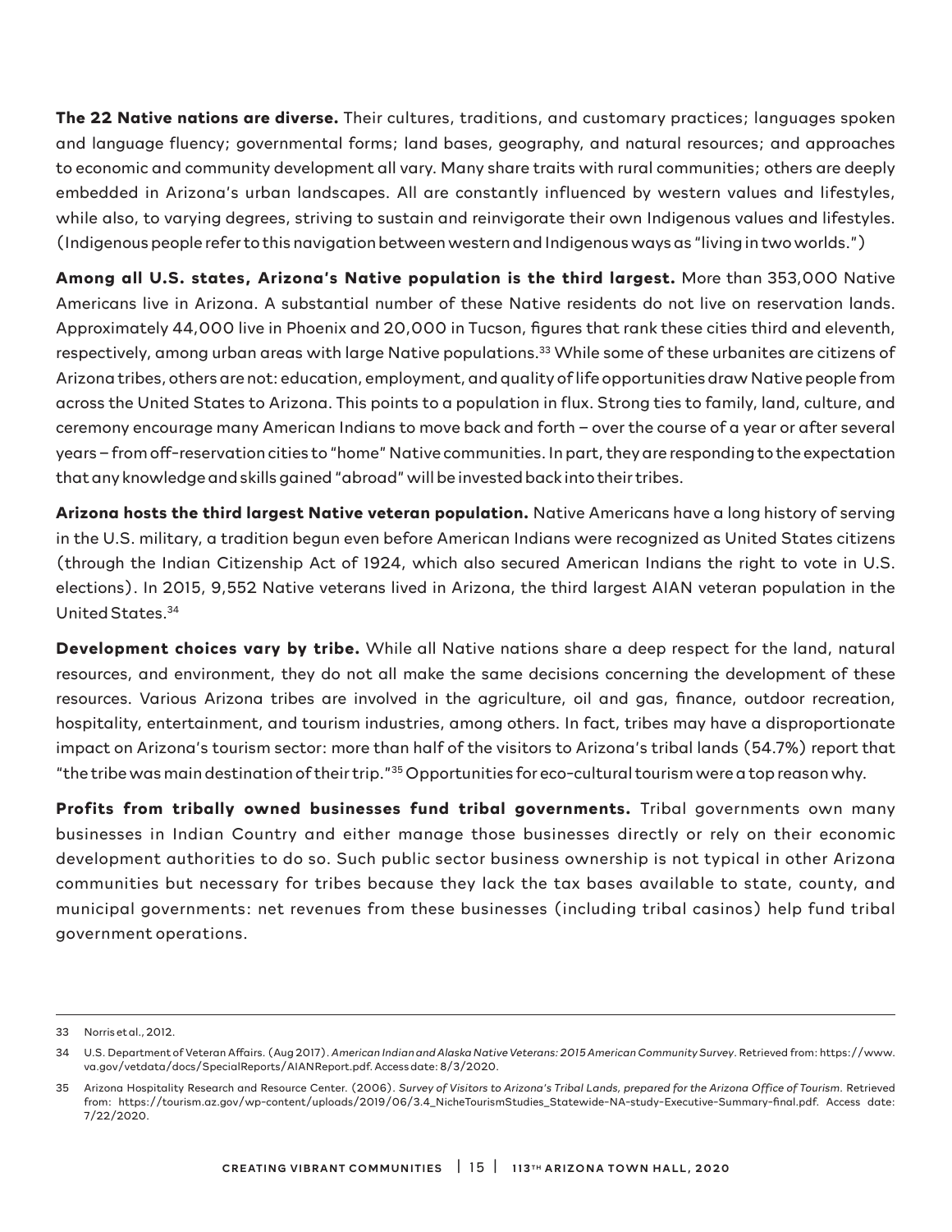**The 22 Native nations are diverse.** Their cultures, traditions, and customary practices; languages spoken and language fluency; governmental forms; land bases, geography, and natural resources; and approaches to economic and community development all vary. Many share traits with rural communities; others are deeply embedded in Arizona's urban landscapes. All are constantly influenced by western values and lifestyles, while also, to varying degrees, striving to sustain and reinvigorate their own Indigenous values and lifestyles. (Indigenous people refer to this navigation between western and Indigenous ways as "living in two worlds.")

**Among all U.S. states, Arizona's Native population is the third largest.** More than 353,000 Native Americans live in Arizona. A substantial number of these Native residents do not live on reservation lands. Approximately 44,000 live in Phoenix and 20,000 in Tucson, figures that rank these cities third and eleventh, respectively, among urban areas with large Native populations.[33] While some of these urbanites are citizens of Arizona tribes, others are not: education, employment, and quality of life opportunities draw Native people from across the United States to Arizona. This points to a population in flux. Strong ties to family, land, culture, and ceremony encourage many American Indians to move back and forth – over the course of a year or after several years – from off-reservation cities to "home" Native communities. In part, they are responding to the expectation that any knowledge and skills gained "abroad" will be invested back into their tribes.

**Arizona hosts the third largest Native veteran population.** Native Americans have a long history of serving in the U.S. military, a tradition begun even before American Indians were recognized as United States citizens (through the Indian Citizenship Act of 1924, which also secured American Indians the right to vote in U.S. elections). In 2015, 9,552 Native veterans lived in Arizona, the third largest AIAN veteran population in the United States.[34]

**Development choices vary by tribe.** While all Native nations share a deep respect for the land, natural resources, and environment, they do not all make the same decisions concerning the development of these resources. Various Arizona tribes are involved in the agriculture, oil and gas, finance, outdoor recreation, hospitality, entertainment, and tourism industries, among others. In fact, tribes may have a disproportionate impact on Arizona's tourism sector: more than half of the visitors to Arizona's tribal lands (54.7%) report that "the tribe was main destination of their trip."[35] Opportunities for eco-cultural tourism were a top reason why.

**Profits from tribally owned businesses fund tribal governments.** Tribal governments own many businesses in Indian Country and either manage those businesses directly or rely on their economic development authorities to do so. Such public sector business ownership is not typical in other Arizona communities but necessary for tribes because they lack the tax bases available to state, county, and municipal governments: net revenues from these businesses (including tribal casinos) help fund tribal government operations.

---

33 Norris et al., 2012.

34 U.S. Department of Veteran Affairs. (Aug 2017). *American Indian and Alaska Native Veterans: 2015 American Community Survey*. Retrieved from: https://www.va.gov/vetdata/docs/SpecialReports/AIANReport.pdf. Access date: 8/3/2020.

35 Arizona Hospitality Research and Resource Center. (2006). *Survey of Visitors to Arizona's Tribal Lands, prepared for the Arizona Office of Tourism*. Retrieved from: https://tourism.az.gov/wp-content/uploads/2019/06/3.4_NicheTourismStudies_Statewide-NA-study-Executive-Summary-final.pdf. Access date: 7/22/2020.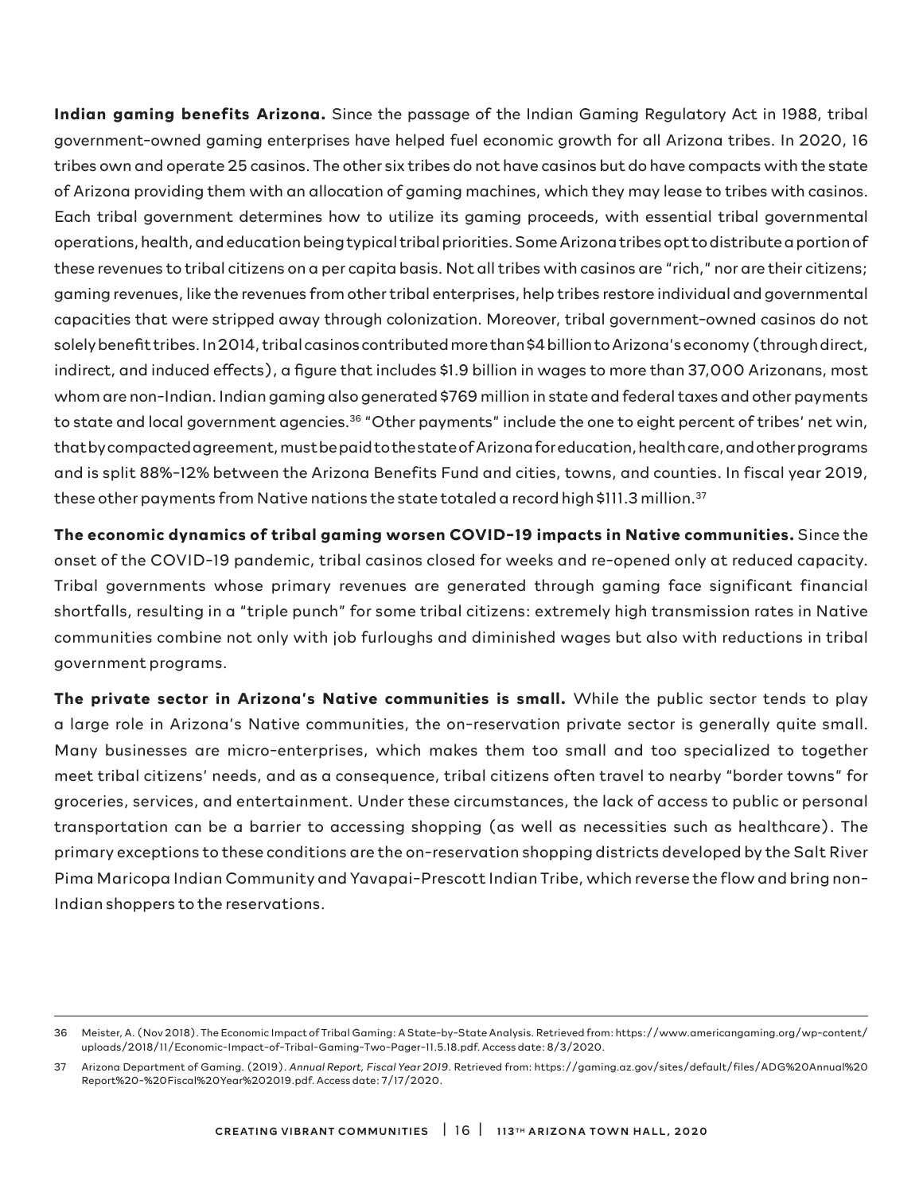**Indian gaming benefits Arizona.** Since the passage of the Indian Gaming Regulatory Act in 1988, tribal government-owned gaming enterprises have helped fuel economic growth for all Arizona tribes. In 2020, 16 tribes own and operate 25 casinos. The other six tribes do not have casinos but do have compacts with the state of Arizona providing them with an allocation of gaming machines, which they may lease to tribes with casinos. Each tribal government determines how to utilize its gaming proceeds, with essential tribal governmental operations, health, and education being typical tribal priorities. Some Arizona tribes opt to distribute a portion of these revenues to tribal citizens on a per capita basis. Not all tribes with casinos are "rich," nor are their citizens; gaming revenues, like the revenues from other tribal enterprises, help tribes restore individual and governmental capacities that were stripped away through colonization. Moreover, tribal government-owned casinos do not solely benefit tribes. In 2014, tribal casinos contributed more than $4 billion to Arizona's economy (through direct, indirect, and induced effects), a figure that includes $1.9 billion in wages to more than 37,000 Arizonans, most whom are non-Indian. Indian gaming also generated $769 million in state and federal taxes and other payments to state and local government agencies.[36] "Other payments" include the one to eight percent of tribes' net win, that by compacted agreement, must be paid to the state of Arizona for education, health care, and other programs and is split 88%-12% between the Arizona Benefits Fund and cities, towns, and counties. In fiscal year 2019, these other payments from Native nations the state totaled a record high $111.3 million.[37]

**The economic dynamics of tribal gaming worsen COVID-19 impacts in Native communities.** Since the onset of the COVID-19 pandemic, tribal casinos closed for weeks and re-opened only at reduced capacity. Tribal governments whose primary revenues are generated through gaming face significant financial shortfalls, resulting in a "triple punch" for some tribal citizens: extremely high transmission rates in Native communities combine not only with job furloughs and diminished wages but also with reductions in tribal government programs.

**The private sector in Arizona's Native communities is small.** While the public sector tends to play a large role in Arizona's Native communities, the on-reservation private sector is generally quite small. Many businesses are micro-enterprises, which makes them too small and too specialized to together meet tribal citizens' needs, and as a consequence, tribal citizens often travel to nearby "border towns" for groceries, services, and entertainment. Under these circumstances, the lack of access to public or personal transportation can be a barrier to accessing shopping (as well as necessities such as healthcare). The primary exceptions to these conditions are the on-reservation shopping districts developed by the Salt River Pima Maricopa Indian Community and Yavapai-Prescott Indian Tribe, which reverse the flow and bring non-Indian shoppers to the reservations.

---

36 Meister, A. (Nov 2018). The Economic Impact of Tribal Gaming: A State-by-State Analysis. Retrieved from: https://www.americangaming.org/wp-content/uploads/2018/11/Economic-Impact-of-Tribal-Gaming-Two-Pager-11.5.18.pdf. Access date: 8/3/2020.

37 Arizona Department of Gaming. (2019). *Annual Report, Fiscal Year 2019*. Retrieved from: https://gaming.az.gov/sites/default/files/ADG%20Annual%20Report%20-%20Fiscal%20Year%202019.pdf. Access date: 7/17/2020.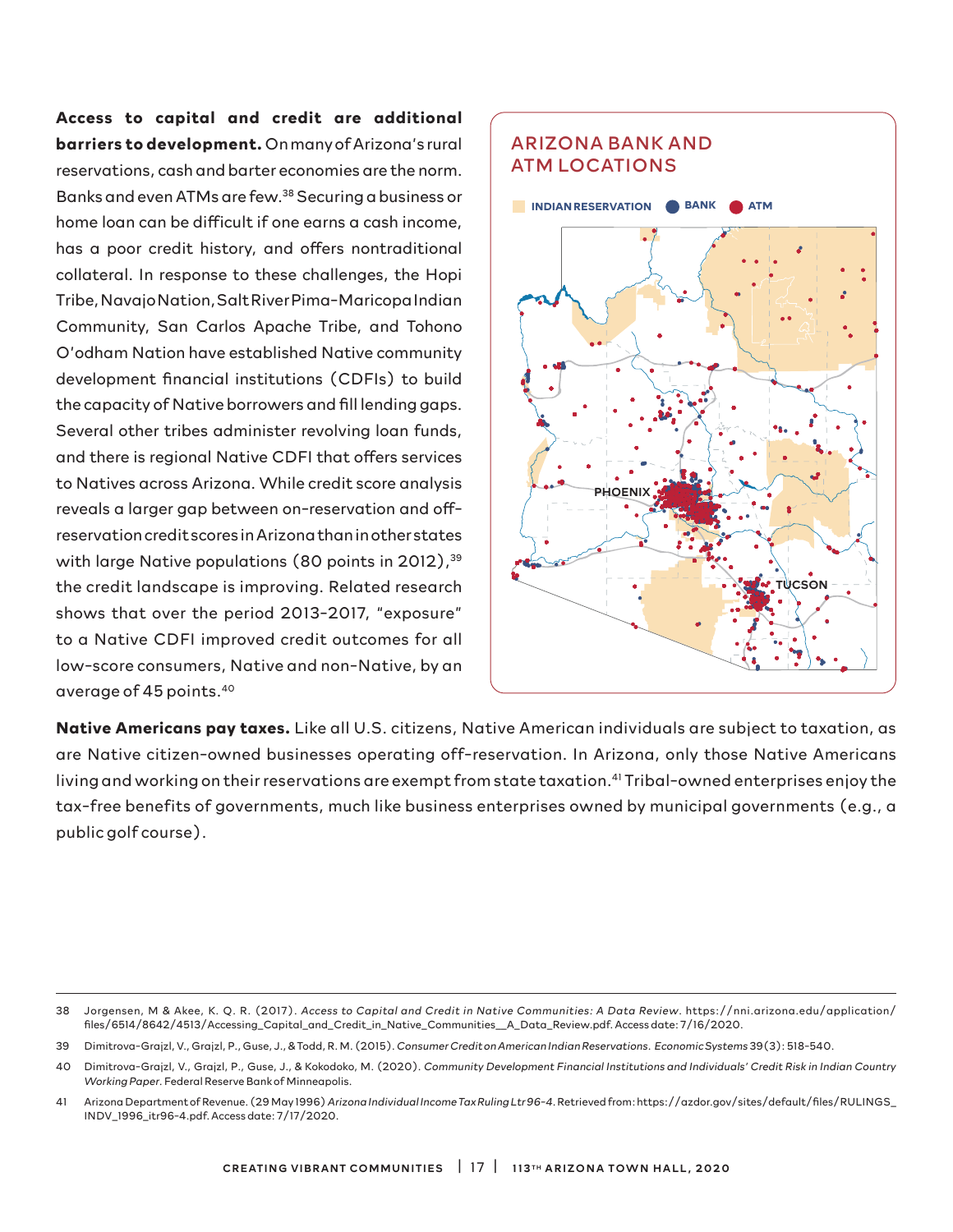**Access to capital and credit are additional barriers to development.** On many of Arizona's rural reservations, cash and barter economies are the norm. Banks and even ATMs are few.[38] Securing a business or home loan can be difficult if one earns a cash income, has a poor credit history, and offers nontraditional collateral. In response to these challenges, the Hopi Tribe, Navajo Nation, Salt River Pima-Maricopa Indian Community, San Carlos Apache Tribe, and Tohono O'odham Nation have established Native community development financial institutions (CDFIs) to build the capacity of Native borrowers and fill lending gaps. Several other tribes administer revolving loan funds, and there is regional Native CDFI that offers services to Natives across Arizona. While credit score analysis reveals a larger gap between on-reservation and off-reservation credit scores in Arizona than in other states with large Native populations (80 points in 2012),[39] the credit landscape is improving. Related research shows that over the period 2013-2017, "exposure" to a Native CDFI improved credit outcomes for all low-score consumers, Native and non-Native, by an average of 45 points.[40]

## ARIZONA BANK AND ATM LOCATIONS

INDIAN RESERVATION | BANK | ATM

PHOENIX

TUCSON

**Native Americans pay taxes.** Like all U.S. citizens, Native American individuals are subject to taxation, as are Native citizen-owned businesses operating off-reservation. In Arizona, only those Native Americans living and working on their reservations are exempt from state taxation.[41] Tribal-owned enterprises enjoy the tax-free benefits of governments, much like business enterprises owned by municipal governments (e.g., a public golf course).

---

38 Jorgensen, M & Akee, K. Q. R. (2017). *Access to Capital and Credit in Native Communities: A Data Review*. https://nni.arizona.edu/application/files/6514/8642/4513/Accessing_Capital_and_Credit_in_Native_Communities__A_Data_Review.pdf. Access date: 7/16/2020.

39 Dimitrova-Grajzl, V., Grajzl, P., Guse, J., & Todd, R. M. (2015). *Consumer Credit on American Indian Reservations. Economic Systems* 39(3): 518-540.

40 Dimitrova-Grajzl, V., Grajzl, P., Guse, J., & Kokodoko, M. (2020). *Community Development Financial Institutions and Individuals' Credit Risk in Indian Country Working Paper*. Federal Reserve Bank of Minneapolis.

41 Arizona Department of Revenue. (29 May 1996) *Arizona Individual Income Tax Ruling Ltr 96-4*. Retrieved from: https://azdor.gov/sites/default/files/RULINGS_INDV_1996_itr96-4.pdf. Access date: 7/17/2020.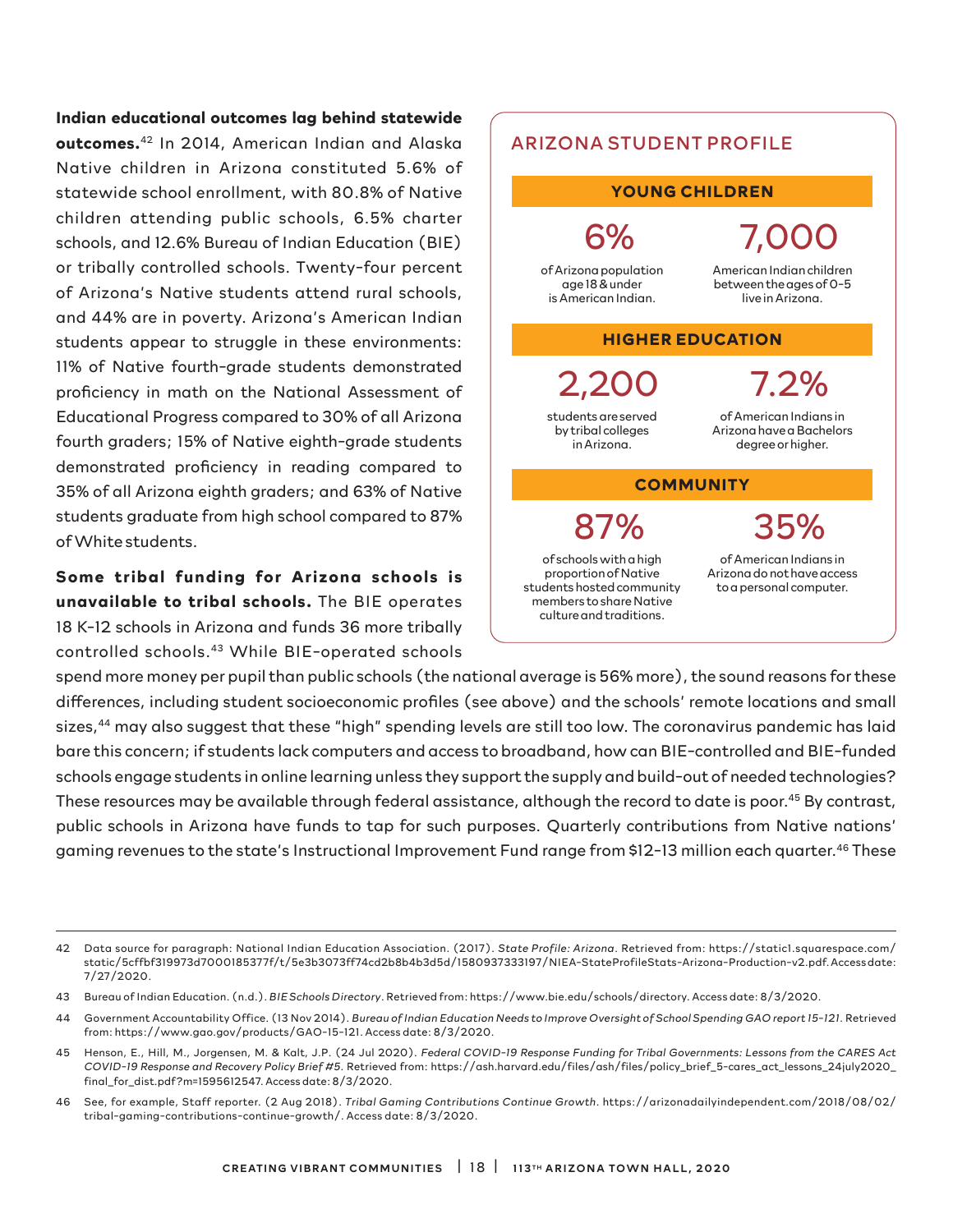**Indian educational outcomes lag behind statewide outcomes.**[42] In 2014, American Indian and Alaska Native children in Arizona constituted 5.6% of statewide school enrollment, with 80.8% of Native children attending public schools, 6.5% charter schools, and 12.6% Bureau of Indian Education (BIE) or tribally controlled schools. Twenty-four percent of Arizona's Native students attend rural schools, and 44% are in poverty. Arizona's American Indian students appear to struggle in these environments: 11% of Native fourth-grade students demonstrated proficiency in math on the National Assessment of Educational Progress compared to 30% of all Arizona fourth graders; 15% of Native eighth-grade students demonstrated proficiency in reading compared to 35% of all Arizona eighth graders; and 63% of Native students graduate from high school compared to 87% of White students.

**Some tribal funding for Arizona schools is unavailable to tribal schools.** The BIE operates 18 K-12 schools in Arizona and funds 36 more tribally controlled schools.[43] While BIE-operated schools spend more money per pupil than public schools (the national average is 56% more), the sound reasons for these differences, including student socioeconomic profiles (see above) and the schools' remote locations and small sizes,[44] may also suggest that these "high" spending levels are still too low. The coronavirus pandemic has laid bare this concern; if students lack computers and access to broadband, how can BIE-controlled and BIE-funded schools engage students in online learning unless they support the supply and build-out of needed technologies? These resources may be available through federal assistance, although the record to date is poor.[45] By contrast, public schools in Arizona have funds to tap for such purposes. Quarterly contributions from Native nations' gaming revenues to the state's Instructional Improvement Fund range from $12-13 million each quarter.[46] These

## ARIZONA STUDENT PROFILE

### YOUNG CHILDREN

**6%** of Arizona population age 18 & under is American Indian.

**7,000** American Indian children between the ages of 0-5 live in Arizona.

### HIGHER EDUCATION

**2,200** students are served by tribal colleges in Arizona.

**7.2%** of American Indians in Arizona have a Bachelors degree or higher.

### COMMUNITY

**87%** of schools with a high proportion of Native students hosted community members to share Native culture and traditions.

**35%** of American Indians in Arizona do not have access to a personal computer.

---

42 Data source for paragraph: National Indian Education Association. (2017). *State Profile: Arizona*. Retrieved from: https://static1.squarespace.com/static/5cffbf319973d7000185377f/t/5e3b3073ff74cd2b8b4b3d5d/1580937333197/NIEA-StateProfileStats-Arizona-Production-v2.pdf. Access date: 7/27/2020.

43 Bureau of Indian Education. (n.d.). *BIE Schools Directory*. Retrieved from: https://www.bie.edu/schools/directory. Access date: 8/3/2020.

44 Government Accountability Office. (13 Nov 2014). *Bureau of Indian Education Needs to Improve Oversight of School Spending GAO report 15-121*. Retrieved from: https://www.gao.gov/products/GAO-15-121. Access date: 8/3/2020.

45 Henson, E., Hill, M., Jorgensen, M. & Kalt, J.P. (24 Jul 2020). *Federal COVID-19 Response Funding for Tribal Governments: Lessons from the CARES Act COVID-19 Response and Recovery Policy Brief #5*. Retrieved from: https://ash.harvard.edu/files/ash/files/policy_brief_5-cares_act_lessons_24july2020_final_for_dist.pdf?m=1595612547. Access date: 8/3/2020.

46 See, for example, Staff reporter. (2 Aug 2018). *Tribal Gaming Contributions Continue Growth*. https://arizonadailyindependent.com/2018/08/02/tribal-gaming-contributions-continue-growth/. Access date: 8/3/2020.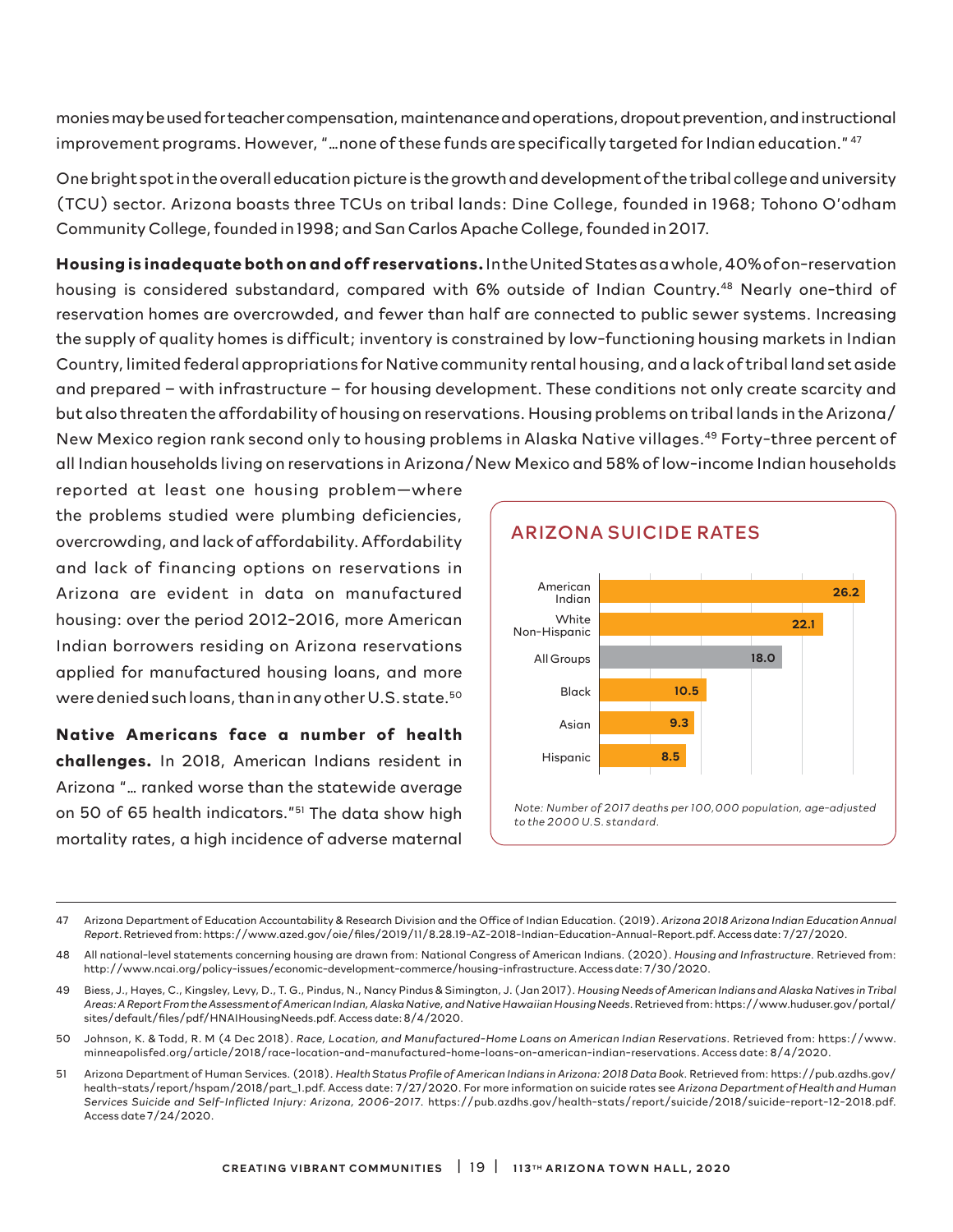monies may be used for teacher compensation, maintenance and operations, dropout prevention, and instructional improvement programs. However, "…none of these funds are specifically targeted for Indian education." [47]

One bright spot in the overall education picture is the growth and development of the tribal college and university (TCU) sector. Arizona boasts three TCUs on tribal lands: Dine College, founded in 1968; Tohono O'odham Community College, founded in 1998; and San Carlos Apache College, founded in 2017.

**Housing is inadequate both on and off reservations.** In the United States as a whole, 40% of on-reservation housing is considered substandard, compared with 6% outside of Indian Country.[48] Nearly one-third of reservation homes are overcrowded, and fewer than half are connected to public sewer systems. Increasing the supply of quality homes is difficult; inventory is constrained by low-functioning housing markets in Indian Country, limited federal appropriations for Native community rental housing, and a lack of tribal land set aside and prepared – with infrastructure – for housing development. These conditions not only create scarcity and but also threaten the affordability of housing on reservations. Housing problems on tribal lands in the Arizona/New Mexico region rank second only to housing problems in Alaska Native villages.[49] Forty-three percent of all Indian households living on reservations in Arizona/New Mexico and 58% of low-income Indian households reported at least one housing problem—where the problems studied were plumbing deficiencies, overcrowding, and lack of affordability. Affordability and lack of financing options on reservations in Arizona are evident in data on manufactured housing: over the period 2012-2016, more American Indian borrowers residing on Arizona reservations applied for manufactured housing loans, and more were denied such loans, than in any other U.S. state.[50]

**Native Americans face a number of health challenges.** In 2018, American Indians resident in Arizona "… ranked worse than the statewide average on 50 of 65 health indicators."[51] The data show high mortality rates, a high incidence of adverse maternal

### ARIZONA SUICIDE RATES

| Group | Rate |
|---|---|
| American Indian | 26.2 |
| White Non-Hispanic | 22.1 |
| All Groups | 18.0 |
| Black | 10.5 |
| Asian | 9.3 |
| Hispanic | 8.5 |

*Note: Number of 2017 deaths per 100,000 population, age-adjusted to the 2000 U.S. standard.*

---

47 Arizona Department of Education Accountability & Research Division and the Office of Indian Education. (2019). *Arizona 2018 Arizona Indian Education Annual Report*. Retrieved from: https://www.azed.gov/oie/files/2019/11/8.28.19-AZ-2018-Indian-Education-Annual-Report.pdf. Access date: 7/27/2020.

48 All national-level statements concerning housing are drawn from: National Congress of American Indians. (2020). *Housing and Infrastructure*. Retrieved from: http://www.ncai.org/policy-issues/economic-development-commerce/housing-infrastructure. Access date: 7/30/2020.

49 Biess, J., Hayes, C., Kingsley, Levy, D., T. G., Pindus, N., Nancy Pindus & Simington, J. (Jan 2017). *Housing Needs of American Indians and Alaska Natives in Tribal Areas: A Report From the Assessment of American Indian, Alaska Native, and Native Hawaiian Housing Needs*. Retrieved from: https://www.huduser.gov/portal/sites/default/files/pdf/HNAIHousingNeeds.pdf. Access date: 8/4/2020.

50 Johnson, K. & Todd, R. M (4 Dec 2018). *Race, Location, and Manufactured-Home Loans on American Indian Reservations*. Retrieved from: https://www.minneapolisfed.org/article/2018/race-location-and-manufactured-home-loans-on-american-indian-reservations. Access date: 8/4/2020.

51 Arizona Department of Human Services. (2018). *Health Status Profile of American Indians in Arizona: 2018 Data Book*. Retrieved from: https://pub.azdhs.gov/health-stats/report/hspam/2018/part_1.pdf. Access date: 7/27/2020. For more information on suicide rates see *Arizona Department of Health and Human Services Suicide and Self-Inflicted Injury: Arizona, 2006-2017*. https://pub.azdhs.gov/health-stats/report/suicide/2018/suicide-report-12-2018.pdf. Access date 7/24/2020.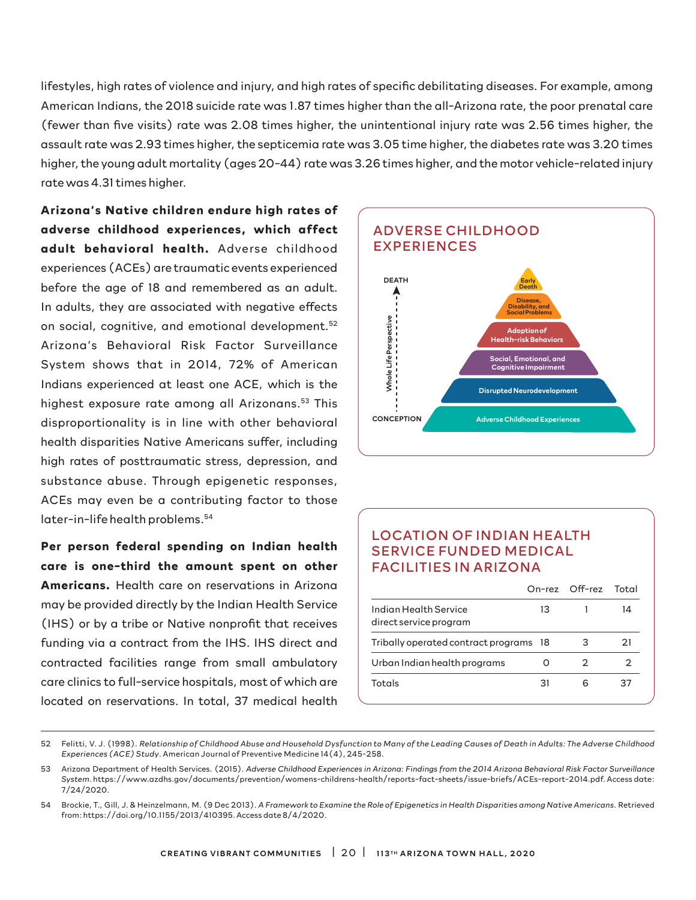lifestyles, high rates of violence and injury, and high rates of specific debilitating diseases. For example, among American Indians, the 2018 suicide rate was 1.87 times higher than the all-Arizona rate, the poor prenatal care (fewer than five visits) rate was 2.08 times higher, the unintentional injury rate was 2.56 times higher, the assault rate was 2.93 times higher, the septicemia rate was 3.05 time higher, the diabetes rate was 3.20 times higher, the young adult mortality (ages 20-44) rate was 3.26 times higher, and the motor vehicle-related injury rate was 4.31 times higher.

**Arizona's Native children endure high rates of adverse childhood experiences, which affect adult behavioral health.** Adverse childhood experiences (ACEs) are traumatic events experienced before the age of 18 and remembered as an adult. In adults, they are associated with negative effects on social, cognitive, and emotional development.[52] Arizona's Behavioral Risk Factor Surveillance System shows that in 2014, 72% of American Indians experienced at least one ACE, which is the highest exposure rate among all Arizonans.[53] This disproportionality is in line with other behavioral health disparities Native Americans suffer, including high rates of posttraumatic stress, depression, and substance abuse. Through epigenetic responses, ACEs may even be a contributing factor to those later-in-life health problems.[54]

### ADVERSE CHILDHOOD EXPERIENCES

Whole Life Perspective: CONCEPTION → DEATH

- Early Death
- Disease, Disability, and Social Problems
- Adoption of Health-risk Behaviors
- Social, Emotional, and Cognitive Impairment
- Disrupted Neurodevelopment
- Adverse Childhood Experiences

**Per person federal spending on Indian health care is one-third the amount spent on other Americans.** Health care on reservations in Arizona may be provided directly by the Indian Health Service (IHS) or by a tribe or Native nonprofit that receives funding via a contract from the IHS. IHS direct and contracted facilities range from small ambulatory care clinics to full-service hospitals, most of which are located on reservations. In total, 37 medical health

### LOCATION OF INDIAN HEALTH SERVICE FUNDED MEDICAL FACILITIES IN ARIZONA

| | On-rez | Off-rez | Total |
|---|---|---|---|
| Indian Health Service direct service program | 13 | 1 | 14 |
| Tribally operated contract programs | 18 | 3 | 21 |
| Urban Indian health programs | 0 | 2 | 2 |
| Totals | 31 | 6 | 37 |

---

52 Felitti, V. J. (1998). *Relationship of Childhood Abuse and Household Dysfunction to Many of the Leading Causes of Death in Adults: The Adverse Childhood Experiences (ACE) Study*. American Journal of Preventive Medicine 14(4), 245-258.

53 Arizona Department of Health Services. (2015). *Adverse Childhood Experiences in Arizona: Findings from the 2014 Arizona Behavioral Risk Factor Surveillance System*. https://www.azdhs.gov/documents/prevention/womens-childrens-health/reports-fact-sheets/issue-briefs/ACEs-report-2014.pdf. Access date: 7/24/2020.

54 Brockie, T., Gill, J. & Heinzelmann, M. (9 Dec 2013). *A Framework to Examine the Role of Epigenetics in Health Disparities among Native Americans*. Retrieved from: https://doi.org/10.1155/2013/410395. Access date 8/4/2020.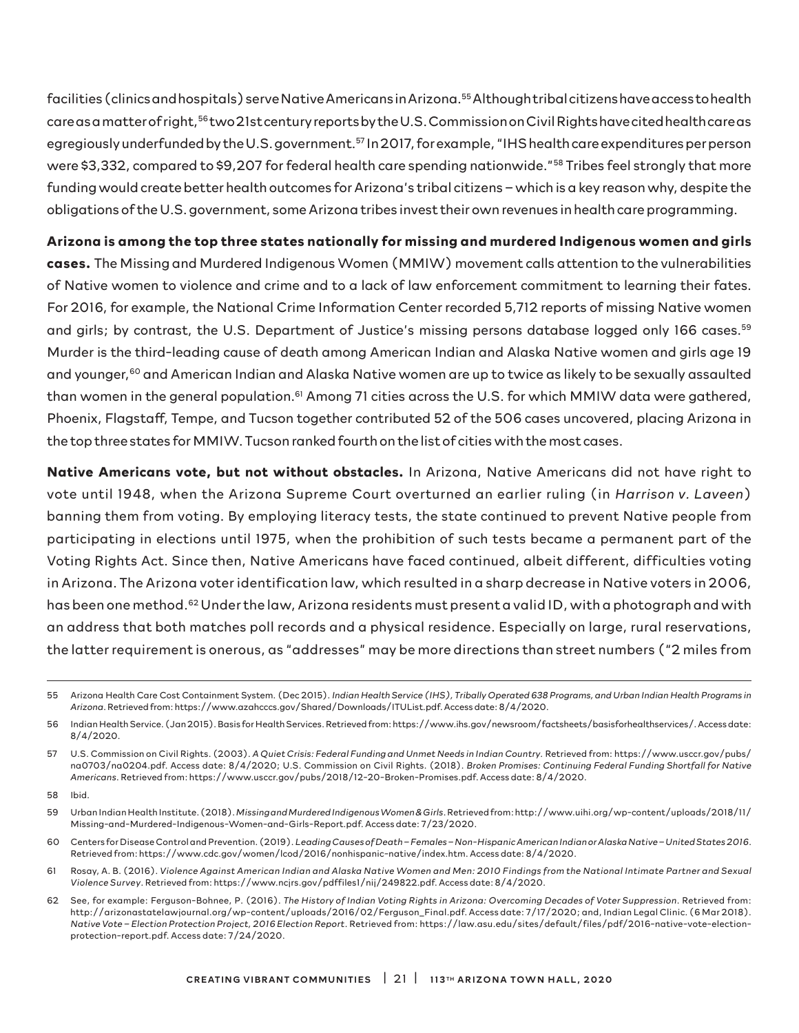facilities (clinics and hospitals) serve Native Americans in Arizona.[55] Although tribal citizens have access to health care as a matter of right,[56] two 21st century reports by the U.S. Commission on Civil Rights have cited health care as egregiously underfunded by the U.S. government.[57] In 2017, for example, "IHS health care expenditures per person were $3,332, compared to $9,207 for federal health care spending nationwide."[58] Tribes feel strongly that more funding would create better health outcomes for Arizona's tribal citizens – which is a key reason why, despite the obligations of the U.S. government, some Arizona tribes invest their own revenues in health care programming.

**Arizona is among the top three states nationally for missing and murdered Indigenous women and girls cases.** The Missing and Murdered Indigenous Women (MMIW) movement calls attention to the vulnerabilities of Native women to violence and crime and to a lack of law enforcement commitment to learning their fates. For 2016, for example, the National Crime Information Center recorded 5,712 reports of missing Native women and girls; by contrast, the U.S. Department of Justice's missing persons database logged only 166 cases.[59] Murder is the third-leading cause of death among American Indian and Alaska Native women and girls age 19 and younger,[60] and American Indian and Alaska Native women are up to twice as likely to be sexually assaulted than women in the general population.[61] Among 71 cities across the U.S. for which MMIW data were gathered, Phoenix, Flagstaff, Tempe, and Tucson together contributed 52 of the 506 cases uncovered, placing Arizona in the top three states for MMIW. Tucson ranked fourth on the list of cities with the most cases.

**Native Americans vote, but not without obstacles.** In Arizona, Native Americans did not have right to vote until 1948, when the Arizona Supreme Court overturned an earlier ruling (in *Harrison v. Laveen*) banning them from voting. By employing literacy tests, the state continued to prevent Native people from participating in elections until 1975, when the prohibition of such tests became a permanent part of the Voting Rights Act. Since then, Native Americans have faced continued, albeit different, difficulties voting in Arizona. The Arizona voter identification law, which resulted in a sharp decrease in Native voters in 2006, has been one method.[62] Under the law, Arizona residents must present a valid ID, with a photograph and with an address that both matches poll records and a physical residence. Especially on large, rural reservations, the latter requirement is onerous, as "addresses" may be more directions than street numbers ("2 miles from

---

55 Arizona Health Care Cost Containment System. (Dec 2015). *Indian Health Service (IHS), Tribally Operated 638 Programs, and Urban Indian Health Programs in Arizona*. Retrieved from: https://www.azahcccs.gov/Shared/Downloads/ITUList.pdf. Access date: 8/4/2020.

56 Indian Health Service. (Jan 2015). Basis for Health Services. Retrieved from: https://www.ihs.gov/newsroom/factsheets/basisforhealthservices/. Access date: 8/4/2020.

57 U.S. Commission on Civil Rights. (2003). *A Quiet Crisis: Federal Funding and Unmet Needs in Indian Country*. Retrieved from: https://www.usccr.gov/pubs/na0703/na0204.pdf. Access date: 8/4/2020; U.S. Commission on Civil Rights. (2018). *Broken Promises: Continuing Federal Funding Shortfall for Native Americans*. Retrieved from: https://www.usccr.gov/pubs/2018/12-20-Broken-Promises.pdf. Access date: 8/4/2020.

58 Ibid.

59 Urban Indian Health Institute. (2018). *Missing and Murdered Indigenous Women & Girls*. Retrieved from: http://www.uihi.org/wp-content/uploads/2018/11/Missing-and-Murdered-Indigenous-Women-and-Girls-Report.pdf. Access date: 7/23/2020.

60 Centers for Disease Control and Prevention. (2019). *Leading Causes of Death – Females – Non-Hispanic American Indian or Alaska Native – United States 2016*. Retrieved from: https://www.cdc.gov/women/lcod/2016/nonhispanic-native/index.htm. Access date: 8/4/2020.

61 Rosay, A. B. (2016). *Violence Against American Indian and Alaska Native Women and Men: 2010 Findings from the National Intimate Partner and Sexual Violence Survey*. Retrieved from: https://www.ncjrs.gov/pdffiles1/nij/249822.pdf. Access date: 8/4/2020.

62 See, for example: Ferguson-Bohnee, P. (2016). *The History of Indian Voting Rights in Arizona: Overcoming Decades of Voter Suppression*. Retrieved from: http://arizonastatelawjournal.org/wp-content/uploads/2016/02/Ferguson_Final.pdf. Access date: 7/17/2020; and, Indian Legal Clinic. (6 Mar 2018). *Native Vote – Election Protection Project, 2016 Election Report*. Retrieved from: https://law.asu.edu/sites/default/files/pdf/2016-native-vote-election-protection-report.pdf. Access date: 7/24/2020.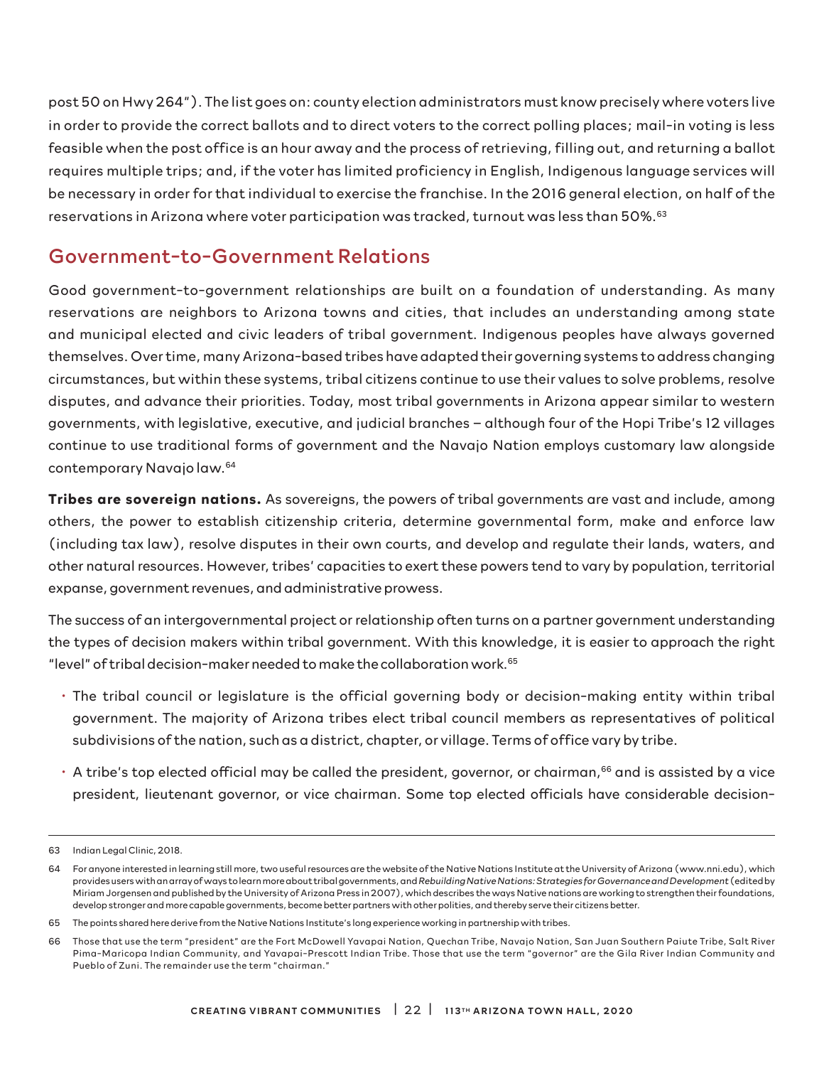post 50 on Hwy 264"). The list goes on: county election administrators must know precisely where voters live in order to provide the correct ballots and to direct voters to the correct polling places; mail-in voting is less feasible when the post office is an hour away and the process of retrieving, filling out, and returning a ballot requires multiple trips; and, if the voter has limited proficiency in English, Indigenous language services will be necessary in order for that individual to exercise the franchise. In the 2016 general election, on half of the reservations in Arizona where voter participation was tracked, turnout was less than 50%.[63]

## Government-to-Government Relations

Good government-to-government relationships are built on a foundation of understanding. As many reservations are neighbors to Arizona towns and cities, that includes an understanding among state and municipal elected and civic leaders of tribal government. Indigenous peoples have always governed themselves. Over time, many Arizona-based tribes have adapted their governing systems to address changing circumstances, but within these systems, tribal citizens continue to use their values to solve problems, resolve disputes, and advance their priorities. Today, most tribal governments in Arizona appear similar to western governments, with legislative, executive, and judicial branches – although four of the Hopi Tribe's 12 villages continue to use traditional forms of government and the Navajo Nation employs customary law alongside contemporary Navajo law.[64]

**Tribes are sovereign nations.** As sovereigns, the powers of tribal governments are vast and include, among others, the power to establish citizenship criteria, determine governmental form, make and enforce law (including tax law), resolve disputes in their own courts, and develop and regulate their lands, waters, and other natural resources. However, tribes' capacities to exert these powers tend to vary by population, territorial expanse, government revenues, and administrative prowess.

The success of an intergovernmental project or relationship often turns on a partner government understanding the types of decision makers within tribal government. With this knowledge, it is easier to approach the right "level" of tribal decision-maker needed to make the collaboration work.[65]

- The tribal council or legislature is the official governing body or decision-making entity within tribal government. The majority of Arizona tribes elect tribal council members as representatives of political subdivisions of the nation, such as a district, chapter, or village. Terms of office vary by tribe.
- A tribe's top elected official may be called the president, governor, or chairman,[66] and is assisted by a vice president, lieutenant governor, or vice chairman. Some top elected officials have considerable decision-

---

63 Indian Legal Clinic, 2018.

64 For anyone interested in learning still more, two useful resources are the website of the Native Nations Institute at the University of Arizona (www.nni.edu), which provides users with an array of ways to learn more about tribal governments, and *Rebuilding Native Nations: Strategies for Governance and Development* (edited by Miriam Jorgensen and published by the University of Arizona Press in 2007), which describes the ways Native nations are working to strengthen their foundations, develop stronger and more capable governments, become better partners with other polities, and thereby serve their citizens better.

65 The points shared here derive from the Native Nations Institute's long experience working in partnership with tribes.

66 Those that use the term "president" are the Fort McDowell Yavapai Nation, Quechan Tribe, Navajo Nation, San Juan Southern Paiute Tribe, Salt River Pima-Maricopa Indian Community, and Yavapai-Prescott Indian Tribe. Those that use the term "governor" are the Gila River Indian Community and Pueblo of Zuni. The remainder use the term "chairman."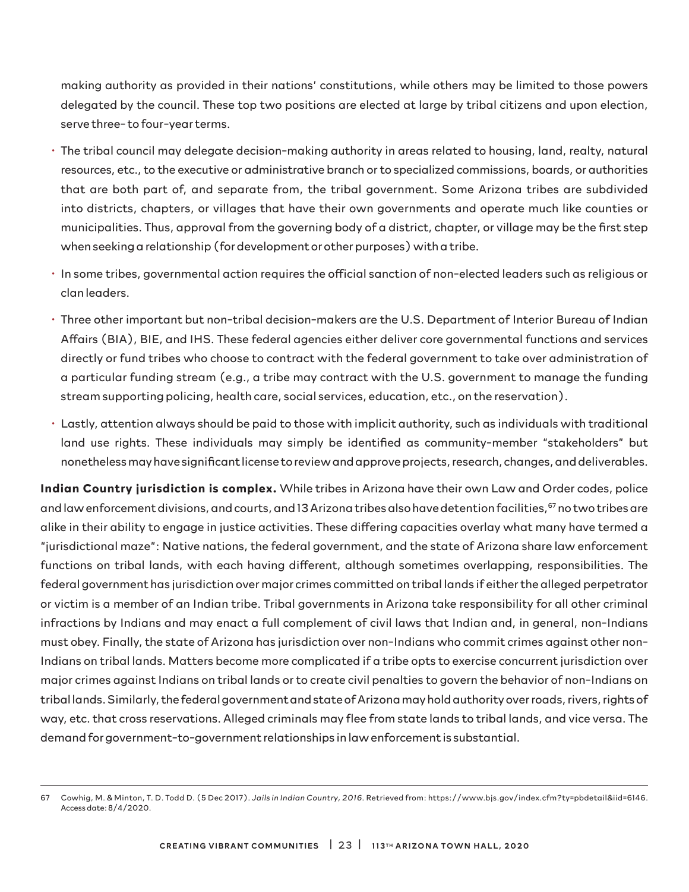making authority as provided in their nations' constitutions, while others may be limited to those powers delegated by the council. These top two positions are elected at large by tribal citizens and upon election, serve three- to four-year terms.

- The tribal council may delegate decision-making authority in areas related to housing, land, realty, natural resources, etc., to the executive or administrative branch or to specialized commissions, boards, or authorities that are both part of, and separate from, the tribal government. Some Arizona tribes are subdivided into districts, chapters, or villages that have their own governments and operate much like counties or municipalities. Thus, approval from the governing body of a district, chapter, or village may be the first step when seeking a relationship (for development or other purposes) with a tribe.
- In some tribes, governmental action requires the official sanction of non-elected leaders such as religious or clan leaders.
- Three other important but non-tribal decision-makers are the U.S. Department of Interior Bureau of Indian Affairs (BIA), BIE, and IHS. These federal agencies either deliver core governmental functions and services directly or fund tribes who choose to contract with the federal government to take over administration of a particular funding stream (e.g., a tribe may contract with the U.S. government to manage the funding stream supporting policing, health care, social services, education, etc., on the reservation).
- Lastly, attention always should be paid to those with implicit authority, such as individuals with traditional land use rights. These individuals may simply be identified as community-member "stakeholders" but nonetheless may have significant license to review and approve projects, research, changes, and deliverables.

**Indian Country jurisdiction is complex.** While tribes in Arizona have their own Law and Order codes, police and law enforcement divisions, and courts, and 13 Arizona tribes also have detention facilities,[67] no two tribes are alike in their ability to engage in justice activities. These differing capacities overlay what many have termed a "jurisdictional maze": Native nations, the federal government, and the state of Arizona share law enforcement functions on tribal lands, with each having different, although sometimes overlapping, responsibilities. The federal government has jurisdiction over major crimes committed on tribal lands if either the alleged perpetrator or victim is a member of an Indian tribe. Tribal governments in Arizona take responsibility for all other criminal infractions by Indians and may enact a full complement of civil laws that Indian and, in general, non-Indians must obey. Finally, the state of Arizona has jurisdiction over non-Indians who commit crimes against other non-Indians on tribal lands. Matters become more complicated if a tribe opts to exercise concurrent jurisdiction over major crimes against Indians on tribal lands or to create civil penalties to govern the behavior of non-Indians on tribal lands. Similarly, the federal government and state of Arizona may hold authority over roads, rivers, rights of way, etc. that cross reservations. Alleged criminals may flee from state lands to tribal lands, and vice versa. The demand for government-to-government relationships in law enforcement is substantial.

---

67 Cowhig, M. & Minton, T. D. Todd D. (5 Dec 2017). *Jails in Indian Country, 2016*. Retrieved from: https://www.bjs.gov/index.cfm?ty=pbdetail&iid=6146. Access date: 8/4/2020.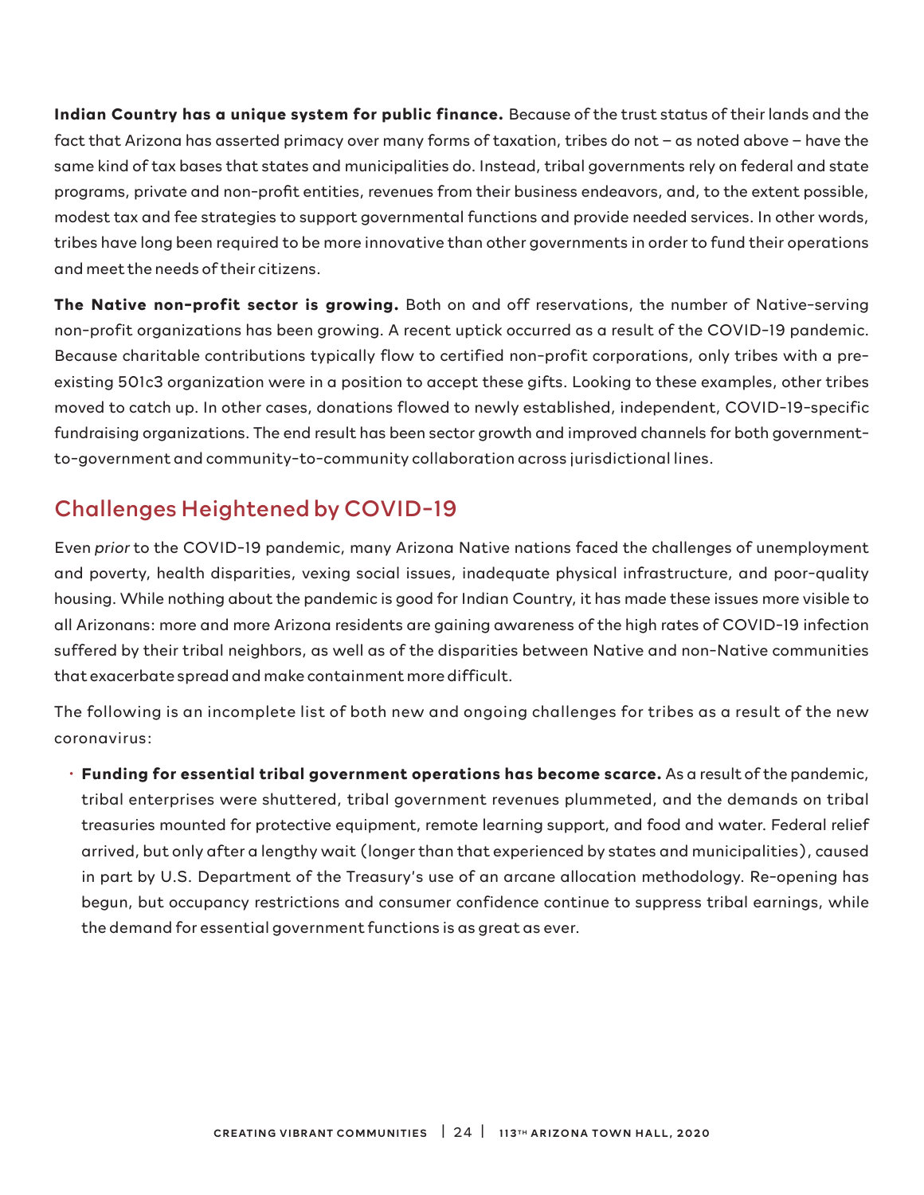**Indian Country has a unique system for public finance.** Because of the trust status of their lands and the fact that Arizona has asserted primacy over many forms of taxation, tribes do not – as noted above – have the same kind of tax bases that states and municipalities do. Instead, tribal governments rely on federal and state programs, private and non-profit entities, revenues from their business endeavors, and, to the extent possible, modest tax and fee strategies to support governmental functions and provide needed services. In other words, tribes have long been required to be more innovative than other governments in order to fund their operations and meet the needs of their citizens.

**The Native non-profit sector is growing.** Both on and off reservations, the number of Native-serving non-profit organizations has been growing. A recent uptick occurred as a result of the COVID-19 pandemic. Because charitable contributions typically flow to certified non-profit corporations, only tribes with a pre-existing 501c3 organization were in a position to accept these gifts. Looking to these examples, other tribes moved to catch up. In other cases, donations flowed to newly established, independent, COVID-19-specific fundraising organizations. The end result has been sector growth and improved channels for both government-to-government and community-to-community collaboration across jurisdictional lines.

## Challenges Heightened by COVID-19

Even *prior* to the COVID-19 pandemic, many Arizona Native nations faced the challenges of unemployment and poverty, health disparities, vexing social issues, inadequate physical infrastructure, and poor-quality housing. While nothing about the pandemic is good for Indian Country, it has made these issues more visible to all Arizonans: more and more Arizona residents are gaining awareness of the high rates of COVID-19 infection suffered by their tribal neighbors, as well as of the disparities between Native and non-Native communities that exacerbate spread and make containment more difficult.

The following is an incomplete list of both new and ongoing challenges for tribes as a result of the new coronavirus:

- **Funding for essential tribal government operations has become scarce.** As a result of the pandemic, tribal enterprises were shuttered, tribal government revenues plummeted, and the demands on tribal treasuries mounted for protective equipment, remote learning support, and food and water. Federal relief arrived, but only after a lengthy wait (longer than that experienced by states and municipalities), caused in part by U.S. Department of the Treasury's use of an arcane allocation methodology. Re-opening has begun, but occupancy restrictions and consumer confidence continue to suppress tribal earnings, while the demand for essential government functions is as great as ever.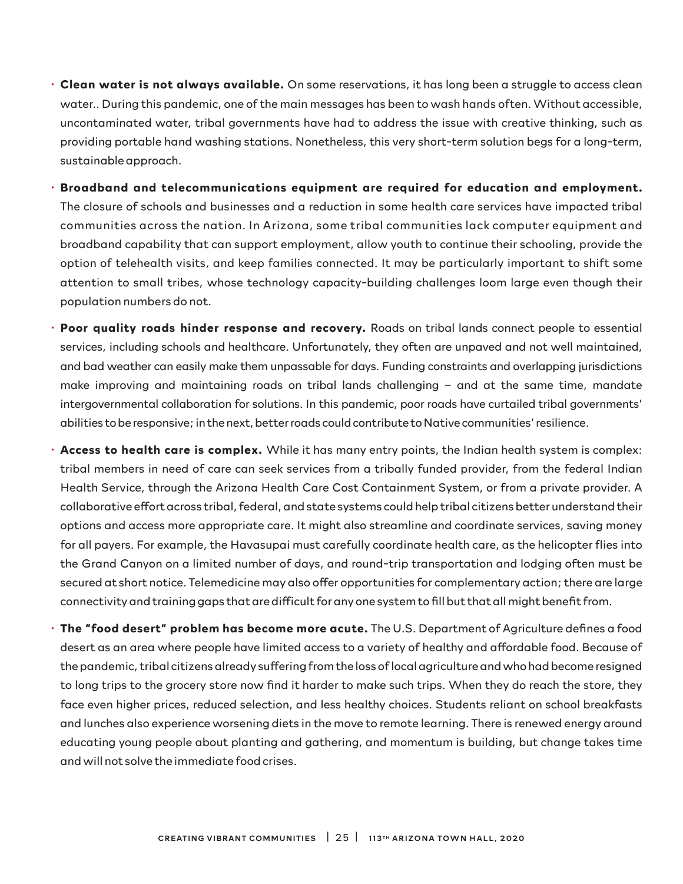- **Clean water is not always available.** On some reservations, it has long been a struggle to access clean water.. During this pandemic, one of the main messages has been to wash hands often. Without accessible, uncontaminated water, tribal governments have had to address the issue with creative thinking, such as providing portable hand washing stations. Nonetheless, this very short-term solution begs for a long-term, sustainable approach.

- **Broadband and telecommunications equipment are required for education and employment.** The closure of schools and businesses and a reduction in some health care services have impacted tribal communities across the nation. In Arizona, some tribal communities lack computer equipment and broadband capability that can support employment, allow youth to continue their schooling, provide the option of telehealth visits, and keep families connected. It may be particularly important to shift some attention to small tribes, whose technology capacity-building challenges loom large even though their population numbers do not.

- **Poor quality roads hinder response and recovery.** Roads on tribal lands connect people to essential services, including schools and healthcare. Unfortunately, they often are unpaved and not well maintained, and bad weather can easily make them unpassable for days. Funding constraints and overlapping jurisdictions make improving and maintaining roads on tribal lands challenging – and at the same time, mandate intergovernmental collaboration for solutions. In this pandemic, poor roads have curtailed tribal governments' abilities to be responsive; in the next, better roads could contribute to Native communities' resilience.

- **Access to health care is complex.** While it has many entry points, the Indian health system is complex: tribal members in need of care can seek services from a tribally funded provider, from the federal Indian Health Service, through the Arizona Health Care Cost Containment System, or from a private provider. A collaborative effort across tribal, federal, and state systems could help tribal citizens better understand their options and access more appropriate care. It might also streamline and coordinate services, saving money for all payers. For example, the Havasupai must carefully coordinate health care, as the helicopter flies into the Grand Canyon on a limited number of days, and round-trip transportation and lodging often must be secured at short notice. Telemedicine may also offer opportunities for complementary action; there are large connectivity and training gaps that are difficult for any one system to fill but that all might benefit from.

- **The "food desert" problem has become more acute.** The U.S. Department of Agriculture defines a food desert as an area where people have limited access to a variety of healthy and affordable food. Because of the pandemic, tribal citizens already suffering from the loss of local agriculture and who had become resigned to long trips to the grocery store now find it harder to make such trips. When they do reach the store, they face even higher prices, reduced selection, and less healthy choices. Students reliant on school breakfasts and lunches also experience worsening diets in the move to remote learning. There is renewed energy around educating young people about planting and gathering, and momentum is building, but change takes time and will not solve the immediate food crises.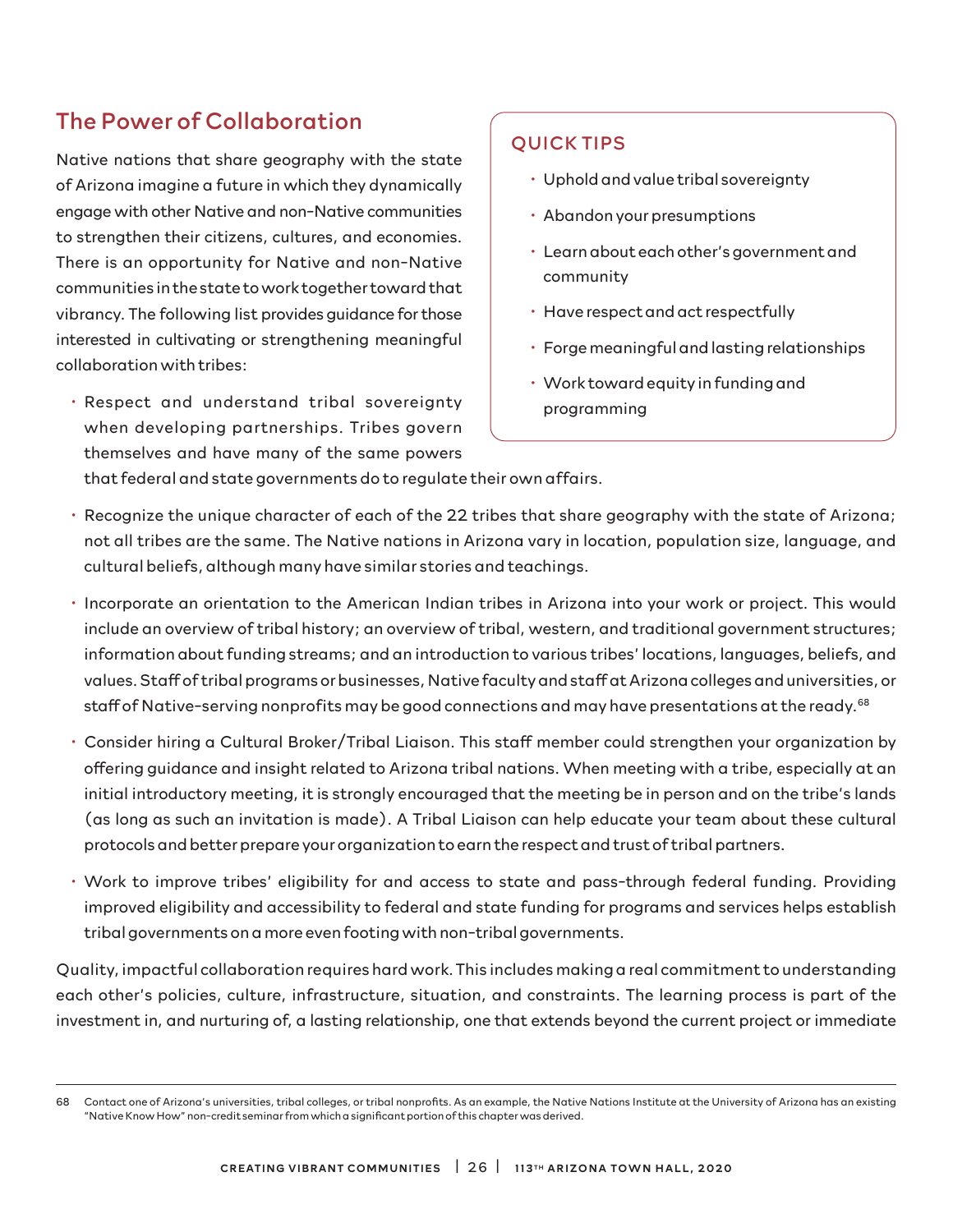## The Power of Collaboration

Native nations that share geography with the state of Arizona imagine a future in which they dynamically engage with other Native and non-Native communities to strengthen their citizens, cultures, and economies. There is an opportunity for Native and non-Native communities in the state to work together toward that vibrancy. The following list provides guidance for those interested in cultivating or strengthening meaningful collaboration with tribes:

### QUICK TIPS

- Uphold and value tribal sovereignty
- Abandon your presumptions
- Learn about each other's government and community
- Have respect and act respectfully
- Forge meaningful and lasting relationships
- Work toward equity in funding and programming

- Respect and understand tribal sovereignty when developing partnerships. Tribes govern themselves and have many of the same powers that federal and state governments do to regulate their own affairs.
- Recognize the unique character of each of the 22 tribes that share geography with the state of Arizona; not all tribes are the same. The Native nations in Arizona vary in location, population size, language, and cultural beliefs, although many have similar stories and teachings.
- Incorporate an orientation to the American Indian tribes in Arizona into your work or project. This would include an overview of tribal history; an overview of tribal, western, and traditional government structures; information about funding streams; and an introduction to various tribes' locations, languages, beliefs, and values. Staff of tribal programs or businesses, Native faculty and staff at Arizona colleges and universities, or staff of Native-serving nonprofits may be good connections and may have presentations at the ready.[68]
- Consider hiring a Cultural Broker/Tribal Liaison. This staff member could strengthen your organization by offering guidance and insight related to Arizona tribal nations. When meeting with a tribe, especially at an initial introductory meeting, it is strongly encouraged that the meeting be in person and on the tribe's lands (as long as such an invitation is made). A Tribal Liaison can help educate your team about these cultural protocols and better prepare your organization to earn the respect and trust of tribal partners.
- Work to improve tribes' eligibility for and access to state and pass-through federal funding. Providing improved eligibility and accessibility to federal and state funding for programs and services helps establish tribal governments on a more even footing with non-tribal governments.

Quality, impactful collaboration requires hard work. This includes making a real commitment to understanding each other's policies, culture, infrastructure, situation, and constraints. The learning process is part of the investment in, and nurturing of, a lasting relationship, one that extends beyond the current project or immediate

---

68 Contact one of Arizona's universities, tribal colleges, or tribal nonprofits. As an example, the Native Nations Institute at the University of Arizona has an existing "Native Know How" non-credit seminar from which a significant portion of this chapter was derived.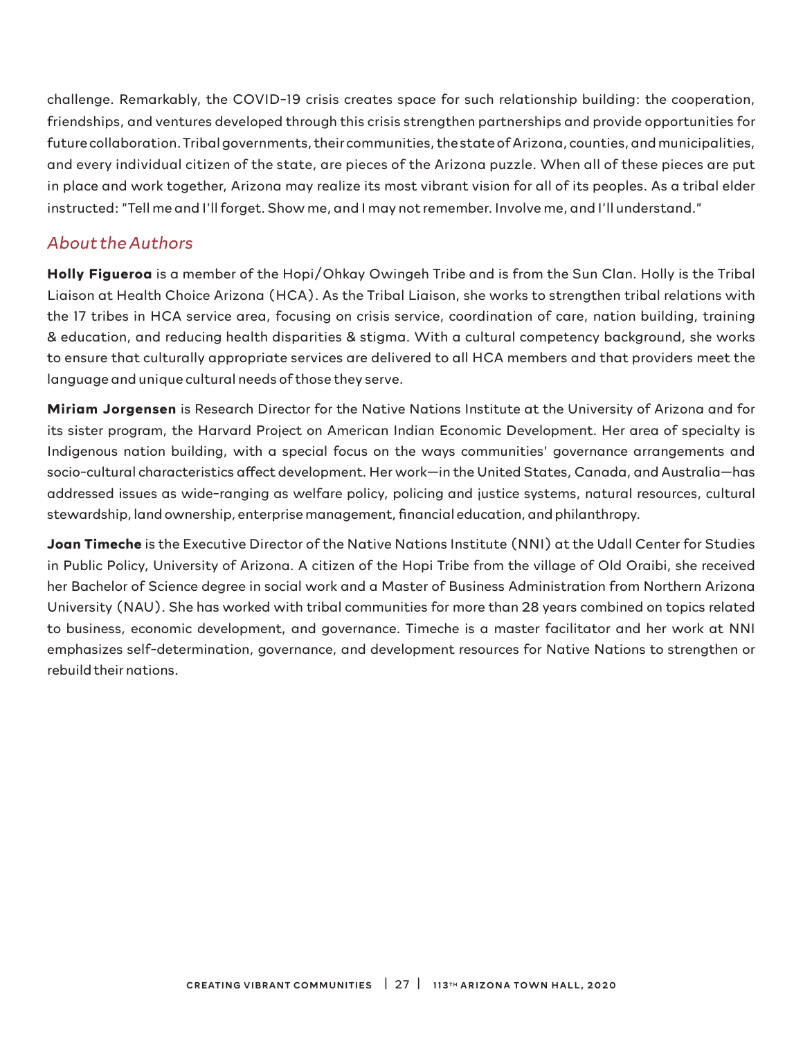challenge. Remarkably, the COVID-19 crisis creates space for such relationship building: the cooperation, friendships, and ventures developed through this crisis strengthen partnerships and provide opportunities for future collaboration. Tribal governments, their communities, the state of Arizona, counties, and municipalities, and every individual citizen of the state, are pieces of the Arizona puzzle. When all of these pieces are put in place and work together, Arizona may realize its most vibrant vision for all of its peoples. As a tribal elder instructed: "Tell me and I'll forget. Show me, and I may not remember. Involve me, and I'll understand."

## *About the Authors*

**Holly Figueroa** is a member of the Hopi/Ohkay Owingeh Tribe and is from the Sun Clan. Holly is the Tribal Liaison at Health Choice Arizona (HCA). As the Tribal Liaison, she works to strengthen tribal relations with the 17 tribes in HCA service area, focusing on crisis service, coordination of care, nation building, training & education, and reducing health disparities & stigma. With a cultural competency background, she works to ensure that culturally appropriate services are delivered to all HCA members and that providers meet the language and unique cultural needs of those they serve.

**Miriam Jorgensen** is Research Director for the Native Nations Institute at the University of Arizona and for its sister program, the Harvard Project on American Indian Economic Development. Her area of specialty is Indigenous nation building, with a special focus on the ways communities' governance arrangements and socio-cultural characteristics affect development. Her work—in the United States, Canada, and Australia—has addressed issues as wide-ranging as welfare policy, policing and justice systems, natural resources, cultural stewardship, land ownership, enterprise management, financial education, and philanthropy.

**Joan Timeche** is the Executive Director of the Native Nations Institute (NNI) at the Udall Center for Studies in Public Policy, University of Arizona. A citizen of the Hopi Tribe from the village of Old Oraibi, she received her Bachelor of Science degree in social work and a Master of Business Administration from Northern Arizona University (NAU). She has worked with tribal communities for more than 28 years combined on topics related to business, economic development, and governance. Timeche is a master facilitator and her work at NNI emphasizes self-determination, governance, and development resources for Native Nations to strengthen or rebuild their nations.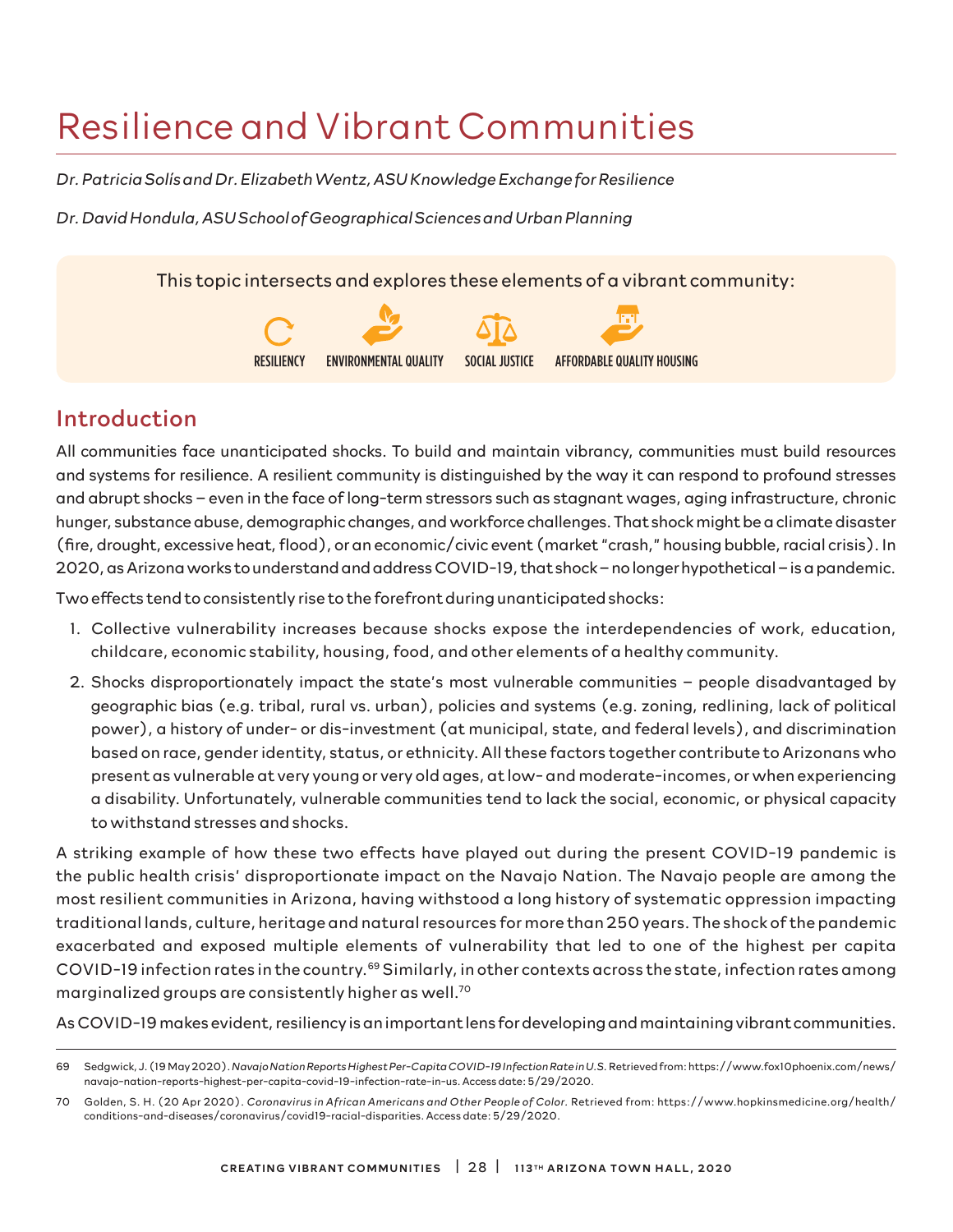# Resilience and Vibrant Communities

*Dr. Patricia Solís and Dr. Elizabeth Wentz, ASU Knowledge Exchange for Resilience*

*Dr. David Hondula, ASU School of Geographical Sciences and Urban Planning*

This topic intersects and explores these elements of a vibrant community:

RESILIENCY | ENVIRONMENTAL QUALITY | SOCIAL JUSTICE | AFFORDABLE QUALITY HOUSING

## Introduction

All communities face unanticipated shocks. To build and maintain vibrancy, communities must build resources and systems for resilience. A resilient community is distinguished by the way it can respond to profound stresses and abrupt shocks – even in the face of long-term stressors such as stagnant wages, aging infrastructure, chronic hunger, substance abuse, demographic changes, and workforce challenges. That shock might be a climate disaster (fire, drought, excessive heat, flood), or an economic/civic event (market "crash," housing bubble, racial crisis). In 2020, as Arizona works to understand and address COVID-19, that shock – no longer hypothetical – is a pandemic.

Two effects tend to consistently rise to the forefront during unanticipated shocks:

1. Collective vulnerability increases because shocks expose the interdependencies of work, education, childcare, economic stability, housing, food, and other elements of a healthy community.
2. Shocks disproportionately impact the state's most vulnerable communities – people disadvantaged by geographic bias (e.g. tribal, rural vs. urban), policies and systems (e.g. zoning, redlining, lack of political power), a history of under- or dis-investment (at municipal, state, and federal levels), and discrimination based on race, gender identity, status, or ethnicity. All these factors together contribute to Arizonans who present as vulnerable at very young or very old ages, at low- and moderate-incomes, or when experiencing a disability. Unfortunately, vulnerable communities tend to lack the social, economic, or physical capacity to withstand stresses and shocks.

A striking example of how these two effects have played out during the present COVID-19 pandemic is the public health crisis' disproportionate impact on the Navajo Nation. The Navajo people are among the most resilient communities in Arizona, having withstood a long history of systematic oppression impacting traditional lands, culture, heritage and natural resources for more than 250 years. The shock of the pandemic exacerbated and exposed multiple elements of vulnerability that led to one of the highest per capita COVID-19 infection rates in the country.[69] Similarly, in other contexts across the state, infection rates among marginalized groups are consistently higher as well.[70]

As COVID-19 makes evident, resiliency is an important lens for developing and maintaining vibrant communities.

---

69 Sedgwick, J. (19 May 2020). *Navajo Nation Reports Highest Per-Capita COVID-19 Infection Rate in U.S.* Retrieved from: https://www.fox10phoenix.com/news/navajo-nation-reports-highest-per-capita-covid-19-infection-rate-in-us. Access date: 5/29/2020.

70 Golden, S. H. (20 Apr 2020). *Coronavirus in African Americans and Other People of Color.* Retrieved from: https://www.hopkinsmedicine.org/health/conditions-and-diseases/coronavirus/covid19-racial-disparities. Access date: 5/29/2020.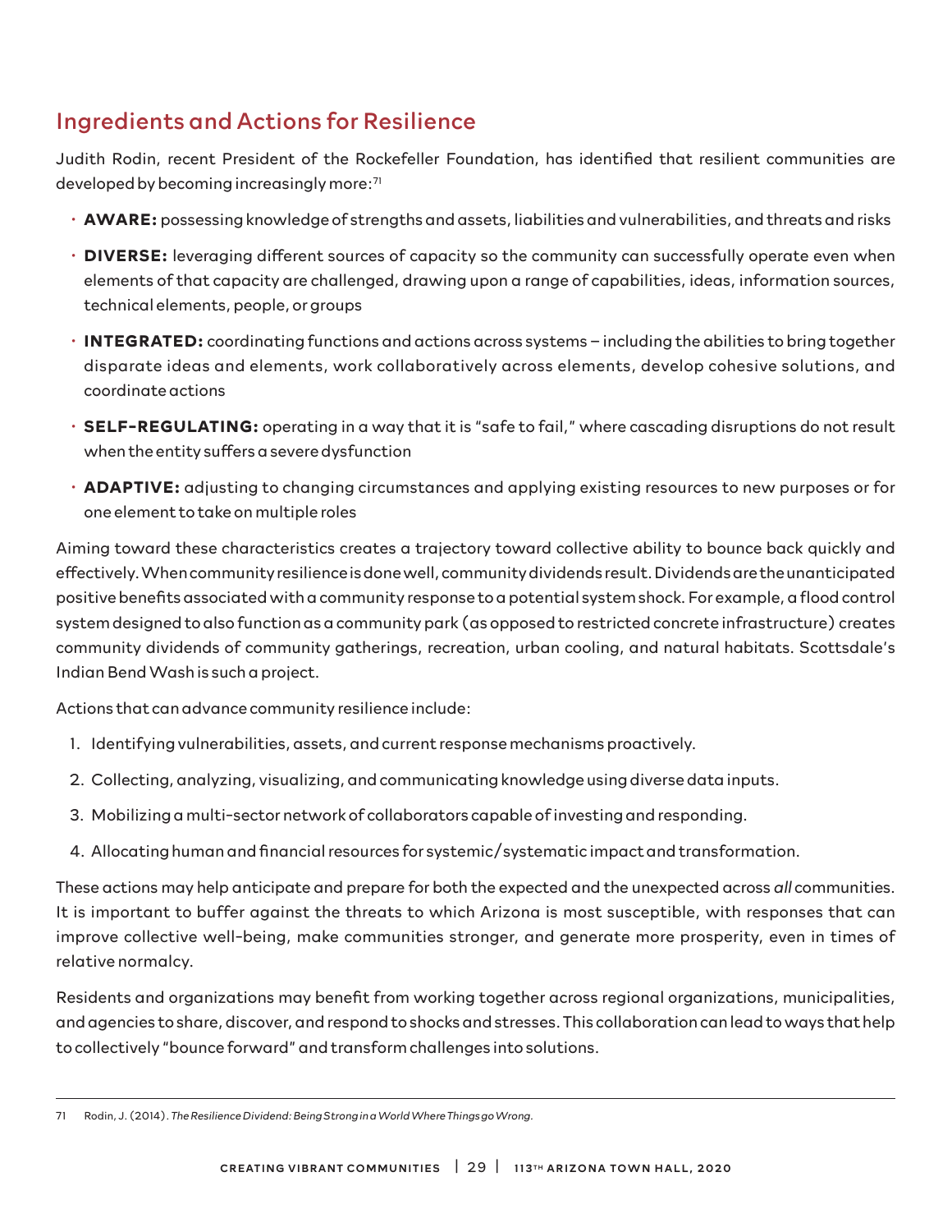## Ingredients and Actions for Resilience

Judith Rodin, recent President of the Rockefeller Foundation, has identified that resilient communities are developed by becoming increasingly more:[71]

- **AWARE:** possessing knowledge of strengths and assets, liabilities and vulnerabilities, and threats and risks
- **DIVERSE:** leveraging different sources of capacity so the community can successfully operate even when elements of that capacity are challenged, drawing upon a range of capabilities, ideas, information sources, technical elements, people, or groups
- **INTEGRATED:** coordinating functions and actions across systems – including the abilities to bring together disparate ideas and elements, work collaboratively across elements, develop cohesive solutions, and coordinate actions
- **SELF-REGULATING:** operating in a way that it is "safe to fail," where cascading disruptions do not result when the entity suffers a severe dysfunction
- **ADAPTIVE:** adjusting to changing circumstances and applying existing resources to new purposes or for one element to take on multiple roles

Aiming toward these characteristics creates a trajectory toward collective ability to bounce back quickly and effectively. When community resilience is done well, community dividends result. Dividends are the unanticipated positive benefits associated with a community response to a potential system shock. For example, a flood control system designed to also function as a community park (as opposed to restricted concrete infrastructure) creates community dividends of community gatherings, recreation, urban cooling, and natural habitats. Scottsdale's Indian Bend Wash is such a project.

Actions that can advance community resilience include:

1. Identifying vulnerabilities, assets, and current response mechanisms proactively.
2. Collecting, analyzing, visualizing, and communicating knowledge using diverse data inputs.
3. Mobilizing a multi-sector network of collaborators capable of investing and responding.
4. Allocating human and financial resources for systemic/systematic impact and transformation.

These actions may help anticipate and prepare for both the expected and the unexpected across *all* communities. It is important to buffer against the threats to which Arizona is most susceptible, with responses that can improve collective well-being, make communities stronger, and generate more prosperity, even in times of relative normalcy.

Residents and organizations may benefit from working together across regional organizations, municipalities, and agencies to share, discover, and respond to shocks and stresses. This collaboration can lead to ways that help to collectively "bounce forward" and transform challenges into solutions.

---

71 Rodin, J. (2014). *The Resilience Dividend: Being Strong in a World Where Things go Wrong.*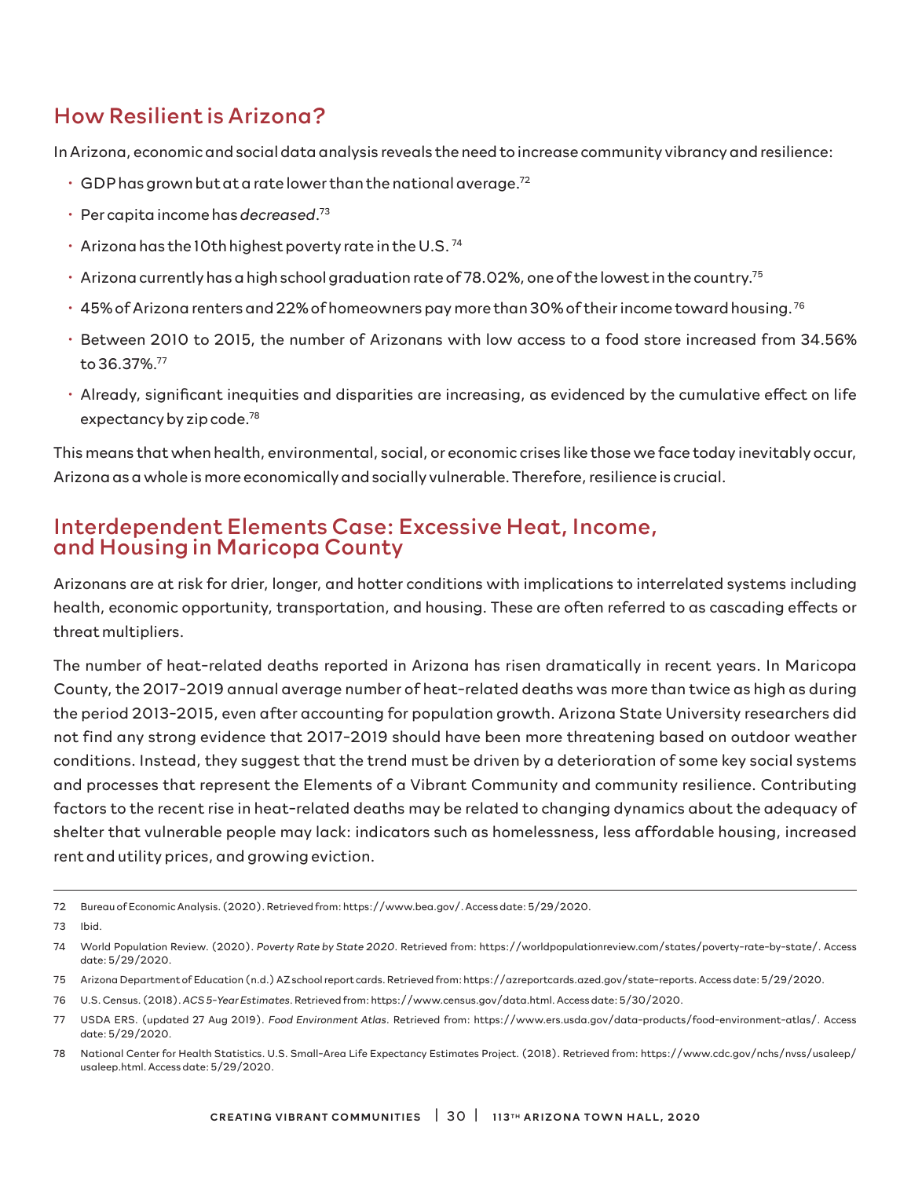## How Resilient is Arizona?

In Arizona, economic and social data analysis reveals the need to increase community vibrancy and resilience:

- GDP has grown but at a rate lower than the national average.[72]
- Per capita income has *decreased*.[73]
- Arizona has the 10th highest poverty rate in the U.S. [74]
- Arizona currently has a high school graduation rate of 78.02%, one of the lowest in the country.[75]
- 45% of Arizona renters and 22% of homeowners pay more than 30% of their income toward housing. [76]
- Between 2010 to 2015, the number of Arizonans with low access to a food store increased from 34.56% to 36.37%.[77]
- Already, significant inequities and disparities are increasing, as evidenced by the cumulative effect on life expectancy by zip code.[78]

This means that when health, environmental, social, or economic crises like those we face today inevitably occur, Arizona as a whole is more economically and socially vulnerable. Therefore, resilience is crucial.

## Interdependent Elements Case: Excessive Heat, Income, and Housing in Maricopa County

Arizonans are at risk for drier, longer, and hotter conditions with implications to interrelated systems including health, economic opportunity, transportation, and housing. These are often referred to as cascading effects or threat multipliers.

The number of heat-related deaths reported in Arizona has risen dramatically in recent years. In Maricopa County, the 2017-2019 annual average number of heat-related deaths was more than twice as high as during the period 2013-2015, even after accounting for population growth. Arizona State University researchers did not find any strong evidence that 2017-2019 should have been more threatening based on outdoor weather conditions. Instead, they suggest that the trend must be driven by a deterioration of some key social systems and processes that represent the Elements of a Vibrant Community and community resilience. Contributing factors to the recent rise in heat-related deaths may be related to changing dynamics about the adequacy of shelter that vulnerable people may lack: indicators such as homelessness, less affordable housing, increased rent and utility prices, and growing eviction.

---

72 Bureau of Economic Analysis. (2020). Retrieved from: https://www.bea.gov/. Access date: 5/29/2020.

73 Ibid.

74 World Population Review. (2020). *Poverty Rate by State 2020*. Retrieved from: https://worldpopulationreview.com/states/poverty-rate-by-state/. Access date: 5/29/2020.

75 Arizona Department of Education (n.d.) AZ school report cards. Retrieved from: https://azreportcards.azed.gov/state-reports. Access date: 5/29/2020.

76 U.S. Census. (2018). *ACS 5-Year Estimates*. Retrieved from: https://www.census.gov/data.html. Access date: 5/30/2020.

77 USDA ERS. (updated 27 Aug 2019). *Food Environment Atlas*. Retrieved from: https://www.ers.usda.gov/data-products/food-environment-atlas/. Access date: 5/29/2020.

78 National Center for Health Statistics. U.S. Small-Area Life Expectancy Estimates Project. (2018). Retrieved from: https://www.cdc.gov/nchs/nvss/usaleep/usaleep.html. Access date: 5/29/2020.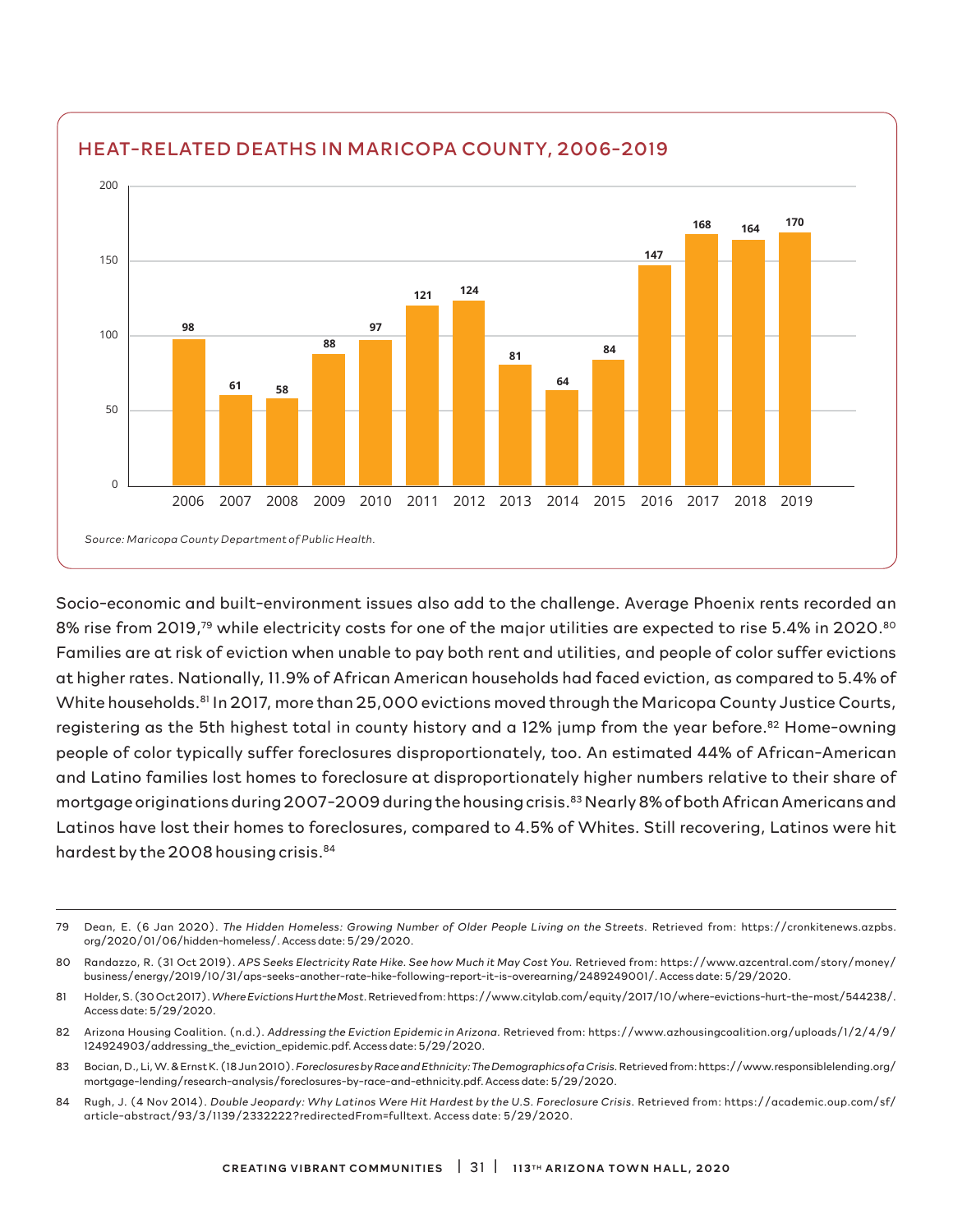## HEAT-RELATED DEATHS IN MARICOPA COUNTY, 2006-2019

| Year | Deaths |
|---|---|
| 2006 | 98 |
| 2007 | 61 |
| 2008 | 58 |
| 2009 | 88 |
| 2010 | 97 |
| 2011 | 121 |
| 2012 | 124 |
| 2013 | 81 |
| 2014 | 64 |
| 2015 | 84 |
| 2016 | 147 |
| 2017 | 168 |
| 2018 | 164 |
| 2019 | 170 |

*Source: Maricopa County Department of Public Health.*

Socio-economic and built-environment issues also add to the challenge. Average Phoenix rents recorded an 8% rise from 2019,[79] while electricity costs for one of the major utilities are expected to rise 5.4% in 2020.[80] Families are at risk of eviction when unable to pay both rent and utilities, and people of color suffer evictions at higher rates. Nationally, 11.9% of African American households had faced eviction, as compared to 5.4% of White households.[81] In 2017, more than 25,000 evictions moved through the Maricopa County Justice Courts, registering as the 5th highest total in county history and a 12% jump from the year before.[82] Home-owning people of color typically suffer foreclosures disproportionately, too. An estimated 44% of African-American and Latino families lost homes to foreclosure at disproportionately higher numbers relative to their share of mortgage originations during 2007-2009 during the housing crisis.[83] Nearly 8% of both African Americans and Latinos have lost their homes to foreclosures, compared to 4.5% of Whites. Still recovering, Latinos were hit hardest by the 2008 housing crisis.[84]

---

79 Dean, E. (6 Jan 2020). *The Hidden Homeless: Growing Number of Older People Living on the Streets.* Retrieved from: https://cronkitenews.azpbs.org/2020/01/06/hidden-homeless/. Access date: 5/29/2020.

80 Randazzo, R. (31 Oct 2019). *APS Seeks Electricity Rate Hike. See how Much it May Cost You.* Retrieved from: https://www.azcentral.com/story/money/business/energy/2019/10/31/aps-seeks-another-rate-hike-following-report-it-is-overearning/2489249001/. Access date: 5/29/2020.

81 Holder, S. (30 Oct 2017). *Where Evictions Hurt the Most.* Retrieved from: https://www.citylab.com/equity/2017/10/where-evictions-hurt-the-most/544238/. Access date: 5/29/2020.

82 Arizona Housing Coalition. (n.d.). *Addressing the Eviction Epidemic in Arizona.* Retrieved from: https://www.azhousingcoalition.org/uploads/1/2/4/9/124924903/addressing_the_eviction_epidemic.pdf. Access date: 5/29/2020.

83 Bocian, D., Li, W. & Ernst K. (18 Jun 2010). *Foreclosures by Race and Ethnicity: The Demographics of a Crisis.* Retrieved from: https://www.responsiblelending.org/mortgage-lending/research-analysis/foreclosures-by-race-and-ethnicity.pdf. Access date: 5/29/2020.

84 Rugh, J. (4 Nov 2014). *Double Jeopardy: Why Latinos Were Hit Hardest by the U.S. Foreclosure Crisis.* Retrieved from: https://academic.oup.com/sf/article-abstract/93/3/1139/2332222?redirectedFrom=fulltext. Access date: 5/29/2020.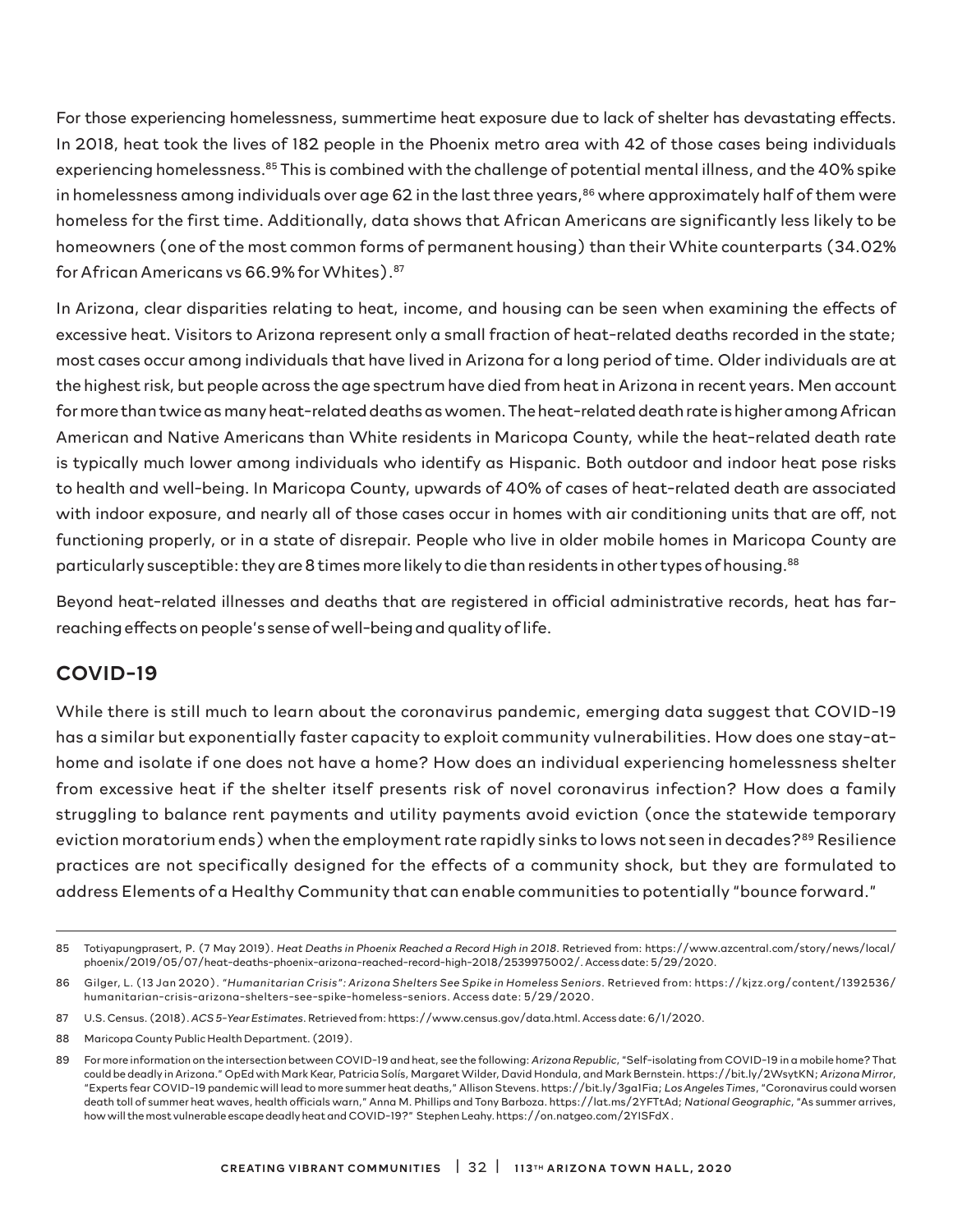For those experiencing homelessness, summertime heat exposure due to lack of shelter has devastating effects. In 2018, heat took the lives of 182 people in the Phoenix metro area with 42 of those cases being individuals experiencing homelessness.[85] This is combined with the challenge of potential mental illness, and the 40% spike in homelessness among individuals over age 62 in the last three years,[86] where approximately half of them were homeless for the first time. Additionally, data shows that African Americans are significantly less likely to be homeowners (one of the most common forms of permanent housing) than their White counterparts (34.02% for African Americans vs 66.9% for Whites).[87]

In Arizona, clear disparities relating to heat, income, and housing can be seen when examining the effects of excessive heat. Visitors to Arizona represent only a small fraction of heat-related deaths recorded in the state; most cases occur among individuals that have lived in Arizona for a long period of time. Older individuals are at the highest risk, but people across the age spectrum have died from heat in Arizona in recent years. Men account for more than twice as many heat-related deaths as women. The heat-related death rate is higher among African American and Native Americans than White residents in Maricopa County, while the heat-related death rate is typically much lower among individuals who identify as Hispanic. Both outdoor and indoor heat pose risks to health and well-being. In Maricopa County, upwards of 40% of cases of heat-related death are associated with indoor exposure, and nearly all of those cases occur in homes with air conditioning units that are off, not functioning properly, or in a state of disrepair. People who live in older mobile homes in Maricopa County are particularly susceptible: they are 8 times more likely to die than residents in other types of housing.[88]

Beyond heat-related illnesses and deaths that are registered in official administrative records, heat has far-reaching effects on people's sense of well-being and quality of life.

## COVID-19

While there is still much to learn about the coronavirus pandemic, emerging data suggest that COVID-19 has a similar but exponentially faster capacity to exploit community vulnerabilities. How does one stay-at-home and isolate if one does not have a home? How does an individual experiencing homelessness shelter from excessive heat if the shelter itself presents risk of novel coronavirus infection? How does a family struggling to balance rent payments and utility payments avoid eviction (once the statewide temporary eviction moratorium ends) when the employment rate rapidly sinks to lows not seen in decades?[89] Resilience practices are not specifically designed for the effects of a community shock, but they are formulated to address Elements of a Healthy Community that can enable communities to potentially "bounce forward."

---

85 Totiyapungprasert, P. (7 May 2019). *Heat Deaths in Phoenix Reached a Record High in 2018*. Retrieved from: https://www.azcentral.com/story/news/local/phoenix/2019/05/07/heat-deaths-phoenix-arizona-reached-record-high-2018/2539975002/. Access date: 5/29/2020.

86 Gilger, L. (13 Jan 2020). *"Humanitarian Crisis": Arizona Shelters See Spike in Homeless Seniors*. Retrieved from: https://kjzz.org/content/1392536/humanitarian-crisis-arizona-shelters-see-spike-homeless-seniors. Access date: 5/29/2020.

87 U.S. Census. (2018). *ACS 5-Year Estimates*. Retrieved from: https://www.census.gov/data.html. Access date: 6/1/2020.

88 Maricopa County Public Health Department. (2019).

89 For more information on the intersection between COVID-19 and heat, see the following: *Arizona Republic*, "Self-isolating from COVID-19 in a mobile home? That could be deadly in Arizona." OpEd with Mark Kear, Patricia Solís, Margaret Wilder, David Hondula, and Mark Bernstein. https://bit.ly/2WsytKN; *Arizona Mirror*, "Experts fear COVID-19 pandemic will lead to more summer heat deaths," Allison Stevens. https://bit.ly/3ga1Fia; *Los Angeles Times*, "Coronavirus could worsen death toll of summer heat waves, health officials warn," Anna M. Phillips and Tony Barboza. https://lat.ms/2YFTtAd; *National Geographic*, "As summer arrives, how will the most vulnerable escape deadly heat and COVID-19?" Stephen Leahy. https://on.natgeo.com/2YISFdX.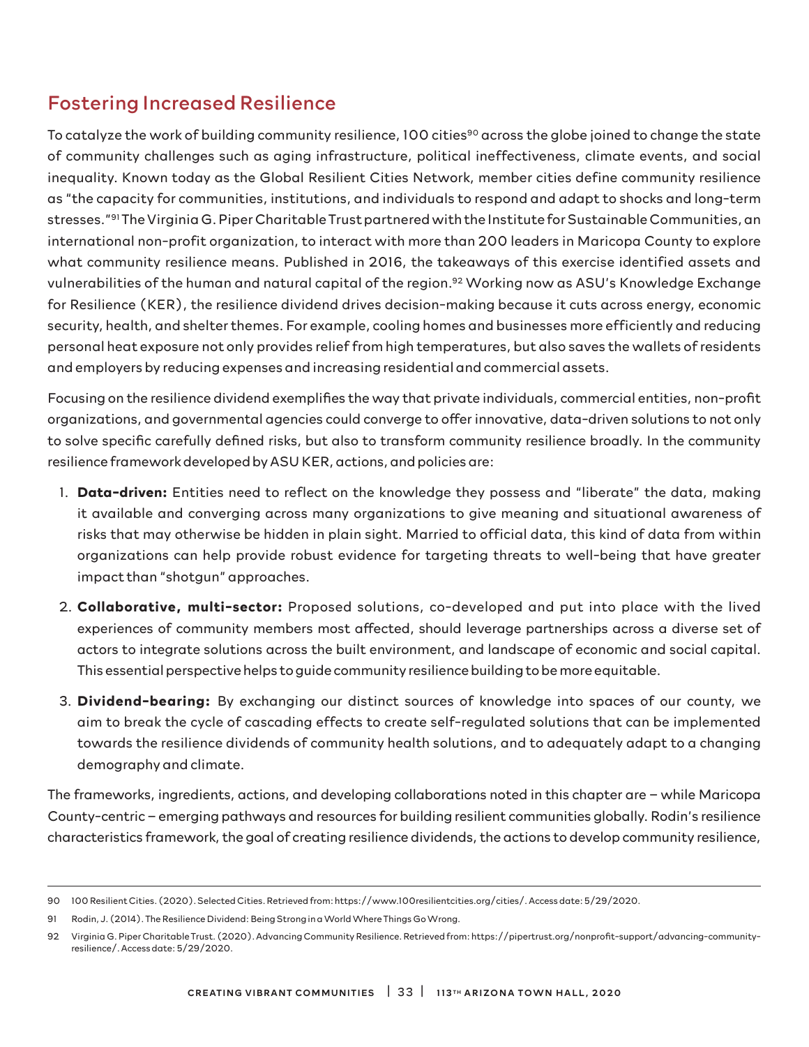## Fostering Increased Resilience

To catalyze the work of building community resilience, 100 cities[90] across the globe joined to change the state of community challenges such as aging infrastructure, political ineffectiveness, climate events, and social inequality. Known today as the Global Resilient Cities Network, member cities define community resilience as "the capacity for communities, institutions, and individuals to respond and adapt to shocks and long-term stresses."[91] The Virginia G. Piper Charitable Trust partnered with the Institute for Sustainable Communities, an international non-profit organization, to interact with more than 200 leaders in Maricopa County to explore what community resilience means. Published in 2016, the takeaways of this exercise identified assets and vulnerabilities of the human and natural capital of the region.[92] Working now as ASU's Knowledge Exchange for Resilience (KER), the resilience dividend drives decision-making because it cuts across energy, economic security, health, and shelter themes. For example, cooling homes and businesses more efficiently and reducing personal heat exposure not only provides relief from high temperatures, but also saves the wallets of residents and employers by reducing expenses and increasing residential and commercial assets.

Focusing on the resilience dividend exemplifies the way that private individuals, commercial entities, non-profit organizations, and governmental agencies could converge to offer innovative, data-driven solutions to not only to solve specific carefully defined risks, but also to transform community resilience broadly. In the community resilience framework developed by ASU KER, actions, and policies are:

1. **Data-driven:** Entities need to reflect on the knowledge they possess and "liberate" the data, making it available and converging across many organizations to give meaning and situational awareness of risks that may otherwise be hidden in plain sight. Married to official data, this kind of data from within organizations can help provide robust evidence for targeting threats to well-being that have greater impact than "shotgun" approaches.
2. **Collaborative, multi-sector:** Proposed solutions, co-developed and put into place with the lived experiences of community members most affected, should leverage partnerships across a diverse set of actors to integrate solutions across the built environment, and landscape of economic and social capital. This essential perspective helps to guide community resilience building to be more equitable.
3. **Dividend-bearing:** By exchanging our distinct sources of knowledge into spaces of our county, we aim to break the cycle of cascading effects to create self-regulated solutions that can be implemented towards the resilience dividends of community health solutions, and to adequately adapt to a changing demography and climate.

The frameworks, ingredients, actions, and developing collaborations noted in this chapter are – while Maricopa County-centric – emerging pathways and resources for building resilient communities globally. Rodin's resilience characteristics framework, the goal of creating resilience dividends, the actions to develop community resilience,

---

90 100 Resilient Cities. (2020). Selected Cities. Retrieved from: https://www.100resilientcities.org/cities/. Access date: 5/29/2020.

91 Rodin, J. (2014). The Resilience Dividend: Being Strong in a World Where Things Go Wrong.

92 Virginia G. Piper Charitable Trust. (2020). Advancing Community Resilience. Retrieved from: https://pipertrust.org/nonprofit-support/advancing-community-resilience/. Access date: 5/29/2020.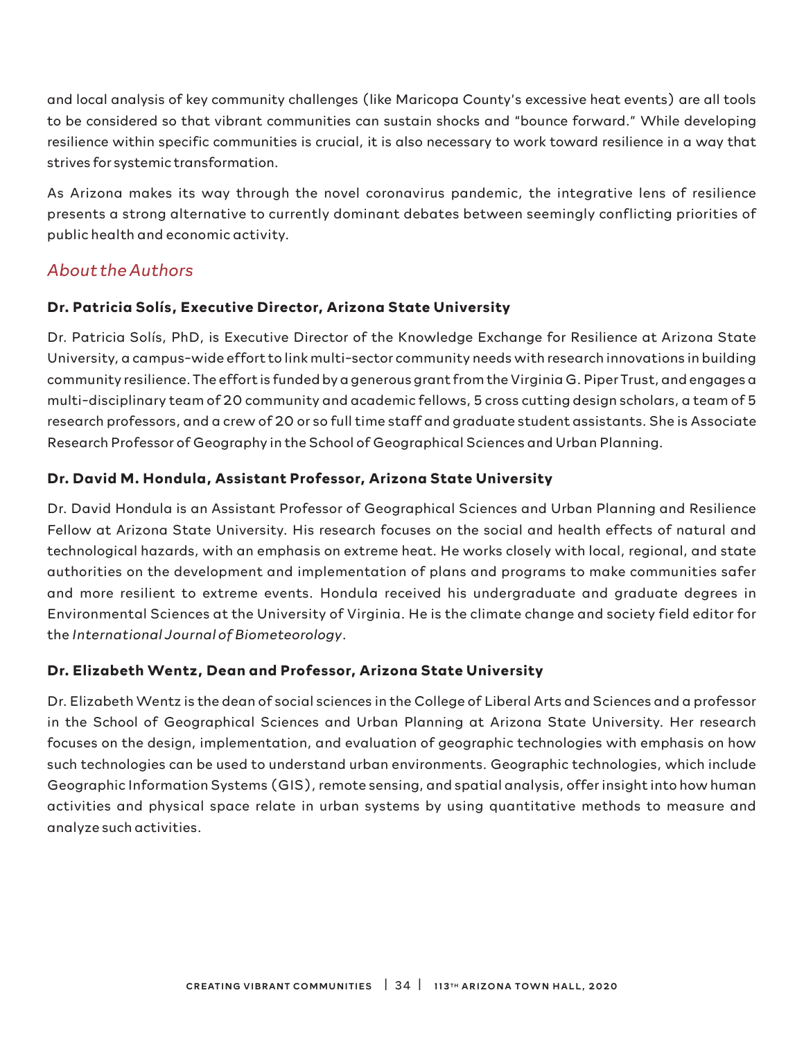and local analysis of key community challenges (like Maricopa County's excessive heat events) are all tools to be considered so that vibrant communities can sustain shocks and "bounce forward." While developing resilience within specific communities is crucial, it is also necessary to work toward resilience in a way that strives for systemic transformation.

As Arizona makes its way through the novel coronavirus pandemic, the integrative lens of resilience presents a strong alternative to currently dominant debates between seemingly conflicting priorities of public health and economic activity.

## *About the Authors*

#### **Dr. Patricia Solís, Executive Director, Arizona State University**

Dr. Patricia Solís, PhD, is Executive Director of the Knowledge Exchange for Resilience at Arizona State University, a campus-wide effort to link multi-sector community needs with research innovations in building community resilience. The effort is funded by a generous grant from the Virginia G. Piper Trust, and engages a multi-disciplinary team of 20 community and academic fellows, 5 cross cutting design scholars, a team of 5 research professors, and a crew of 20 or so full time staff and graduate student assistants. She is Associate Research Professor of Geography in the School of Geographical Sciences and Urban Planning.

#### **Dr. David M. Hondula, Assistant Professor, Arizona State University**

Dr. David Hondula is an Assistant Professor of Geographical Sciences and Urban Planning and Resilience Fellow at Arizona State University. His research focuses on the social and health effects of natural and technological hazards, with an emphasis on extreme heat. He works closely with local, regional, and state authorities on the development and implementation of plans and programs to make communities safer and more resilient to extreme events. Hondula received his undergraduate and graduate degrees in Environmental Sciences at the University of Virginia. He is the climate change and society field editor for the *International Journal of Biometeorology*.

#### **Dr. Elizabeth Wentz, Dean and Professor, Arizona State University**

Dr. Elizabeth Wentz is the dean of social sciences in the College of Liberal Arts and Sciences and a professor in the School of Geographical Sciences and Urban Planning at Arizona State University. Her research focuses on the design, implementation, and evaluation of geographic technologies with emphasis on how such technologies can be used to understand urban environments. Geographic technologies, which include Geographic Information Systems (GIS), remote sensing, and spatial analysis, offer insight into how human activities and physical space relate in urban systems by using quantitative methods to measure and analyze such activities.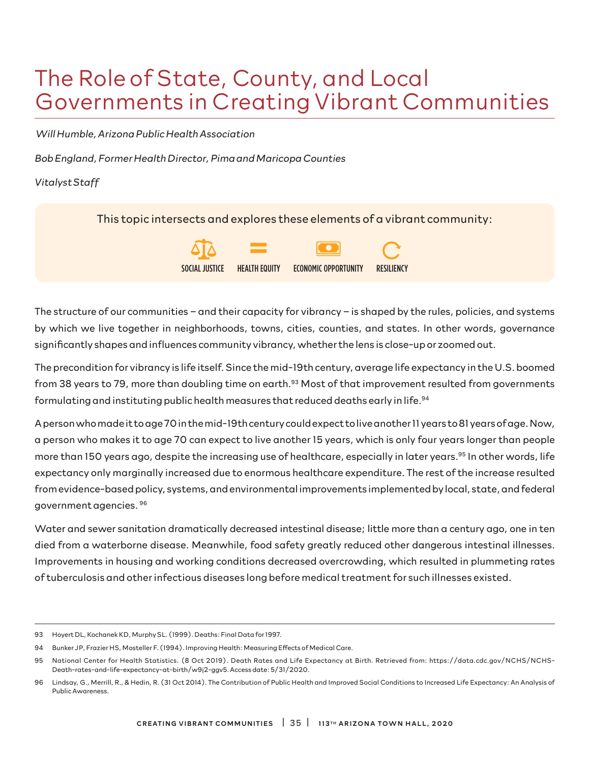# The Role of State, County, and Local Governments in Creating Vibrant Communities

*Will Humble, Arizona Public Health Association*

*Bob England, Former Health Director, Pima and Maricopa Counties*

*Vitalyst Staff*

This topic intersects and explores these elements of a vibrant community:

SOCIAL JUSTICE | HEALTH EQUITY | ECONOMIC OPPORTUNITY | RESILIENCY

The structure of our communities – and their capacity for vibrancy – is shaped by the rules, policies, and systems by which we live together in neighborhoods, towns, cities, counties, and states. In other words, governance significantly shapes and influences community vibrancy, whether the lens is close-up or zoomed out.

The precondition for vibrancy is life itself. Since the mid-19th century, average life expectancy in the U.S. boomed from 38 years to 79, more than doubling time on earth.[93] Most of that improvement resulted from governments formulating and instituting public health measures that reduced deaths early in life.[94]

A person who made it to age 70 in the mid-19th century could expect to live another 11 years to 81 years of age. Now, a person who makes it to age 70 can expect to live another 15 years, which is only four years longer than people more than 150 years ago, despite the increasing use of healthcare, especially in later years.[95] In other words, life expectancy only marginally increased due to enormous healthcare expenditure. The rest of the increase resulted from evidence-based policy, systems, and environmental improvements implemented by local, state, and federal government agencies.[96]

Water and sewer sanitation dramatically decreased intestinal disease; little more than a century ago, one in ten died from a waterborne disease. Meanwhile, food safety greatly reduced other dangerous intestinal illnesses. Improvements in housing and working conditions decreased overcrowding, which resulted in plummeting rates of tuberculosis and other infectious diseases long before medical treatment for such illnesses existed.

---

93 Hoyert DL, Kochanek KD, Murphy SL. (1999). Deaths: Final Data for 1997.

94 Bunker JP, Frazier HS, Mosteller F. (1994). Improving Health: Measuring Effects of Medical Care.

95 National Center for Health Statistics. (8 Oct 2019). Death Rates and Life Expectancy at Birth. Retrieved from: https://data.cdc.gov/NCHS/NCHS-Death-rates-and-life-expectancy-at-birth/w9j2-ggv5. Access date: 5/31/2020.

96 Lindsay, G., Merrill, R., & Hedin, R. (31 Oct 2014). The Contribution of Public Health and Improved Social Conditions to Increased Life Expectancy: An Analysis of Public Awareness.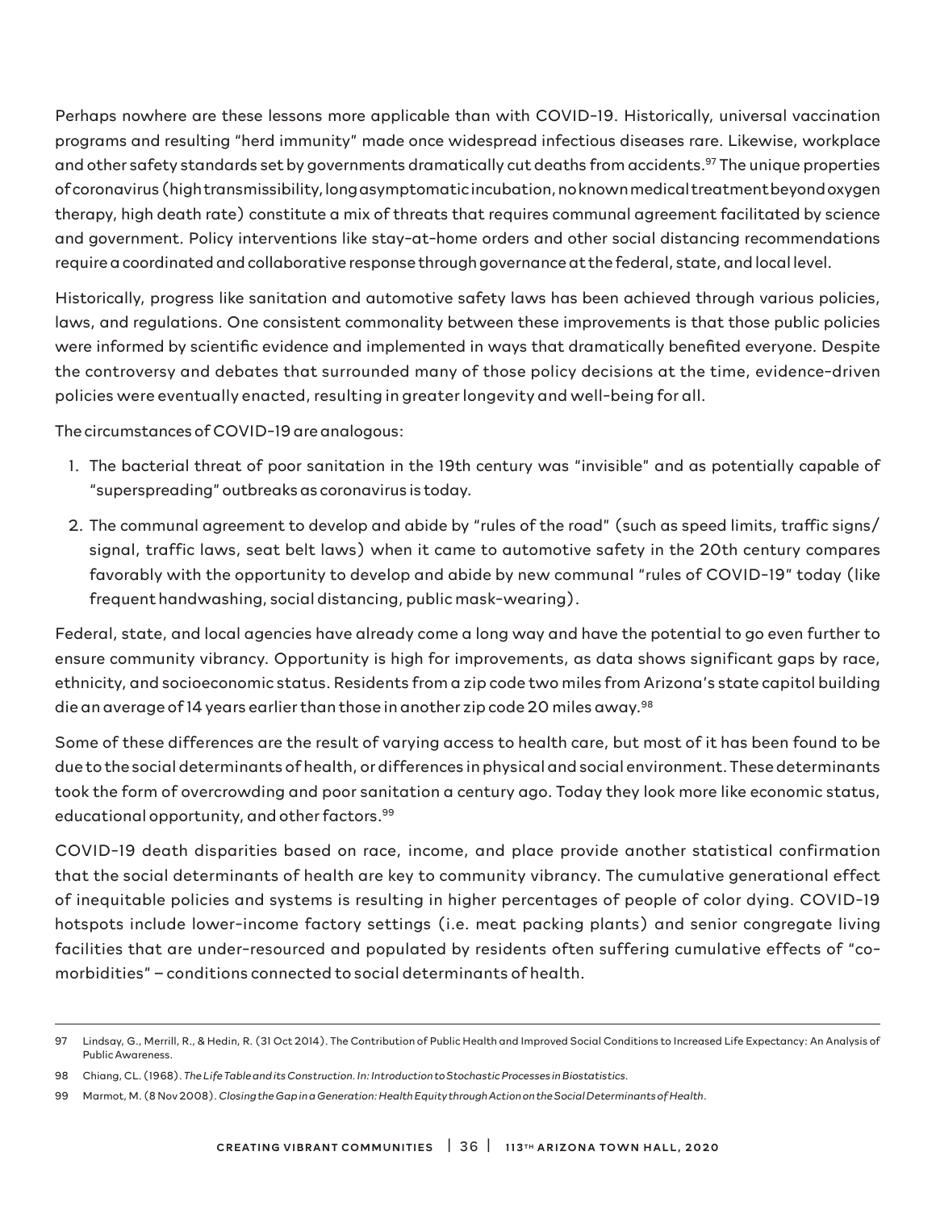Perhaps nowhere are these lessons more applicable than with COVID-19. Historically, universal vaccination programs and resulting "herd immunity" made once widespread infectious diseases rare. Likewise, workplace and other safety standards set by governments dramatically cut deaths from accidents.[97] The unique properties of coronavirus (high transmissibility, long asymptomatic incubation, no known medical treatment beyond oxygen therapy, high death rate) constitute a mix of threats that requires communal agreement facilitated by science and government. Policy interventions like stay-at-home orders and other social distancing recommendations require a coordinated and collaborative response through governance at the federal, state, and local level.

Historically, progress like sanitation and automotive safety laws has been achieved through various policies, laws, and regulations. One consistent commonality between these improvements is that those public policies were informed by scientific evidence and implemented in ways that dramatically benefited everyone. Despite the controversy and debates that surrounded many of those policy decisions at the time, evidence-driven policies were eventually enacted, resulting in greater longevity and well-being for all.

The circumstances of COVID-19 are analogous:

1. The bacterial threat of poor sanitation in the 19th century was "invisible" and as potentially capable of "superspreading" outbreaks as coronavirus is today.
2. The communal agreement to develop and abide by "rules of the road" (such as speed limits, traffic signs/signal, traffic laws, seat belt laws) when it came to automotive safety in the 20th century compares favorably with the opportunity to develop and abide by new communal "rules of COVID-19" today (like frequent handwashing, social distancing, public mask-wearing).

Federal, state, and local agencies have already come a long way and have the potential to go even further to ensure community vibrancy. Opportunity is high for improvements, as data shows significant gaps by race, ethnicity, and socioeconomic status. Residents from a zip code two miles from Arizona's state capitol building die an average of 14 years earlier than those in another zip code 20 miles away.[98]

Some of these differences are the result of varying access to health care, but most of it has been found to be due to the social determinants of health, or differences in physical and social environment. These determinants took the form of overcrowding and poor sanitation a century ago. Today they look more like economic status, educational opportunity, and other factors.[99]

COVID-19 death disparities based on race, income, and place provide another statistical confirmation that the social determinants of health are key to community vibrancy. The cumulative generational effect of inequitable policies and systems is resulting in higher percentages of people of color dying. COVID-19 hotspots include lower-income factory settings (i.e. meat packing plants) and senior congregate living facilities that are under-resourced and populated by residents often suffering cumulative effects of "co-morbidities" – conditions connected to social determinants of health.

---

97 Lindsay, G., Merrill, R., & Hedin, R. (31 Oct 2014). The Contribution of Public Health and Improved Social Conditions to Increased Life Expectancy: An Analysis of Public Awareness.

98 Chiang, CL. (1968). *The Life Table and its Construction. In: Introduction to Stochastic Processes in Biostatistics.*

99 Marmot, M. (8 Nov 2008). *Closing the Gap in a Generation: Health Equity through Action on the Social Determinants of Health.*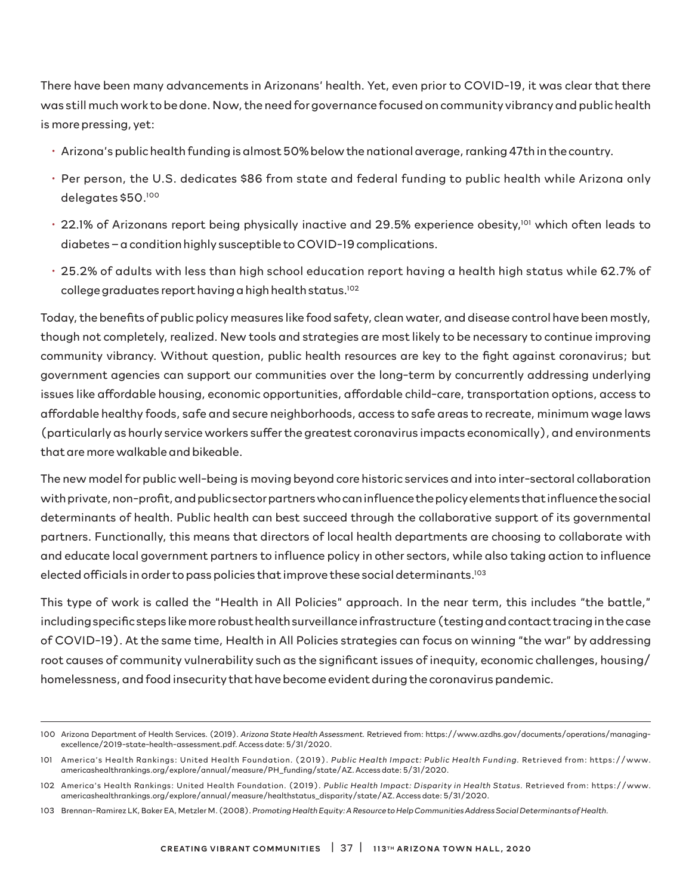There have been many advancements in Arizonans' health. Yet, even prior to COVID-19, it was clear that there was still much work to be done. Now, the need for governance focused on community vibrancy and public health is more pressing, yet:

- Arizona's public health funding is almost 50% below the national average, ranking 47th in the country.
- Per person, the U.S. dedicates $86 from state and federal funding to public health while Arizona only delegates $50.[100]
- 22.1% of Arizonans report being physically inactive and 29.5% experience obesity,[101] which often leads to diabetes – a condition highly susceptible to COVID-19 complications.
- 25.2% of adults with less than high school education report having a health high status while 62.7% of college graduates report having a high health status.[102]

Today, the benefits of public policy measures like food safety, clean water, and disease control have been mostly, though not completely, realized. New tools and strategies are most likely to be necessary to continue improving community vibrancy. Without question, public health resources are key to the fight against coronavirus; but government agencies can support our communities over the long-term by concurrently addressing underlying issues like affordable housing, economic opportunities, affordable child-care, transportation options, access to affordable healthy foods, safe and secure neighborhoods, access to safe areas to recreate, minimum wage laws (particularly as hourly service workers suffer the greatest coronavirus impacts economically), and environments that are more walkable and bikeable.

The new model for public well-being is moving beyond core historic services and into inter-sectoral collaboration with private, non-profit, and public sector partners who can influence the policy elements that influence the social determinants of health. Public health can best succeed through the collaborative support of its governmental partners. Functionally, this means that directors of local health departments are choosing to collaborate with and educate local government partners to influence policy in other sectors, while also taking action to influence elected officials in order to pass policies that improve these social determinants.[103]

This type of work is called the "Health in All Policies" approach. In the near term, this includes "the battle," including specific steps like more robust health surveillance infrastructure (testing and contact tracing in the case of COVID-19). At the same time, Health in All Policies strategies can focus on winning "the war" by addressing root causes of community vulnerability such as the significant issues of inequity, economic challenges, housing/homelessness, and food insecurity that have become evident during the coronavirus pandemic.

---

100 Arizona Department of Health Services. (2019). *Arizona State Health Assessment.* Retrieved from: https://www.azdhs.gov/documents/operations/managing-excellence/2019-state-health-assessment.pdf. Access date: 5/31/2020.

101 America's Health Rankings: United Health Foundation. (2019). *Public Health Impact: Public Health Funding.* Retrieved from: https://www.americashealthrankings.org/explore/annual/measure/PH_funding/state/AZ. Access date: 5/31/2020.

102 America's Health Rankings: United Health Foundation. (2019). *Public Health Impact: Disparity in Health Status.* Retrieved from: https://www.americashealthrankings.org/explore/annual/measure/healthstatus_disparity/state/AZ. Access date: 5/31/2020.

103 Brennan-Ramirez LK, Baker EA, Metzler M. (2008). *Promoting Health Equity: A Resource to Help Communities Address Social Determinants of Health.*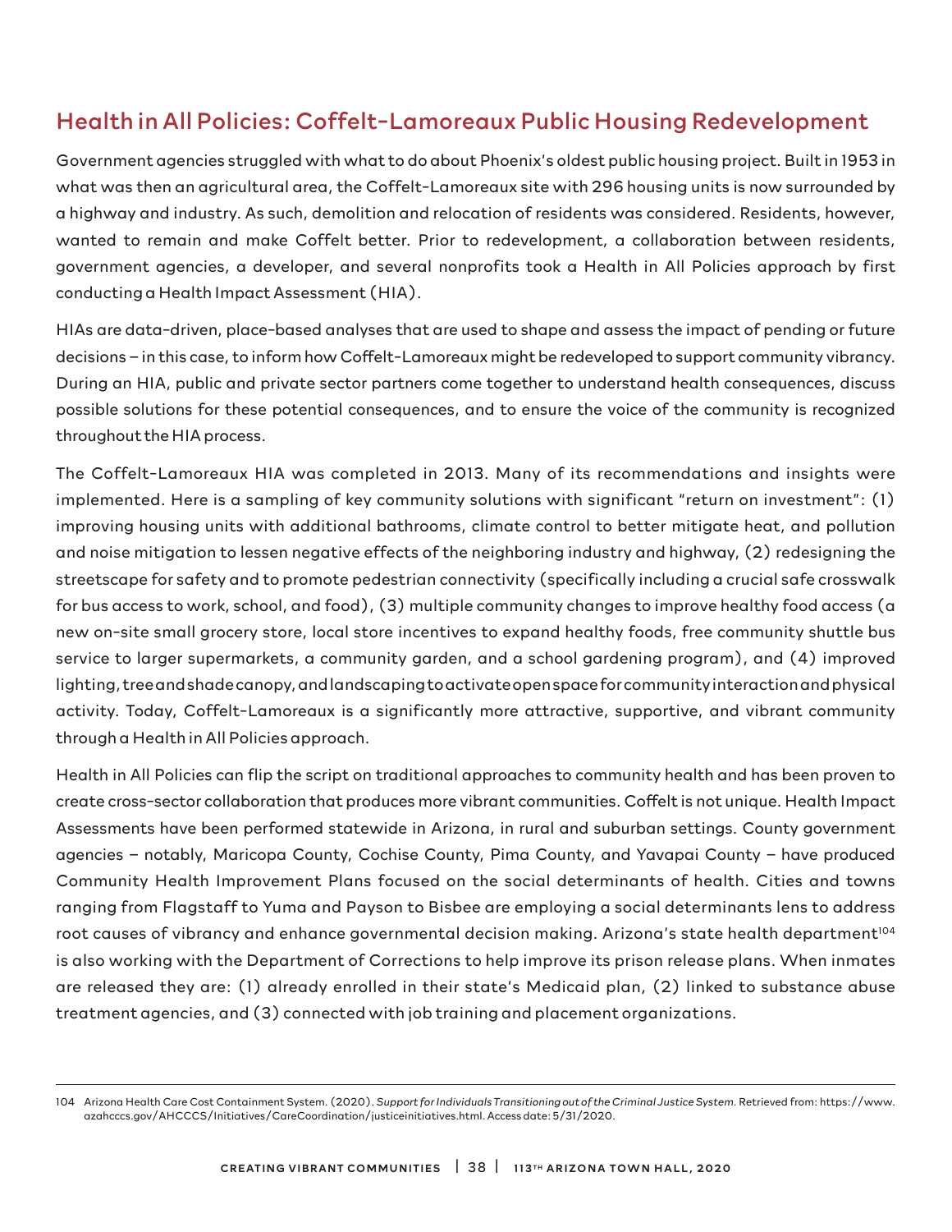## Health in All Policies: Coffelt-Lamoreaux Public Housing Redevelopment

Government agencies struggled with what to do about Phoenix's oldest public housing project. Built in 1953 in what was then an agricultural area, the Coffelt-Lamoreaux site with 296 housing units is now surrounded by a highway and industry. As such, demolition and relocation of residents was considered. Residents, however, wanted to remain and make Coffelt better. Prior to redevelopment, a collaboration between residents, government agencies, a developer, and several nonprofits took a Health in All Policies approach by first conducting a Health Impact Assessment (HIA).

HIAs are data-driven, place-based analyses that are used to shape and assess the impact of pending or future decisions – in this case, to inform how Coffelt-Lamoreaux might be redeveloped to support community vibrancy. During an HIA, public and private sector partners come together to understand health consequences, discuss possible solutions for these potential consequences, and to ensure the voice of the community is recognized throughout the HIA process.

The Coffelt-Lamoreaux HIA was completed in 2013. Many of its recommendations and insights were implemented. Here is a sampling of key community solutions with significant "return on investment": (1) improving housing units with additional bathrooms, climate control to better mitigate heat, and pollution and noise mitigation to lessen negative effects of the neighboring industry and highway, (2) redesigning the streetscape for safety and to promote pedestrian connectivity (specifically including a crucial safe crosswalk for bus access to work, school, and food), (3) multiple community changes to improve healthy food access (a new on-site small grocery store, local store incentives to expand healthy foods, free community shuttle bus service to larger supermarkets, a community garden, and a school gardening program), and (4) improved lighting, tree and shade canopy, and landscaping to activate open space for community interaction and physical activity. Today, Coffelt-Lamoreaux is a significantly more attractive, supportive, and vibrant community through a Health in All Policies approach.

Health in All Policies can flip the script on traditional approaches to community health and has been proven to create cross-sector collaboration that produces more vibrant communities. Coffelt is not unique. Health Impact Assessments have been performed statewide in Arizona, in rural and suburban settings. County government agencies – notably, Maricopa County, Cochise County, Pima County, and Yavapai County – have produced Community Health Improvement Plans focused on the social determinants of health. Cities and towns ranging from Flagstaff to Yuma and Payson to Bisbee are employing a social determinants lens to address root causes of vibrancy and enhance governmental decision making. Arizona's state health department[104] is also working with the Department of Corrections to help improve its prison release plans. When inmates are released they are: (1) already enrolled in their state's Medicaid plan, (2) linked to substance abuse treatment agencies, and (3) connected with job training and placement organizations.

---

104 Arizona Health Care Cost Containment System. (2020). *Support for Individuals Transitioning out of the Criminal Justice System.* Retrieved from: https://www.azahcccs.gov/AHCCCS/Initiatives/CareCoordination/justiceinitiatives.html. Access date: 5/31/2020.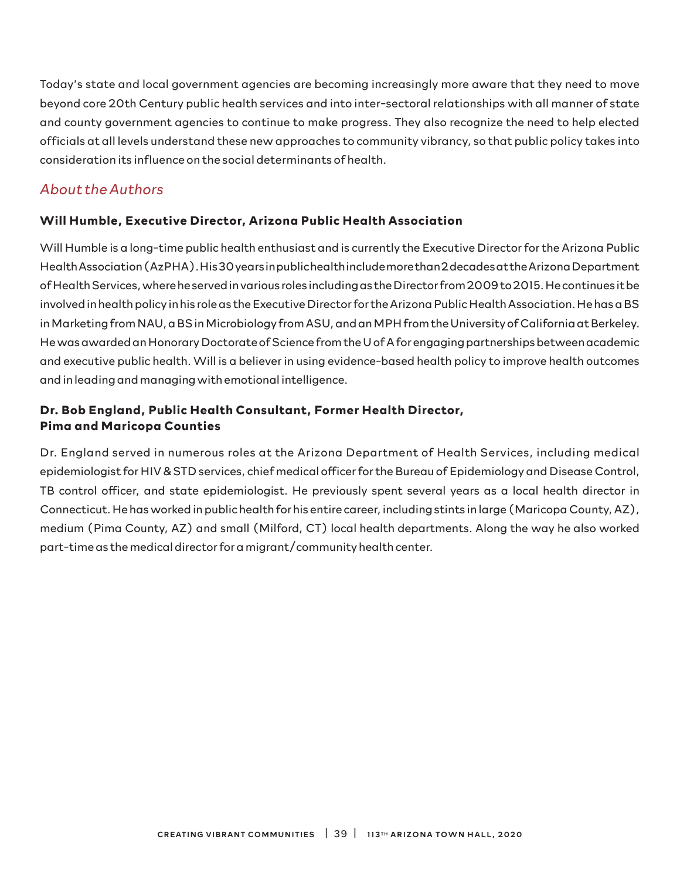Today's state and local government agencies are becoming increasingly more aware that they need to move beyond core 20th Century public health services and into inter-sectoral relationships with all manner of state and county government agencies to continue to make progress. They also recognize the need to help elected officials at all levels understand these new approaches to community vibrancy, so that public policy takes into consideration its influence on the social determinants of health.

## *About the Authors*

**Will Humble, Executive Director, Arizona Public Health Association**

Will Humble is a long-time public health enthusiast and is currently the Executive Director for the Arizona Public Health Association (AzPHA). His 30 years in public health include more than 2 decades at the Arizona Department of Health Services, where he served in various roles including as the Director from 2009 to 2015. He continues it be involved in health policy in his role as the Executive Director for the Arizona Public Health Association. He has a BS in Marketing from NAU, a BS in Microbiology from ASU, and an MPH from the University of California at Berkeley. He was awarded an Honorary Doctorate of Science from the U of A for engaging partnerships between academic and executive public health. Will is a believer in using evidence-based health policy to improve health outcomes and in leading and managing with emotional intelligence.

**Dr. Bob England, Public Health Consultant, Former Health Director, Pima and Maricopa Counties**

Dr. England served in numerous roles at the Arizona Department of Health Services, including medical epidemiologist for HIV & STD services, chief medical officer for the Bureau of Epidemiology and Disease Control, TB control officer, and state epidemiologist. He previously spent several years as a local health director in Connecticut. He has worked in public health for his entire career, including stints in large (Maricopa County, AZ), medium (Pima County, AZ) and small (Milford, CT) local health departments. Along the way he also worked part-time as the medical director for a migrant/community health center.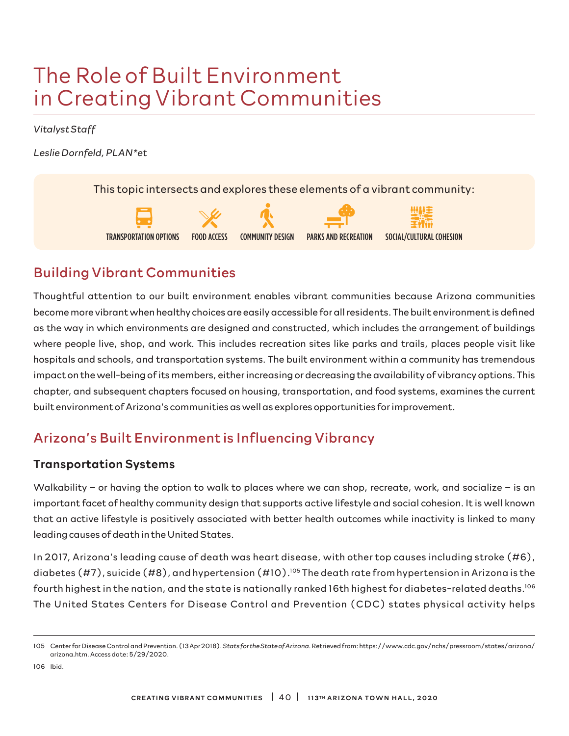# The Role of Built Environment in Creating Vibrant Communities

*Vitalyst Staff*

*Leslie Dornfeld, PLAN*et*

This topic intersects and explores these elements of a vibrant community:

TRANSPORTATION OPTIONS | FOOD ACCESS | COMMUNITY DESIGN | PARKS AND RECREATION | SOCIAL/CULTURAL COHESION

## Building Vibrant Communities

Thoughtful attention to our built environment enables vibrant communities because Arizona communities become more vibrant when healthy choices are easily accessible for all residents. The built environment is defined as the way in which environments are designed and constructed, which includes the arrangement of buildings where people live, shop, and work. This includes recreation sites like parks and trails, places people visit like hospitals and schools, and transportation systems. The built environment within a community has tremendous impact on the well-being of its members, either increasing or decreasing the availability of vibrancy options. This chapter, and subsequent chapters focused on housing, transportation, and food systems, examines the current built environment of Arizona's communities as well as explores opportunities for improvement.

## Arizona's Built Environment is Influencing Vibrancy

### Transportation Systems

Walkability – or having the option to walk to places where we can shop, recreate, work, and socialize – is an important facet of healthy community design that supports active lifestyle and social cohesion. It is well known that an active lifestyle is positively associated with better health outcomes while inactivity is linked to many leading causes of death in the United States.

In 2017, Arizona's leading cause of death was heart disease, with other top causes including stroke (#6), diabetes (#7), suicide (#8), and hypertension (#10).[105] The death rate from hypertension in Arizona is the fourth highest in the nation, and the state is nationally ranked 16th highest for diabetes-related deaths.[106] The United States Centers for Disease Control and Prevention (CDC) states physical activity helps

---

105 Center for Disease Control and Prevention. (13 Apr 2018). *Stats for the State of Arizona*. Retrieved from: https://www.cdc.gov/nchs/pressroom/states/arizona/arizona.htm. Access date: 5/29/2020.

106 Ibid.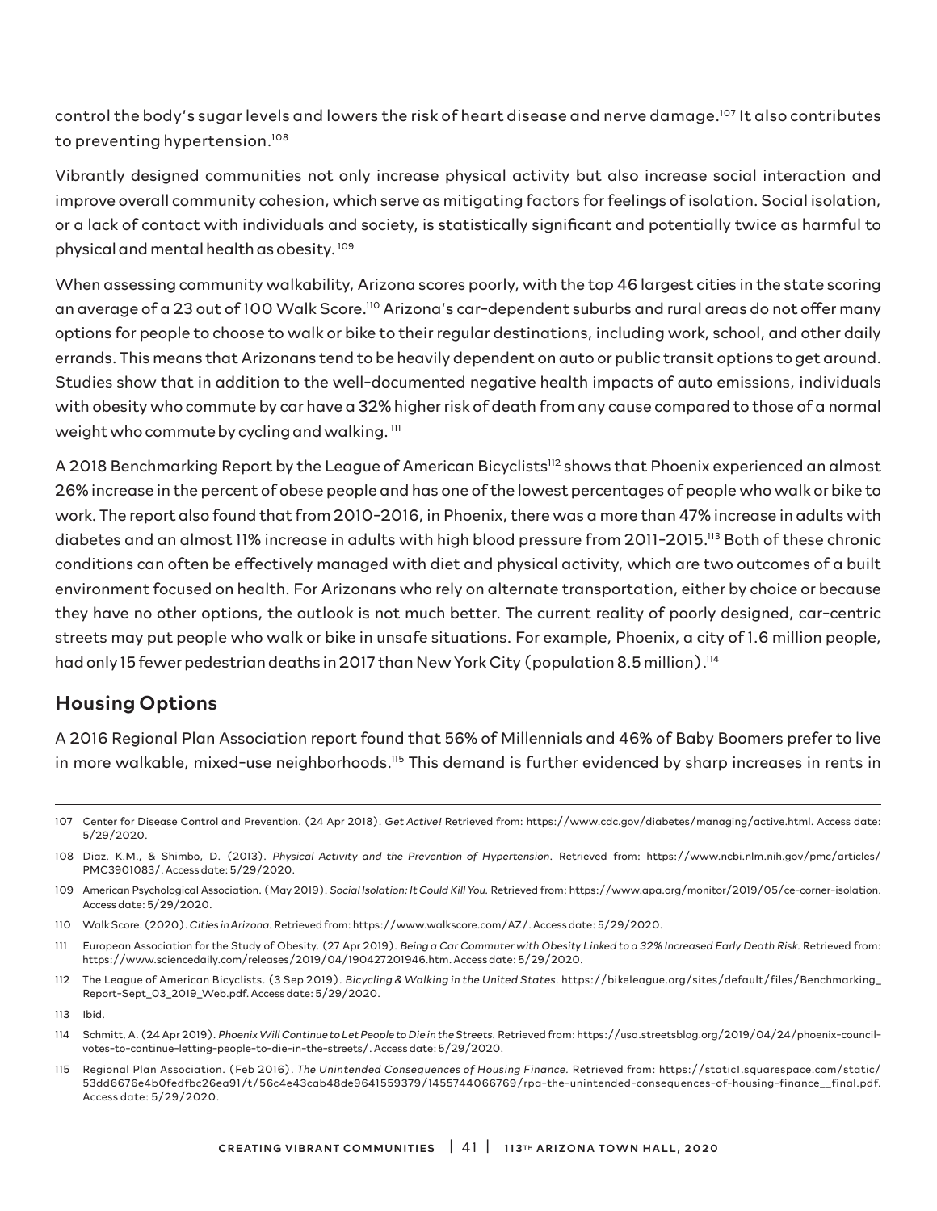control the body's sugar levels and lowers the risk of heart disease and nerve damage.[107] It also contributes to preventing hypertension.[108]

Vibrantly designed communities not only increase physical activity but also increase social interaction and improve overall community cohesion, which serve as mitigating factors for feelings of isolation. Social isolation, or a lack of contact with individuals and society, is statistically significant and potentially twice as harmful to physical and mental health as obesity. [109]

When assessing community walkability, Arizona scores poorly, with the top 46 largest cities in the state scoring an average of a 23 out of 100 Walk Score.[110] Arizona's car-dependent suburbs and rural areas do not offer many options for people to choose to walk or bike to their regular destinations, including work, school, and other daily errands. This means that Arizonans tend to be heavily dependent on auto or public transit options to get around. Studies show that in addition to the well-documented negative health impacts of auto emissions, individuals with obesity who commute by car have a 32% higher risk of death from any cause compared to those of a normal weight who commute by cycling and walking. [111]

A 2018 Benchmarking Report by the League of American Bicyclists[112] shows that Phoenix experienced an almost 26% increase in the percent of obese people and has one of the lowest percentages of people who walk or bike to work. The report also found that from 2010-2016, in Phoenix, there was a more than 47% increase in adults with diabetes and an almost 11% increase in adults with high blood pressure from 2011-2015.[113] Both of these chronic conditions can often be effectively managed with diet and physical activity, which are two outcomes of a built environment focused on health. For Arizonans who rely on alternate transportation, either by choice or because they have no other options, the outlook is not much better. The current reality of poorly designed, car-centric streets may put people who walk or bike in unsafe situations. For example, Phoenix, a city of 1.6 million people, had only 15 fewer pedestrian deaths in 2017 than New York City (population 8.5 million).[114]

## Housing Options

A 2016 Regional Plan Association report found that 56% of Millennials and 46% of Baby Boomers prefer to live in more walkable, mixed-use neighborhoods.[115] This demand is further evidenced by sharp increases in rents in

---

107 Center for Disease Control and Prevention. (24 Apr 2018). *Get Active!* Retrieved from: https://www.cdc.gov/diabetes/managing/active.html. Access date: 5/29/2020.

108 Diaz. K.M., & Shimbo, D. (2013). *Physical Activity and the Prevention of Hypertension*. Retrieved from: https://www.ncbi.nlm.nih.gov/pmc/articles/PMC3901083/. Access date: 5/29/2020.

109 American Psychological Association. (May 2019). *Social Isolation: It Could Kill You.* Retrieved from: https://www.apa.org/monitor/2019/05/ce-corner-isolation. Access date: 5/29/2020.

110 Walk Score. (2020). *Cities in Arizona*. Retrieved from: https://www.walkscore.com/AZ/. Access date: 5/29/2020.

111 European Association for the Study of Obesity. (27 Apr 2019). *Being a Car Commuter with Obesity Linked to a 32% Increased Early Death Risk.* Retrieved from: https://www.sciencedaily.com/releases/2019/04/190427201946.htm. Access date: 5/29/2020.

112 The League of American Bicyclists. (3 Sep 2019). *Bicycling & Walking in the United States*. https://bikeleague.org/sites/default/files/Benchmarking_Report-Sept_03_2019_Web.pdf. Access date: 5/29/2020.

113 Ibid.

114 Schmitt, A. (24 Apr 2019). *Phoenix Will Continue to Let People to Die in the Streets.* Retrieved from: https://usa.streetsblog.org/2019/04/24/phoenix-council-votes-to-continue-letting-people-to-die-in-the-streets/. Access date: 5/29/2020.

115 Regional Plan Association. (Feb 2016). *The Unintended Consequences of Housing Finance.* Retrieved from: https://static1.squarespace.com/static/53dd6676e4b0fedfbc26ea91/t/56c4e43cab48de9641559379/1455744066769/rpa-the-unintended-consequences-of-housing-finance__final.pdf. Access date: 5/29/2020.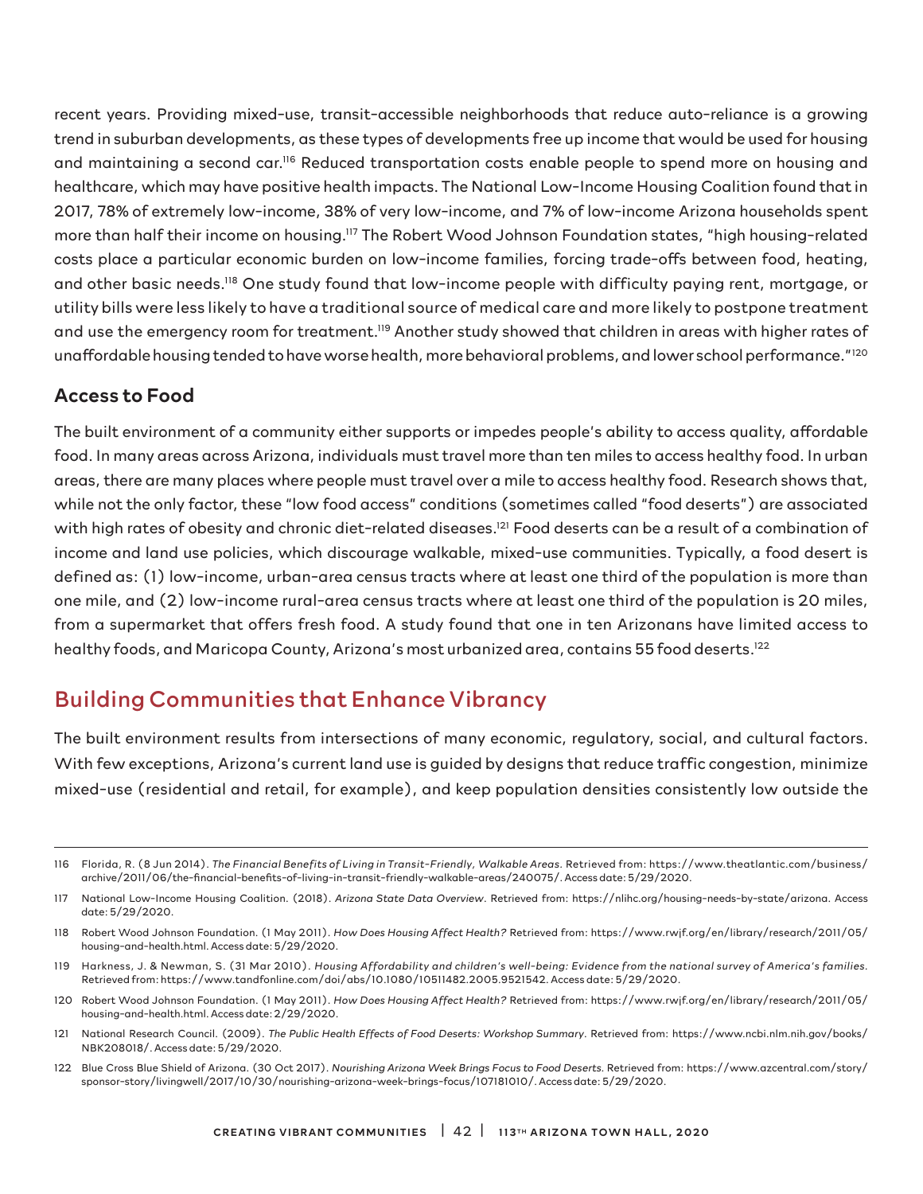recent years. Providing mixed-use, transit-accessible neighborhoods that reduce auto-reliance is a growing trend in suburban developments, as these types of developments free up income that would be used for housing and maintaining a second car.[116] Reduced transportation costs enable people to spend more on housing and healthcare, which may have positive health impacts. The National Low-Income Housing Coalition found that in 2017, 78% of extremely low-income, 38% of very low-income, and 7% of low-income Arizona households spent more than half their income on housing.[117] The Robert Wood Johnson Foundation states, "high housing-related costs place a particular economic burden on low-income families, forcing trade-offs between food, heating, and other basic needs.[118] One study found that low-income people with difficulty paying rent, mortgage, or utility bills were less likely to have a traditional source of medical care and more likely to postpone treatment and use the emergency room for treatment.[119] Another study showed that children in areas with higher rates of unaffordable housing tended to have worse health, more behavioral problems, and lower school performance."[120]

### Access to Food

The built environment of a community either supports or impedes people's ability to access quality, affordable food. In many areas across Arizona, individuals must travel more than ten miles to access healthy food. In urban areas, there are many places where people must travel over a mile to access healthy food. Research shows that, while not the only factor, these "low food access" conditions (sometimes called "food deserts") are associated with high rates of obesity and chronic diet-related diseases.[121] Food deserts can be a result of a combination of income and land use policies, which discourage walkable, mixed-use communities. Typically, a food desert is defined as: (1) low-income, urban-area census tracts where at least one third of the population is more than one mile, and (2) low-income rural-area census tracts where at least one third of the population is 20 miles, from a supermarket that offers fresh food. A study found that one in ten Arizonans have limited access to healthy foods, and Maricopa County, Arizona's most urbanized area, contains 55 food deserts.[122]

## Building Communities that Enhance Vibrancy

The built environment results from intersections of many economic, regulatory, social, and cultural factors. With few exceptions, Arizona's current land use is guided by designs that reduce traffic congestion, minimize mixed-use (residential and retail, for example), and keep population densities consistently low outside the

---

116 Florida, R. (8 Jun 2014). *The Financial Benefits of Living in Transit-Friendly, Walkable Areas*. Retrieved from: https://www.theatlantic.com/business/archive/2011/06/the-financial-benefits-of-living-in-transit-friendly-walkable-areas/240075/. Access date: 5/29/2020.

117 National Low-Income Housing Coalition. (2018). *Arizona State Data Overview*. Retrieved from: https://nlihc.org/housing-needs-by-state/arizona. Access date: 5/29/2020.

118 Robert Wood Johnson Foundation. (1 May 2011). *How Does Housing Affect Health?* Retrieved from: https://www.rwjf.org/en/library/research/2011/05/housing-and-health.html. Access date: 5/29/2020.

119 Harkness, J. & Newman, S. (31 Mar 2010). *Housing Affordability and children's well-being: Evidence from the national survey of America's families*. Retrieved from: https://www.tandfonline.com/doi/abs/10.1080/10511482.2005.9521542. Access date: 5/29/2020.

120 Robert Wood Johnson Foundation. (1 May 2011). *How Does Housing Affect Health?* Retrieved from: https://www.rwjf.org/en/library/research/2011/05/housing-and-health.html. Access date: 2/29/2020.

121 National Research Council. (2009). *The Public Health Effects of Food Deserts: Workshop Summary*. Retrieved from: https://www.ncbi.nlm.nih.gov/books/NBK208018/. Access date: 5/29/2020.

122 Blue Cross Blue Shield of Arizona. (30 Oct 2017). *Nourishing Arizona Week Brings Focus to Food Deserts*. Retrieved from: https://www.azcentral.com/story/sponsor-story/livingwell/2017/10/30/nourishing-arizona-week-brings-focus/107181010/. Access date: 5/29/2020.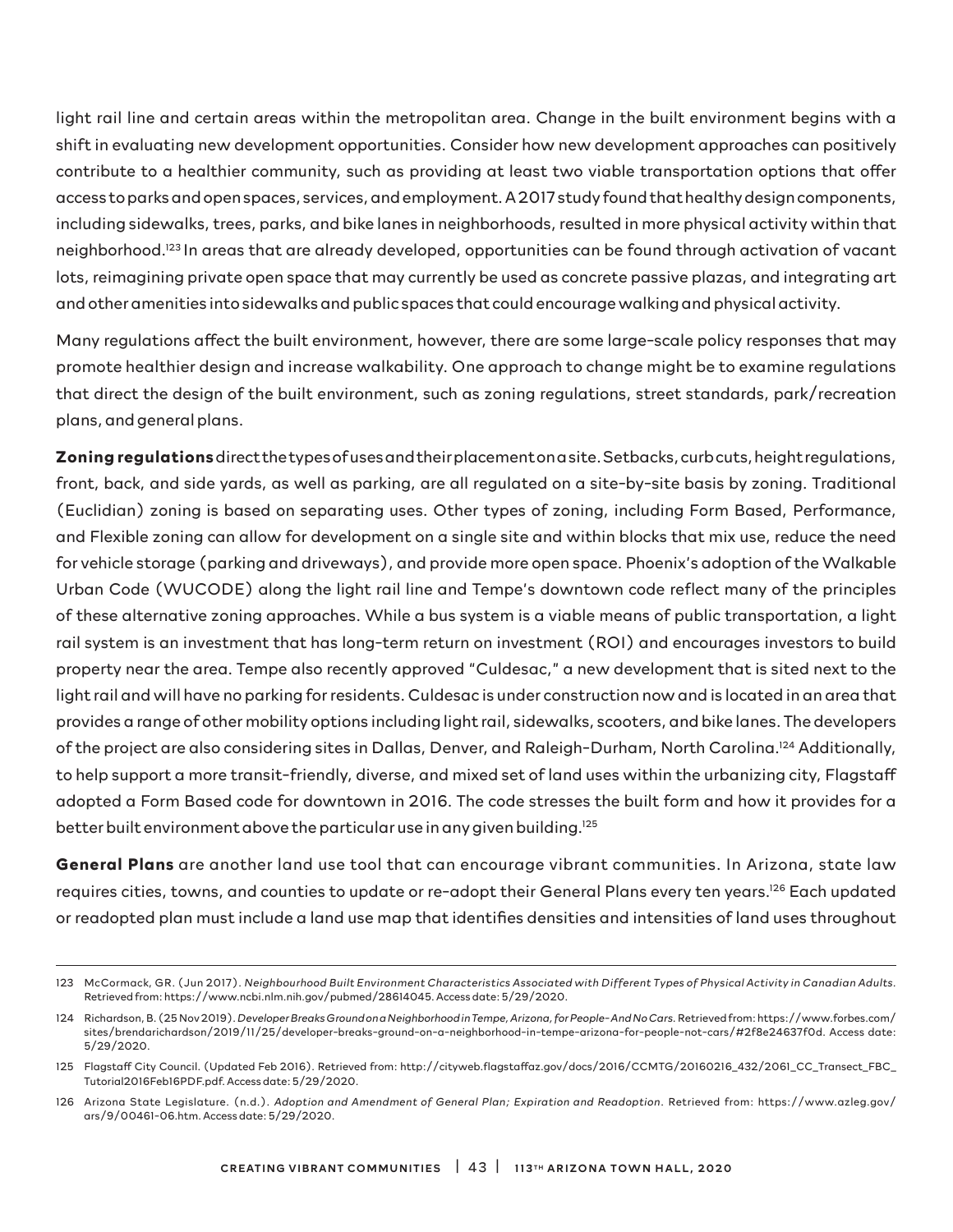light rail line and certain areas within the metropolitan area. Change in the built environment begins with a shift in evaluating new development opportunities. Consider how new development approaches can positively contribute to a healthier community, such as providing at least two viable transportation options that offer access to parks and open spaces, services, and employment. A 2017 study found that healthy design components, including sidewalks, trees, parks, and bike lanes in neighborhoods, resulted in more physical activity within that neighborhood.[123] In areas that are already developed, opportunities can be found through activation of vacant lots, reimagining private open space that may currently be used as concrete passive plazas, and integrating art and other amenities into sidewalks and public spaces that could encourage walking and physical activity.

Many regulations affect the built environment, however, there are some large-scale policy responses that may promote healthier design and increase walkability. One approach to change might be to examine regulations that direct the design of the built environment, such as zoning regulations, street standards, park/recreation plans, and general plans.

**Zoning regulations** direct the types of uses and their placement on a site. Setbacks, curb cuts, height regulations, front, back, and side yards, as well as parking, are all regulated on a site-by-site basis by zoning. Traditional (Euclidian) zoning is based on separating uses. Other types of zoning, including Form Based, Performance, and Flexible zoning can allow for development on a single site and within blocks that mix use, reduce the need for vehicle storage (parking and driveways), and provide more open space. Phoenix's adoption of the Walkable Urban Code (WUCODE) along the light rail line and Tempe's downtown code reflect many of the principles of these alternative zoning approaches. While a bus system is a viable means of public transportation, a light rail system is an investment that has long-term return on investment (ROI) and encourages investors to build property near the area. Tempe also recently approved "Culdesac," a new development that is sited next to the light rail and will have no parking for residents. Culdesac is under construction now and is located in an area that provides a range of other mobility options including light rail, sidewalks, scooters, and bike lanes. The developers of the project are also considering sites in Dallas, Denver, and Raleigh-Durham, North Carolina.[124] Additionally, to help support a more transit-friendly, diverse, and mixed set of land uses within the urbanizing city, Flagstaff adopted a Form Based code for downtown in 2016. The code stresses the built form and how it provides for a better built environment above the particular use in any given building.[125]

**General Plans** are another land use tool that can encourage vibrant communities. In Arizona, state law requires cities, towns, and counties to update or re-adopt their General Plans every ten years.[126] Each updated or readopted plan must include a land use map that identifies densities and intensities of land uses throughout

---

123 McCormack, GR. (Jun 2017). *Neighbourhood Built Environment Characteristics Associated with Different Types of Physical Activity in Canadian Adults.* Retrieved from: https://www.ncbi.nlm.nih.gov/pubmed/28614045. Access date: 5/29/2020.

124 Richardson, B. (25 Nov 2019). *Developer Breaks Ground on a Neighborhood in Tempe, Arizona, for People- And No Cars.* Retrieved from: https://www.forbes.com/sites/brendarichardson/2019/11/25/developer-breaks-ground-on-a-neighborhood-in-tempe-arizona-for-people-not-cars/#2f8e24637f0d. Access date: 5/29/2020.

125 Flagstaff City Council. (Updated Feb 2016). Retrieved from: http://cityweb.flagstaffaz.gov/docs/2016/CCMTG/20160216_432/2061_CC_Transect_FBC_Tutorial2016Feb16PDF.pdf. Access date: 5/29/2020.

126 Arizona State Legislature. (n.d.). *Adoption and Amendment of General Plan; Expiration and Readoption.* Retrieved from: https://www.azleg.gov/ars/9/00461-06.htm. Access date: 5/29/2020.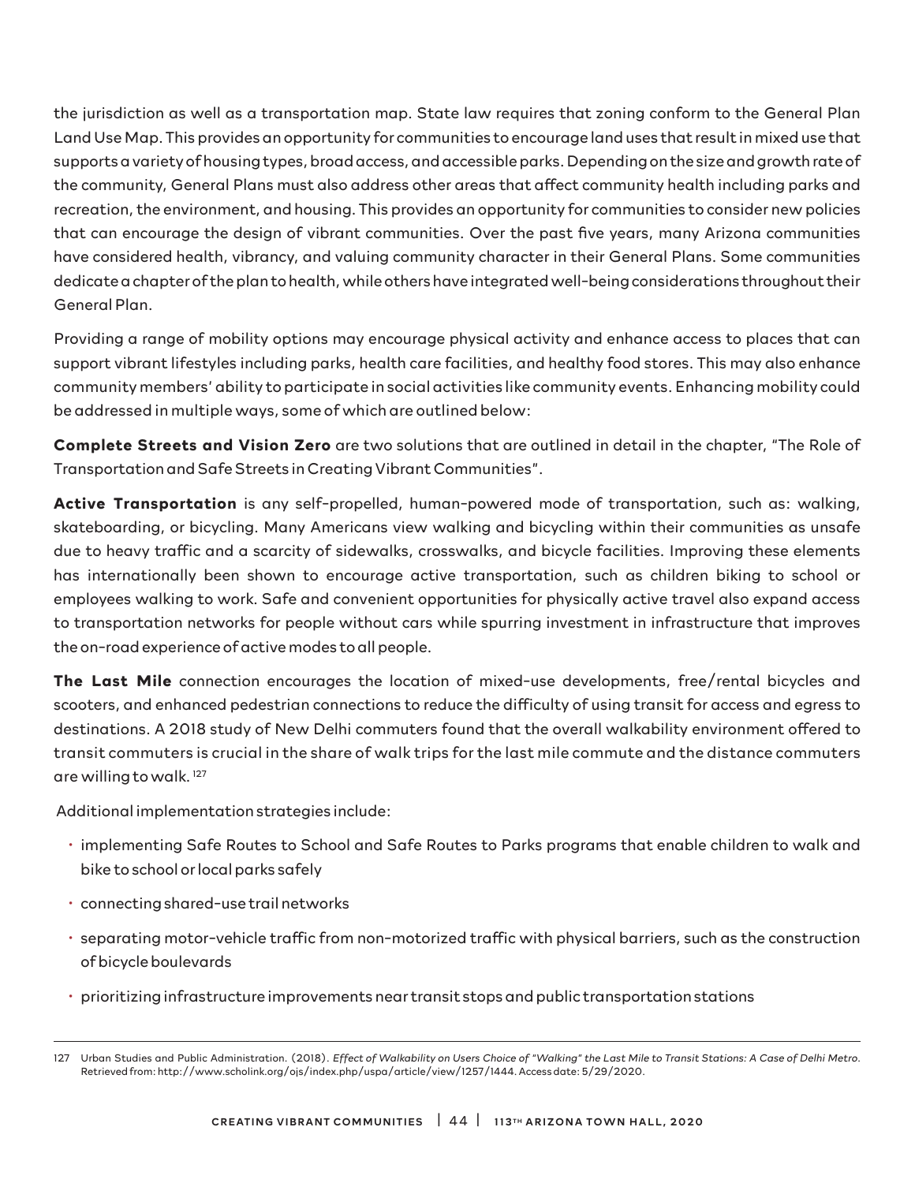the jurisdiction as well as a transportation map. State law requires that zoning conform to the General Plan Land Use Map. This provides an opportunity for communities to encourage land uses that result in mixed use that supports a variety of housing types, broad access, and accessible parks. Depending on the size and growth rate of the community, General Plans must also address other areas that affect community health including parks and recreation, the environment, and housing. This provides an opportunity for communities to consider new policies that can encourage the design of vibrant communities. Over the past five years, many Arizona communities have considered health, vibrancy, and valuing community character in their General Plans. Some communities dedicate a chapter of the plan to health, while others have integrated well-being considerations throughout their General Plan.

Providing a range of mobility options may encourage physical activity and enhance access to places that can support vibrant lifestyles including parks, health care facilities, and healthy food stores. This may also enhance community members' ability to participate in social activities like community events. Enhancing mobility could be addressed in multiple ways, some of which are outlined below:

**Complete Streets and Vision Zero** are two solutions that are outlined in detail in the chapter, "The Role of Transportation and Safe Streets in Creating Vibrant Communities".

**Active Transportation** is any self-propelled, human-powered mode of transportation, such as: walking, skateboarding, or bicycling. Many Americans view walking and bicycling within their communities as unsafe due to heavy traffic and a scarcity of sidewalks, crosswalks, and bicycle facilities. Improving these elements has internationally been shown to encourage active transportation, such as children biking to school or employees walking to work. Safe and convenient opportunities for physically active travel also expand access to transportation networks for people without cars while spurring investment in infrastructure that improves the on-road experience of active modes to all people.

**The Last Mile** connection encourages the location of mixed-use developments, free/rental bicycles and scooters, and enhanced pedestrian connections to reduce the difficulty of using transit for access and egress to destinations. A 2018 study of New Delhi commuters found that the overall walkability environment offered to transit commuters is crucial in the share of walk trips for the last mile commute and the distance commuters are willing to walk. [127]

Additional implementation strategies include:

- implementing Safe Routes to School and Safe Routes to Parks programs that enable children to walk and bike to school or local parks safely
- connecting shared-use trail networks
- separating motor-vehicle traffic from non-motorized traffic with physical barriers, such as the construction of bicycle boulevards
- prioritizing infrastructure improvements near transit stops and public transportation stations

---

127 Urban Studies and Public Administration. (2018). *Effect of Walkability on Users Choice of "Walking" the Last Mile to Transit Stations: A Case of Delhi Metro*. Retrieved from: http://www.scholink.org/ojs/index.php/uspa/article/view/1257/1444. Access date: 5/29/2020.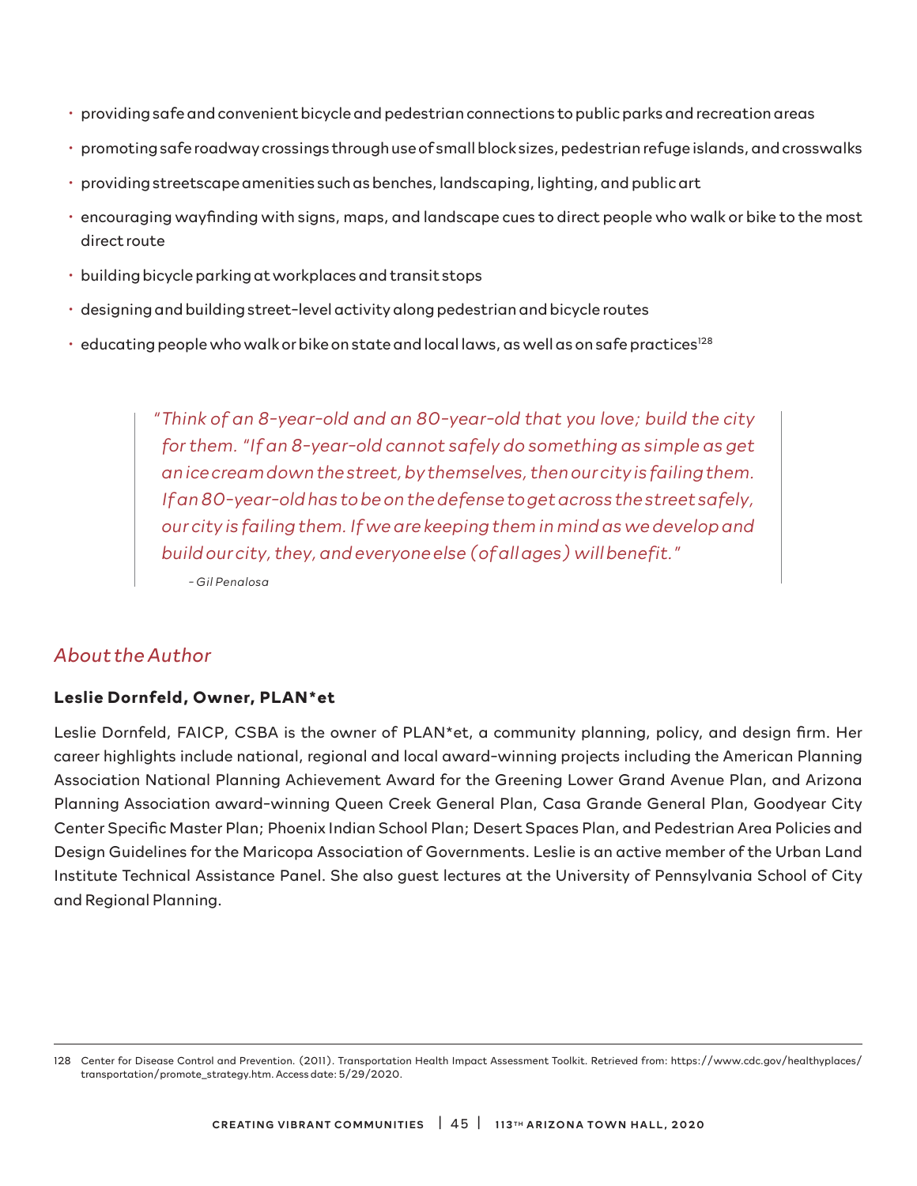- providing safe and convenient bicycle and pedestrian connections to public parks and recreation areas
- promoting safe roadway crossings through use of small block sizes, pedestrian refuge islands, and crosswalks
- providing streetscape amenities such as benches, landscaping, lighting, and public art
- encouraging wayfinding with signs, maps, and landscape cues to direct people who walk or bike to the most direct route
- building bicycle parking at workplaces and transit stops
- designing and building street-level activity along pedestrian and bicycle routes
- educating people who walk or bike on state and local laws, as well as on safe practices[128]

> *"Think of an 8-year-old and an 80-year-old that you love; build the city for them. "If an 8-year-old cannot safely do something as simple as get an ice cream down the street, by themselves, then our city is failing them. If an 80-year-old has to be on the defense to get across the street safely, our city is failing them. If we are keeping them in mind as we develop and build our city, they, and everyone else (of all ages) will benefit."*
>
> *– Gil Penalosa*

## *About the Author*

### Leslie Dornfeld, Owner, PLAN*et

Leslie Dornfeld, FAICP, CSBA is the owner of PLAN*et, a community planning, policy, and design firm. Her career highlights include national, regional and local award-winning projects including the American Planning Association National Planning Achievement Award for the Greening Lower Grand Avenue Plan, and Arizona Planning Association award-winning Queen Creek General Plan, Casa Grande General Plan, Goodyear City Center Specific Master Plan; Phoenix Indian School Plan; Desert Spaces Plan, and Pedestrian Area Policies and Design Guidelines for the Maricopa Association of Governments. Leslie is an active member of the Urban Land Institute Technical Assistance Panel. She also guest lectures at the University of Pennsylvania School of City and Regional Planning.

---

128 Center for Disease Control and Prevention. (2011). Transportation Health Impact Assessment Toolkit. Retrieved from: https://www.cdc.gov/healthyplaces/transportation/promote_strategy.htm. Access date: 5/29/2020.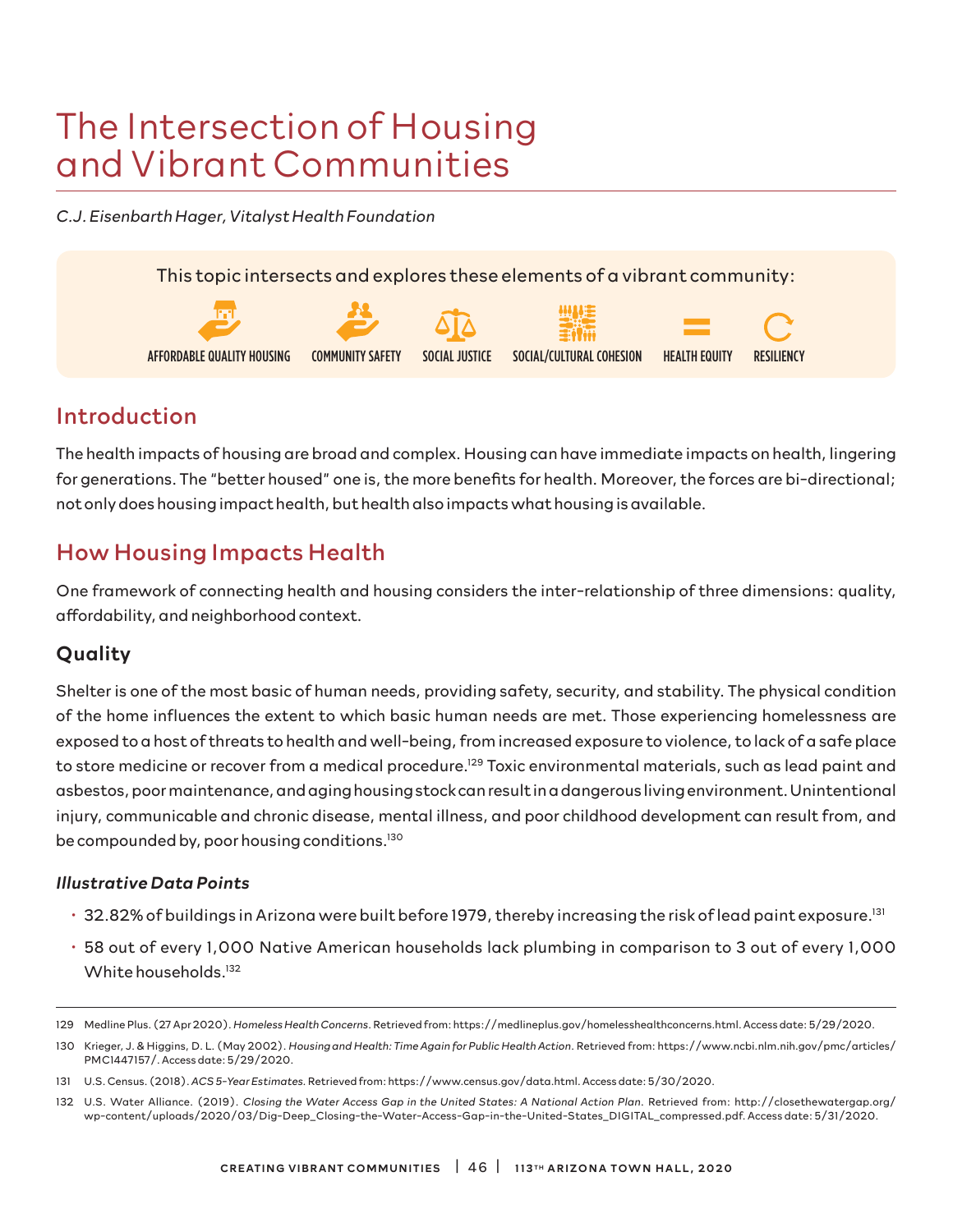# The Intersection of Housing and Vibrant Communities

*C.J. Eisenbarth Hager, Vitalyst Health Foundation*

This topic intersects and explores these elements of a vibrant community:

AFFORDABLE QUALITY HOUSING | COMMUNITY SAFETY | SOCIAL JUSTICE | SOCIAL/CULTURAL COHESION | HEALTH EQUITY | RESILIENCY

## Introduction

The health impacts of housing are broad and complex. Housing can have immediate impacts on health, lingering for generations. The "better housed" one is, the more benefits for health. Moreover, the forces are bi-directional; not only does housing impact health, but health also impacts what housing is available.

## How Housing Impacts Health

One framework of connecting health and housing considers the inter-relationship of three dimensions: quality, affordability, and neighborhood context.

### Quality

Shelter is one of the most basic of human needs, providing safety, security, and stability. The physical condition of the home influences the extent to which basic human needs are met. Those experiencing homelessness are exposed to a host of threats to health and well-being, from increased exposure to violence, to lack of a safe place to store medicine or recover from a medical procedure.[129] Toxic environmental materials, such as lead paint and asbestos, poor maintenance, and aging housing stock can result in a dangerous living environment. Unintentional injury, communicable and chronic disease, mental illness, and poor childhood development can result from, and be compounded by, poor housing conditions.[130]

#### *Illustrative Data Points*

- 32.82% of buildings in Arizona were built before 1979, thereby increasing the risk of lead paint exposure.[131]
- 58 out of every 1,000 Native American households lack plumbing in comparison to 3 out of every 1,000 White households.[132]

---

129 Medline Plus. (27 Apr 2020). *Homeless Health Concerns*. Retrieved from: https://medlineplus.gov/homelesshealthconcerns.html. Access date: 5/29/2020.

130 Krieger, J. & Higgins, D. L. (May 2002). *Housing and Health: Time Again for Public Health Action*. Retrieved from: https://www.ncbi.nlm.nih.gov/pmc/articles/PMC1447157/. Access date: 5/29/2020.

131 U.S. Census. (2018). *ACS 5-Year Estimates*. Retrieved from: https://www.census.gov/data.html. Access date: 5/30/2020.

132 U.S. Water Alliance. (2019). *Closing the Water Access Gap in the United States: A National Action Plan*. Retrieved from: http://closethewatergap.org/wp-content/uploads/2020/03/Dig-Deep_Closing-the-Water-Access-Gap-in-the-United-States_DIGITAL_compressed.pdf. Access date: 5/31/2020.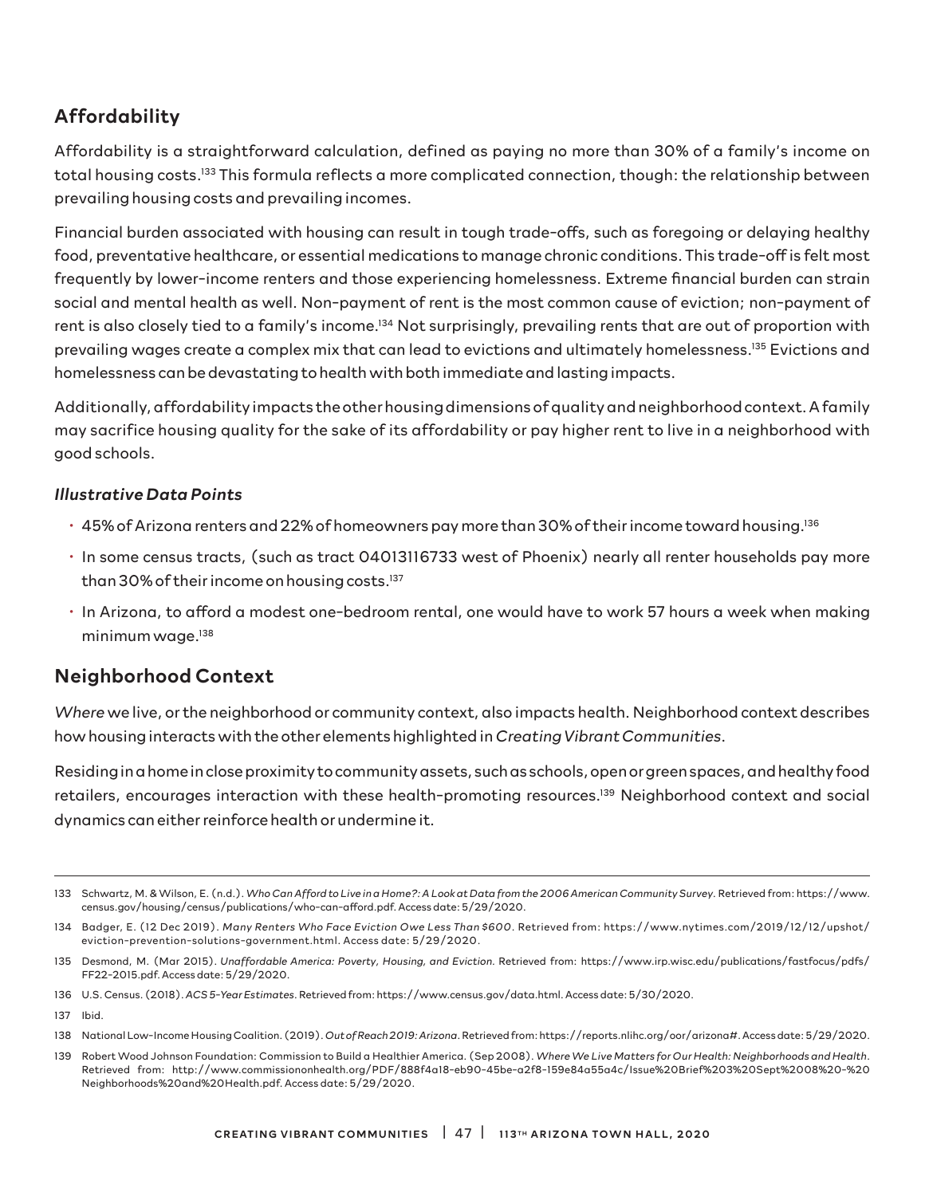## Affordability

Affordability is a straightforward calculation, defined as paying no more than 30% of a family's income on total housing costs.[133] This formula reflects a more complicated connection, though: the relationship between prevailing housing costs and prevailing incomes.

Financial burden associated with housing can result in tough trade-offs, such as foregoing or delaying healthy food, preventative healthcare, or essential medications to manage chronic conditions. This trade-off is felt most frequently by lower-income renters and those experiencing homelessness. Extreme financial burden can strain social and mental health as well. Non-payment of rent is the most common cause of eviction; non-payment of rent is also closely tied to a family's income.[134] Not surprisingly, prevailing rents that are out of proportion with prevailing wages create a complex mix that can lead to evictions and ultimately homelessness.[135] Evictions and homelessness can be devastating to health with both immediate and lasting impacts.

Additionally, affordability impacts the other housing dimensions of quality and neighborhood context. A family may sacrifice housing quality for the sake of its affordability or pay higher rent to live in a neighborhood with good schools.

### *Illustrative Data Points*

- 45% of Arizona renters and 22% of homeowners pay more than 30% of their income toward housing.[136]
- In some census tracts, (such as tract 04013116733 west of Phoenix) nearly all renter households pay more than 30% of their income on housing costs.[137]
- In Arizona, to afford a modest one-bedroom rental, one would have to work 57 hours a week when making minimum wage.[138]

## Neighborhood Context

*Where* we live, or the neighborhood or community context, also impacts health. Neighborhood context describes how housing interacts with the other elements highlighted in *Creating Vibrant Communities*.

Residing in a home in close proximity to community assets, such as schools, open or green spaces, and healthy food retailers, encourages interaction with these health-promoting resources.[139] Neighborhood context and social dynamics can either reinforce health or undermine it.

---

133 Schwartz, M. & Wilson, E. (n.d.). *Who Can Afford to Live in a Home?: A Look at Data from the 2006 American Community Survey*. Retrieved from: https://www.census.gov/housing/census/publications/who-can-afford.pdf. Access date: 5/29/2020.

134 Badger, E. (12 Dec 2019). *Many Renters Who Face Eviction Owe Less Than $600*. Retrieved from: https://www.nytimes.com/2019/12/12/upshot/eviction-prevention-solutions-government.html. Access date: 5/29/2020.

135 Desmond, M. (Mar 2015). *Unaffordable America: Poverty, Housing, and Eviction*. Retrieved from: https://www.irp.wisc.edu/publications/fastfocus/pdfs/FF22-2015.pdf. Access date: 5/29/2020.

136 U.S. Census. (2018). *ACS 5-Year Estimates*. Retrieved from: https://www.census.gov/data.html. Access date: 5/30/2020.

137 Ibid.

138 National Low-Income Housing Coalition. (2019). *Out of Reach 2019: Arizona*. Retrieved from: https://reports.nlihc.org/oor/arizona#. Access date: 5/29/2020.

139 Robert Wood Johnson Foundation: Commission to Build a Healthier America. (Sep 2008). *Where We Live Matters for Our Health: Neighborhoods and Health*. Retrieved from: http://www.commissiononhealth.org/PDF/888f4a18-eb90-45be-a2f8-159e84a55a4c/Issue%20Brief%203%20Sept%2008%20-%20Neighborhoods%20and%20Health.pdf. Access date: 5/29/2020.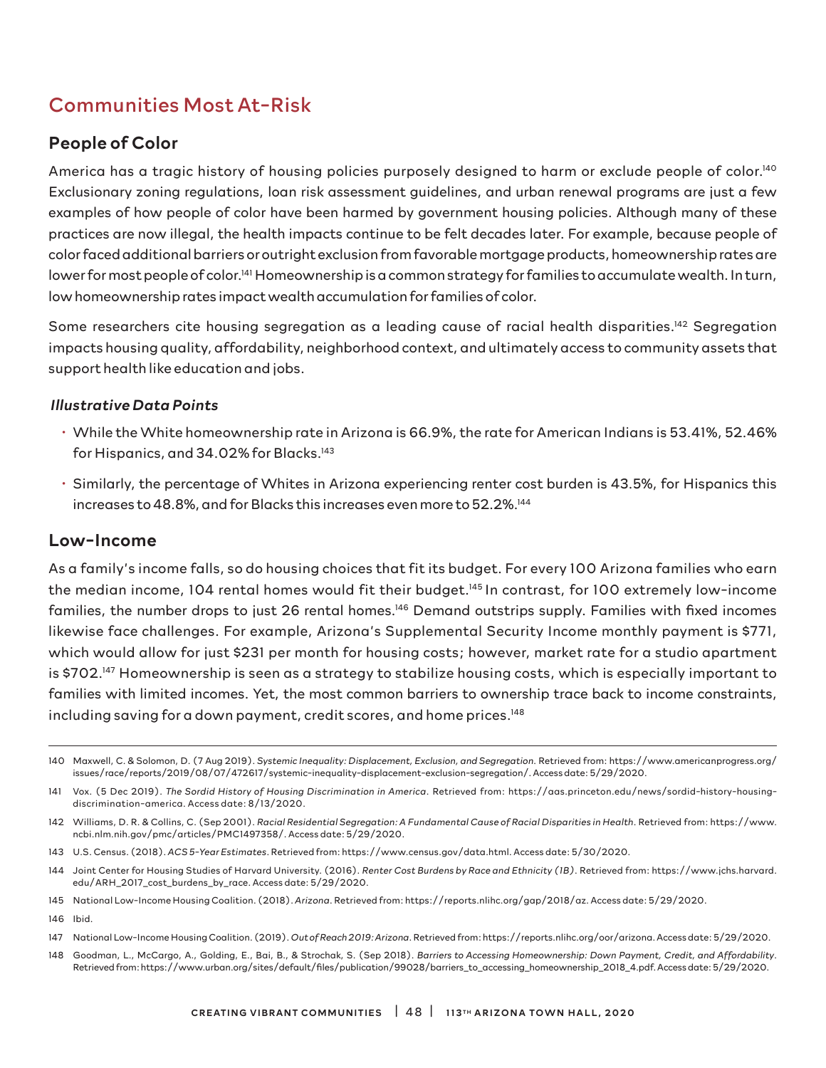## Communities Most At-Risk

### People of Color

America has a tragic history of housing policies purposely designed to harm or exclude people of color.[140] Exclusionary zoning regulations, loan risk assessment guidelines, and urban renewal programs are just a few examples of how people of color have been harmed by government housing policies. Although many of these practices are now illegal, the health impacts continue to be felt decades later. For example, because people of color faced additional barriers or outright exclusion from favorable mortgage products, homeownership rates are lower for most people of color.[141] Homeownership is a common strategy for families to accumulate wealth. In turn, low homeownership rates impact wealth accumulation for families of color.

Some researchers cite housing segregation as a leading cause of racial health disparities.[142] Segregation impacts housing quality, affordability, neighborhood context, and ultimately access to community assets that support health like education and jobs.

***Illustrative Data Points***

- While the White homeownership rate in Arizona is 66.9%, the rate for American Indians is 53.41%, 52.46% for Hispanics, and 34.02% for Blacks.[143]
- Similarly, the percentage of Whites in Arizona experiencing renter cost burden is 43.5%, for Hispanics this increases to 48.8%, and for Blacks this increases even more to 52.2%.[144]

### Low-Income

As a family's income falls, so do housing choices that fit its budget. For every 100 Arizona families who earn the median income, 104 rental homes would fit their budget.[145] In contrast, for 100 extremely low-income families, the number drops to just 26 rental homes.[146] Demand outstrips supply. Families with fixed incomes likewise face challenges. For example, Arizona's Supplemental Security Income monthly payment is $771, which would allow for just $231 per month for housing costs; however, market rate for a studio apartment is $702.[147] Homeownership is seen as a strategy to stabilize housing costs, which is especially important to families with limited incomes. Yet, the most common barriers to ownership trace back to income constraints, including saving for a down payment, credit scores, and home prices.[148]

---

140 Maxwell, C. & Solomon, D. (7 Aug 2019). *Systemic Inequality: Displacement, Exclusion, and Segregation*. Retrieved from: https://www.americanprogress.org/issues/race/reports/2019/08/07/472617/systemic-inequality-displacement-exclusion-segregation/. Access date: 5/29/2020.

141 Vox. (5 Dec 2019). *The Sordid History of Housing Discrimination in America*. Retrieved from: https://aas.princeton.edu/news/sordid-history-housing-discrimination-america. Access date: 8/13/2020.

142 Williams, D. R. & Collins, C. (Sep 2001). *Racial Residential Segregation: A Fundamental Cause of Racial Disparities in Health*. Retrieved from: https://www.ncbi.nlm.nih.gov/pmc/articles/PMC1497358/. Access date: 5/29/2020.

143 U.S. Census. (2018). *ACS 5-Year Estimates*. Retrieved from: https://www.census.gov/data.html. Access date: 5/30/2020.

144 Joint Center for Housing Studies of Harvard University. (2016). *Renter Cost Burdens by Race and Ethnicity (1B)*. Retrieved from: https://www.jchs.harvard.edu/ARH_2017_cost_burdens_by_race. Access date: 5/29/2020.

145 National Low-Income Housing Coalition. (2018). *Arizona*. Retrieved from: https://reports.nlihc.org/gap/2018/az. Access date: 5/29/2020.

146 Ibid.

147 National Low-Income Housing Coalition. (2019). *Out of Reach 2019: Arizona*. Retrieved from: https://reports.nlihc.org/oor/arizona. Access date: 5/29/2020.

148 Goodman, L., McCargo, A., Golding, E., Bai, B., & Strochak, S. (Sep 2018). *Barriers to Accessing Homeownership: Down Payment, Credit, and Affordability*. Retrieved from: https://www.urban.org/sites/default/files/publication/99028/barriers_to_accessing_homeownership_2018_4.pdf. Access date: 5/29/2020.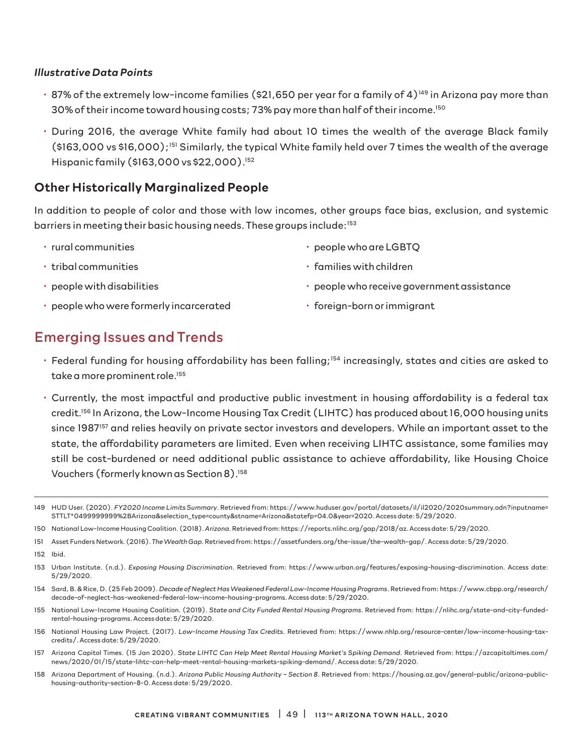*Illustrative Data Points*

- 87% of the extremely low-income families ($21,650 per year for a family of 4)[149] in Arizona pay more than 30% of their income toward housing costs; 73% pay more than half of their income.[150]
- During 2016, the average White family had about 10 times the wealth of the average Black family ($163,000 vs $16,000);[151] Similarly, the typical White family held over 7 times the wealth of the average Hispanic family ($163,000 vs $22,000).[152]

### Other Historically Marginalized People

In addition to people of color and those with low incomes, other groups face bias, exclusion, and systemic barriers in meeting their basic housing needs. These groups include:[153]

- rural communities
- tribal communities
- people with disabilities
- people who were formerly incarcerated
- people who are LGBTQ
- families with children
- people who receive government assistance
- foreign-born or immigrant

## Emerging Issues and Trends

- Federal funding for housing affordability has been falling;[154] increasingly, states and cities are asked to take a more prominent role.[155]
- Currently, the most impactful and productive public investment in housing affordability is a federal tax credit.[156] In Arizona, the Low-Income Housing Tax Credit (LIHTC) has produced about 16,000 housing units since 1987[157] and relies heavily on private sector investors and developers. While an important asset to the state, the affordability parameters are limited. Even when receiving LIHTC assistance, some families may still be cost-burdened or need additional public assistance to achieve affordability, like Housing Choice Vouchers (formerly known as Section 8).[158]

---

149 HUD User. (2020). *FY2020 Income Limits Summary*. Retrieved from: https://www.huduser.gov/portal/datasets/il/il2020/2020summary.odn?inputname=STTLT*0499999999%2BArizona&selection_type=county&stname=Arizona&statefp=04.0&year=2020. Access date: 5/29/2020.

150 National Low-Income Housing Coalition. (2018). *Arizona*. Retrieved from: https://reports.nlihc.org/gap/2018/az. Access date: 5/29/2020.

151 Asset Funders Network. (2016). *The Wealth Gap*. Retrieved from: https://assetfunders.org/the-issue/the-wealth-gap/. Access date: 5/29/2020.

152 Ibid.

153 Urban Institute. (n.d.). *Exposing Housing Discrimination*. Retrieved from: https://www.urban.org/features/exposing-housing-discrimination. Access date: 5/29/2020.

154 Sard, B. & Rice, D. (25 Feb 2009). *Decade of Neglect Has Weakened Federal Low-Income Housing Programs*. Retrieved from: https://www.cbpp.org/research/decade-of-neglect-has-weakened-federal-low-income-housing-programs. Access date: 5/29/2020.

155 National Low-Income Housing Coalition. (2019). *State and City Funded Rental Housing Programs*. Retrieved from: https://nlihc.org/state-and-city-funded-rental-housing-programs. Access date: 5/29/2020.

156 National Housing Law Project. (2017). *Low-Income Housing Tax Credits*. Retrieved from: https://www.nhlp.org/resource-center/low-income-housing-tax-credits/. Access date: 5/29/2020.

157 Arizona Capitol Times. (15 Jan 2020). *State LIHTC Can Help Meet Rental Housing Market's Spiking Demand*. Retrieved from: https://azcapitoltimes.com/news/2020/01/15/state-lihtc-can-help-meet-rental-housing-markets-spiking-demand/. Access date: 5/29/2020.

158 Arizona Department of Housing. (n.d.). *Arizona Public Housing Authority – Section 8*. Retrieved from: https://housing.az.gov/general-public/arizona-public-housing-authority-section-8-0. Access date: 5/29/2020.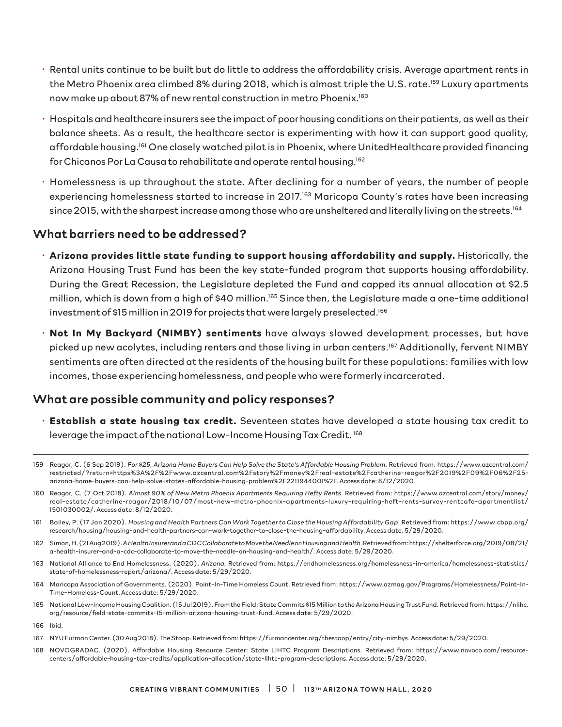- Rental units continue to be built but do little to address the affordability crisis. Average apartment rents in the Metro Phoenix area climbed 8% during 2018, which is almost triple the U.S. rate.[159] Luxury apartments now make up about 87% of new rental construction in metro Phoenix.[160]
- Hospitals and healthcare insurers see the impact of poor housing conditions on their patients, as well as their balance sheets. As a result, the healthcare sector is experimenting with how it can support good quality, affordable housing.[161] One closely watched pilot is in Phoenix, where UnitedHealthcare provided financing for Chicanos Por La Causa to rehabilitate and operate rental housing.[162]
- Homelessness is up throughout the state. After declining for a number of years, the number of people experiencing homelessness started to increase in 2017.[163] Maricopa County's rates have been increasing since 2015, with the sharpest increase among those who are unsheltered and literally living on the streets.[164]

## What barriers need to be addressed?

- **Arizona provides little state funding to support housing affordability and supply.** Historically, the Arizona Housing Trust Fund has been the key state-funded program that supports housing affordability. During the Great Recession, the Legislature depleted the Fund and capped its annual allocation at $2.5 million, which is down from a high of $40 million.[165] Since then, the Legislature made a one-time additional investment of $15 million in 2019 for projects that were largely preselected.[166]
- **Not In My Backyard (NIMBY) sentiments** have always slowed development processes, but have picked up new acolytes, including renters and those living in urban centers.[167] Additionally, fervent NIMBY sentiments are often directed at the residents of the housing built for these populations: families with low incomes, those experiencing homelessness, and people who were formerly incarcerated.

## What are possible community and policy responses?

- **Establish a state housing tax credit.** Seventeen states have developed a state housing tax credit to leverage the impact of the national Low-Income Housing Tax Credit.[168]

---

159 Reagor, C. (6 Sep 2019). *For $25, Arizona Home Buyers Can Help Solve the State's Affordable Housing Problem*. Retrieved from: https://www.azcentral.com/restricted/?return=https%3A%2F%2Fwww.azcentral.com%2Fstory%2Fmoney%2Freal-estate%2Fcatherine-reagor%2F2019%2F09%2F06%2F25-arizona-home-buyers-can-help-solve-states-affordable-housing-problem%2F2211944001%2F. Access date: 8/12/2020.

160 Reagor, C. (7 Oct 2018). *Almost 90% of New Metro Phoenix Apartments Requiring Hefty Rents*. Retrieved from: https://www.azcentral.com/story/money/real-estate/catherine-reagor/2018/10/07/most-new-metro-phoenix-apartments-luxury-requiring-heft-rents-survey-rentcafe-apartmentlist/1501030002/. Access date: 8/12/2020.

161 Bailey, P. (17 Jan 2020). *Housing and Health Partners Can Work Together to Close the Housing Affordability Gap*. Retrieved from: https://www.cbpp.org/research/housing/housing-and-health-partners-can-work-together-to-close-the-housing-affordability. Access date: 5/29/2020.

162 Simon, H. (21 Aug 2019). *A Health Insurer and a CDC Collaborate to Move the Needle on Housing and Health*. Retrieved from: https://shelterforce.org/2019/08/21/a-health-insurer-and-a-cdc-collaborate-to-move-the-needle-on-housing-and-health/. Access date: 5/29/2020.

163 National Alliance to End Homelessness. (2020). *Arizona*. Retrieved from: https://endhomelessness.org/homelessness-in-america/homelessness-statistics/state-of-homelessness-report/arizona/. Access date: 5/29/2020.

164 Maricopa Association of Governments. (2020). Point-In-Time Homeless Count. Retrieved from: https://www.azmag.gov/Programs/Homelessness/Point-In-Time-Homeless-Count. Access date: 5/29/2020.

165 National Low-Income Housing Coalition. (15 Jul 2019). From the Field: State Commits $15 Million to the Arizona Housing Trust Fund. Retrieved from: https://nlihc.org/resource/field-state-commits-15-million-arizona-housing-trust-fund. Access date: 5/29/2020.

166 Ibid.

167 NYU Furman Center. (30 Aug 2018). The Stoop. Retrieved from: https://furmancenter.org/thestoop/entry/city-nimbys. Access date: 5/29/2020.

168 NOVOGRADAC. (2020). Affordable Housing Resource Center: State LIHTC Program Descriptions. Retrieved from: https://www.novoco.com/resource-centers/affordable-housing-tax-credits/application-allocation/state-lihtc-program-descriptions. Access date: 5/29/2020.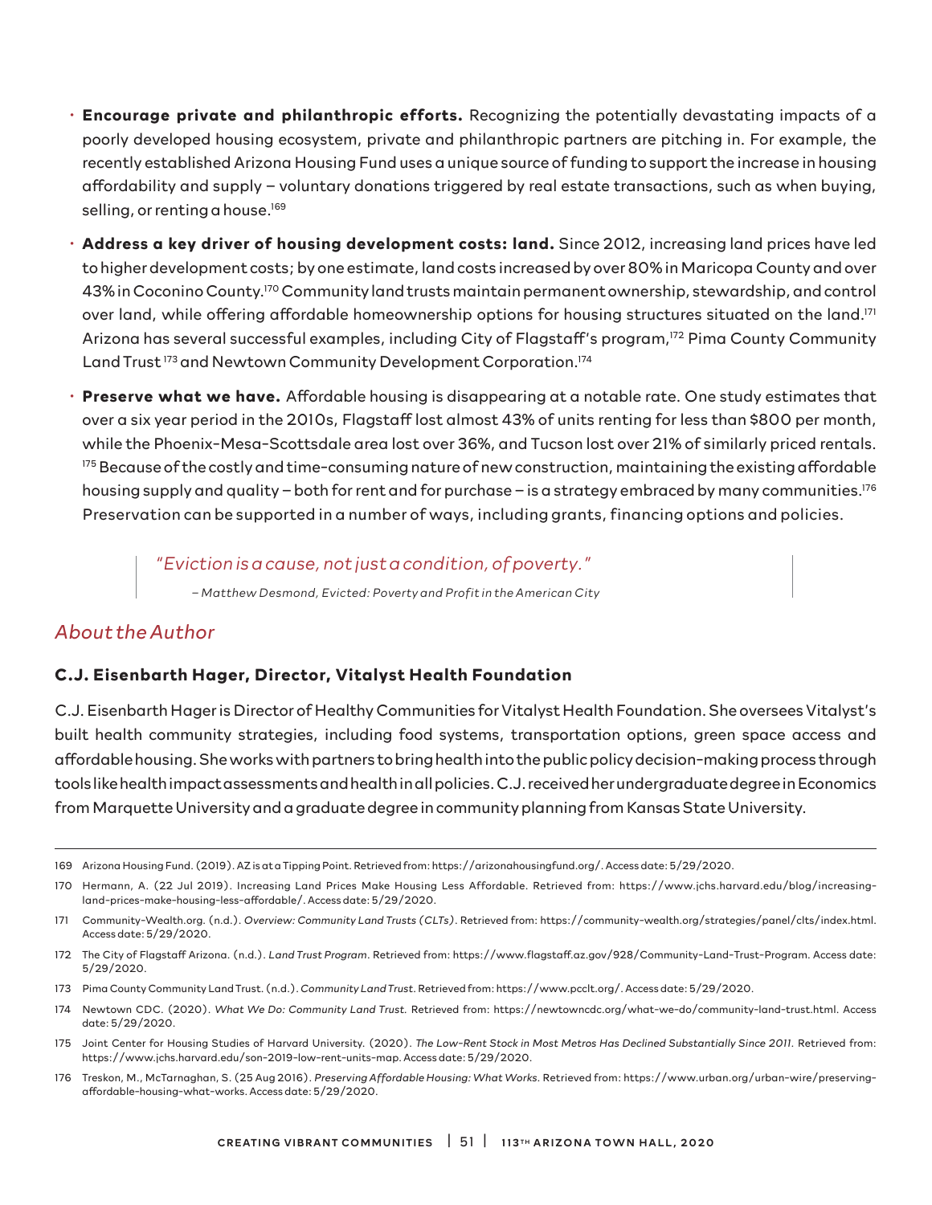- **Encourage private and philanthropic efforts.** Recognizing the potentially devastating impacts of a poorly developed housing ecosystem, private and philanthropic partners are pitching in. For example, the recently established Arizona Housing Fund uses a unique source of funding to support the increase in housing affordability and supply – voluntary donations triggered by real estate transactions, such as when buying, selling, or renting a house.[169]
- **Address a key driver of housing development costs: land.** Since 2012, increasing land prices have led to higher development costs; by one estimate, land costs increased by over 80% in Maricopa County and over 43% in Coconino County.[170] Community land trusts maintain permanent ownership, stewardship, and control over land, while offering affordable homeownership options for housing structures situated on the land.[171] Arizona has several successful examples, including City of Flagstaff's program,[172] Pima County Community Land Trust[173] and Newtown Community Development Corporation.[174]
- **Preserve what we have.** Affordable housing is disappearing at a notable rate. One study estimates that over a six year period in the 2010s, Flagstaff lost almost 43% of units renting for less than $800 per month, while the Phoenix-Mesa-Scottsdale area lost over 36%, and Tucson lost over 21% of similarly priced rentals.[175] Because of the costly and time-consuming nature of new construction, maintaining the existing affordable housing supply and quality – both for rent and for purchase – is a strategy embraced by many communities.[176] Preservation can be supported in a number of ways, including grants, financing options and policies.

> *"Eviction is a cause, not just a condition, of poverty."*
>
> *– Matthew Desmond, Evicted: Poverty and Profit in the American City*

## *About the Author*

### C.J. Eisenbarth Hager, Director, Vitalyst Health Foundation

C.J. Eisenbarth Hager is Director of Healthy Communities for Vitalyst Health Foundation. She oversees Vitalyst's built health community strategies, including food systems, transportation options, green space access and affordable housing. She works with partners to bring health into the public policy decision-making process through tools like health impact assessments and health in all policies. C.J. received her undergraduate degree in Economics from Marquette University and a graduate degree in community planning from Kansas State University.

---

169 Arizona Housing Fund. (2019). AZ is at a Tipping Point. Retrieved from: https://arizonahousingfund.org/. Access date: 5/29/2020.

170 Hermann, A. (22 Jul 2019). Increasing Land Prices Make Housing Less Affordable. Retrieved from: https://www.jchs.harvard.edu/blog/increasing-land-prices-make-housing-less-affordable/. Access date: 5/29/2020.

171 Community-Wealth.org. (n.d.). *Overview: Community Land Trusts (CLTs)*. Retrieved from: https://community-wealth.org/strategies/panel/clts/index.html. Access date: 5/29/2020.

172 The City of Flagstaff Arizona. (n.d.). *Land Trust Program*. Retrieved from: https://www.flagstaff.az.gov/928/Community-Land-Trust-Program. Access date: 5/29/2020.

173 Pima County Community Land Trust. (n.d.). *Community Land Trust*. Retrieved from: https://www.pcclt.org/. Access date: 5/29/2020.

174 Newtown CDC. (2020). *What We Do: Community Land Trust.* Retrieved from: https://newtowncdc.org/what-we-do/community-land-trust.html. Access date: 5/29/2020.

175 Joint Center for Housing Studies of Harvard University. (2020). *The Low-Rent Stock in Most Metros Has Declined Substantially Since 2011.* Retrieved from: https://www.jchs.harvard.edu/son-2019-low-rent-units-map. Access date: 5/29/2020.

176 Treskon, M., McTarnaghan, S. (25 Aug 2016). *Preserving Affordable Housing: What Works.* Retrieved from: https://www.urban.org/urban-wire/preserving-affordable-housing-what-works. Access date: 5/29/2020.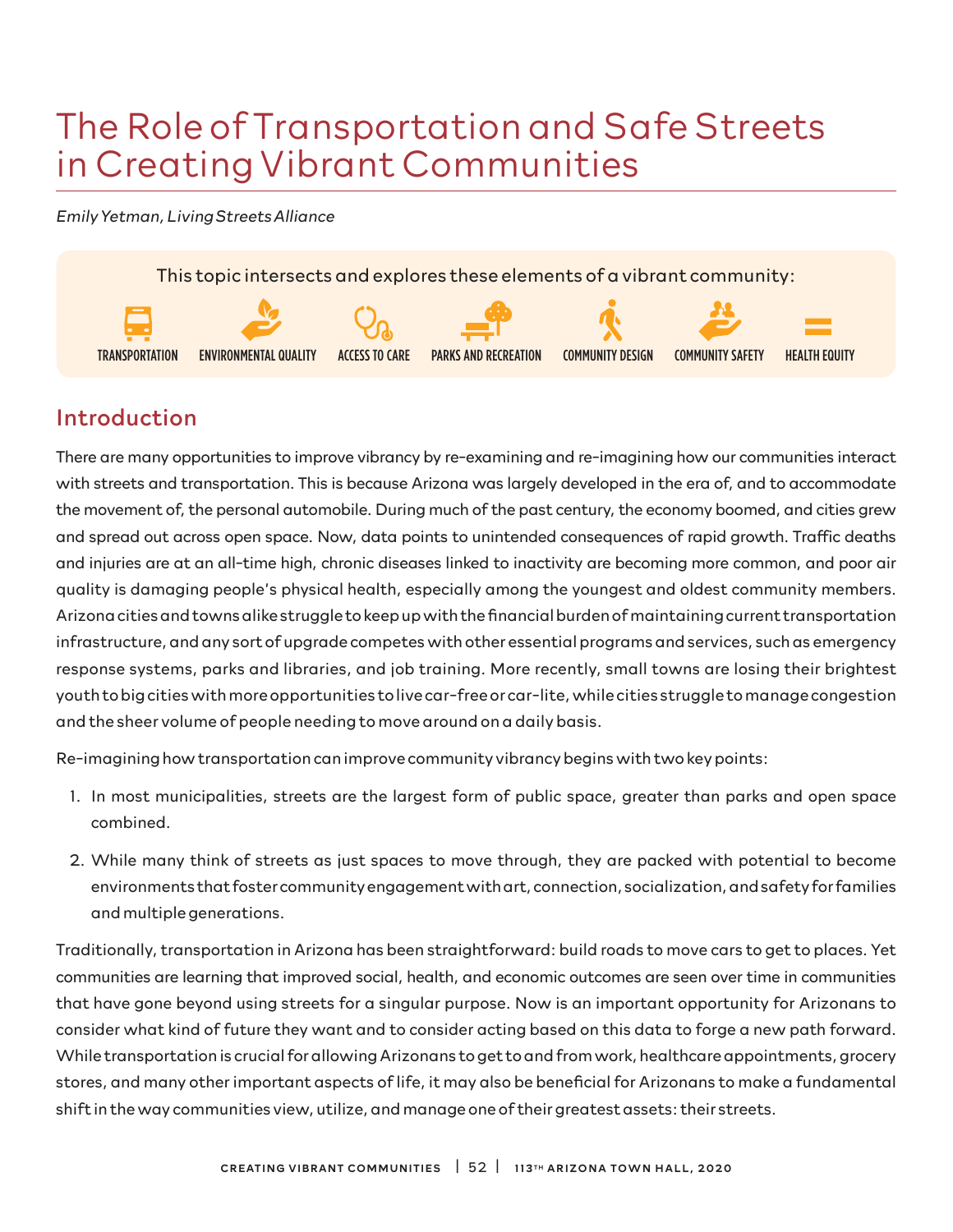# The Role of Transportation and Safe Streets in Creating Vibrant Communities

*Emily Yetman, Living Streets Alliance*

This topic intersects and explores these elements of a vibrant community:

TRANSPORTATION | ENVIRONMENTAL QUALITY | ACCESS TO CARE | PARKS AND RECREATION | COMMUNITY DESIGN | COMMUNITY SAFETY | HEALTH EQUITY

## Introduction

There are many opportunities to improve vibrancy by re-examining and re-imagining how our communities interact with streets and transportation. This is because Arizona was largely developed in the era of, and to accommodate the movement of, the personal automobile. During much of the past century, the economy boomed, and cities grew and spread out across open space. Now, data points to unintended consequences of rapid growth. Traffic deaths and injuries are at an all-time high, chronic diseases linked to inactivity are becoming more common, and poor air quality is damaging people's physical health, especially among the youngest and oldest community members. Arizona cities and towns alike struggle to keep up with the financial burden of maintaining current transportation infrastructure, and any sort of upgrade competes with other essential programs and services, such as emergency response systems, parks and libraries, and job training. More recently, small towns are losing their brightest youth to big cities with more opportunities to live car-free or car-lite, while cities struggle to manage congestion and the sheer volume of people needing to move around on a daily basis.

Re-imagining how transportation can improve community vibrancy begins with two key points:

1. In most municipalities, streets are the largest form of public space, greater than parks and open space combined.
2. While many think of streets as just spaces to move through, they are packed with potential to become environments that foster community engagement with art, connection, socialization, and safety for families and multiple generations.

Traditionally, transportation in Arizona has been straightforward: build roads to move cars to get to places. Yet communities are learning that improved social, health, and economic outcomes are seen over time in communities that have gone beyond using streets for a singular purpose. Now is an important opportunity for Arizonans to consider what kind of future they want and to consider acting based on this data to forge a new path forward. While transportation is crucial for allowing Arizonans to get to and from work, healthcare appointments, grocery stores, and many other important aspects of life, it may also be beneficial for Arizonans to make a fundamental shift in the way communities view, utilize, and manage one of their greatest assets: their streets.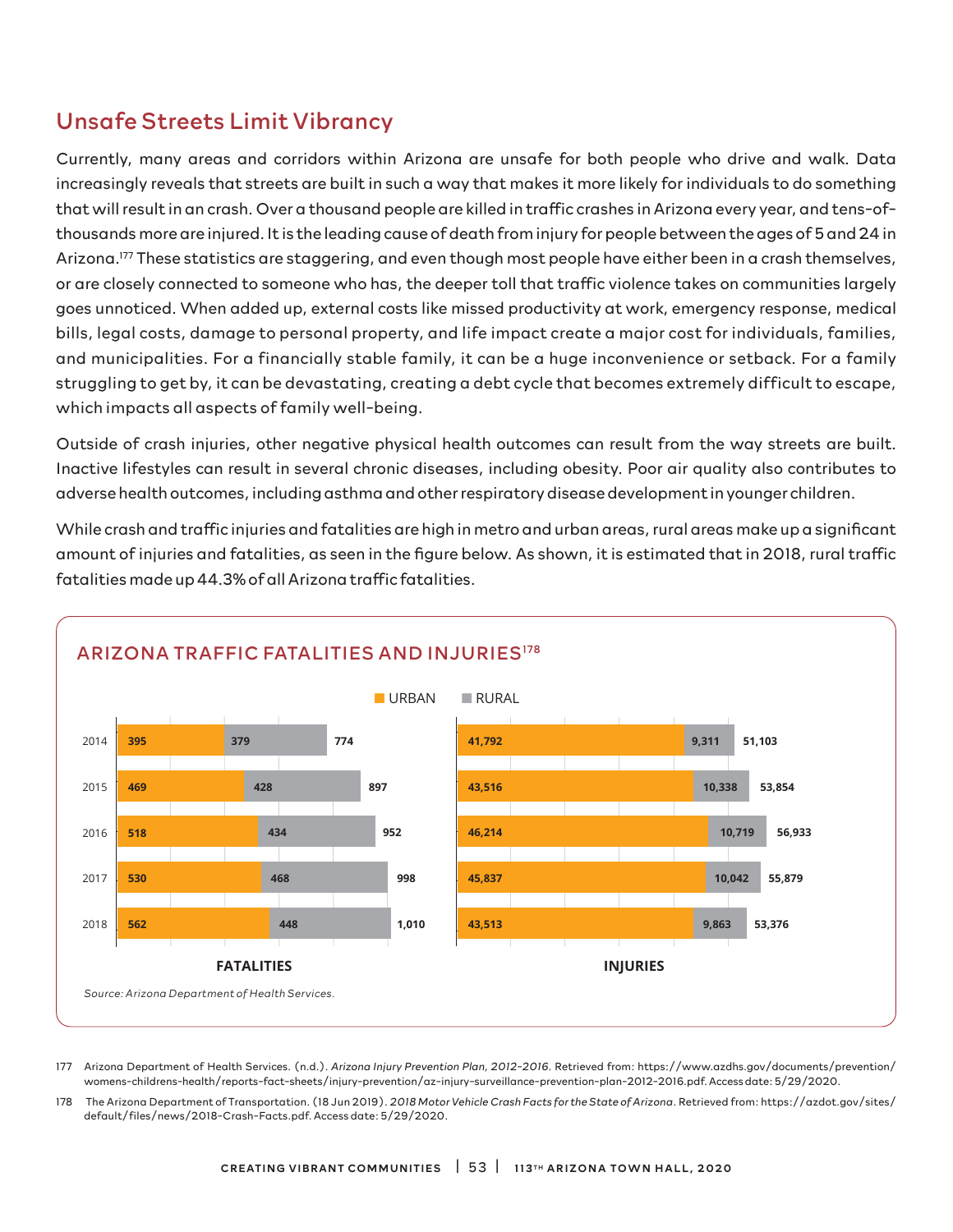## Unsafe Streets Limit Vibrancy

Currently, many areas and corridors within Arizona are unsafe for both people who drive and walk. Data increasingly reveals that streets are built in such a way that makes it more likely for individuals to do something that will result in an crash. Over a thousand people are killed in traffic crashes in Arizona every year, and tens-of-thousands more are injured. It is the leading cause of death from injury for people between the ages of 5 and 24 in Arizona.[177] These statistics are staggering, and even though most people have either been in a crash themselves, or are closely connected to someone who has, the deeper toll that traffic violence takes on communities largely goes unnoticed. When added up, external costs like missed productivity at work, emergency response, medical bills, legal costs, damage to personal property, and life impact create a major cost for individuals, families, and municipalities. For a financially stable family, it can be a huge inconvenience or setback. For a family struggling to get by, it can be devastating, creating a debt cycle that becomes extremely difficult to escape, which impacts all aspects of family well-being.

Outside of crash injuries, other negative physical health outcomes can result from the way streets are built. Inactive lifestyles can result in several chronic diseases, including obesity. Poor air quality also contributes to adverse health outcomes, including asthma and other respiratory disease development in younger children.

While crash and traffic injuries and fatalities are high in metro and urban areas, rural areas make up a significant amount of injuries and fatalities, as seen in the figure below. As shown, it is estimated that in 2018, rural traffic fatalities made up 44.3% of all Arizona traffic fatalities.

### ARIZONA TRAFFIC FATALITIES AND INJURIES[178]

| Year | Fatalities – Urban | Fatalities – Rural | Fatalities – Total | Injuries – Urban | Injuries – Rural | Injuries – Total |
|---|---|---|---|---|---|---|
| 2014 | 395 | 379 | 774 | 41,792 | 9,311 | 51,103 |
| 2015 | 469 | 428 | 897 | 43,516 | 10,338 | 53,854 |
| 2016 | 518 | 434 | 952 | 46,214 | 10,719 | 56,933 |
| 2017 | 530 | 468 | 998 | 45,837 | 10,042 | 55,879 |
| 2018 | 562 | 448 | 1,010 | 43,513 | 9,863 | 53,376 |

*Source: Arizona Department of Health Services.*

177 Arizona Department of Health Services. (n.d.). *Arizona Injury Prevention Plan, 2012-2016*. Retrieved from: https://www.azdhs.gov/documents/prevention/womens-childrens-health/reports-fact-sheets/injury-prevention/az-injury-surveillance-prevention-plan-2012-2016.pdf. Access date: 5/29/2020.

178 The Arizona Department of Transportation. (18 Jun 2019). *2018 Motor Vehicle Crash Facts for the State of Arizona*. Retrieved from: https://azdot.gov/sites/default/files/news/2018-Crash-Facts.pdf. Access date: 5/29/2020.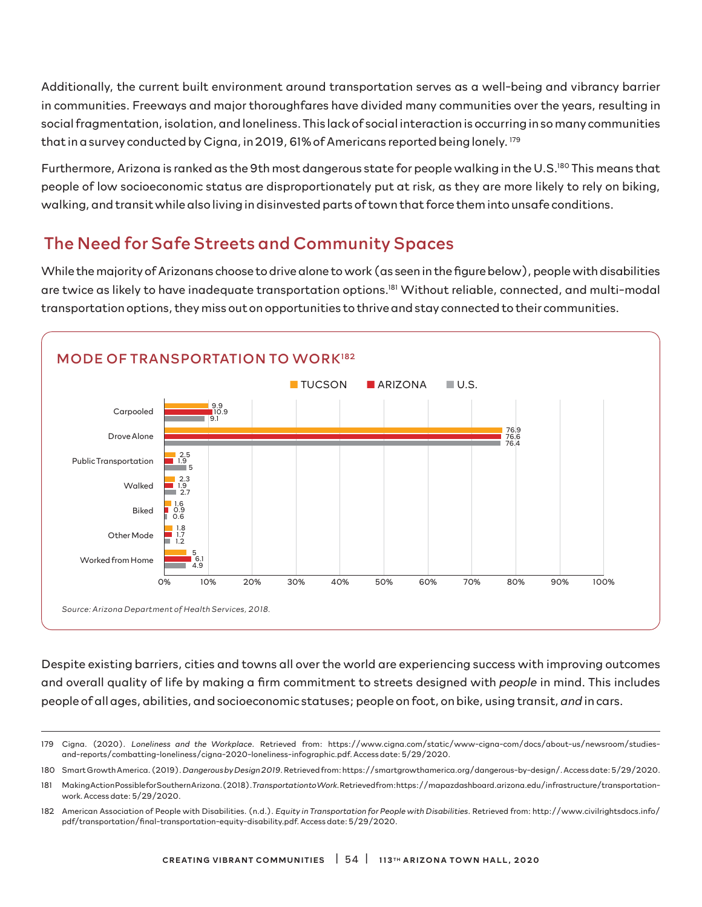Additionally, the current built environment around transportation serves as a well-being and vibrancy barrier in communities. Freeways and major thoroughfares have divided many communities over the years, resulting in social fragmentation, isolation, and loneliness. This lack of social interaction is occurring in so many communities that in a survey conducted by Cigna, in 2019, 61% of Americans reported being lonely.[179]

Furthermore, Arizona is ranked as the 9th most dangerous state for people walking in the U.S.[180] This means that people of low socioeconomic status are disproportionately put at risk, as they are more likely to rely on biking, walking, and transit while also living in disinvested parts of town that force them into unsafe conditions.

## The Need for Safe Streets and Community Spaces

While the majority of Arizonans choose to drive alone to work (as seen in the figure below), people with disabilities are twice as likely to have inadequate transportation options.[181] Without reliable, connected, and multi-modal transportation options, they miss out on opportunities to thrive and stay connected to their communities.

### MODE OF TRANSPORTATION TO WORK[182]

| Mode | Tucson | Arizona | U.S. |
|---|---|---|---|
| Carpooled | 9.9 | 10.9 | 9.1 |
| Drove Alone | 76.9 | 76.6 | 76.4 |
| Public Transportation | 2.5 | 1.9 | 5 |
| Walked | 2.3 | 1.9 | 2.7 |
| Biked | 1.6 | 0.9 | 0.6 |
| Other Mode | 1.8 | 1.7 | 1.2 |
| Worked from Home | 5 | 6.1 | 4.9 |

*Source: Arizona Department of Health Services, 2018.*

Despite existing barriers, cities and towns all over the world are experiencing success with improving outcomes and overall quality of life by making a firm commitment to streets designed with *people* in mind. This includes people of all ages, abilities, and socioeconomic statuses; people on foot, on bike, using transit, *and* in cars.

---

179 Cigna. (2020). *Loneliness and the Workplace*. Retrieved from: https://www.cigna.com/static/www-cigna-com/docs/about-us/newsroom/studies-and-reports/combatting-loneliness/cigna-2020-loneliness-infographic.pdf. Access date: 5/29/2020.

180 Smart Growth America. (2019). *Dangerous by Design 2019*. Retrieved from: https://smartgrowthamerica.org/dangerous-by-design/. Access date: 5/29/2020.

181 Making Action Possible for Southern Arizona. (2018). *Transportation to Work*. Retrieved from: https://mapazdashboard.arizona.edu/infrastructure/transportation-work. Access date: 5/29/2020.

182 American Association of People with Disabilities. (n.d.). *Equity in Transportation for People with Disabilities*. Retrieved from: http://www.civilrightsdocs.info/pdf/transportation/final-transportation-equity-disability.pdf. Access date: 5/29/2020.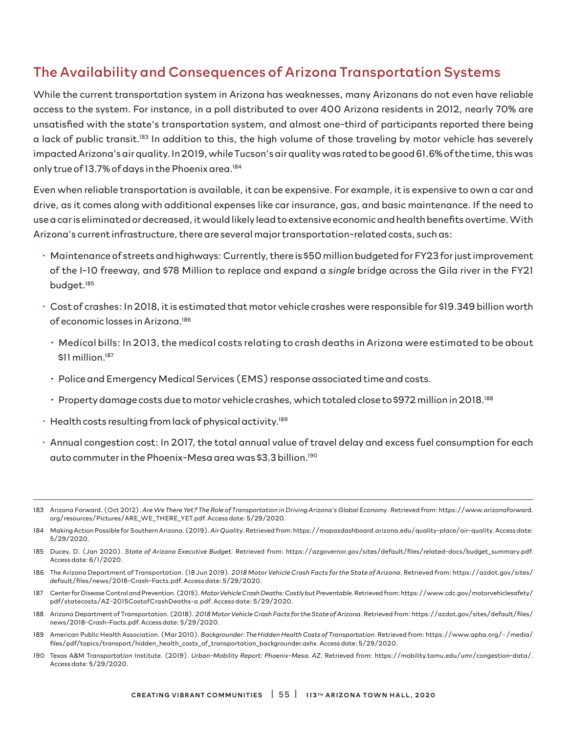## The Availability and Consequences of Arizona Transportation Systems

While the current transportation system in Arizona has weaknesses, many Arizonans do not even have reliable access to the system. For instance, in a poll distributed to over 400 Arizona residents in 2012, nearly 70% are unsatisfied with the state's transportation system, and almost one-third of participants reported there being a lack of public transit.[183] In addition to this, the high volume of those traveling by motor vehicle has severely impacted Arizona's air quality. In 2019, while Tucson's air quality was rated to be good 61.6% of the time, this was only true of 13.7% of days in the Phoenix area.[184]

Even when reliable transportation is available, it can be expensive. For example, it is expensive to own a car and drive, as it comes along with additional expenses like car insurance, gas, and basic maintenance. If the need to use a car is eliminated or decreased, it would likely lead to extensive economic and health benefits overtime. With Arizona's current infrastructure, there are several major transportation-related costs, such as:

- Maintenance of streets and highways: Currently, there is $50 million budgeted for FY23 for just improvement of the I-10 freeway, and $78 Million to replace and expand a *single* bridge across the Gila river in the FY21 budget.[185]
- Cost of crashes: In 2018, it is estimated that motor vehicle crashes were responsible for $19.349 billion worth of economic losses in Arizona.[186]
  - Medical bills: In 2013, the medical costs relating to crash deaths in Arizona were estimated to be about $11 million.[187]
  - Police and Emergency Medical Services (EMS) response associated time and costs.
  - Property damage costs due to motor vehicle crashes, which totaled close to $972 million in 2018.[188]
- Health costs resulting from lack of physical activity.[189]
- Annual congestion cost: In 2017, the total annual value of travel delay and excess fuel consumption for each auto commuter in the Phoenix-Mesa area was $3.3 billion.[190]

---

183 Arizona Forward. (Oct 2012). *Are We There Yet? The Role of Transportation in Driving Arizona's Global Economy*. Retrieved from: https://www.arizonaforward.org/resources/Pictures/ARE_WE_THERE_YET.pdf. Access date: 5/29/2020.

184 Making Action Possible for Southern Arizona. (2019). *Air Quality*. Retrieved from: https://mapazdashboard.arizona.edu/quality-place/air-quality. Access date: 5/29/2020.

185 Ducey, D. (Jan 2020). *State of Arizona Executive Budget*. Retrieved from: https://azgovernor.gov/sites/default/files/related-docs/budget_summary.pdf. Access date: 6/1/2020.

186 The Arizona Department of Transportation. (18 Jun 2019). *2018 Motor Vehicle Crash Facts for the State of Arizona*. Retrieved from: https://azdot.gov/sites/default/files/news/2018-Crash-Facts.pdf. Access date: 5/29/2020.

187 Center for Disease Control and Prevention. (2015). *Motor Vehicle Crash Deaths: Costly but Preventable*. Retrieved from: https://www.cdc.gov/motorvehiclesafety/pdf/statecosts/AZ-2015CostofCrashDeaths-a.pdf. Access date: 5/29/2020.

188 Arizona Department of Transportation. (2018). *2018 Motor Vehicle Crash Facts for the State of Arizona*. Retrieved from: https://azdot.gov/sites/default/files/news/2018-Crash-Facts.pdf. Access date: 5/29/2020.

189 American Public Health Association. (Mar 2010). *Backgrounder: The Hidden Health Costs of Transportation*. Retrieved from: https://www.apha.org/~/media/files/pdf/topics/transport/hidden_health_costs_of_transportation_backgrounder.ashx. Access date: 5/29/2020.

190 Texas A&M Transportation Institute. (2019). *Urban-Mobility Report: Phoenix-Mesa, AZ*. Retrieved from: https://mobility.tamu.edu/umr/congestion-data/. Access date: 5/29/2020.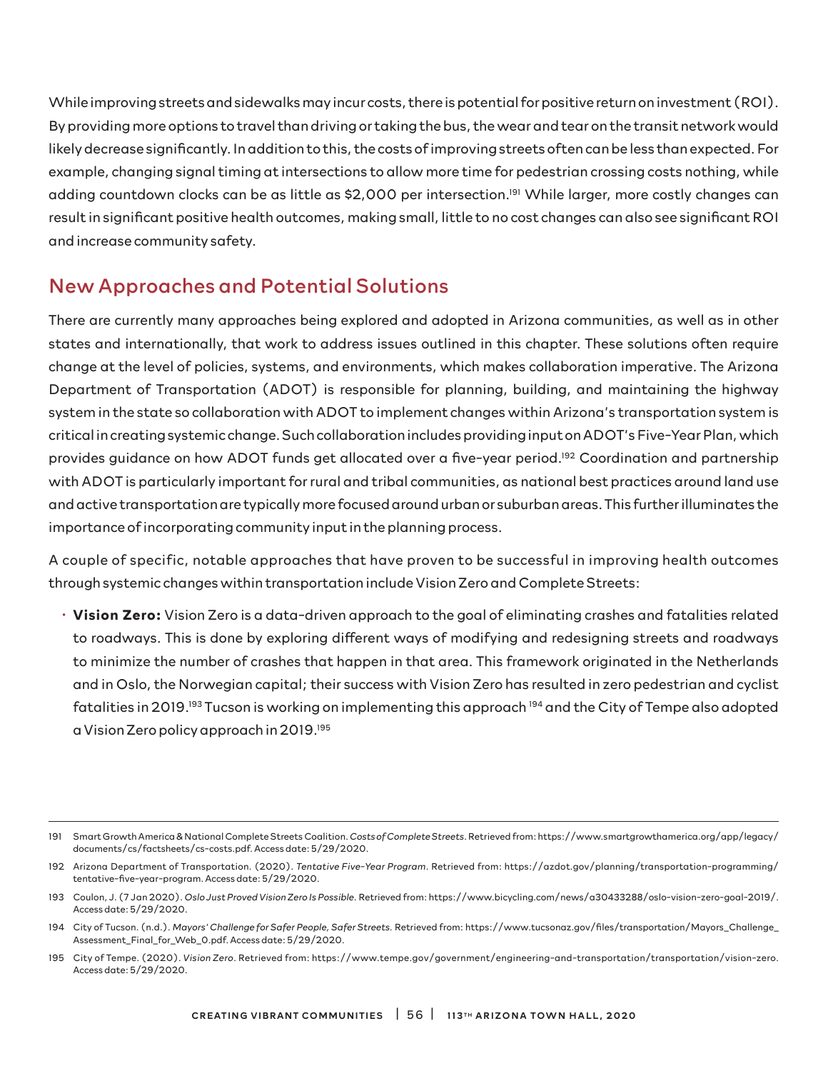While improving streets and sidewalks may incur costs, there is potential for positive return on investment (ROI). By providing more options to travel than driving or taking the bus, the wear and tear on the transit network would likely decrease significantly. In addition to this, the costs of improving streets often can be less than expected. For example, changing signal timing at intersections to allow more time for pedestrian crossing costs nothing, while adding countdown clocks can be as little as $2,000 per intersection.[191] While larger, more costly changes can result in significant positive health outcomes, making small, little to no cost changes can also see significant ROI and increase community safety.

## New Approaches and Potential Solutions

There are currently many approaches being explored and adopted in Arizona communities, as well as in other states and internationally, that work to address issues outlined in this chapter. These solutions often require change at the level of policies, systems, and environments, which makes collaboration imperative. The Arizona Department of Transportation (ADOT) is responsible for planning, building, and maintaining the highway system in the state so collaboration with ADOT to implement changes within Arizona's transportation system is critical in creating systemic change. Such collaboration includes providing input on ADOT's Five-Year Plan, which provides guidance on how ADOT funds get allocated over a five-year period.[192] Coordination and partnership with ADOT is particularly important for rural and tribal communities, as national best practices around land use and active transportation are typically more focused around urban or suburban areas. This further illuminates the importance of incorporating community input in the planning process.

A couple of specific, notable approaches that have proven to be successful in improving health outcomes through systemic changes within transportation include Vision Zero and Complete Streets:

- **Vision Zero:** Vision Zero is a data-driven approach to the goal of eliminating crashes and fatalities related to roadways. This is done by exploring different ways of modifying and redesigning streets and roadways to minimize the number of crashes that happen in that area. This framework originated in the Netherlands and in Oslo, the Norwegian capital; their success with Vision Zero has resulted in zero pedestrian and cyclist fatalities in 2019.[193] Tucson is working on implementing this approach [194] and the City of Tempe also adopted a Vision Zero policy approach in 2019.[195]

---

191 Smart Growth America & National Complete Streets Coalition. *Costs of Complete Streets*. Retrieved from: https://www.smartgrowthamerica.org/app/legacy/documents/cs/factsheets/cs-costs.pdf. Access date: 5/29/2020.

192 Arizona Department of Transportation. (2020). *Tentative Five-Year Program*. Retrieved from: https://azdot.gov/planning/transportation-programming/tentative-five-year-program. Access date: 5/29/2020.

193 Coulon, J. (7 Jan 2020). *Oslo Just Proved Vision Zero Is Possible*. Retrieved from: https://www.bicycling.com/news/a30433288/oslo-vision-zero-goal-2019/. Access date: 5/29/2020.

194 City of Tucson. (n.d.). *Mayors' Challenge for Safer People, Safer Streets*. Retrieved from: https://www.tucsonaz.gov/files/transportation/Mayors_Challenge_Assessment_Final_for_Web_0.pdf. Access date: 5/29/2020.

195 City of Tempe. (2020). *Vision Zero*. Retrieved from: https://www.tempe.gov/government/engineering-and-transportation/transportation/vision-zero. Access date: 5/29/2020.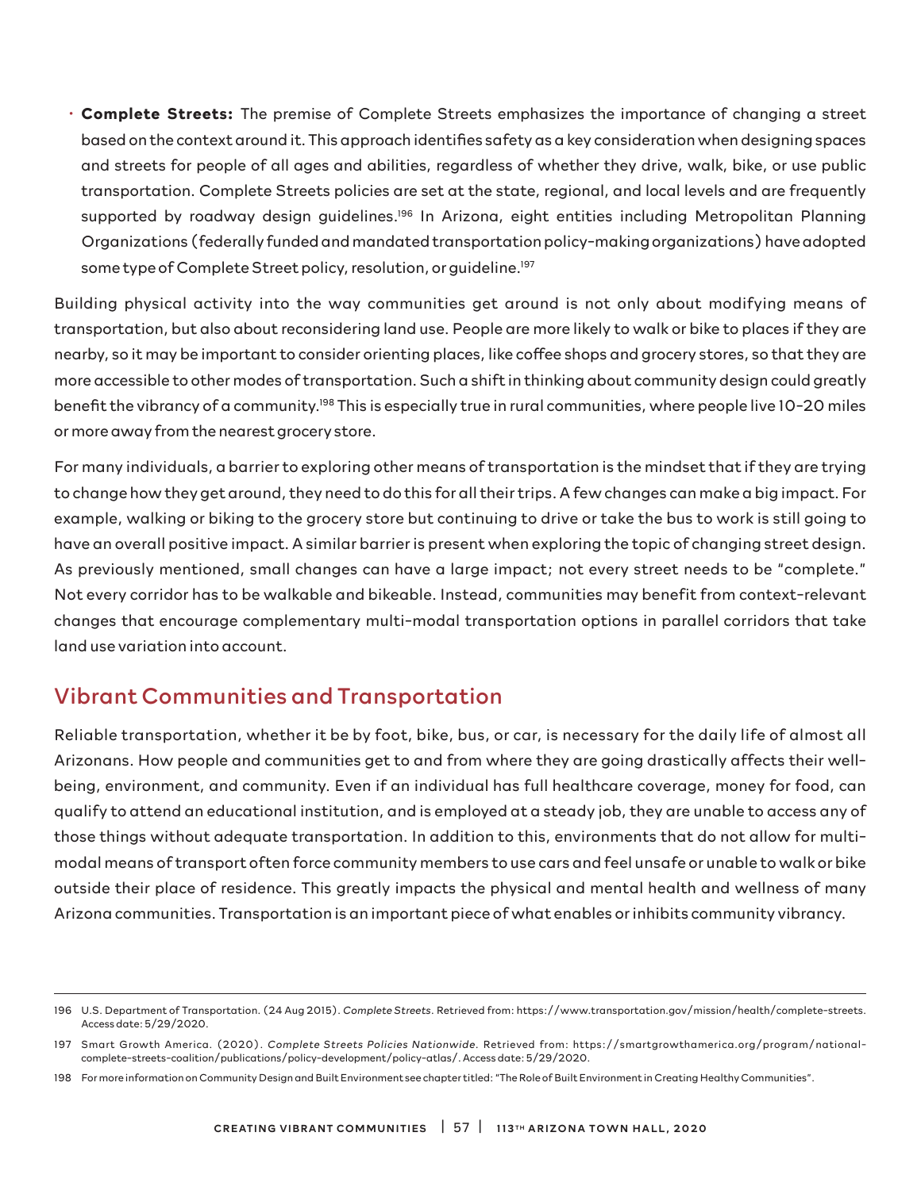- **Complete Streets:** The premise of Complete Streets emphasizes the importance of changing a street based on the context around it. This approach identifies safety as a key consideration when designing spaces and streets for people of all ages and abilities, regardless of whether they drive, walk, bike, or use public transportation. Complete Streets policies are set at the state, regional, and local levels and are frequently supported by roadway design guidelines.[196] In Arizona, eight entities including Metropolitan Planning Organizations (federally funded and mandated transportation policy-making organizations) have adopted some type of Complete Street policy, resolution, or guideline.[197]

Building physical activity into the way communities get around is not only about modifying means of transportation, but also about reconsidering land use. People are more likely to walk or bike to places if they are nearby, so it may be important to consider orienting places, like coffee shops and grocery stores, so that they are more accessible to other modes of transportation. Such a shift in thinking about community design could greatly benefit the vibrancy of a community.[198] This is especially true in rural communities, where people live 10-20 miles or more away from the nearest grocery store.

For many individuals, a barrier to exploring other means of transportation is the mindset that if they are trying to change how they get around, they need to do this for all their trips. A few changes can make a big impact. For example, walking or biking to the grocery store but continuing to drive or take the bus to work is still going to have an overall positive impact. A similar barrier is present when exploring the topic of changing street design. As previously mentioned, small changes can have a large impact; not every street needs to be "complete." Not every corridor has to be walkable and bikeable. Instead, communities may benefit from context-relevant changes that encourage complementary multi-modal transportation options in parallel corridors that take land use variation into account.

## Vibrant Communities and Transportation

Reliable transportation, whether it be by foot, bike, bus, or car, is necessary for the daily life of almost all Arizonans. How people and communities get to and from where they are going drastically affects their well-being, environment, and community. Even if an individual has full healthcare coverage, money for food, can qualify to attend an educational institution, and is employed at a steady job, they are unable to access any of those things without adequate transportation. In addition to this, environments that do not allow for multi-modal means of transport often force community members to use cars and feel unsafe or unable to walk or bike outside their place of residence. This greatly impacts the physical and mental health and wellness of many Arizona communities. Transportation is an important piece of what enables or inhibits community vibrancy.

---

196 U.S. Department of Transportation. (24 Aug 2015). *Complete Streets*. Retrieved from: https://www.transportation.gov/mission/health/complete-streets. Access date: 5/29/2020.

197 Smart Growth America. (2020). *Complete Streets Policies Nationwide*. Retrieved from: https://smartgrowthamerica.org/program/national-complete-streets-coalition/publications/policy-development/policy-atlas/. Access date: 5/29/2020.

198 For more information on Community Design and Built Environment see chapter titled: "The Role of Built Environment in Creating Healthy Communities".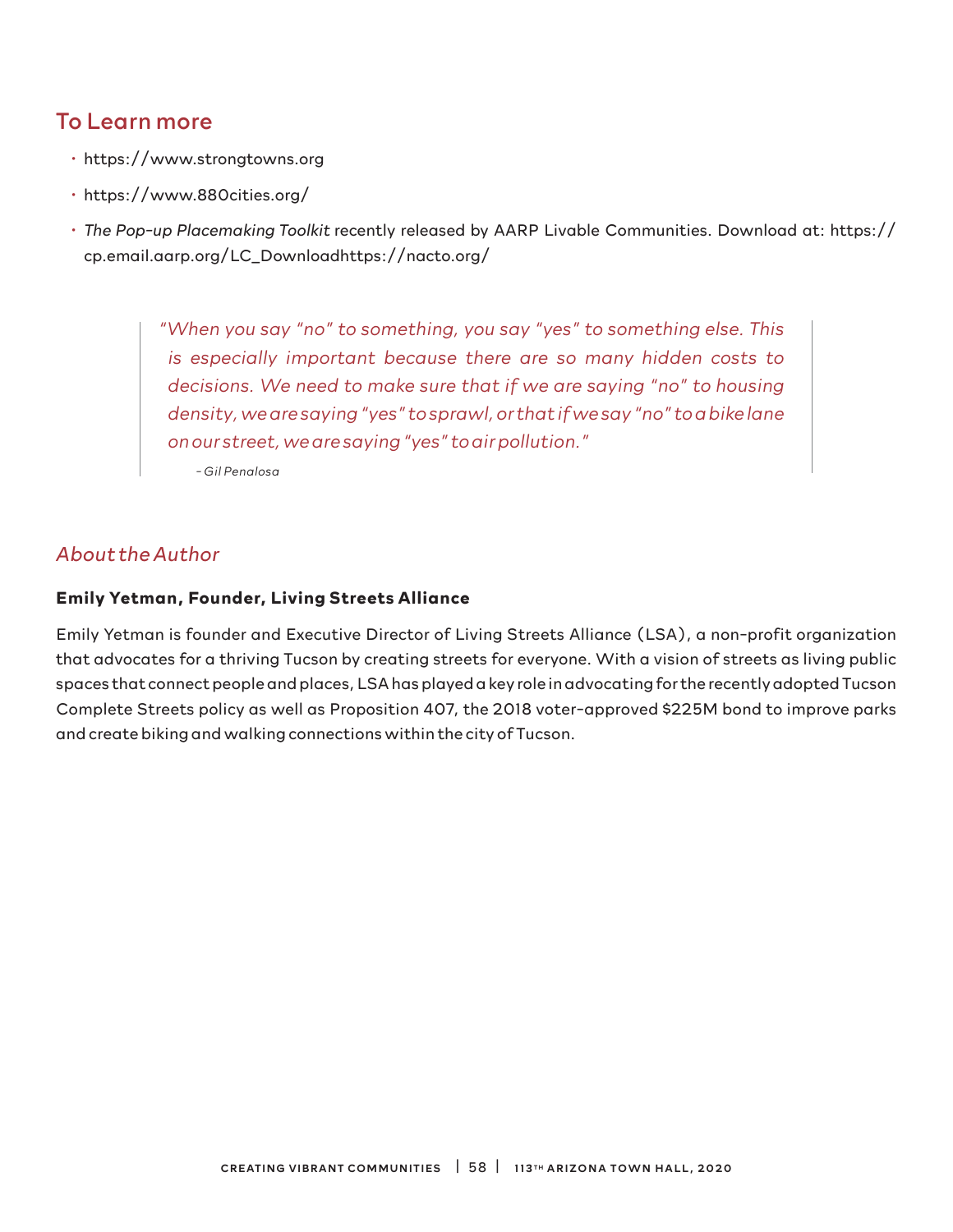## To Learn more

- https://www.strongtowns.org
- https://www.880cities.org/
- *The Pop-up Placemaking Toolkit* recently released by AARP Livable Communities. Download at: https://cp.email.aarp.org/LC_Downloadhttps://nacto.org/

> *"When you say "no" to something, you say "yes" to something else. This is especially important because there are so many hidden costs to decisions. We need to make sure that if we are saying "no" to housing density, we are saying "yes" to sprawl, or that if we say "no" to a bike lane on our street, we are saying "yes" to air pollution."*
>
> *– Gil Penalosa*

### *About the Author*

**Emily Yetman, Founder, Living Streets Alliance**

Emily Yetman is founder and Executive Director of Living Streets Alliance (LSA), a non-profit organization that advocates for a thriving Tucson by creating streets for everyone. With a vision of streets as living public spaces that connect people and places, LSA has played a key role in advocating for the recently adopted Tucson Complete Streets policy as well as Proposition 407, the 2018 voter-approved $225M bond to improve parks and create biking and walking connections within the city of Tucson.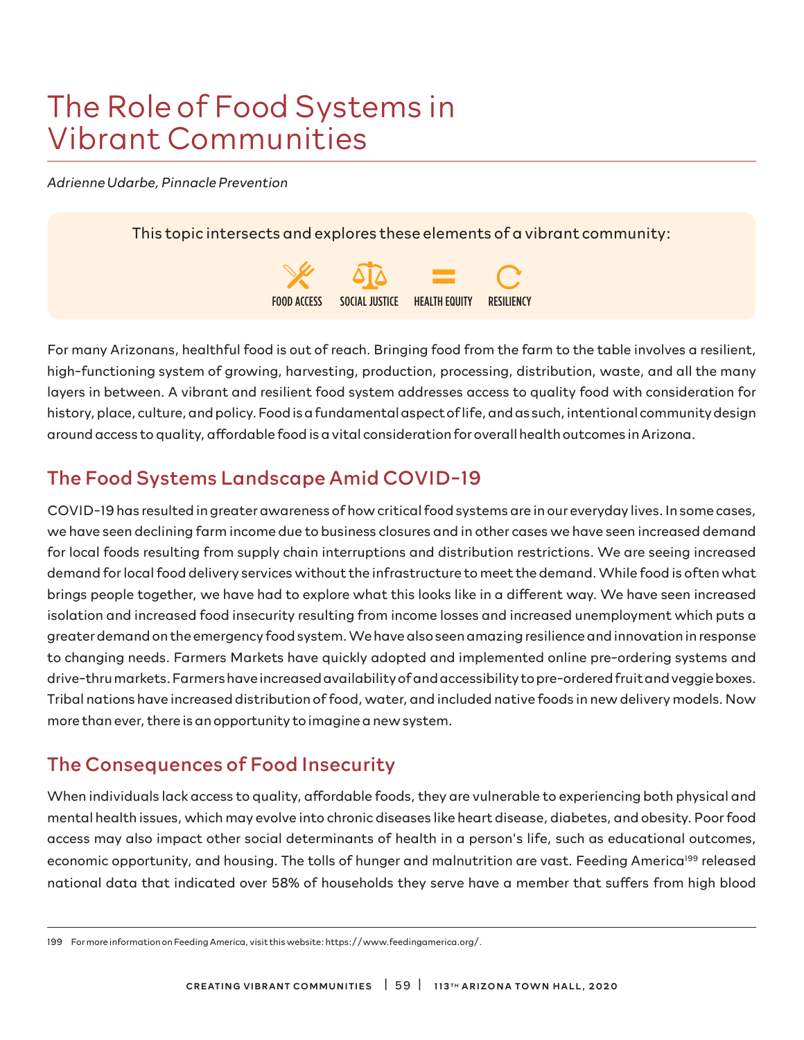# The Role of Food Systems in Vibrant Communities

*Adrienne Udarbe, Pinnacle Prevention*

This topic intersects and explores these elements of a vibrant community:

FOOD ACCESS SOCIAL JUSTICE HEALTH EQUITY RESILIENCY

For many Arizonans, healthful food is out of reach. Bringing food from the farm to the table involves a resilient, high-functioning system of growing, harvesting, production, processing, distribution, waste, and all the many layers in between. A vibrant and resilient food system addresses access to quality food with consideration for history, place, culture, and policy. Food is a fundamental aspect of life, and as such, intentional community design around access to quality, affordable food is a vital consideration for overall health outcomes in Arizona.

## The Food Systems Landscape Amid COVID-19

COVID-19 has resulted in greater awareness of how critical food systems are in our everyday lives. In some cases, we have seen declining farm income due to business closures and in other cases we have seen increased demand for local foods resulting from supply chain interruptions and distribution restrictions. We are seeing increased demand for local food delivery services without the infrastructure to meet the demand. While food is often what brings people together, we have had to explore what this looks like in a different way. We have seen increased isolation and increased food insecurity resulting from income losses and increased unemployment which puts a greater demand on the emergency food system. We have also seen amazing resilience and innovation in response to changing needs. Farmers Markets have quickly adopted and implemented online pre-ordering systems and drive-thru markets. Farmers have increased availability of and accessibility to pre-ordered fruit and veggie boxes. Tribal nations have increased distribution of food, water, and included native foods in new delivery models. Now more than ever, there is an opportunity to imagine a new system.

## The Consequences of Food Insecurity

When individuals lack access to quality, affordable foods, they are vulnerable to experiencing both physical and mental health issues, which may evolve into chronic diseases like heart disease, diabetes, and obesity. Poor food access may also impact other social determinants of health in a person's life, such as educational outcomes, economic opportunity, and housing. The tolls of hunger and malnutrition are vast. Feeding America[199] released national data that indicated over 58% of households they serve have a member that suffers from high blood

199 For more information on Feeding America, visit this website: https://www.feedingamerica.org/.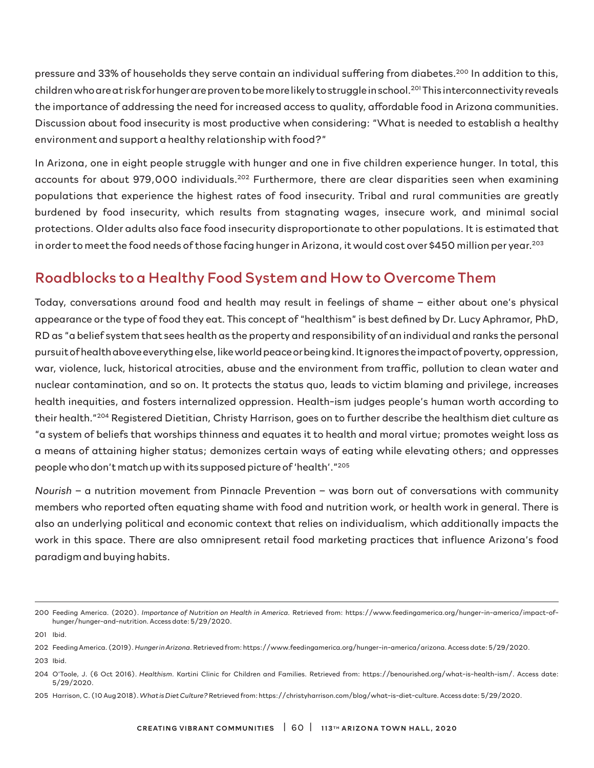pressure and 33% of households they serve contain an individual suffering from diabetes.[200] In addition to this, children who are at risk for hunger are proven to be more likely to struggle in school.[201] This interconnectivity reveals the importance of addressing the need for increased access to quality, affordable food in Arizona communities. Discussion about food insecurity is most productive when considering: "What is needed to establish a healthy environment and support a healthy relationship with food?"

In Arizona, one in eight people struggle with hunger and one in five children experience hunger. In total, this accounts for about 979,000 individuals.[202] Furthermore, there are clear disparities seen when examining populations that experience the highest rates of food insecurity. Tribal and rural communities are greatly burdened by food insecurity, which results from stagnating wages, insecure work, and minimal social protections. Older adults also face food insecurity disproportionate to other populations. It is estimated that in order to meet the food needs of those facing hunger in Arizona, it would cost over $450 million per year.[203]

## Roadblocks to a Healthy Food System and How to Overcome Them

Today, conversations around food and health may result in feelings of shame – either about one's physical appearance or the type of food they eat. This concept of "healthism" is best defined by Dr. Lucy Aphramor, PhD, RD as "a belief system that sees health as the property and responsibility of an individual and ranks the personal pursuit of health above everything else, like world peace or being kind. It ignores the impact of poverty, oppression, war, violence, luck, historical atrocities, abuse and the environment from traffic, pollution to clean water and nuclear contamination, and so on. It protects the status quo, leads to victim blaming and privilege, increases health inequities, and fosters internalized oppression. Health-ism judges people's human worth according to their health."[204] Registered Dietitian, Christy Harrison, goes on to further describe the healthism diet culture as "a system of beliefs that worships thinness and equates it to health and moral virtue; promotes weight loss as a means of attaining higher status; demonizes certain ways of eating while elevating others; and oppresses people who don't match up with its supposed picture of 'health'."[205]

*Nourish* – a nutrition movement from Pinnacle Prevention – was born out of conversations with community members who reported often equating shame with food and nutrition work, or health work in general. There is also an underlying political and economic context that relies on individualism, which additionally impacts the work in this space. There are also omnipresent retail food marketing practices that influence Arizona's food paradigm and buying habits.

---

200 Feeding America. (2020). *Importance of Nutrition on Health in America.* Retrieved from: https://www.feedingamerica.org/hunger-in-america/impact-of-hunger/hunger-and-nutrition. Access date: 5/29/2020.

201 Ibid.

202 Feeding America. (2019). *Hunger in Arizona*. Retrieved from: https://www.feedingamerica.org/hunger-in-america/arizona. Access date: 5/29/2020.

203 Ibid.

204 O'Toole, J. (6 Oct 2016). *Healthism.* Kartini Clinic for Children and Families. Retrieved from: https://benourished.org/what-is-health-ism/. Access date: 5/29/2020.

205 Harrison, C. (10 Aug 2018). *What is Diet Culture?* Retrieved from: https://christyharrison.com/blog/what-is-diet-culture. Access date: 5/29/2020.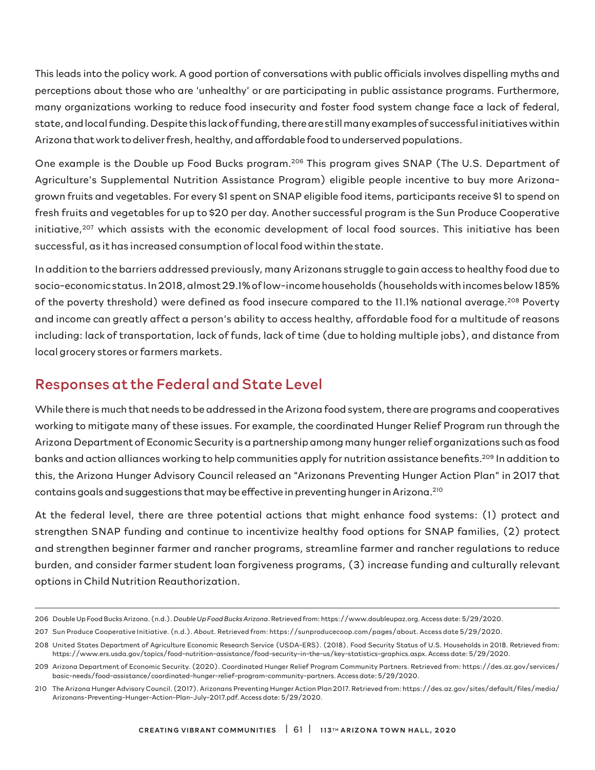This leads into the policy work. A good portion of conversations with public officials involves dispelling myths and perceptions about those who are 'unhealthy' or are participating in public assistance programs. Furthermore, many organizations working to reduce food insecurity and foster food system change face a lack of federal, state, and local funding. Despite this lack of funding, there are still many examples of successful initiatives within Arizona that work to deliver fresh, healthy, and affordable food to underserved populations.

One example is the Double up Food Bucks program.[206] This program gives SNAP (The U.S. Department of Agriculture's Supplemental Nutrition Assistance Program) eligible people incentive to buy more Arizona-grown fruits and vegetables. For every $1 spent on SNAP eligible food items, participants receive $1 to spend on fresh fruits and vegetables for up to $20 per day. Another successful program is the Sun Produce Cooperative initiative,[207] which assists with the economic development of local food sources. This initiative has been successful, as it has increased consumption of local food within the state.

In addition to the barriers addressed previously, many Arizonans struggle to gain access to healthy food due to socio-economic status. In 2018, almost 29.1% of low-income households (households with incomes below 185% of the poverty threshold) were defined as food insecure compared to the 11.1% national average.[208] Poverty and income can greatly affect a person's ability to access healthy, affordable food for a multitude of reasons including: lack of transportation, lack of funds, lack of time (due to holding multiple jobs), and distance from local grocery stores or farmers markets.

## Responses at the Federal and State Level

While there is much that needs to be addressed in the Arizona food system, there are programs and cooperatives working to mitigate many of these issues. For example, the coordinated Hunger Relief Program run through the Arizona Department of Economic Security is a partnership among many hunger relief organizations such as food banks and action alliances working to help communities apply for nutrition assistance benefits.[209] In addition to this, the Arizona Hunger Advisory Council released an "Arizonans Preventing Hunger Action Plan" in 2017 that contains goals and suggestions that may be effective in preventing hunger in Arizona.[210]

At the federal level, there are three potential actions that might enhance food systems: (1) protect and strengthen SNAP funding and continue to incentivize healthy food options for SNAP families, (2) protect and strengthen beginner farmer and rancher programs, streamline farmer and rancher regulations to reduce burden, and consider farmer student loan forgiveness programs, (3) increase funding and culturally relevant options in Child Nutrition Reauthorization.

---

206 Double Up Food Bucks Arizona. (n.d.). *Double Up Food Bucks Arizona*. Retrieved from: https://www.doubleupaz.org. Access date: 5/29/2020.

207 Sun Produce Cooperative Initiative. (n.d.). *About*. Retrieved from: https://sunproducecoop.com/pages/about. Access date 5/29/2020.

208 United States Department of Agriculture Economic Research Service (USDA-ERS). (2018). Food Security Status of U.S. Households in 2018. Retrieved from: https://www.ers.usda.gov/topics/food-nutrition-assistance/food-security-in-the-us/key-statistics-graphics.aspx. Access date: 5/29/2020.

209 Arizona Department of Economic Security. (2020). Coordinated Hunger Relief Program Community Partners. Retrieved from: https://des.az.gov/services/basic-needs/food-assistance/coordinated-hunger-relief-program-community-partners. Access date: 5/29/2020.

210 The Arizona Hunger Advisory Council. (2017). Arizonans Preventing Hunger Action Plan 2017. Retrieved from: https://des.az.gov/sites/default/files/media/Arizonans-Preventing-Hunger-Action-Plan-July-2017.pdf. Access date: 5/29/2020.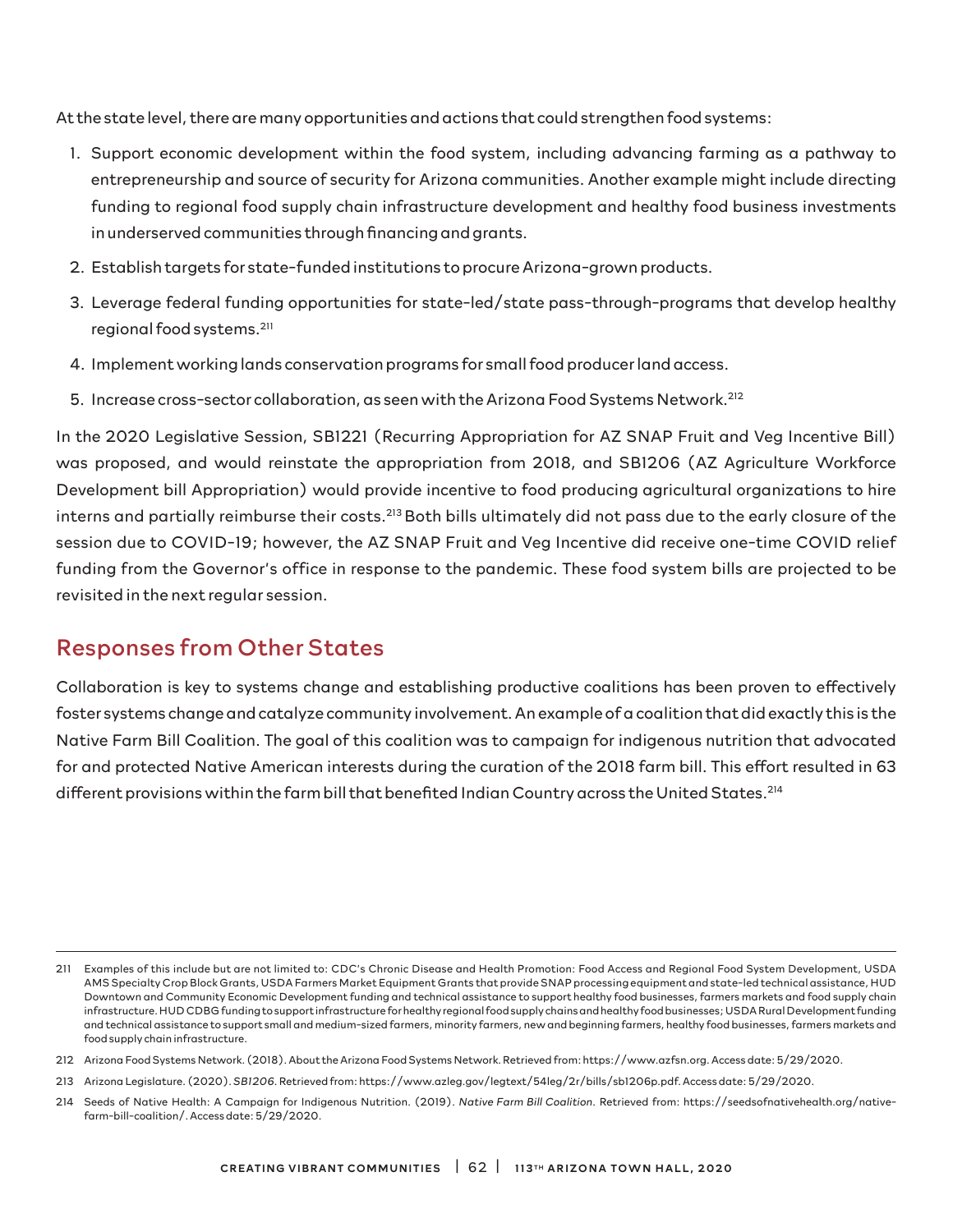At the state level, there are many opportunities and actions that could strengthen food systems:

1. Support economic development within the food system, including advancing farming as a pathway to entrepreneurship and source of security for Arizona communities. Another example might include directing funding to regional food supply chain infrastructure development and healthy food business investments in underserved communities through financing and grants.
2. Establish targets for state-funded institutions to procure Arizona-grown products.
3. Leverage federal funding opportunities for state-led/state pass-through-programs that develop healthy regional food systems.[211]
4. Implement working lands conservation programs for small food producer land access.
5. Increase cross-sector collaboration, as seen with the Arizona Food Systems Network.[212]

In the 2020 Legislative Session, SB1221 (Recurring Appropriation for AZ SNAP Fruit and Veg Incentive Bill) was proposed, and would reinstate the appropriation from 2018, and SB1206 (AZ Agriculture Workforce Development bill Appropriation) would provide incentive to food producing agricultural organizations to hire interns and partially reimburse their costs.[213] Both bills ultimately did not pass due to the early closure of the session due to COVID-19; however, the AZ SNAP Fruit and Veg Incentive did receive one-time COVID relief funding from the Governor's office in response to the pandemic. These food system bills are projected to be revisited in the next regular session.

## Responses from Other States

Collaboration is key to systems change and establishing productive coalitions has been proven to effectively foster systems change and catalyze community involvement. An example of a coalition that did exactly this is the Native Farm Bill Coalition. The goal of this coalition was to campaign for indigenous nutrition that advocated for and protected Native American interests during the curation of the 2018 farm bill. This effort resulted in 63 different provisions within the farm bill that benefited Indian Country across the United States.[214]

---

211 Examples of this include but are not limited to: CDC's Chronic Disease and Health Promotion: Food Access and Regional Food System Development, USDA AMS Specialty Crop Block Grants, USDA Farmers Market Equipment Grants that provide SNAP processing equipment and state-led technical assistance, HUD Downtown and Community Economic Development funding and technical assistance to support healthy food businesses, farmers markets and food supply chain infrastructure. HUD CDBG funding to support infrastructure for healthy regional food supply chains and healthy food businesses; USDA Rural Development funding and technical assistance to support small and medium-sized farmers, minority farmers, new and beginning farmers, healthy food businesses, farmers markets and food supply chain infrastructure.

212 Arizona Food Systems Network. (2018). About the Arizona Food Systems Network. Retrieved from: https://www.azfsn.org. Access date: 5/29/2020.

213 Arizona Legislature. (2020). *SB1206*. Retrieved from: https://www.azleg.gov/legtext/54leg/2r/bills/sb1206p.pdf. Access date: 5/29/2020.

214 Seeds of Native Health: A Campaign for Indigenous Nutrition. (2019). *Native Farm Bill Coalition*. Retrieved from: https://seedsofnativehealth.org/native-farm-bill-coalition/. Access date: 5/29/2020.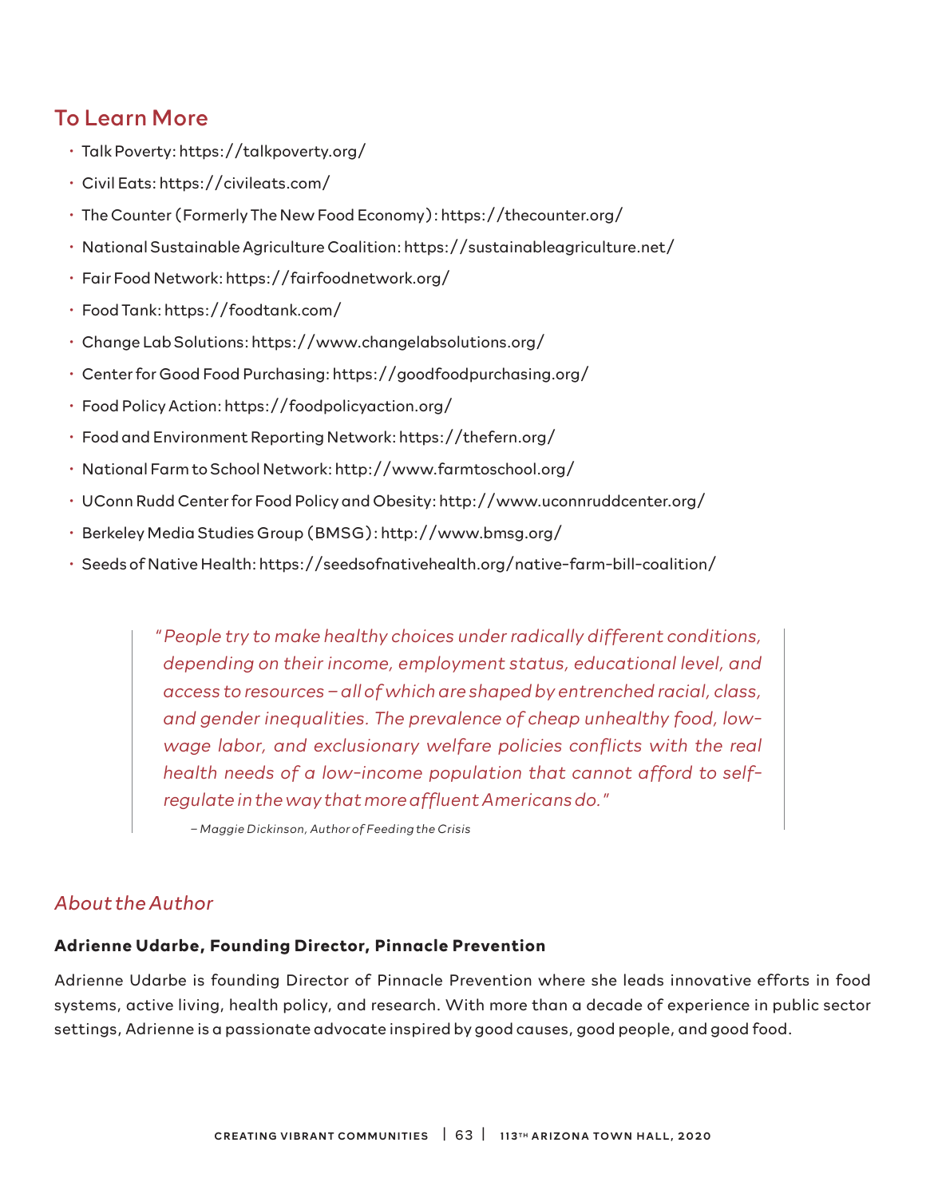## To Learn More

- Talk Poverty: https://talkpoverty.org/
- Civil Eats: https://civileats.com/
- The Counter (Formerly The New Food Economy): https://thecounter.org/
- National Sustainable Agriculture Coalition: https://sustainableagriculture.net/
- Fair Food Network: https://fairfoodnetwork.org/
- Food Tank: https://foodtank.com/
- Change Lab Solutions: https://www.changelabsolutions.org/
- Center for Good Food Purchasing: https://goodfoodpurchasing.org/
- Food Policy Action: https://foodpolicyaction.org/
- Food and Environment Reporting Network: https://thefern.org/
- National Farm to School Network: http://www.farmtoschool.org/
- UConn Rudd Center for Food Policy and Obesity: http://www.uconnruddcenter.org/
- Berkeley Media Studies Group (BMSG): http://www.bmsg.org/
- Seeds of Native Health: https://seedsofnativehealth.org/native-farm-bill-coalition/

> *"People try to make healthy choices under radically different conditions, depending on their income, employment status, educational level, and access to resources – all of which are shaped by entrenched racial, class, and gender inequalities. The prevalence of cheap unhealthy food, low-wage labor, and exclusionary welfare policies conflicts with the real health needs of a low-income population that cannot afford to self-regulate in the way that more affluent Americans do."*
>
> *– Maggie Dickinson, Author of Feeding the Crisis*

## *About the Author*

**Adrienne Udarbe, Founding Director, Pinnacle Prevention**

Adrienne Udarbe is founding Director of Pinnacle Prevention where she leads innovative efforts in food systems, active living, health policy, and research. With more than a decade of experience in public sector settings, Adrienne is a passionate advocate inspired by good causes, good people, and good food.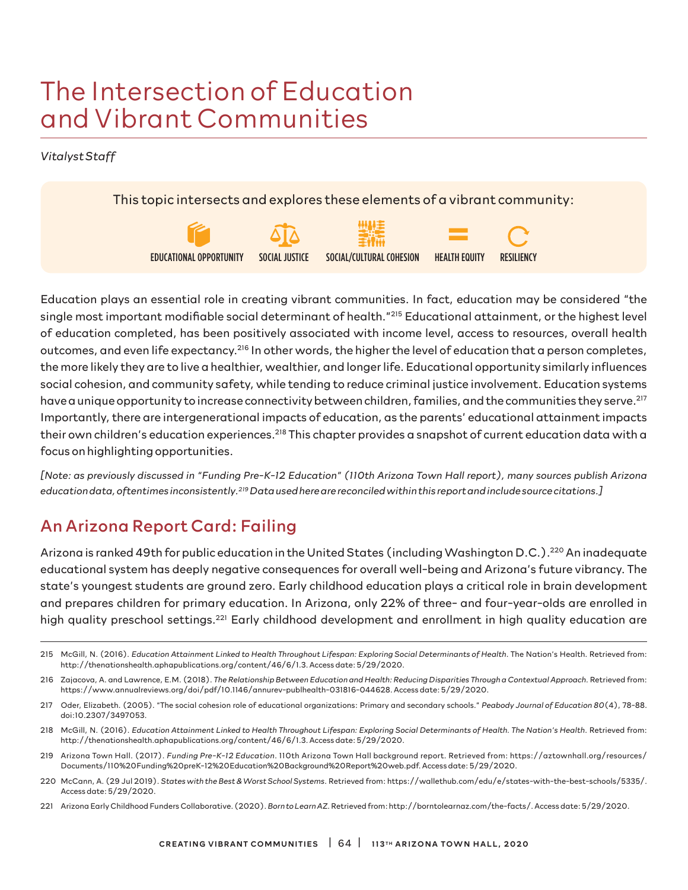# The Intersection of Education and Vibrant Communities

*Vitalyst Staff*

This topic intersects and explores these elements of a vibrant community:

EDUCATIONAL OPPORTUNITY | SOCIAL JUSTICE | SOCIAL/CULTURAL COHESION | HEALTH EQUITY | RESILIENCY

Education plays an essential role in creating vibrant communities. In fact, education may be considered "the single most important modifiable social determinant of health."[215] Educational attainment, or the highest level of education completed, has been positively associated with income level, access to resources, overall health outcomes, and even life expectancy.[216] In other words, the higher the level of education that a person completes, the more likely they are to live a healthier, wealthier, and longer life. Educational opportunity similarly influences social cohesion, and community safety, while tending to reduce criminal justice involvement. Education systems have a unique opportunity to increase connectivity between children, families, and the communities they serve.[217] Importantly, there are intergenerational impacts of education, as the parents' educational attainment impacts their own children's education experiences.[218] This chapter provides a snapshot of current education data with a focus on highlighting opportunities.

*[Note: as previously discussed in "Funding Pre-K-12 Education" (110th Arizona Town Hall report), many sources publish Arizona education data, oftentimes inconsistently.[219] Data used here are reconciled within this report and include source citations.]*

## An Arizona Report Card: Failing

Arizona is ranked 49th for public education in the United States (including Washington D.C.).[220] An inadequate educational system has deeply negative consequences for overall well-being and Arizona's future vibrancy. The state's youngest students are ground zero. Early childhood education plays a critical role in brain development and prepares children for primary education. In Arizona, only 22% of three- and four-year-olds are enrolled in high quality preschool settings.[221] Early childhood development and enrollment in high quality education are

---

215 McGill, N. (2016). *Education Attainment Linked to Health Throughout Lifespan: Exploring Social Determinants of Health*. The Nation's Health. Retrieved from: http://thenationshealth.aphapublications.org/content/46/6/1.3. Access date: 5/29/2020.

216 Zajacova, A. and Lawrence, E.M. (2018). *The Relationship Between Education and Health: Reducing Disparities Through a Contextual Approach*. Retrieved from: https://www.annualreviews.org/doi/pdf/10.1146/annurev-publhealth-031816-044628. Access date: 5/29/2020.

217 Oder, Elizabeth. (2005). "The social cohesion role of educational organizations: Primary and secondary schools." *Peabody Journal of Education 80*(4), 78-88. doi:10.2307/3497053.

218 McGill, N. (2016). *Education Attainment Linked to Health Throughout Lifespan: Exploring Social Determinants of Health. The Nation's Health*. Retrieved from: http://thenationshealth.aphapublications.org/content/46/6/1.3. Access date: 5/29/2020.

219 Arizona Town Hall. (2017). *Funding Pre-K-12 Education*. 110th Arizona Town Hall background report. Retrieved from: https://aztownhall.org/resources/Documents/110%20Funding%20preK-12%20Education%20Background%20Report%20web.pdf. Access date: 5/29/2020.

220 McCann, A. (29 Jul 2019). *States with the Best & Worst School Systems*. Retrieved from: https://wallethub.com/edu/e/states-with-the-best-schools/5335/. Access date: 5/29/2020.

221 Arizona Early Childhood Funders Collaborative. (2020). *Born to Learn AZ*. Retrieved from: http://borntolearnaz.com/the-facts/. Access date: 5/29/2020.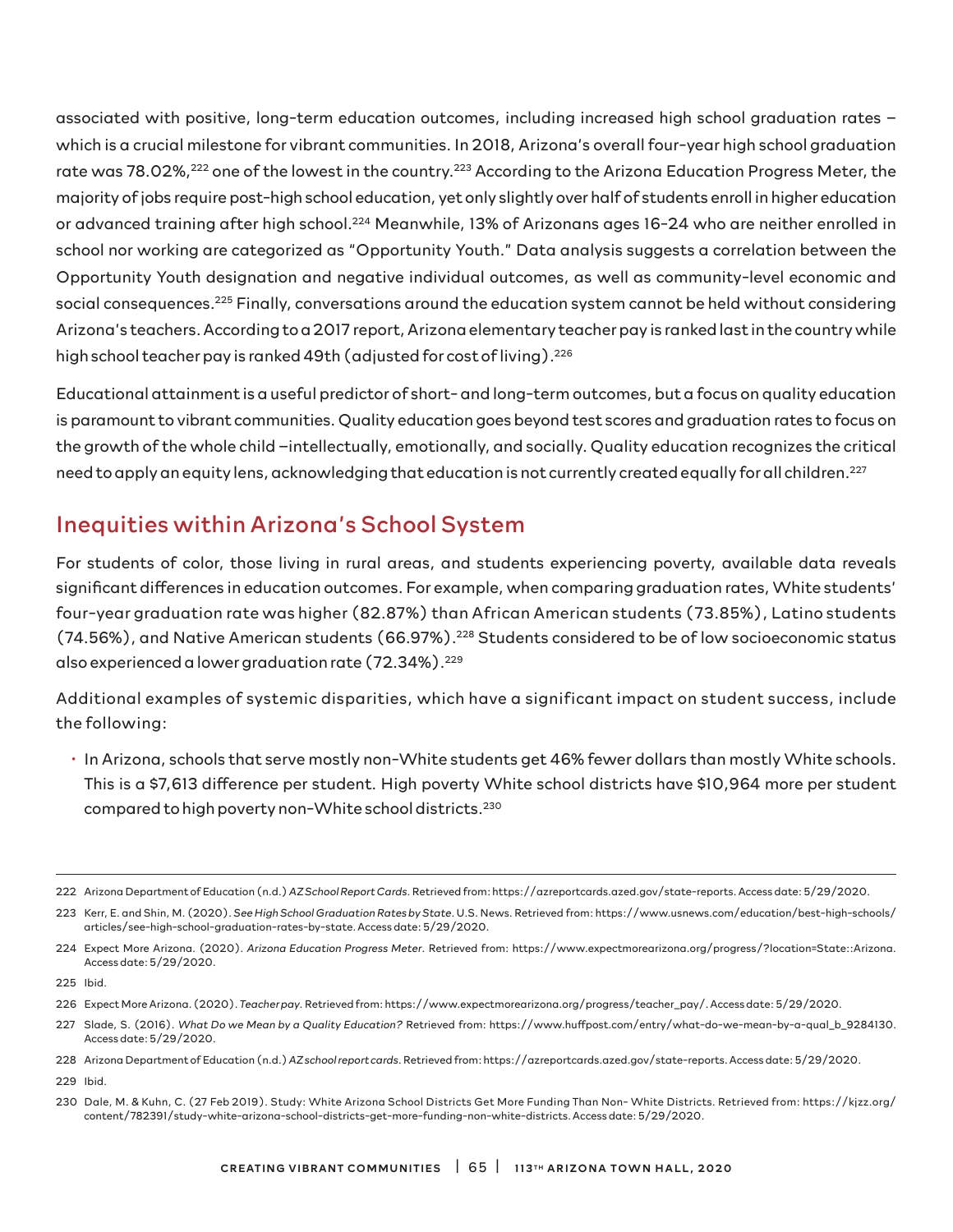associated with positive, long-term education outcomes, including increased high school graduation rates – which is a crucial milestone for vibrant communities. In 2018, Arizona's overall four-year high school graduation rate was 78.02%,[222] one of the lowest in the country.[223] According to the Arizona Education Progress Meter, the majority of jobs require post-high school education, yet only slightly over half of students enroll in higher education or advanced training after high school.[224] Meanwhile, 13% of Arizonans ages 16-24 who are neither enrolled in school nor working are categorized as "Opportunity Youth." Data analysis suggests a correlation between the Opportunity Youth designation and negative individual outcomes, as well as community-level economic and social consequences.[225] Finally, conversations around the education system cannot be held without considering Arizona's teachers. According to a 2017 report, Arizona elementary teacher pay is ranked last in the country while high school teacher pay is ranked 49th (adjusted for cost of living).[226]

Educational attainment is a useful predictor of short- and long-term outcomes, but a focus on quality education is paramount to vibrant communities. Quality education goes beyond test scores and graduation rates to focus on the growth of the whole child –intellectually, emotionally, and socially. Quality education recognizes the critical need to apply an equity lens, acknowledging that education is not currently created equally for all children.[227]

## Inequities within Arizona's School System

For students of color, those living in rural areas, and students experiencing poverty, available data reveals significant differences in education outcomes. For example, when comparing graduation rates, White students' four-year graduation rate was higher (82.87%) than African American students (73.85%), Latino students (74.56%), and Native American students (66.97%).[228] Students considered to be of low socioeconomic status also experienced a lower graduation rate (72.34%).[229]

Additional examples of systemic disparities, which have a significant impact on student success, include the following:

- In Arizona, schools that serve mostly non-White students get 46% fewer dollars than mostly White schools. This is a $7,613 difference per student. High poverty White school districts have $10,964 more per student compared to high poverty non-White school districts.[230]

---

222 Arizona Department of Education (n.d.) *AZ School Report Cards*. Retrieved from: https://azreportcards.azed.gov/state-reports. Access date: 5/29/2020.

223 Kerr, E. and Shin, M. (2020). *See High School Graduation Rates by State*. U.S. News. Retrieved from: https://www.usnews.com/education/best-high-schools/articles/see-high-school-graduation-rates-by-state. Access date: 5/29/2020.

224 Expect More Arizona. (2020). *Arizona Education Progress Meter*. Retrieved from: https://www.expectmorearizona.org/progress/?location=State::Arizona. Access date: 5/29/2020.

225 Ibid.

226 Expect More Arizona. (2020). *Teacher pay*. Retrieved from: https://www.expectmorearizona.org/progress/teacher_pay/. Access date: 5/29/2020.

227 Slade, S. (2016). *What Do we Mean by a Quality Education?* Retrieved from: https://www.huffpost.com/entry/what-do-we-mean-by-a-qual_b_9284130. Access date: 5/29/2020.

228 Arizona Department of Education (n.d.) *AZ school report cards*. Retrieved from: https://azreportcards.azed.gov/state-reports. Access date: 5/29/2020.

229 Ibid.

230 Dale, M. & Kuhn, C. (27 Feb 2019). Study: White Arizona School Districts Get More Funding Than Non- White Districts. Retrieved from: https://kjzz.org/content/782391/study-white-arizona-school-districts-get-more-funding-non-white-districts. Access date: 5/29/2020.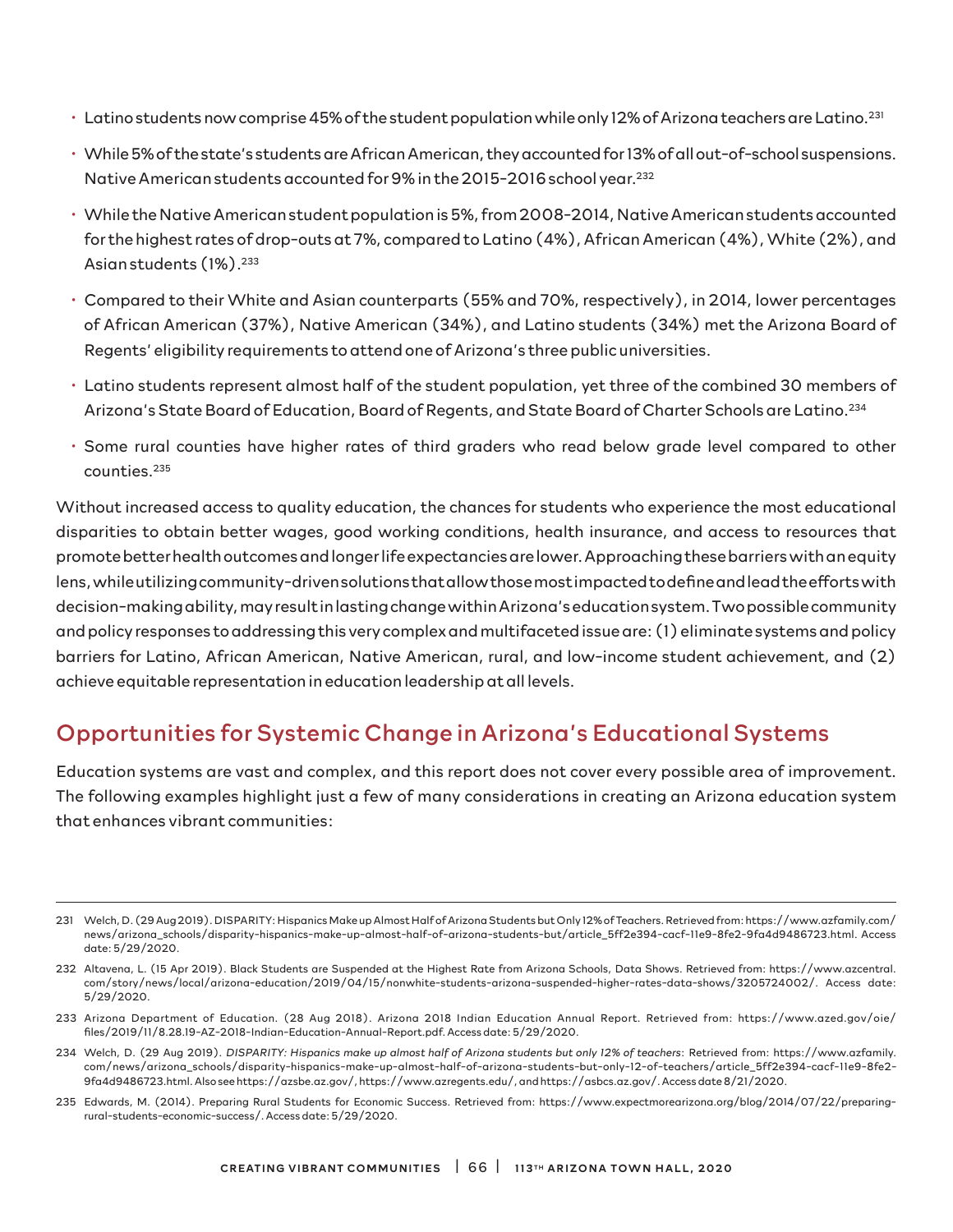- Latino students now comprise 45% of the student population while only 12% of Arizona teachers are Latino.[231]
- While 5% of the state's students are African American, they accounted for 13% of all out-of-school suspensions. Native American students accounted for 9% in the 2015-2016 school year.[232]
- While the Native American student population is 5%, from 2008-2014, Native American students accounted for the highest rates of drop-outs at 7%, compared to Latino (4%), African American (4%), White (2%), and Asian students (1%).[233]
- Compared to their White and Asian counterparts (55% and 70%, respectively), in 2014, lower percentages of African American (37%), Native American (34%), and Latino students (34%) met the Arizona Board of Regents' eligibility requirements to attend one of Arizona's three public universities.
- Latino students represent almost half of the student population, yet three of the combined 30 members of Arizona's State Board of Education, Board of Regents, and State Board of Charter Schools are Latino.[234]
- Some rural counties have higher rates of third graders who read below grade level compared to other counties.[235]

Without increased access to quality education, the chances for students who experience the most educational disparities to obtain better wages, good working conditions, health insurance, and access to resources that promote better health outcomes and longer life expectancies are lower. Approaching these barriers with an equity lens, while utilizing community-driven solutions that allow those most impacted to define and lead the efforts with decision-making ability, may result in lasting change within Arizona's education system. Two possible community and policy responses to addressing this very complex and multifaceted issue are: (1) eliminate systems and policy barriers for Latino, African American, Native American, rural, and low-income student achievement, and (2) achieve equitable representation in education leadership at all levels.

## Opportunities for Systemic Change in Arizona's Educational Systems

Education systems are vast and complex, and this report does not cover every possible area of improvement. The following examples highlight just a few of many considerations in creating an Arizona education system that enhances vibrant communities:

---

231 Welch, D. (29 Aug 2019). DISPARITY: Hispanics Make up Almost Half of Arizona Students but Only 12% of Teachers. Retrieved from: https://www.azfamily.com/news/arizona_schools/disparity-hispanics-make-up-almost-half-of-arizona-students-but/article_5ff2e394-cacf-11e9-8fe2-9fa4d9486723.html. Access date: 5/29/2020.

232 Altavena, L. (15 Apr 2019). Black Students are Suspended at the Highest Rate from Arizona Schools, Data Shows. Retrieved from: https://www.azcentral.com/story/news/local/arizona-education/2019/04/15/nonwhite-students-arizona-suspended-higher-rates-data-shows/3205724002/. Access date: 5/29/2020.

233 Arizona Department of Education. (28 Aug 2018). Arizona 2018 Indian Education Annual Report. Retrieved from: https://www.azed.gov/oie/files/2019/11/8.28.19-AZ-2018-Indian-Education-Annual-Report.pdf. Access date: 5/29/2020.

234 Welch, D. (29 Aug 2019). *DISPARITY: Hispanics make up almost half of Arizona students but only 12% of teachers*: Retrieved from: https://www.azfamily.com/news/arizona_schools/disparity-hispanics-make-up-almost-half-of-arizona-students-but-only-12-of-teachers/article_5ff2e394-cacf-11e9-8fe2-9fa4d9486723.html. Also see https://azsbe.az.gov/, https://www.azregents.edu/, and https://asbcs.az.gov/. Access date 8/21/2020.

235 Edwards, M. (2014). Preparing Rural Students for Economic Success. Retrieved from: https://www.expectmorearizona.org/blog/2014/07/22/preparing-rural-students-economic-success/. Access date: 5/29/2020.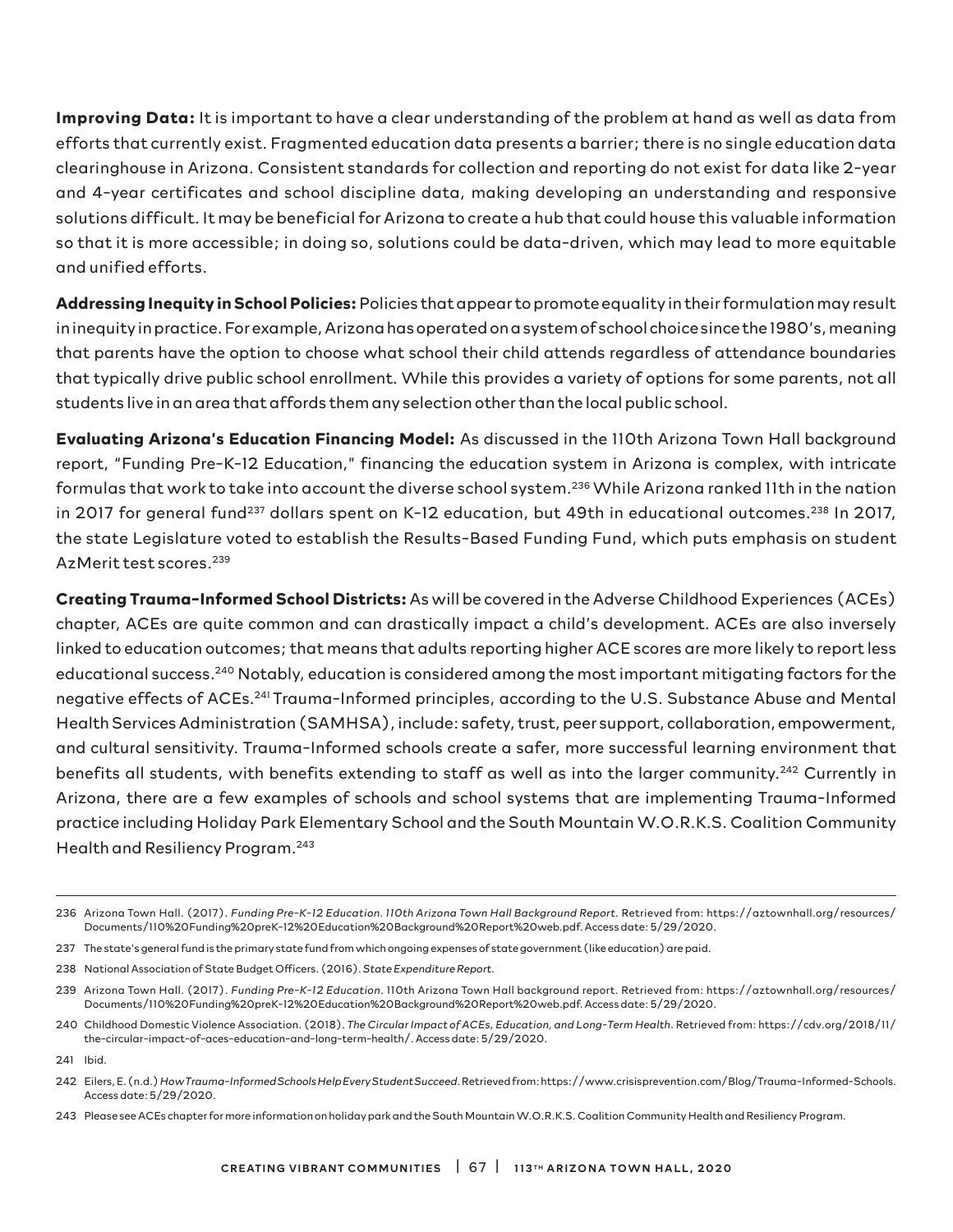**Improving Data:** It is important to have a clear understanding of the problem at hand as well as data from efforts that currently exist. Fragmented education data presents a barrier; there is no single education data clearinghouse in Arizona. Consistent standards for collection and reporting do not exist for data like 2-year and 4-year certificates and school discipline data, making developing an understanding and responsive solutions difficult. It may be beneficial for Arizona to create a hub that could house this valuable information so that it is more accessible; in doing so, solutions could be data-driven, which may lead to more equitable and unified efforts.

**Addressing Inequity in School Policies:** Policies that appear to promote equality in their formulation may result in inequity in practice. For example, Arizona has operated on a system of school choice since the 1980's, meaning that parents have the option to choose what school their child attends regardless of attendance boundaries that typically drive public school enrollment. While this provides a variety of options for some parents, not all students live in an area that affords them any selection other than the local public school.

**Evaluating Arizona's Education Financing Model:** As discussed in the 110th Arizona Town Hall background report, "Funding Pre-K-12 Education," financing the education system in Arizona is complex, with intricate formulas that work to take into account the diverse school system.[236] While Arizona ranked 11th in the nation in 2017 for general fund[237] dollars spent on K-12 education, but 49th in educational outcomes.[238] In 2017, the state Legislature voted to establish the Results-Based Funding Fund, which puts emphasis on student AzMerit test scores.[239]

**Creating Trauma-Informed School Districts:** As will be covered in the Adverse Childhood Experiences (ACEs) chapter, ACEs are quite common and can drastically impact a child's development. ACEs are also inversely linked to education outcomes; that means that adults reporting higher ACE scores are more likely to report less educational success.[240] Notably, education is considered among the most important mitigating factors for the negative effects of ACEs.[241] Trauma-Informed principles, according to the U.S. Substance Abuse and Mental Health Services Administration (SAMHSA), include: safety, trust, peer support, collaboration, empowerment, and cultural sensitivity. Trauma-Informed schools create a safer, more successful learning environment that benefits all students, with benefits extending to staff as well as into the larger community.[242] Currently in Arizona, there are a few examples of schools and school systems that are implementing Trauma-Informed practice including Holiday Park Elementary School and the South Mountain W.O.R.K.S. Coalition Community Health and Resiliency Program.[243]

---

236 Arizona Town Hall. (2017). *Funding Pre-K-12 Education. 110th Arizona Town Hall Background Report*. Retrieved from: https://aztownhall.org/resources/Documents/110%20Funding%20preK-12%20Education%20Background%20Report%20web.pdf. Access date: 5/29/2020.

237 The state's general fund is the primary state fund from which ongoing expenses of state government (like education) are paid.

238 National Association of State Budget Officers. (2016). *State Expenditure Report*.

239 Arizona Town Hall. (2017). *Funding Pre-K-12 Education*. 110th Arizona Town Hall background report. Retrieved from: https://aztownhall.org/resources/Documents/110%20Funding%20preK-12%20Education%20Background%20Report%20web.pdf. Access date: 5/29/2020.

240 Childhood Domestic Violence Association. (2018). *The Circular Impact of ACEs, Education, and Long-Term Health*. Retrieved from: https://cdv.org/2018/11/the-circular-impact-of-aces-education-and-long-term-health/. Access date: 5/29/2020.

241 Ibid.

242 Eilers, E. (n.d.) *How Trauma-Informed Schools Help Every Student Succeed*. Retrieved from: https://www.crisisprevention.com/Blog/Trauma-Informed-Schools. Access date: 5/29/2020.

243 Please see ACEs chapter for more information on holiday park and the South Mountain W.O.R.K.S. Coalition Community Health and Resiliency Program.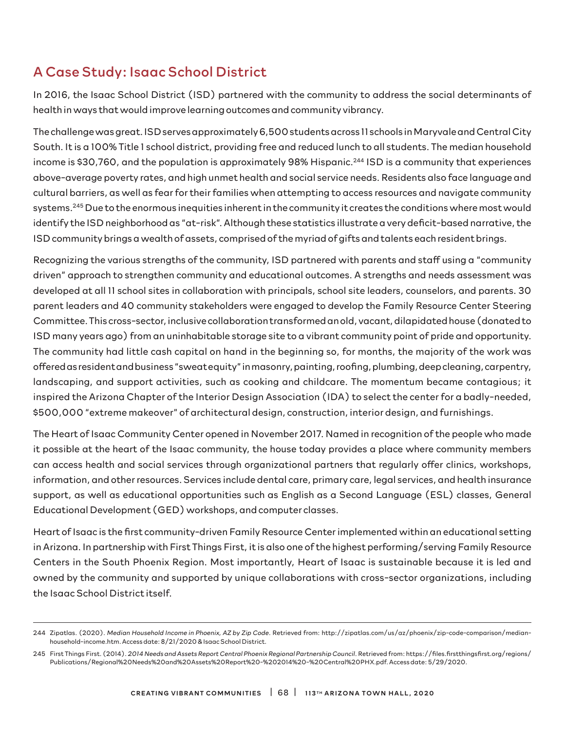## A Case Study: Isaac School District

In 2016, the Isaac School District (ISD) partnered with the community to address the social determinants of health in ways that would improve learning outcomes and community vibrancy.

The challenge was great. ISD serves approximately 6,500 students across 11 schools in Maryvale and Central City South. It is a 100% Title 1 school district, providing free and reduced lunch to all students. The median household income is $30,760, and the population is approximately 98% Hispanic.[244] ISD is a community that experiences above-average poverty rates, and high unmet health and social service needs. Residents also face language and cultural barriers, as well as fear for their families when attempting to access resources and navigate community systems.[245] Due to the enormous inequities inherent in the community it creates the conditions where most would identify the ISD neighborhood as "at-risk". Although these statistics illustrate a very deficit-based narrative, the ISD community brings a wealth of assets, comprised of the myriad of gifts and talents each resident brings.

Recognizing the various strengths of the community, ISD partnered with parents and staff using a "community driven" approach to strengthen community and educational outcomes. A strengths and needs assessment was developed at all 11 school sites in collaboration with principals, school site leaders, counselors, and parents. 30 parent leaders and 40 community stakeholders were engaged to develop the Family Resource Center Steering Committee. This cross-sector, inclusive collaboration transformed an old, vacant, dilapidated house (donated to ISD many years ago) from an uninhabitable storage site to a vibrant community point of pride and opportunity. The community had little cash capital on hand in the beginning so, for months, the majority of the work was offered as resident and business "sweat equity" in masonry, painting, roofing, plumbing, deep cleaning, carpentry, landscaping, and support activities, such as cooking and childcare. The momentum became contagious; it inspired the Arizona Chapter of the Interior Design Association (IDA) to select the center for a badly-needed, $500,000 "extreme makeover" of architectural design, construction, interior design, and furnishings.

The Heart of Isaac Community Center opened in November 2017. Named in recognition of the people who made it possible at the heart of the Isaac community, the house today provides a place where community members can access health and social services through organizational partners that regularly offer clinics, workshops, information, and other resources. Services include dental care, primary care, legal services, and health insurance support, as well as educational opportunities such as English as a Second Language (ESL) classes, General Educational Development (GED) workshops, and computer classes.

Heart of Isaac is the first community-driven Family Resource Center implemented within an educational setting in Arizona. In partnership with First Things First, it is also one of the highest performing/serving Family Resource Centers in the South Phoenix Region. Most importantly, Heart of Isaac is sustainable because it is led and owned by the community and supported by unique collaborations with cross-sector organizations, including the Isaac School District itself.

---

244 Zipatlas. (2020). *Median Household Income in Phoenix, AZ by Zip Code*. Retrieved from: http://zipatlas.com/us/az/phoenix/zip-code-comparison/median-household-income.htm. Access date: 8/21/2020 & Isaac School District.

245 First Things First. (2014). *2014 Needs and Assets Report Central Phoenix Regional Partnership Council*. Retrieved from: https://files.firstthingsfirst.org/regions/Publications/Regional%20Needs%20and%20Assets%20Report%20-%202014%20-%20Central%20PHX.pdf. Access date: 5/29/2020.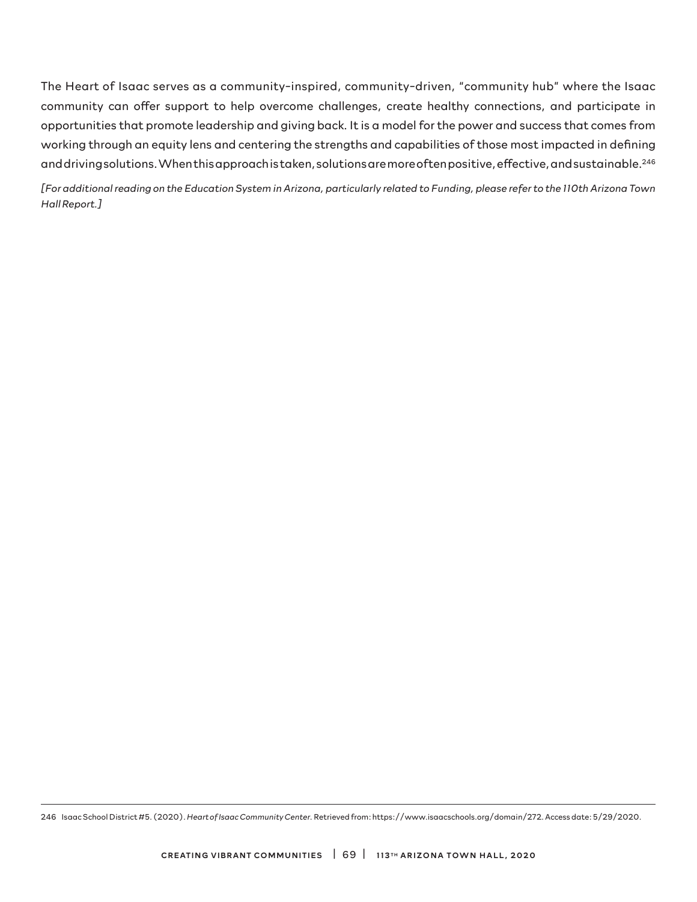The Heart of Isaac serves as a community-inspired, community-driven, "community hub" where the Isaac community can offer support to help overcome challenges, create healthy connections, and participate in opportunities that promote leadership and giving back. It is a model for the power and success that comes from working through an equity lens and centering the strengths and capabilities of those most impacted in defining and driving solutions. When this approach is taken, solutions are more often positive, effective, and sustainable.[246]

*[For additional reading on the Education System in Arizona, particularly related to Funding, please refer to the 110th Arizona Town Hall Report.]*

---

246 Isaac School District #5. (2020). *Heart of Isaac Community Center*. Retrieved from: https://www.isaacschools.org/domain/272. Access date: 5/29/2020.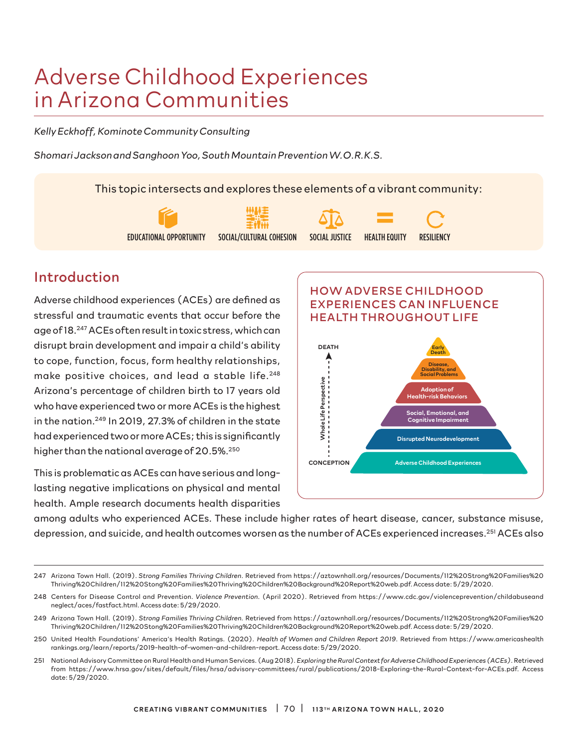# Adverse Childhood Experiences in Arizona Communities

*Kelly Eckhoff, Kominote Community Consulting*

*Shomari Jackson and Sanghoon Yoo, South Mountain Prevention W.O.R.K.S.*

This topic intersects and explores these elements of a vibrant community:

EDUCATIONAL OPPORTUNITY | SOCIAL/CULTURAL COHESION | SOCIAL JUSTICE | HEALTH EQUITY | RESILIENCY

## Introduction

Adverse childhood experiences (ACEs) are defined as stressful and traumatic events that occur before the age of 18.[247] ACEs often result in toxic stress, which can disrupt brain development and impair a child's ability to cope, function, focus, form healthy relationships, make positive choices, and lead a stable life.[248] Arizona's percentage of children birth to 17 years old who have experienced two or more ACEs is the highest in the nation.[249] In 2019, 27.3% of children in the state had experienced two or more ACEs; this is significantly higher than the national average of 20.5%.[250]

### HOW ADVERSE CHILDHOOD EXPERIENCES CAN INFLUENCE HEALTH THROUGHOUT LIFE

DEATH

- Early Death
- Disease, Disability, and Social Problems
- Adoption of Health-risk Behaviors
- Social, Emotional, and Cognitive Impairment
- Disrupted Neurodevelopment
- Adverse Childhood Experiences

CONCEPTION

Whole Life Perspective

This is problematic as ACEs can have serious and long-lasting negative implications on physical and mental health. Ample research documents health disparities among adults who experienced ACEs. These include higher rates of heart disease, cancer, substance misuse, depression, and suicide, and health outcomes worsen as the number of ACEs experienced increases.[251] ACEs also

---

247 Arizona Town Hall. (2019). *Strong Families Thriving Children*. Retrieved from https://aztownhall.org/resources/Documents/112%20Strong%20Families%20Thriving%20Children/112%20Stong%20Families%20Thriving%20Children%20Background%20Report%20web.pdf. Access date: 5/29/2020.

248 Centers for Disease Control and Prevention. *Violence Prevention.* (April 2020). Retrieved from https://www.cdc.gov/violenceprevention/childabuseandneglect/aces/fastfact.html. Access date: 5/29/2020.

249 Arizona Town Hall. (2019). *Strong Families Thriving Children*. Retrieved from https://aztownhall.org/resources/Documents/112%20Strong%20Families%20Thriving%20Children/112%20Stong%20Families%20Thriving%20Children%20Background%20Report%20web.pdf. Access date: 5/29/2020.

250 United Health Foundations' America's Health Ratings. (2020). *Health of Women and Children Report 2019*. Retrieved from https://www.americashealthrankings.org/learn/reports/2019-health-of-women-and-children-report. Access date: 5/29/2020.

251 National Advisory Committee on Rural Health and Human Services. (Aug 2018). *Exploring the Rural Context for Adverse Childhood Experiences (ACEs)*. Retrieved from https://www.hrsa.gov/sites/default/files/hrsa/advisory-committees/rural/publications/2018-Exploring-the-Rural-Context-for-ACEs.pdf. Access date: 5/29/2020.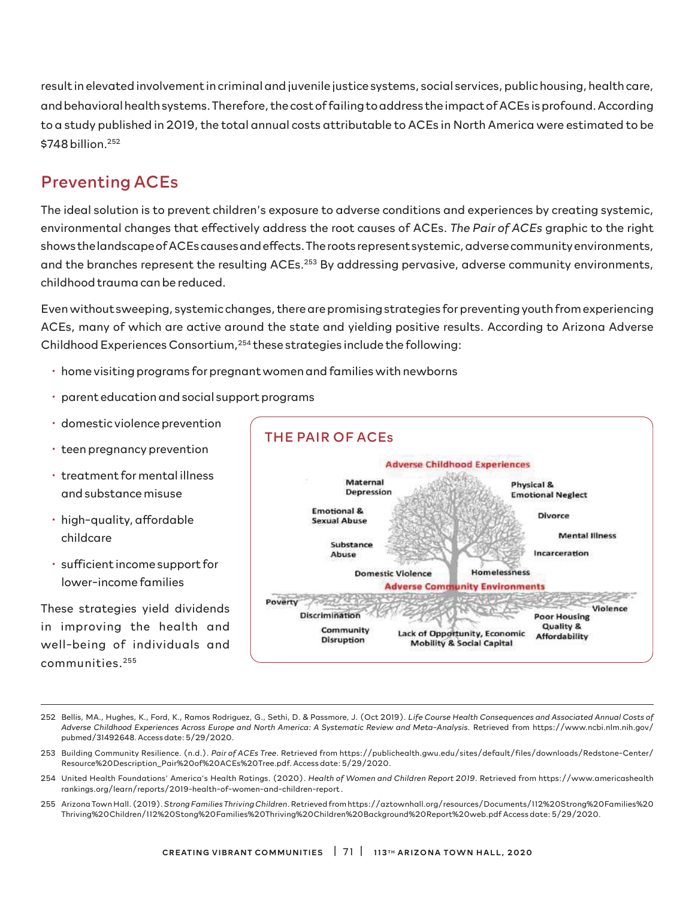result in elevated involvement in criminal and juvenile justice systems, social services, public housing, health care, and behavioral health systems. Therefore, the cost of failing to address the impact of ACEs is profound. According to a study published in 2019, the total annual costs attributable to ACEs in North America were estimated to be $748 billion.[252]

## Preventing ACEs

The ideal solution is to prevent children's exposure to adverse conditions and experiences by creating systemic, environmental changes that effectively address the root causes of ACEs. *The Pair of ACEs* graphic to the right shows the landscape of ACEs causes and effects. The roots represent systemic, adverse community environments, and the branches represent the resulting ACEs.[253] By addressing pervasive, adverse community environments, childhood trauma can be reduced.

Even without sweeping, systemic changes, there are promising strategies for preventing youth from experiencing ACEs, many of which are active around the state and yielding positive results. According to Arizona Adverse Childhood Experiences Consortium,[254] these strategies include the following:

- home visiting programs for pregnant women and families with newborns
- parent education and social support programs
- domestic violence prevention
- teen pregnancy prevention
- treatment for mental illness and substance misuse
- high-quality, affordable childcare
- sufficient income support for lower-income families

These strategies yield dividends in improving the health and well-being of individuals and communities.[255]

**THE PAIR OF ACEs**

Adverse Childhood Experiences: Maternal Depression; Physical & Emotional Neglect; Emotional & Sexual Abuse; Divorce; Mental Illness; Substance Abuse; Incarceration; Domestic Violence; Homelessness

Adverse Community Environments: Poverty; Violence; Discrimination; Poor Housing Quality & Affordability; Community Disruption; Lack of Opportunity, Economic Mobility & Social Capital

---

252 Bellis, MA., Hughes, K., Ford, K., Ramos Rodriguez, G., Sethi, D. & Passmore, J. (Oct 2019). *Life Course Health Consequences and Associated Annual Costs of Adverse Childhood Experiences Across Europe and North America: A Systematic Review and Meta-Analysis.* Retrieved from https://www.ncbi.nlm.nih.gov/pubmed/31492648. Access date: 5/29/2020.

253 Building Community Resilience. (n.d.). *Pair of ACEs Tree*. Retrieved from https://publichealth.gwu.edu/sites/default/files/downloads/Redstone-Center/Resource%20Description_Pair%20of%20ACEs%20Tree.pdf. Access date: 5/29/2020.

254 United Health Foundations' America's Health Ratings. (2020). *Health of Women and Children Report 2019*. Retrieved from https://www.americashealthrankings.org/learn/reports/2019-health-of-women-and-children-report .

255 Arizona Town Hall. (2019). *Strong Families Thriving Children*. Retrieved from https://aztownhall.org/resources/Documents/112%20Strong%20Families%20Thriving%20Children/112%20Stong%20Families%20Thriving%20Children%20Background%20Report%20web.pdf Access date: 5/29/2020.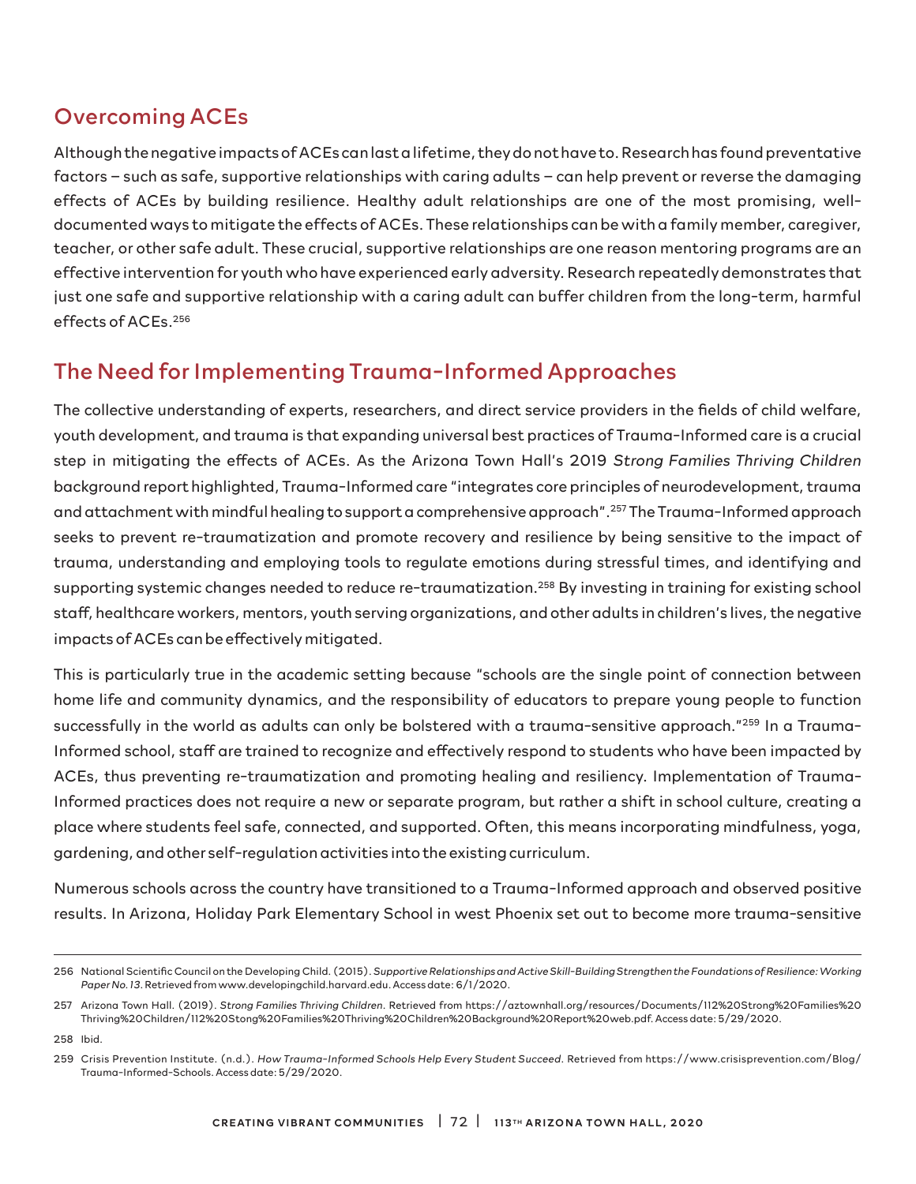## Overcoming ACEs

Although the negative impacts of ACEs can last a lifetime, they do not have to. Research has found preventative factors – such as safe, supportive relationships with caring adults – can help prevent or reverse the damaging effects of ACEs by building resilience. Healthy adult relationships are one of the most promising, well-documented ways to mitigate the effects of ACEs. These relationships can be with a family member, caregiver, teacher, or other safe adult. These crucial, supportive relationships are one reason mentoring programs are an effective intervention for youth who have experienced early adversity. Research repeatedly demonstrates that just one safe and supportive relationship with a caring adult can buffer children from the long-term, harmful effects of ACEs.[256]

## The Need for Implementing Trauma-Informed Approaches

The collective understanding of experts, researchers, and direct service providers in the fields of child welfare, youth development, and trauma is that expanding universal best practices of Trauma-Informed care is a crucial step in mitigating the effects of ACEs. As the Arizona Town Hall's 2019 *Strong Families Thriving Children* background report highlighted, Trauma-Informed care "integrates core principles of neurodevelopment, trauma and attachment with mindful healing to support a comprehensive approach".[257] The Trauma-Informed approach seeks to prevent re-traumatization and promote recovery and resilience by being sensitive to the impact of trauma, understanding and employing tools to regulate emotions during stressful times, and identifying and supporting systemic changes needed to reduce re-traumatization.[258] By investing in training for existing school staff, healthcare workers, mentors, youth serving organizations, and other adults in children's lives, the negative impacts of ACEs can be effectively mitigated.

This is particularly true in the academic setting because "schools are the single point of connection between home life and community dynamics, and the responsibility of educators to prepare young people to function successfully in the world as adults can only be bolstered with a trauma-sensitive approach."[259] In a Trauma-Informed school, staff are trained to recognize and effectively respond to students who have been impacted by ACEs, thus preventing re-traumatization and promoting healing and resiliency. Implementation of Trauma-Informed practices does not require a new or separate program, but rather a shift in school culture, creating a place where students feel safe, connected, and supported. Often, this means incorporating mindfulness, yoga, gardening, and other self-regulation activities into the existing curriculum.

Numerous schools across the country have transitioned to a Trauma-Informed approach and observed positive results. In Arizona, Holiday Park Elementary School in west Phoenix set out to become more trauma-sensitive

---

256 National Scientific Council on the Developing Child. (2015). *Supportive Relationships and Active Skill-Building Strengthen the Foundations of Resilience: Working Paper No. 13*. Retrieved from www.developingchild.harvard.edu. Access date: 6/1/2020.

257 Arizona Town Hall. (2019). *Strong Families Thriving Children*. Retrieved from https://aztownhall.org/resources/Documents/112%20Strong%20Families%20Thriving%20Children/112%20Stong%20Families%20Thriving%20Children%20Background%20Report%20web.pdf. Access date: 5/29/2020.

258 Ibid.

259 Crisis Prevention Institute. (n.d.). *How Trauma-Informed Schools Help Every Student Succeed*. Retrieved from https://www.crisisprevention.com/Blog/Trauma-Informed-Schools. Access date: 5/29/2020.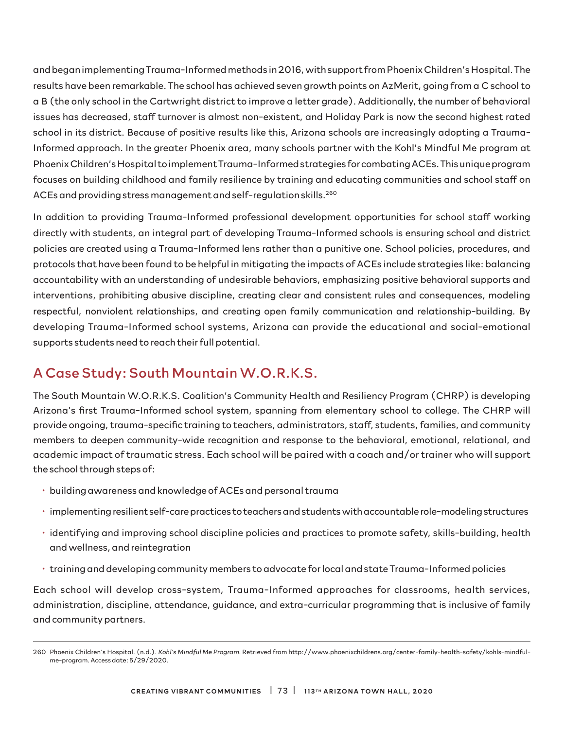and began implementing Trauma-Informed methods in 2016, with support from Phoenix Children's Hospital. The results have been remarkable. The school has achieved seven growth points on AzMerit, going from a C school to a B (the only school in the Cartwright district to improve a letter grade). Additionally, the number of behavioral issues has decreased, staff turnover is almost non-existent, and Holiday Park is now the second highest rated school in its district. Because of positive results like this, Arizona schools are increasingly adopting a Trauma-Informed approach. In the greater Phoenix area, many schools partner with the Kohl's Mindful Me program at Phoenix Children's Hospital to implement Trauma-Informed strategies for combating ACEs. This unique program focuses on building childhood and family resilience by training and educating communities and school staff on ACEs and providing stress management and self-regulation skills.[260]

In addition to providing Trauma-Informed professional development opportunities for school staff working directly with students, an integral part of developing Trauma-Informed schools is ensuring school and district policies are created using a Trauma-Informed lens rather than a punitive one. School policies, procedures, and protocols that have been found to be helpful in mitigating the impacts of ACEs include strategies like: balancing accountability with an understanding of undesirable behaviors, emphasizing positive behavioral supports and interventions, prohibiting abusive discipline, creating clear and consistent rules and consequences, modeling respectful, nonviolent relationships, and creating open family communication and relationship-building. By developing Trauma-Informed school systems, Arizona can provide the educational and social-emotional supports students need to reach their full potential.

## A Case Study: South Mountain W.O.R.K.S.

The South Mountain W.O.R.K.S. Coalition's Community Health and Resiliency Program (CHRP) is developing Arizona's first Trauma-Informed school system, spanning from elementary school to college. The CHRP will provide ongoing, trauma-specific training to teachers, administrators, staff, students, families, and community members to deepen community-wide recognition and response to the behavioral, emotional, relational, and academic impact of traumatic stress. Each school will be paired with a coach and/or trainer who will support the school through steps of:

- building awareness and knowledge of ACEs and personal trauma
- implementing resilient self-care practices to teachers and students with accountable role-modeling structures
- identifying and improving school discipline policies and practices to promote safety, skills-building, health and wellness, and reintegration
- training and developing community members to advocate for local and state Trauma-Informed policies

Each school will develop cross-system, Trauma-Informed approaches for classrooms, health services, administration, discipline, attendance, guidance, and extra-curricular programming that is inclusive of family and community partners.

---

260 Phoenix Children's Hospital. (n.d.). *Kohl's Mindful Me Program*. Retrieved from http://www.phoenixchildrens.org/center-family-health-safety/kohls-mindful-me-program. Access date: 5/29/2020.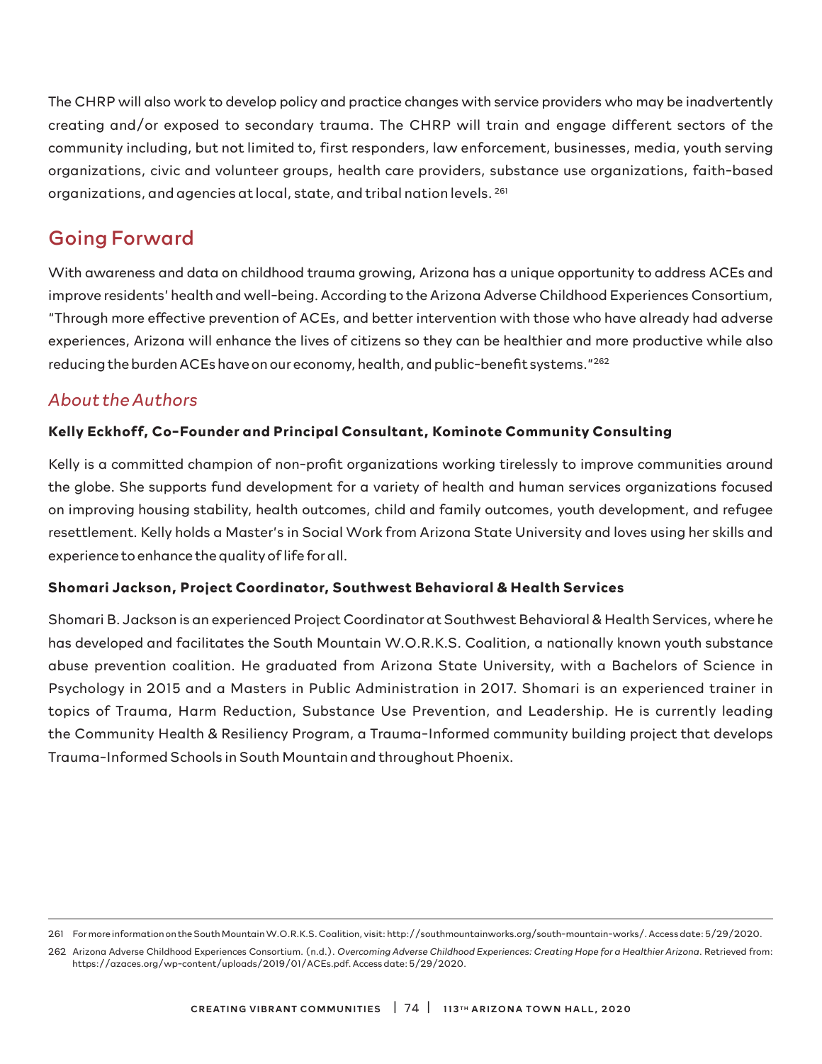The CHRP will also work to develop policy and practice changes with service providers who may be inadvertently creating and/or exposed to secondary trauma. The CHRP will train and engage different sectors of the community including, but not limited to, first responders, law enforcement, businesses, media, youth serving organizations, civic and volunteer groups, health care providers, substance use organizations, faith-based organizations, and agencies at local, state, and tribal nation levels. [261]

## Going Forward

With awareness and data on childhood trauma growing, Arizona has a unique opportunity to address ACEs and improve residents' health and well-being. According to the Arizona Adverse Childhood Experiences Consortium, "Through more effective prevention of ACEs, and better intervention with those who have already had adverse experiences, Arizona will enhance the lives of citizens so they can be healthier and more productive while also reducing the burden ACEs have on our economy, health, and public-benefit systems."[262]

### *About the Authors*

**Kelly Eckhoff, Co-Founder and Principal Consultant, Kominote Community Consulting**

Kelly is a committed champion of non-profit organizations working tirelessly to improve communities around the globe. She supports fund development for a variety of health and human services organizations focused on improving housing stability, health outcomes, child and family outcomes, youth development, and refugee resettlement. Kelly holds a Master's in Social Work from Arizona State University and loves using her skills and experience to enhance the quality of life for all.

**Shomari Jackson, Project Coordinator, Southwest Behavioral & Health Services**

Shomari B. Jackson is an experienced Project Coordinator at Southwest Behavioral & Health Services, where he has developed and facilitates the South Mountain W.O.R.K.S. Coalition, a nationally known youth substance abuse prevention coalition. He graduated from Arizona State University, with a Bachelors of Science in Psychology in 2015 and a Masters in Public Administration in 2017. Shomari is an experienced trainer in topics of Trauma, Harm Reduction, Substance Use Prevention, and Leadership. He is currently leading the Community Health & Resiliency Program, a Trauma-Informed community building project that develops Trauma-Informed Schools in South Mountain and throughout Phoenix.

---

261 For more information on the South Mountain W.O.R.K.S. Coalition, visit: http://southmountainworks.org/south-mountain-works/. Access date: 5/29/2020.

262 Arizona Adverse Childhood Experiences Consortium. (n.d.). *Overcoming Adverse Childhood Experiences: Creating Hope for a Healthier Arizona*. Retrieved from: https://azaces.org/wp-content/uploads/2019/01/ACEs.pdf. Access date: 5/29/2020.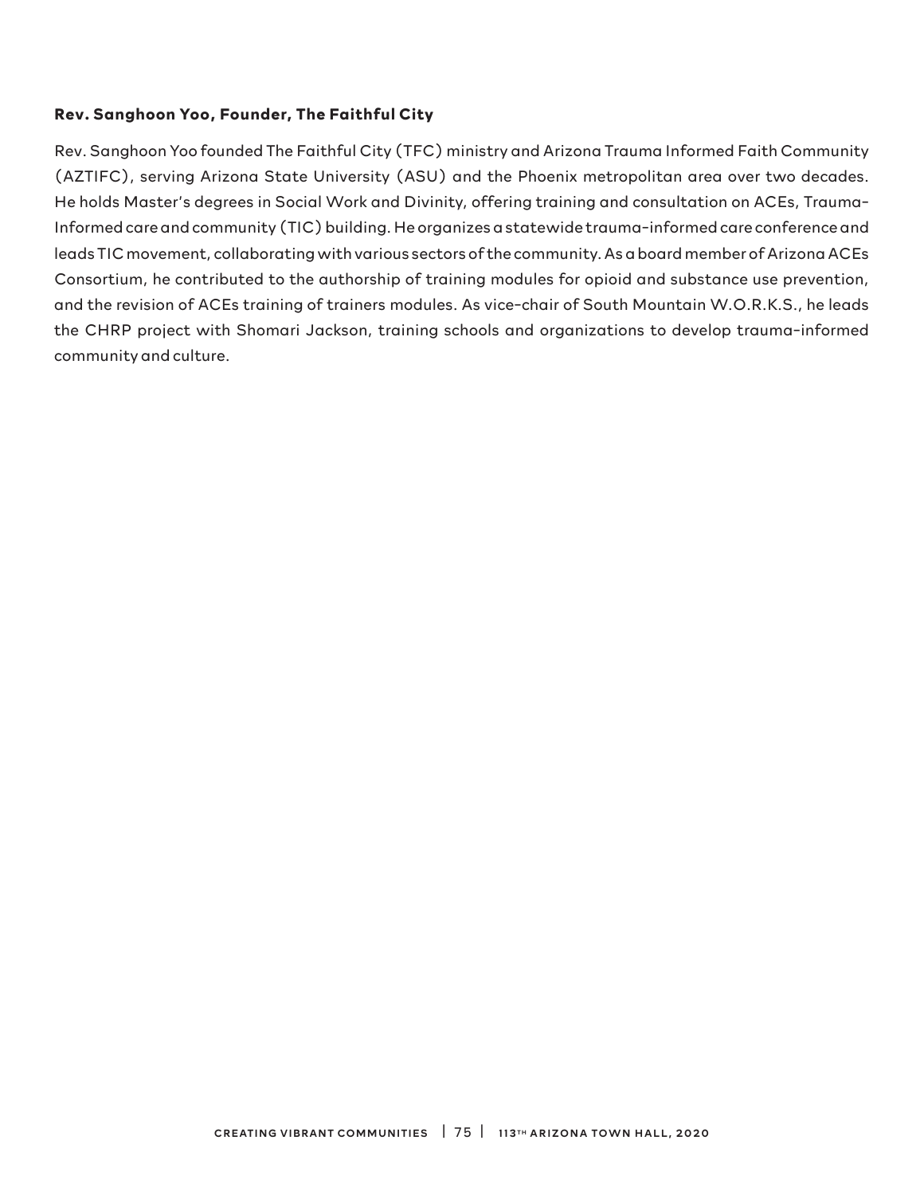**Rev. Sanghoon Yoo, Founder, The Faithful City**

Rev. Sanghoon Yoo founded The Faithful City (TFC) ministry and Arizona Trauma Informed Faith Community (AZTIFC), serving Arizona State University (ASU) and the Phoenix metropolitan area over two decades. He holds Master's degrees in Social Work and Divinity, offering training and consultation on ACEs, Trauma-Informed care and community (TIC) building. He organizes a statewide trauma-informed care conference and leads TIC movement, collaborating with various sectors of the community. As a board member of Arizona ACEs Consortium, he contributed to the authorship of training modules for opioid and substance use prevention, and the revision of ACEs training of trainers modules. As vice-chair of South Mountain W.O.R.K.S., he leads the CHRP project with Shomari Jackson, training schools and organizations to develop trauma-informed community and culture.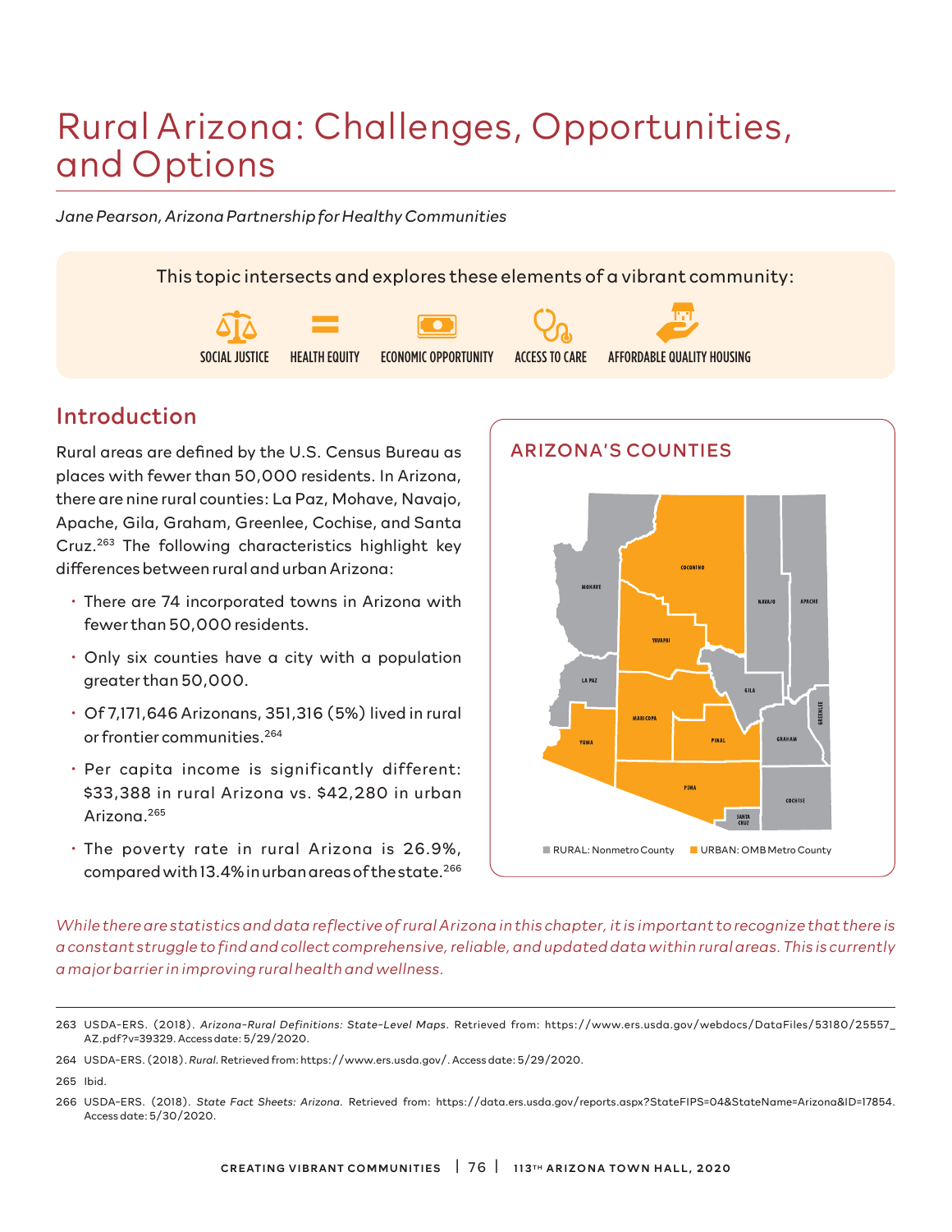# Rural Arizona: Challenges, Opportunities, and Options

*Jane Pearson, Arizona Partnership for Healthy Communities*

This topic intersects and explores these elements of a vibrant community:

SOCIAL JUSTICE | HEALTH EQUITY | ECONOMIC OPPORTUNITY | ACCESS TO CARE | AFFORDABLE QUALITY HOUSING

## Introduction

Rural areas are defined by the U.S. Census Bureau as places with fewer than 50,000 residents. In Arizona, there are nine rural counties: La Paz, Mohave, Navajo, Apache, Gila, Graham, Greenlee, Cochise, and Santa Cruz.[263] The following characteristics highlight key differences between rural and urban Arizona:

- There are 74 incorporated towns in Arizona with fewer than 50,000 residents.
- Only six counties have a city with a population greater than 50,000.
- Of 7,171,646 Arizonans, 351,316 (5%) lived in rural or frontier communities.[264]
- Per capita income is significantly different: $33,388 in rural Arizona vs. $42,280 in urban Arizona.[265]
- The poverty rate in rural Arizona is 26.9%, compared with 13.4% in urban areas of the state.[266]

**ARIZONA'S COUNTIES**

COCONINO, MOHAVE, NAVAJO, APACHE, YAVAPAI, LA PAZ, GILA, MARICOPA, GREENLEE, GRAHAM, YUMA, PINAL, PIMA, COCHISE, SANTA CRUZ

RURAL: Nonmetro County | URBAN: OMB Metro County

*While there are statistics and data reflective of rural Arizona in this chapter, it is important to recognize that there is a constant struggle to find and collect comprehensive, reliable, and updated data within rural areas. This is currently a major barrier in improving rural health and wellness.*

---

263 USDA-ERS. (2018). *Arizona-Rural Definitions: State-Level Maps*. Retrieved from: https://www.ers.usda.gov/webdocs/DataFiles/53180/25557_AZ.pdf?v=39329. Access date: 5/29/2020.

264 USDA-ERS. (2018). *Rural*. Retrieved from: https://www.ers.usda.gov/. Access date: 5/29/2020.

265 Ibid.

266 USDA-ERS. (2018). *State Fact Sheets: Arizona*. Retrieved from: https://data.ers.usda.gov/reports.aspx?StateFIPS=04&StateName=Arizona&ID=17854. Access date: 5/30/2020.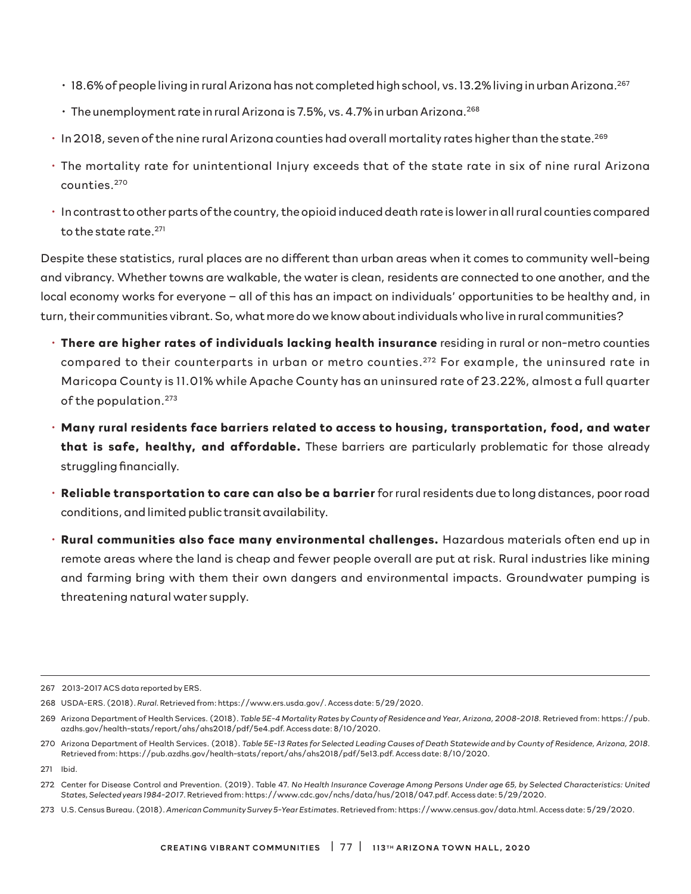- 18.6% of people living in rural Arizona has not completed high school, vs. 13.2% living in urban Arizona.[267]
- The unemployment rate in rural Arizona is 7.5%, vs. 4.7% in urban Arizona.[268]

- In 2018, seven of the nine rural Arizona counties had overall mortality rates higher than the state.[269]
- The mortality rate for unintentional Injury exceeds that of the state rate in six of nine rural Arizona counties.[270]
- In contrast to other parts of the country, the opioid induced death rate is lower in all rural counties compared to the state rate.[271]

Despite these statistics, rural places are no different than urban areas when it comes to community well-being and vibrancy. Whether towns are walkable, the water is clean, residents are connected to one another, and the local economy works for everyone – all of this has an impact on individuals' opportunities to be healthy and, in turn, their communities vibrant. So, what more do we know about individuals who live in rural communities?

- **There are higher rates of individuals lacking health insurance** residing in rural or non-metro counties compared to their counterparts in urban or metro counties.[272] For example, the uninsured rate in Maricopa County is 11.01% while Apache County has an uninsured rate of 23.22%, almost a full quarter of the population.[273]
- **Many rural residents face barriers related to access to housing, transportation, food, and water that is safe, healthy, and affordable.** These barriers are particularly problematic for those already struggling financially.
- **Reliable transportation to care can also be a barrier** for rural residents due to long distances, poor road conditions, and limited public transit availability.
- **Rural communities also face many environmental challenges.** Hazardous materials often end up in remote areas where the land is cheap and fewer people overall are put at risk. Rural industries like mining and farming bring with them their own dangers and environmental impacts. Groundwater pumping is threatening natural water supply.

---

267 2013-2017 ACS data reported by ERS.

268 USDA-ERS. (2018). *Rural*. Retrieved from: https://www.ers.usda.gov/. Access date: 5/29/2020.

269 Arizona Department of Health Services. (2018). *Table 5E-4 Mortality Rates by County of Residence and Year, Arizona, 2008-2018*. Retrieved from: https://pub.azdhs.gov/health-stats/report/ahs/ahs2018/pdf/5e4.pdf. Access date: 8/10/2020.

270 Arizona Department of Health Services. (2018). *Table 5E-13 Rates for Selected Leading Causes of Death Statewide and by County of Residence, Arizona, 2018*. Retrieved from: https://pub.azdhs.gov/health-stats/report/ahs/ahs2018/pdf/5e13.pdf. Access date: 8/10/2020.

271 Ibid.

272 Center for Disease Control and Prevention. (2019). Table 47. *No Health Insurance Coverage Among Persons Under age 65, by Selected Characteristics: United States, Selected years 1984-2017*. Retrieved from: https://www.cdc.gov/nchs/data/hus/2018/047.pdf. Access date: 5/29/2020.

273 U.S. Census Bureau. (2018). *American Community Survey 5-Year Estimates*. Retrieved from: https://www.census.gov/data.html. Access date: 5/29/2020.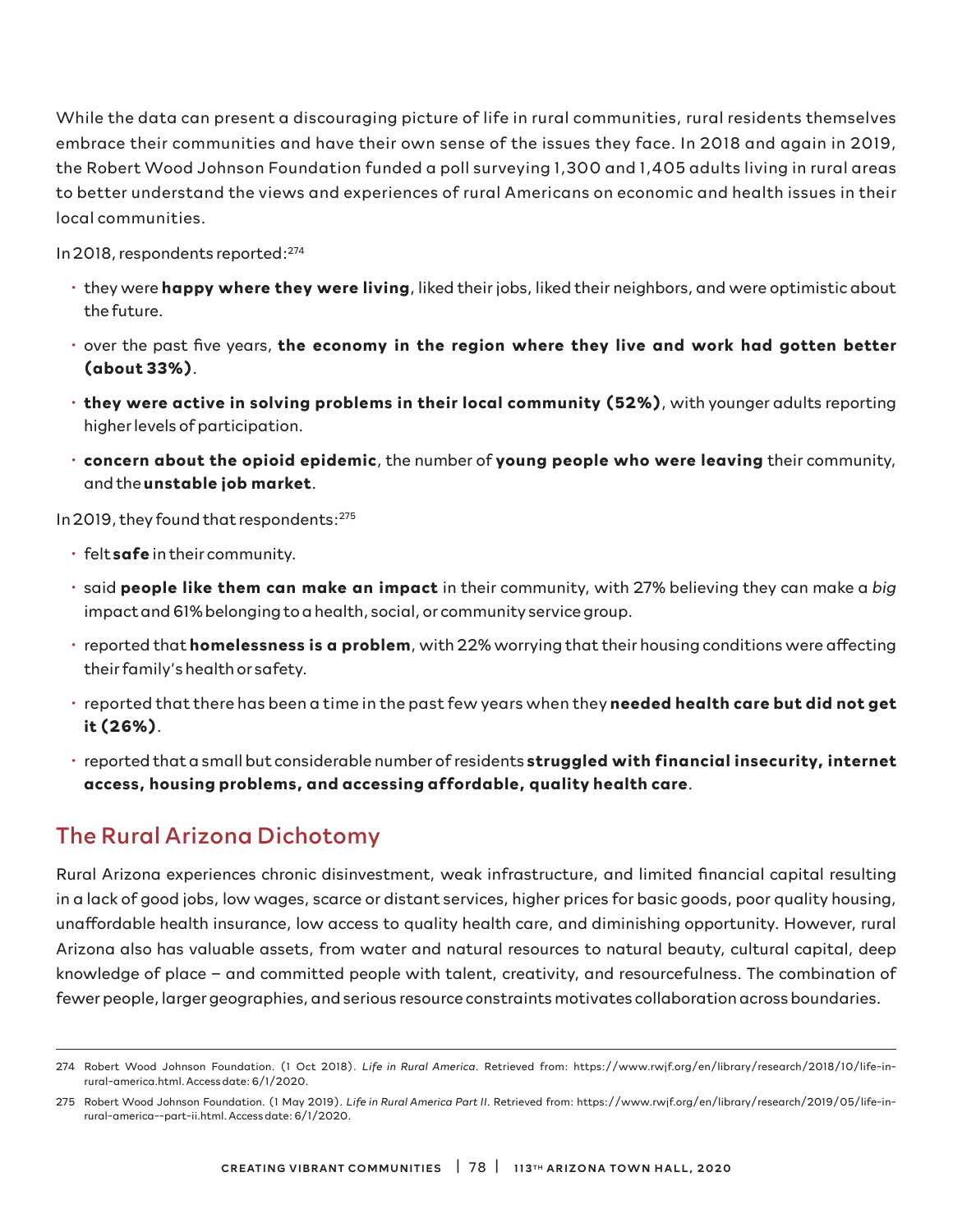While the data can present a discouraging picture of life in rural communities, rural residents themselves embrace their communities and have their own sense of the issues they face. In 2018 and again in 2019, the Robert Wood Johnson Foundation funded a poll surveying 1,300 and 1,405 adults living in rural areas to better understand the views and experiences of rural Americans on economic and health issues in their local communities.

In 2018, respondents reported:[274]

- they were **happy where they were living**, liked their jobs, liked their neighbors, and were optimistic about the future.
- over the past five years, **the economy in the region where they live and work had gotten better (about 33%)**.
- **they were active in solving problems in their local community (52%)**, with younger adults reporting higher levels of participation.
- **concern about the opioid epidemic**, the number of **young people who were leaving** their community, and the **unstable job market**.

In 2019, they found that respondents:[275]

- felt **safe** in their community.
- said **people like them can make an impact** in their community, with 27% believing they can make a *big* impact and 61% belonging to a health, social, or community service group.
- reported that **homelessness is a problem**, with 22% worrying that their housing conditions were affecting their family's health or safety.
- reported that there has been a time in the past few years when they **needed health care but did not get it (26%)**.
- reported that a small but considerable number of residents **struggled with financial insecurity, internet access, housing problems, and accessing affordable, quality health care**.

## The Rural Arizona Dichotomy

Rural Arizona experiences chronic disinvestment, weak infrastructure, and limited financial capital resulting in a lack of good jobs, low wages, scarce or distant services, higher prices for basic goods, poor quality housing, unaffordable health insurance, low access to quality health care, and diminishing opportunity. However, rural Arizona also has valuable assets, from water and natural resources to natural beauty, cultural capital, deep knowledge of place – and committed people with talent, creativity, and resourcefulness. The combination of fewer people, larger geographies, and serious resource constraints motivates collaboration across boundaries.

---

274 Robert Wood Johnson Foundation. (1 Oct 2018). *Life in Rural America*. Retrieved from: https://www.rwjf.org/en/library/research/2018/10/life-in-rural-america.html. Access date: 6/1/2020.

275 Robert Wood Johnson Foundation. (1 May 2019). *Life in Rural America Part II*. Retrieved from: https://www.rwjf.org/en/library/research/2019/05/life-in-rural-america--part-ii.html. Access date: 6/1/2020.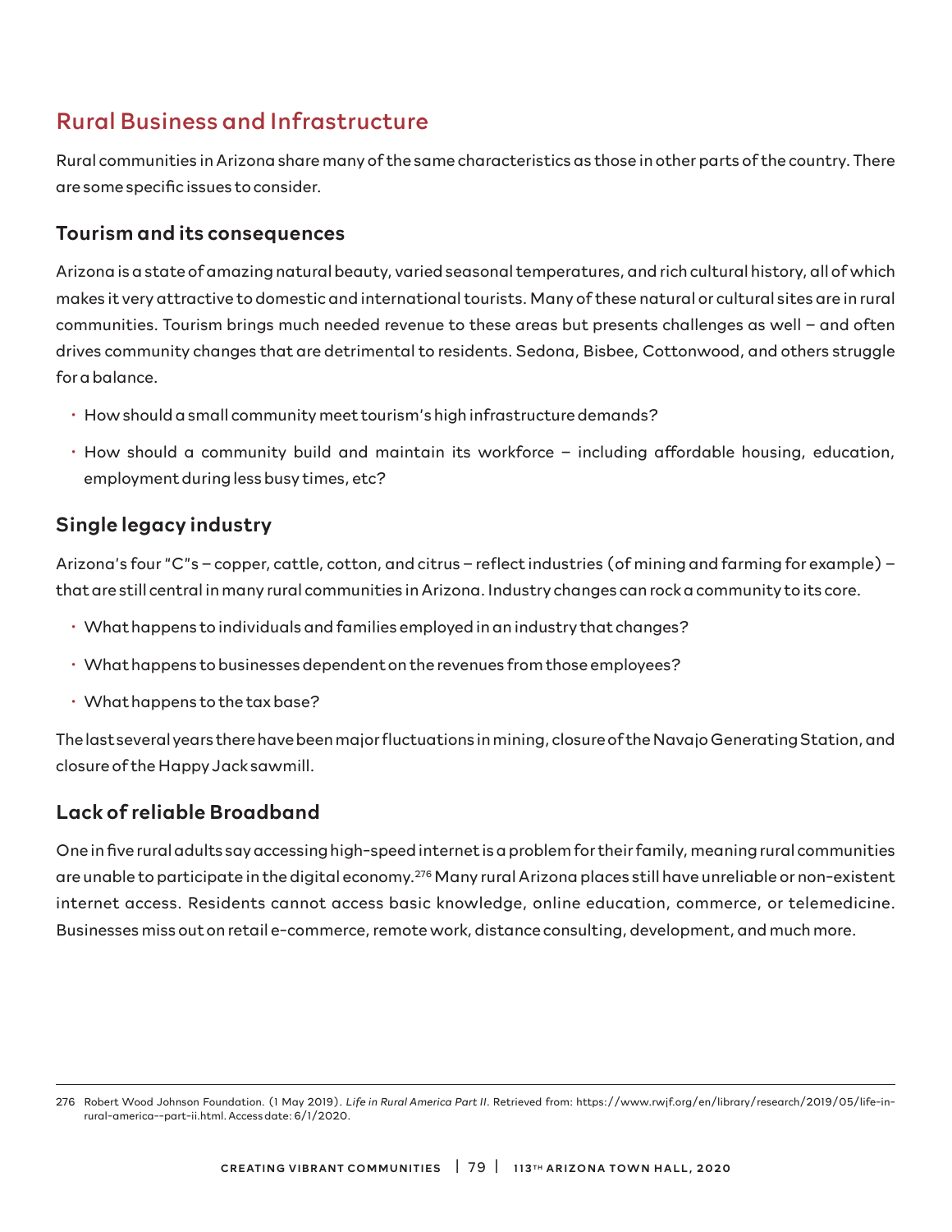## Rural Business and Infrastructure

Rural communities in Arizona share many of the same characteristics as those in other parts of the country. There are some specific issues to consider.

### Tourism and its consequences

Arizona is a state of amazing natural beauty, varied seasonal temperatures, and rich cultural history, all of which makes it very attractive to domestic and international tourists. Many of these natural or cultural sites are in rural communities. Tourism brings much needed revenue to these areas but presents challenges as well – and often drives community changes that are detrimental to residents. Sedona, Bisbee, Cottonwood, and others struggle for a balance.

- How should a small community meet tourism's high infrastructure demands?
- How should a community build and maintain its workforce – including affordable housing, education, employment during less busy times, etc?

### Single legacy industry

Arizona's four "C"s – copper, cattle, cotton, and citrus – reflect industries (of mining and farming for example) – that are still central in many rural communities in Arizona. Industry changes can rock a community to its core.

- What happens to individuals and families employed in an industry that changes?
- What happens to businesses dependent on the revenues from those employees?
- What happens to the tax base?

The last several years there have been major fluctuations in mining, closure of the Navajo Generating Station, and closure of the Happy Jack sawmill.

### Lack of reliable Broadband

One in five rural adults say accessing high-speed internet is a problem for their family, meaning rural communities are unable to participate in the digital economy.[276] Many rural Arizona places still have unreliable or non-existent internet access. Residents cannot access basic knowledge, online education, commerce, or telemedicine. Businesses miss out on retail e-commerce, remote work, distance consulting, development, and much more.

---

276 Robert Wood Johnson Foundation. (1 May 2019). *Life in Rural America Part II*. Retrieved from: https://www.rwjf.org/en/library/research/2019/05/life-in-rural-america--part-ii.html. Access date: 6/1/2020.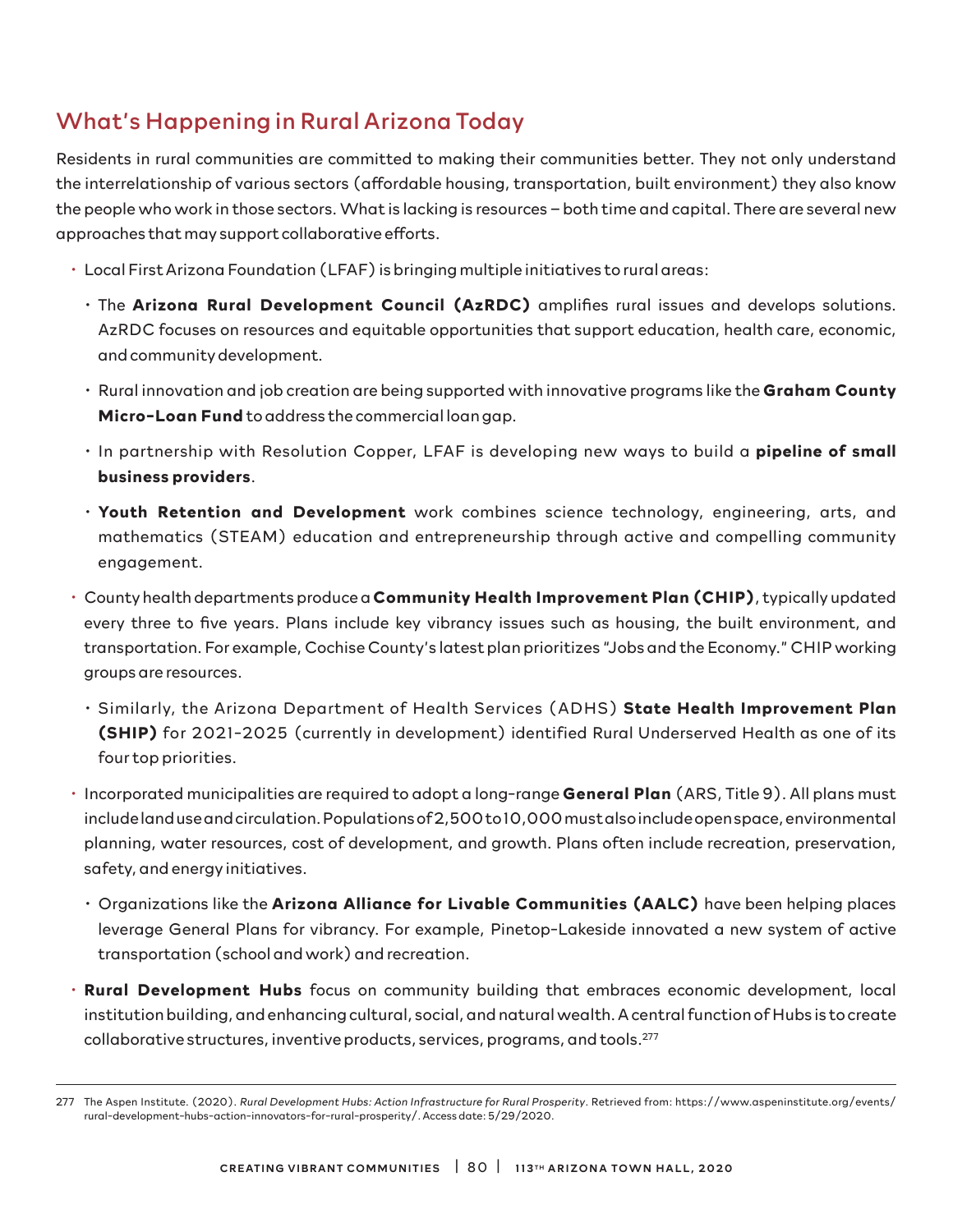## What's Happening in Rural Arizona Today

Residents in rural communities are committed to making their communities better. They not only understand the interrelationship of various sectors (affordable housing, transportation, built environment) they also know the people who work in those sectors. What is lacking is resources – both time and capital. There are several new approaches that may support collaborative efforts.

- Local First Arizona Foundation (LFAF) is bringing multiple initiatives to rural areas:
  - The **Arizona Rural Development Council (AzRDC)** amplifies rural issues and develops solutions. AzRDC focuses on resources and equitable opportunities that support education, health care, economic, and community development.
  - Rural innovation and job creation are being supported with innovative programs like the **Graham County Micro-Loan Fund** to address the commercial loan gap.
  - In partnership with Resolution Copper, LFAF is developing new ways to build a **pipeline of small business providers**.
  - **Youth Retention and Development** work combines science technology, engineering, arts, and mathematics (STEAM) education and entrepreneurship through active and compelling community engagement.
- County health departments produce a **Community Health Improvement Plan (CHIP)**, typically updated every three to five years. Plans include key vibrancy issues such as housing, the built environment, and transportation. For example, Cochise County's latest plan prioritizes "Jobs and the Economy." CHIP working groups are resources.
  - Similarly, the Arizona Department of Health Services (ADHS) **State Health Improvement Plan (SHIP)** for 2021-2025 (currently in development) identified Rural Underserved Health as one of its four top priorities.
- Incorporated municipalities are required to adopt a long-range **General Plan** (ARS, Title 9). All plans must include land use and circulation. Populations of 2,500 to 10,000 must also include open space, environmental planning, water resources, cost of development, and growth. Plans often include recreation, preservation, safety, and energy initiatives.
  - Organizations like the **Arizona Alliance for Livable Communities (AALC)** have been helping places leverage General Plans for vibrancy. For example, Pinetop-Lakeside innovated a new system of active transportation (school and work) and recreation.
- **Rural Development Hubs** focus on community building that embraces economic development, local institution building, and enhancing cultural, social, and natural wealth. A central function of Hubs is to create collaborative structures, inventive products, services, programs, and tools.[277]

---

277 The Aspen Institute. (2020). *Rural Development Hubs: Action Infrastructure for Rural Prosperity*. Retrieved from: https://www.aspeninstitute.org/events/rural-development-hubs-action-innovators-for-rural-prosperity/. Access date: 5/29/2020.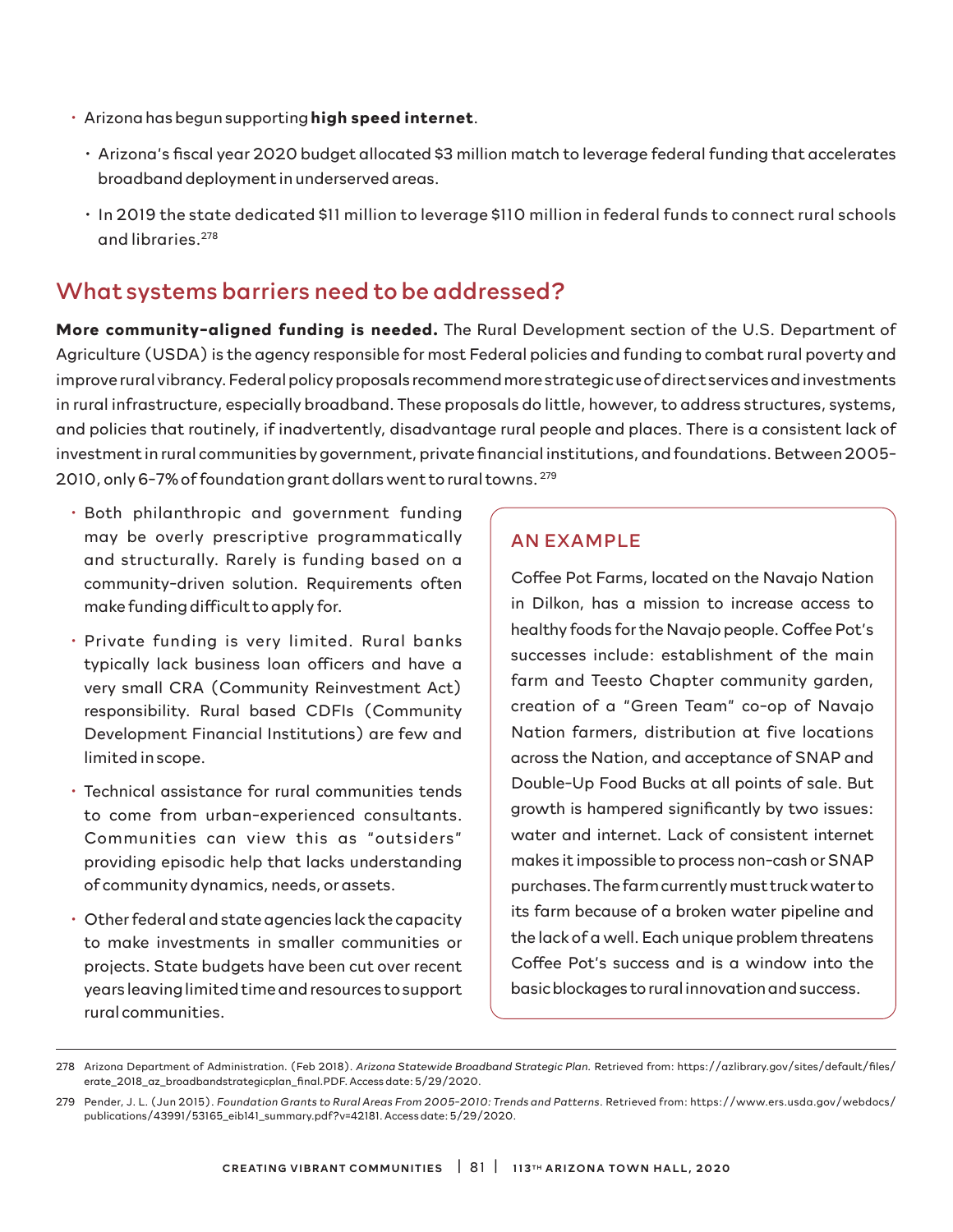- Arizona has begun supporting **high speed internet**.
  - Arizona's fiscal year 2020 budget allocated $3 million match to leverage federal funding that accelerates broadband deployment in underserved areas.
  - In 2019 the state dedicated $11 million to leverage $110 million in federal funds to connect rural schools and libraries.[278]

## What systems barriers need to be addressed?

**More community-aligned funding is needed.** The Rural Development section of the U.S. Department of Agriculture (USDA) is the agency responsible for most Federal policies and funding to combat rural poverty and improve rural vibrancy. Federal policy proposals recommend more strategic use of direct services and investments in rural infrastructure, especially broadband. These proposals do little, however, to address structures, systems, and policies that routinely, if inadvertently, disadvantage rural people and places. There is a consistent lack of investment in rural communities by government, private financial institutions, and foundations. Between 2005-2010, only 6-7% of foundation grant dollars went to rural towns.[279]

- Both philanthropic and government funding may be overly prescriptive programmatically and structurally. Rarely is funding based on a community-driven solution. Requirements often make funding difficult to apply for.
- Private funding is very limited. Rural banks typically lack business loan officers and have a very small CRA (Community Reinvestment Act) responsibility. Rural based CDFIs (Community Development Financial Institutions) are few and limited in scope.
- Technical assistance for rural communities tends to come from urban-experienced consultants. Communities can view this as "outsiders" providing episodic help that lacks understanding of community dynamics, needs, or assets.
- Other federal and state agencies lack the capacity to make investments in smaller communities or projects. State budgets have been cut over recent years leaving limited time and resources to support rural communities.

### AN EXAMPLE

Coffee Pot Farms, located on the Navajo Nation in Dilkon, has a mission to increase access to healthy foods for the Navajo people. Coffee Pot's successes include: establishment of the main farm and Teesto Chapter community garden, creation of a "Green Team" co-op of Navajo Nation farmers, distribution at five locations across the Nation, and acceptance of SNAP and Double-Up Food Bucks at all points of sale. But growth is hampered significantly by two issues: water and internet. Lack of consistent internet makes it impossible to process non-cash or SNAP purchases. The farm currently must truck water to its farm because of a broken water pipeline and the lack of a well. Each unique problem threatens Coffee Pot's success and is a window into the basic blockages to rural innovation and success.

---

278 Arizona Department of Administration. (Feb 2018). *Arizona Statewide Broadband Strategic Plan.* Retrieved from: https://azlibrary.gov/sites/default/files/erate_2018_az_broadbandstrategicplan_final.PDF. Access date: 5/29/2020.

279 Pender, J. L. (Jun 2015). *Foundation Grants to Rural Areas From 2005-2010: Trends and Patterns*. Retrieved from: https://www.ers.usda.gov/webdocs/publications/43991/53165_eib141_summary.pdf?v=42181. Access date: 5/29/2020.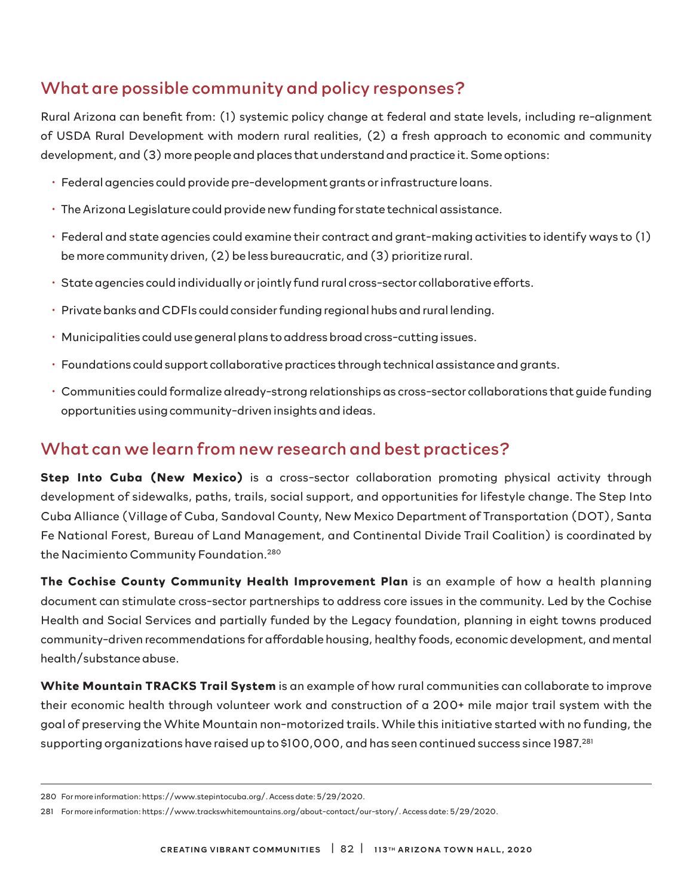## What are possible community and policy responses?

Rural Arizona can benefit from: (1) systemic policy change at federal and state levels, including re-alignment of USDA Rural Development with modern rural realities, (2) a fresh approach to economic and community development, and (3) more people and places that understand and practice it. Some options:

- Federal agencies could provide pre-development grants or infrastructure loans.
- The Arizona Legislature could provide new funding for state technical assistance.
- Federal and state agencies could examine their contract and grant-making activities to identify ways to (1) be more community driven, (2) be less bureaucratic, and (3) prioritize rural.
- State agencies could individually or jointly fund rural cross-sector collaborative efforts.
- Private banks and CDFIs could consider funding regional hubs and rural lending.
- Municipalities could use general plans to address broad cross-cutting issues.
- Foundations could support collaborative practices through technical assistance and grants.
- Communities could formalize already-strong relationships as cross-sector collaborations that guide funding opportunities using community-driven insights and ideas.

## What can we learn from new research and best practices?

**Step Into Cuba (New Mexico)** is a cross-sector collaboration promoting physical activity through development of sidewalks, paths, trails, social support, and opportunities for lifestyle change. The Step Into Cuba Alliance (Village of Cuba, Sandoval County, New Mexico Department of Transportation (DOT), Santa Fe National Forest, Bureau of Land Management, and Continental Divide Trail Coalition) is coordinated by the Nacimiento Community Foundation.[280]

**The Cochise County Community Health Improvement Plan** is an example of how a health planning document can stimulate cross-sector partnerships to address core issues in the community. Led by the Cochise Health and Social Services and partially funded by the Legacy foundation, planning in eight towns produced community-driven recommendations for affordable housing, healthy foods, economic development, and mental health/substance abuse.

**White Mountain TRACKS Trail System** is an example of how rural communities can collaborate to improve their economic health through volunteer work and construction of a 200+ mile major trail system with the goal of preserving the White Mountain non-motorized trails. While this initiative started with no funding, the supporting organizations have raised up to $100,000, and has seen continued success since 1987.[281]

---

280 For more information: https://www.stepintocuba.org/. Access date: 5/29/2020.

281 For more information: https://www.trackswhitemountains.org/about-contact/our-story/. Access date: 5/29/2020.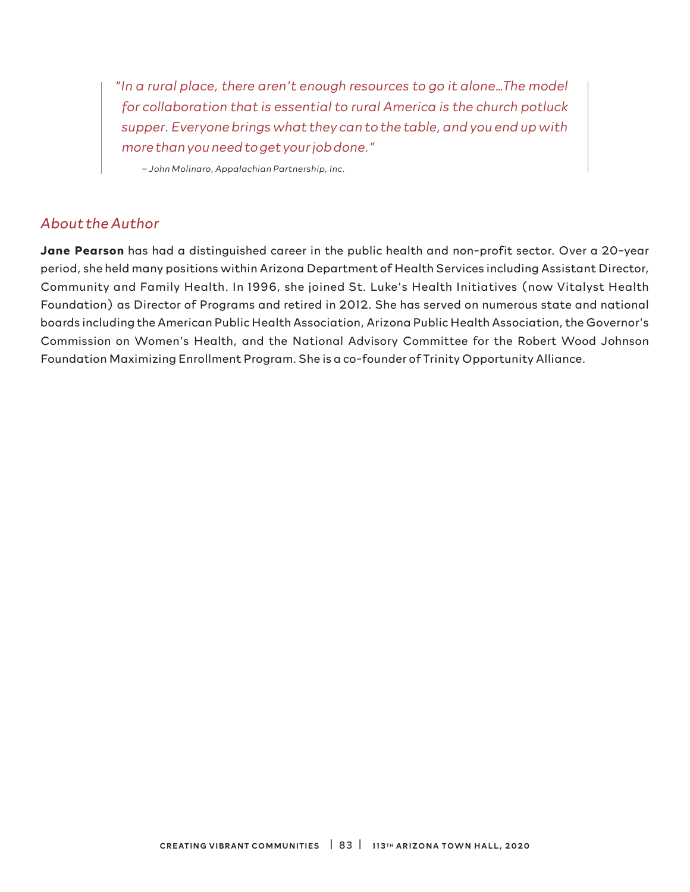> *"In a rural place, there aren't enough resources to go it alone…The model for collaboration that is essential to rural America is the church potluck supper. Everyone brings what they can to the table, and you end up with more than you need to get your job done."*
>
> *– John Molinaro, Appalachian Partnership, Inc.*

## *About the Author*

**Jane Pearson** has had a distinguished career in the public health and non-profit sector. Over a 20-year period, she held many positions within Arizona Department of Health Services including Assistant Director, Community and Family Health. In 1996, she joined St. Luke's Health Initiatives (now Vitalyst Health Foundation) as Director of Programs and retired in 2012. She has served on numerous state and national boards including the American Public Health Association, Arizona Public Health Association, the Governor's Commission on Women's Health, and the National Advisory Committee for the Robert Wood Johnson Foundation Maximizing Enrollment Program. She is a co-founder of Trinity Opportunity Alliance.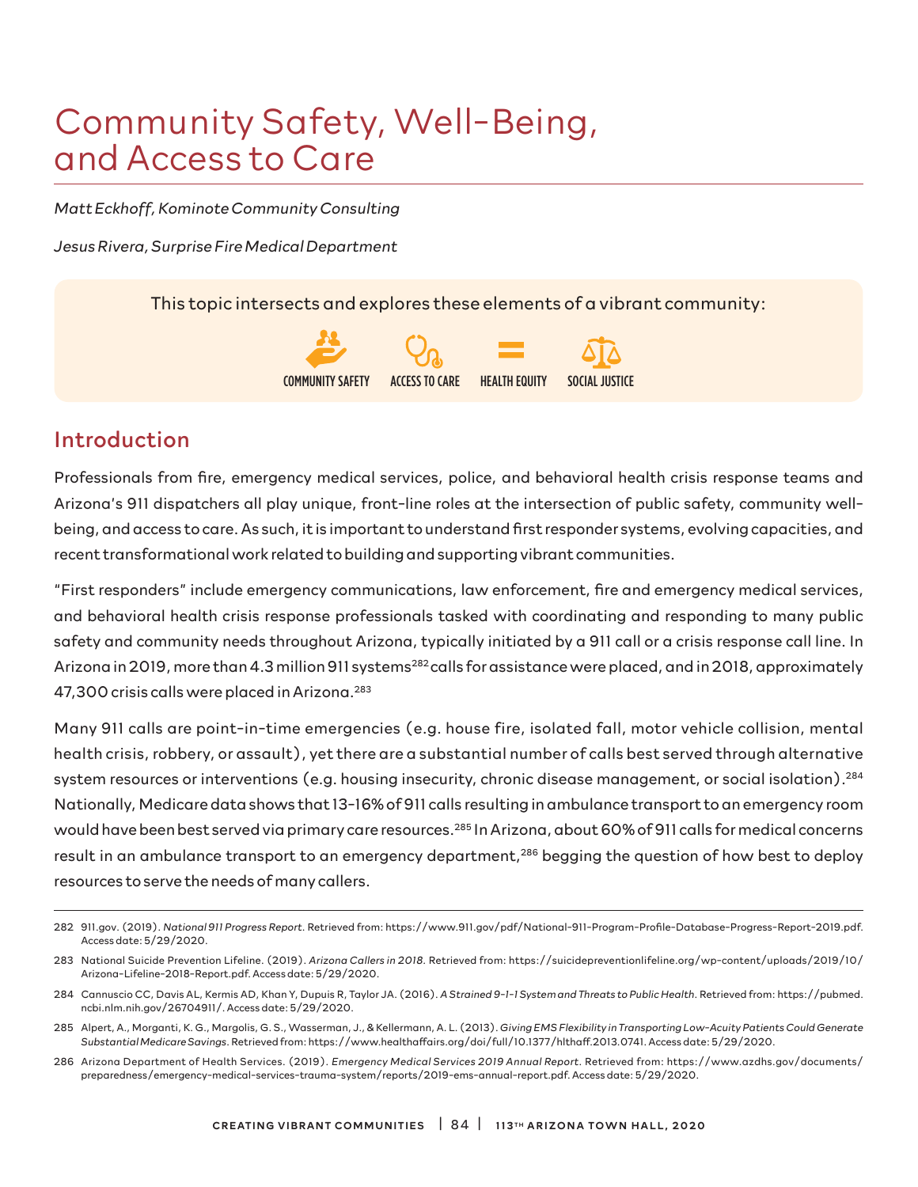# Community Safety, Well-Being, and Access to Care

*Matt Eckhoff, Kominote Community Consulting*

*Jesus Rivera, Surprise Fire Medical Department*

This topic intersects and explores these elements of a vibrant community:

COMMUNITY SAFETY | ACCESS TO CARE | HEALTH EQUITY | SOCIAL JUSTICE

## Introduction

Professionals from fire, emergency medical services, police, and behavioral health crisis response teams and Arizona's 911 dispatchers all play unique, front-line roles at the intersection of public safety, community well-being, and access to care. As such, it is important to understand first responder systems, evolving capacities, and recent transformational work related to building and supporting vibrant communities.

"First responders" include emergency communications, law enforcement, fire and emergency medical services, and behavioral health crisis response professionals tasked with coordinating and responding to many public safety and community needs throughout Arizona, typically initiated by a 911 call or a crisis response call line. In Arizona in 2019, more than 4.3 million 911 systems[282] calls for assistance were placed, and in 2018, approximately 47,300 crisis calls were placed in Arizona.[283]

Many 911 calls are point-in-time emergencies (e.g. house fire, isolated fall, motor vehicle collision, mental health crisis, robbery, or assault), yet there are a substantial number of calls best served through alternative system resources or interventions (e.g. housing insecurity, chronic disease management, or social isolation).[284] Nationally, Medicare data shows that 13-16% of 911 calls resulting in ambulance transport to an emergency room would have been best served via primary care resources.[285] In Arizona, about 60% of 911 calls for medical concerns result in an ambulance transport to an emergency department,[286] begging the question of how best to deploy resources to serve the needs of many callers.

---

282 911.gov. (2019). *National 911 Progress Report*. Retrieved from: https://www.911.gov/pdf/National-911-Program-Profile-Database-Progress-Report-2019.pdf. Access date: 5/29/2020.

283 National Suicide Prevention Lifeline. (2019). *Arizona Callers in 2018*. Retrieved from: https://suicidepreventionlifeline.org/wp-content/uploads/2019/10/Arizona-Lifeline-2018-Report.pdf. Access date: 5/29/2020.

284 Cannuscio CC, Davis AL, Kermis AD, Khan Y, Dupuis R, Taylor JA. (2016). *A Strained 9-1-1 System and Threats to Public Health*. Retrieved from: https://pubmed.ncbi.nlm.nih.gov/26704911/. Access date: 5/29/2020.

285 Alpert, A., Morganti, K. G., Margolis, G. S., Wasserman, J., & Kellermann, A. L. (2013). *Giving EMS Flexibility in Transporting Low-Acuity Patients Could Generate Substantial Medicare Savings*. Retrieved from: https://www.healthaffairs.org/doi/full/10.1377/hlthaff.2013.0741. Access date: 5/29/2020.

286 Arizona Department of Health Services. (2019). *Emergency Medical Services 2019 Annual Report*. Retrieved from: https://www.azdhs.gov/documents/preparedness/emergency-medical-services-trauma-system/reports/2019-ems-annual-report.pdf. Access date: 5/29/2020.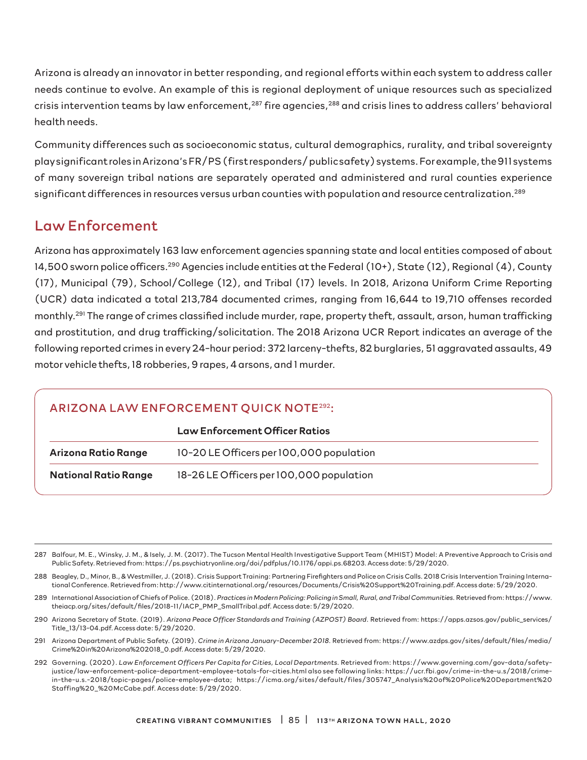Arizona is already an innovator in better responding, and regional efforts within each system to address caller needs continue to evolve. An example of this is regional deployment of unique resources such as specialized crisis intervention teams by law enforcement,[287] fire agencies,[288] and crisis lines to address callers' behavioral health needs.

Community differences such as socioeconomic status, cultural demographics, rurality, and tribal sovereignty play significant roles in Arizona's FR/PS (first responders/public safety) systems. For example, the 911 systems of many sovereign tribal nations are separately operated and administered and rural counties experience significant differences in resources versus urban counties with population and resource centralization.[289]

## Law Enforcement

Arizona has approximately 163 law enforcement agencies spanning state and local entities composed of about 14,500 sworn police officers.[290] Agencies include entities at the Federal (10+), State (12), Regional (4), County (17), Municipal (79), School/College (12), and Tribal (17) levels. In 2018, Arizona Uniform Crime Reporting (UCR) data indicated a total 213,784 documented crimes, ranging from 16,644 to 19,710 offenses recorded monthly.[291] The range of crimes classified include murder, rape, property theft, assault, arson, human trafficking and prostitution, and drug trafficking/solicitation. The 2018 Arizona UCR Report indicates an average of the following reported crimes in every 24-hour period: 372 larceny-thefts, 82 burglaries, 51 aggravated assaults, 49 motor vehicle thefts, 18 robberies, 9 rapes, 4 arsons, and 1 murder.

### ARIZONA LAW ENFORCEMENT QUICK NOTE[292]:

| | Law Enforcement Officer Ratios |
|---|---|
| **Arizona Ratio Range** | 10-20 LE Officers per 100,000 population |
| **National Ratio Range** | 18-26 LE Officers per 100,000 population |

---

287 Balfour, M. E., Winsky, J. M., & Isely, J. M. (2017). The Tucson Mental Health Investigative Support Team (MHIST) Model: A Preventive Approach to Crisis and Public Safety. Retrieved from: https://ps.psychiatryonline.org/doi/pdfplus/10.1176/appi.ps.68203. Access date: 5/29/2020.

288 Beagley, D., Minor, B., & Westmiller, J. (2018). Crisis Support Training: Partnering Firefighters and Police on Crisis Calls. 2018 Crisis Intervention Training International Conference. Retrieved from: http://www.citinternational.org/resources/Documents/Crisis%20Support%20Training.pdf. Access date: 5/29/2020.

289 International Association of Chiefs of Police. (2018). *Practices in Modern Policing: Policing in Small, Rural, and Tribal Communities.* Retrieved from: https://www.theiacp.org/sites/default/files/2018-11/IACP_PMP_SmallTribal.pdf. Access date: 5/29/2020.

290 Arizona Secretary of State. (2019). *Arizona Peace Officer Standards and Training (AZPOST) Board.* Retrieved from: https://apps.azsos.gov/public_services/Title_13/13-04.pdf. Access date: 5/29/2020.

291 Arizona Department of Public Safety. (2019). *Crime in Arizona January-December 2018.* Retrieved from: https://www.azdps.gov/sites/default/files/media/Crime%20in%20Arizona%202018_0.pdf. Access date: 5/29/2020.

292 Governing. (2020). *Law Enforcement Officers Per Capita for Cities, Local Departments.* Retrieved from: https://www.governing.com/gov-data/safety-justice/law-enforcement-police-department-employee-totals-for-cities.html also see following links: https://ucr.fbi.gov/crime-in-the-u.s/2018/crime-in-the-u.s.-2018/topic-pages/police-employee-data; https://icma.org/sites/default/files/305747_Analysis%20of%20Police%20Department%20Staffing%20_%20McCabe.pdf. Access date: 5/29/2020.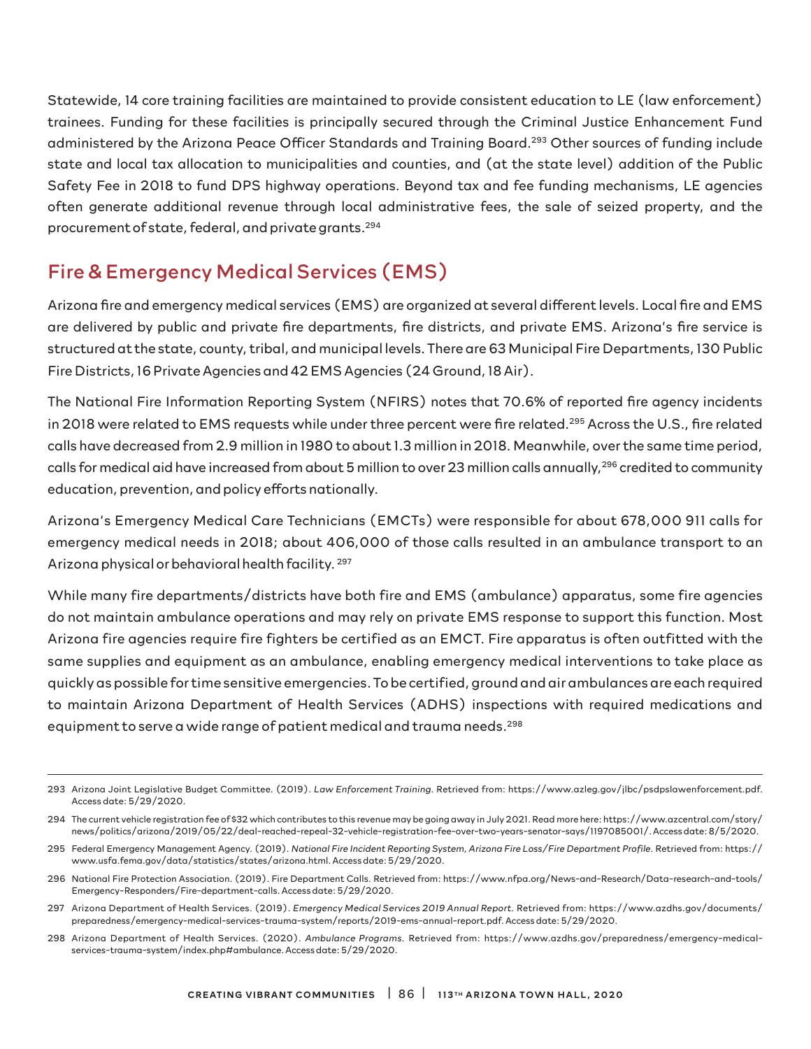Statewide, 14 core training facilities are maintained to provide consistent education to LE (law enforcement) trainees. Funding for these facilities is principally secured through the Criminal Justice Enhancement Fund administered by the Arizona Peace Officer Standards and Training Board.[293] Other sources of funding include state and local tax allocation to municipalities and counties, and (at the state level) addition of the Public Safety Fee in 2018 to fund DPS highway operations. Beyond tax and fee funding mechanisms, LE agencies often generate additional revenue through local administrative fees, the sale of seized property, and the procurement of state, federal, and private grants.[294]

## Fire & Emergency Medical Services (EMS)

Arizona fire and emergency medical services (EMS) are organized at several different levels. Local fire and EMS are delivered by public and private fire departments, fire districts, and private EMS. Arizona's fire service is structured at the state, county, tribal, and municipal levels. There are 63 Municipal Fire Departments, 130 Public Fire Districts, 16 Private Agencies and 42 EMS Agencies (24 Ground, 18 Air).

The National Fire Information Reporting System (NFIRS) notes that 70.6% of reported fire agency incidents in 2018 were related to EMS requests while under three percent were fire related.[295] Across the U.S., fire related calls have decreased from 2.9 million in 1980 to about 1.3 million in 2018. Meanwhile, over the same time period, calls for medical aid have increased from about 5 million to over 23 million calls annually,[296] credited to community education, prevention, and policy efforts nationally.

Arizona's Emergency Medical Care Technicians (EMCTs) were responsible for about 678,000 911 calls for emergency medical needs in 2018; about 406,000 of those calls resulted in an ambulance transport to an Arizona physical or behavioral health facility.[297]

While many fire departments/districts have both fire and EMS (ambulance) apparatus, some fire agencies do not maintain ambulance operations and may rely on private EMS response to support this function. Most Arizona fire agencies require fire fighters be certified as an EMCT. Fire apparatus is often outfitted with the same supplies and equipment as an ambulance, enabling emergency medical interventions to take place as quickly as possible for time sensitive emergencies. To be certified, ground and air ambulances are each required to maintain Arizona Department of Health Services (ADHS) inspections with required medications and equipment to serve a wide range of patient medical and trauma needs.[298]

---

293 Arizona Joint Legislative Budget Committee. (2019). *Law Enforcement Training*. Retrieved from: https://www.azleg.gov/jlbc/psdpslawenforcement.pdf. Access date: 5/29/2020.

294 The current vehicle registration fee of $32 which contributes to this revenue may be going away in July 2021. Read more here: https://www.azcentral.com/story/news/politics/arizona/2019/05/22/deal-reached-repeal-32-vehicle-registration-fee-over-two-years-senator-says/1197085001/. Access date: 8/5/2020.

295 Federal Emergency Management Agency. (2019). *National Fire Incident Reporting System, Arizona Fire Loss/Fire Department Profile*. Retrieved from: https://www.usfa.fema.gov/data/statistics/states/arizona.html. Access date: 5/29/2020.

296 National Fire Protection Association. (2019). Fire Department Calls. Retrieved from: https://www.nfpa.org/News-and-Research/Data-research-and-tools/Emergency-Responders/Fire-department-calls. Access date: 5/29/2020.

297 Arizona Department of Health Services. (2019). *Emergency Medical Services 2019 Annual Report*. Retrieved from: https://www.azdhs.gov/documents/preparedness/emergency-medical-services-trauma-system/reports/2019-ems-annual-report.pdf. Access date: 5/29/2020.

298 Arizona Department of Health Services. (2020). *Ambulance Programs*. Retrieved from: https://www.azdhs.gov/preparedness/emergency-medical-services-trauma-system/index.php#ambulance. Access date: 5/29/2020.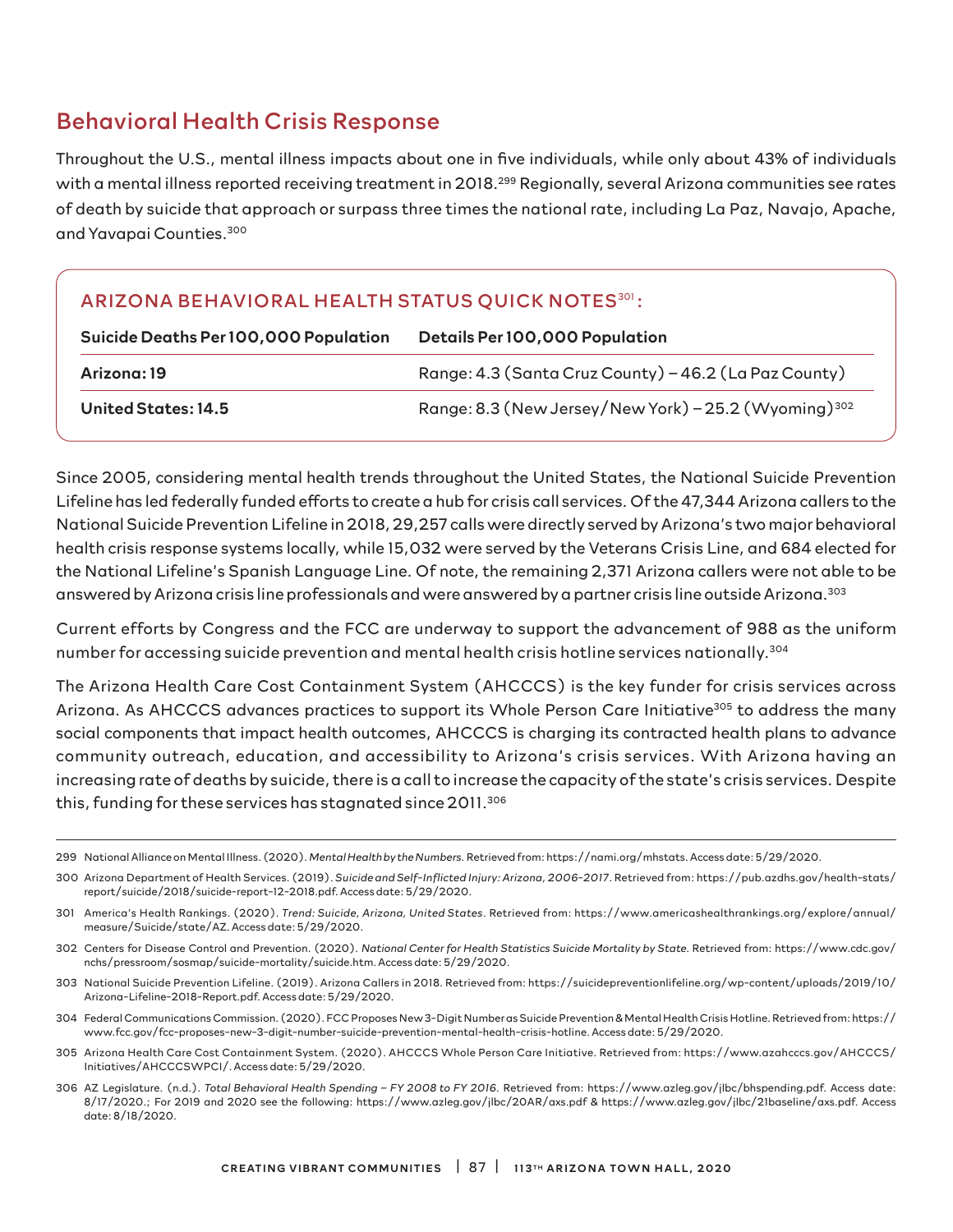## Behavioral Health Crisis Response

Throughout the U.S., mental illness impacts about one in five individuals, while only about 43% of individuals with a mental illness reported receiving treatment in 2018.[299] Regionally, several Arizona communities see rates of death by suicide that approach or surpass three times the national rate, including La Paz, Navajo, Apache, and Yavapai Counties.[300]

### ARIZONA BEHAVIORAL HEALTH STATUS QUICK NOTES[301]:

| Suicide Deaths Per 100,000 Population | Details Per 100,000 Population |
|---|---|
| **Arizona: 19** | Range: 4.3 (Santa Cruz County) – 46.2 (La Paz County) |
| **United States: 14.5** | Range: 8.3 (New Jersey/New York) – 25.2 (Wyoming)[302] |

Since 2005, considering mental health trends throughout the United States, the National Suicide Prevention Lifeline has led federally funded efforts to create a hub for crisis call services. Of the 47,344 Arizona callers to the National Suicide Prevention Lifeline in 2018, 29,257 calls were directly served by Arizona's two major behavioral health crisis response systems locally, while 15,032 were served by the Veterans Crisis Line, and 684 elected for the National Lifeline's Spanish Language Line. Of note, the remaining 2,371 Arizona callers were not able to be answered by Arizona crisis line professionals and were answered by a partner crisis line outside Arizona.[303]

Current efforts by Congress and the FCC are underway to support the advancement of 988 as the uniform number for accessing suicide prevention and mental health crisis hotline services nationally.[304]

The Arizona Health Care Cost Containment System (AHCCCS) is the key funder for crisis services across Arizona. As AHCCCS advances practices to support its Whole Person Care Initiative[305] to address the many social components that impact health outcomes, AHCCCS is charging its contracted health plans to advance community outreach, education, and accessibility to Arizona's crisis services. With Arizona having an increasing rate of deaths by suicide, there is a call to increase the capacity of the state's crisis services. Despite this, funding for these services has stagnated since 2011.[306]

---

299 National Alliance on Mental Illness. (2020). *Mental Health by the Numbers*. Retrieved from: https://nami.org/mhstats. Access date: 5/29/2020.

300 Arizona Department of Health Services. (2019). *Suicide and Self-Inflicted Injury: Arizona, 2006-2017*. Retrieved from: https://pub.azdhs.gov/health-stats/report/suicide/2018/suicide-report-12-2018.pdf. Access date: 5/29/2020.

301 America's Health Rankings. (2020). *Trend: Suicide, Arizona, United States*. Retrieved from: https://www.americashealthrankings.org/explore/annual/measure/Suicide/state/AZ. Access date: 5/29/2020.

302 Centers for Disease Control and Prevention. (2020). *National Center for Health Statistics Suicide Mortality by State*. Retrieved from: https://www.cdc.gov/nchs/pressroom/sosmap/suicide-mortality/suicide.htm. Access date: 5/29/2020.

303 National Suicide Prevention Lifeline. (2019). Arizona Callers in 2018. Retrieved from: https://suicidepreventionlifeline.org/wp-content/uploads/2019/10/Arizona-Lifeline-2018-Report.pdf. Access date: 5/29/2020.

304 Federal Communications Commission. (2020). FCC Proposes New 3-Digit Number as Suicide Prevention & Mental Health Crisis Hotline. Retrieved from: https://www.fcc.gov/fcc-proposes-new-3-digit-number-suicide-prevention-mental-health-crisis-hotline. Access date: 5/29/2020.

305 Arizona Health Care Cost Containment System. (2020). AHCCCS Whole Person Care Initiative. Retrieved from: https://www.azahcccs.gov/AHCCCS/Initiatives/AHCCCSWPCI/. Access date: 5/29/2020.

306 AZ Legislature. (n.d.). *Total Behavioral Health Spending – FY 2008 to FY 2016*. Retrieved from: https://www.azleg.gov/jlbc/bhspending.pdf. Access date: 8/17/2020.; For 2019 and 2020 see the following: https://www.azleg.gov/jlbc/20AR/axs.pdf & https://www.azleg.gov/jlbc/21baseline/axs.pdf. Access date: 8/18/2020.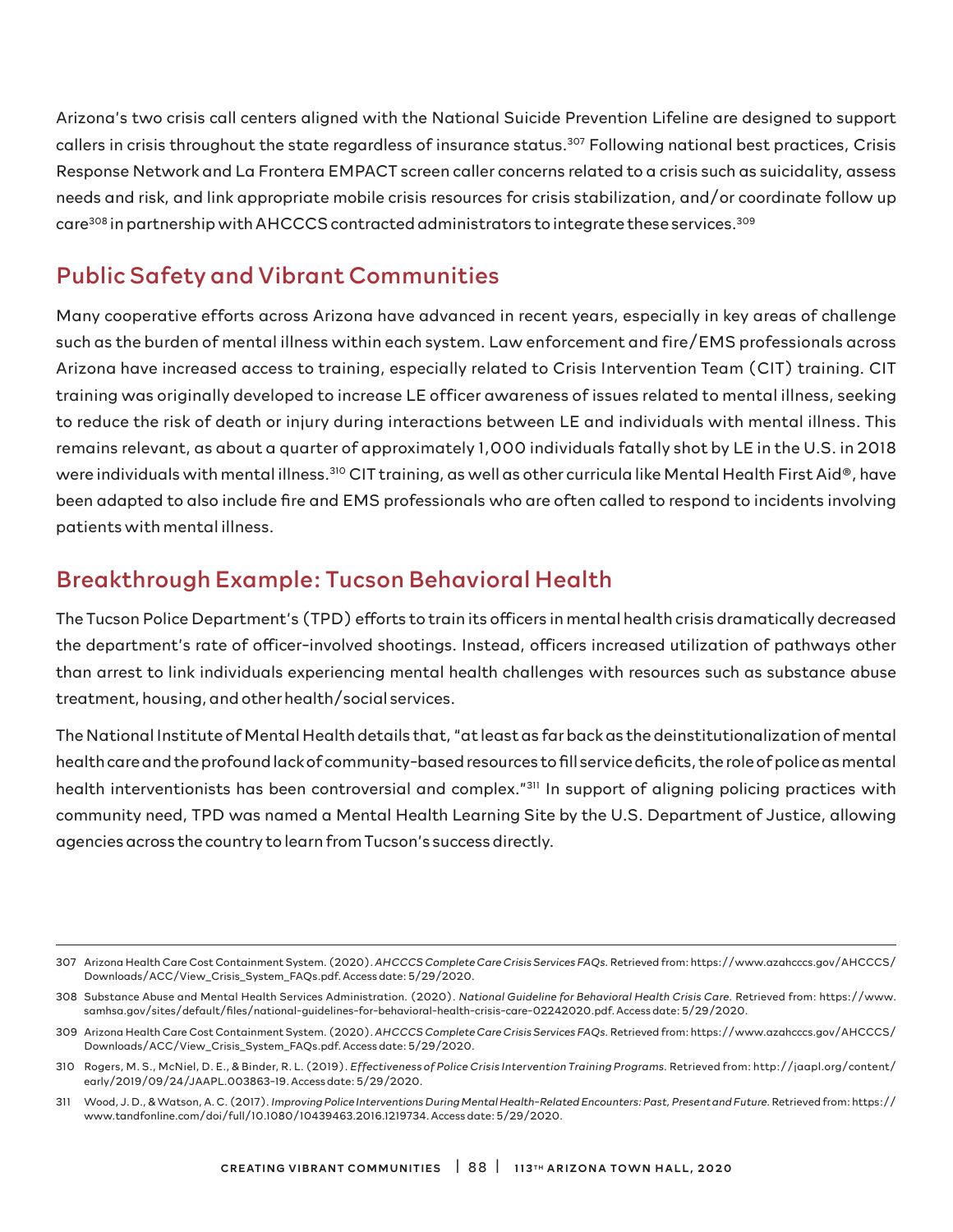Arizona's two crisis call centers aligned with the National Suicide Prevention Lifeline are designed to support callers in crisis throughout the state regardless of insurance status.[307] Following national best practices, Crisis Response Network and La Frontera EMPACT screen caller concerns related to a crisis such as suicidality, assess needs and risk, and link appropriate mobile crisis resources for crisis stabilization, and/or coordinate follow up care[308] in partnership with AHCCCS contracted administrators to integrate these services.[309]

## Public Safety and Vibrant Communities

Many cooperative efforts across Arizona have advanced in recent years, especially in key areas of challenge such as the burden of mental illness within each system. Law enforcement and fire/EMS professionals across Arizona have increased access to training, especially related to Crisis Intervention Team (CIT) training. CIT training was originally developed to increase LE officer awareness of issues related to mental illness, seeking to reduce the risk of death or injury during interactions between LE and individuals with mental illness. This remains relevant, as about a quarter of approximately 1,000 individuals fatally shot by LE in the U.S. in 2018 were individuals with mental illness.[310] CIT training, as well as other curricula like Mental Health First Aid®, have been adapted to also include fire and EMS professionals who are often called to respond to incidents involving patients with mental illness.

## Breakthrough Example: Tucson Behavioral Health

The Tucson Police Department's (TPD) efforts to train its officers in mental health crisis dramatically decreased the department's rate of officer-involved shootings. Instead, officers increased utilization of pathways other than arrest to link individuals experiencing mental health challenges with resources such as substance abuse treatment, housing, and other health/social services.

The National Institute of Mental Health details that, "at least as far back as the deinstitutionalization of mental health care and the profound lack of community-based resources to fill service deficits, the role of police as mental health interventionists has been controversial and complex."[311] In support of aligning policing practices with community need, TPD was named a Mental Health Learning Site by the U.S. Department of Justice, allowing agencies across the country to learn from Tucson's success directly.

---

307 Arizona Health Care Cost Containment System. (2020). *AHCCCS Complete Care Crisis Services FAQs*. Retrieved from: https://www.azahcccs.gov/AHCCCS/Downloads/ACC/View_Crisis_System_FAQs.pdf. Access date: 5/29/2020.

308 Substance Abuse and Mental Health Services Administration. (2020). *National Guideline for Behavioral Health Crisis Care*. Retrieved from: https://www.samhsa.gov/sites/default/files/national-guidelines-for-behavioral-health-crisis-care-02242020.pdf. Access date: 5/29/2020.

309 Arizona Health Care Cost Containment System. (2020). *AHCCCS Complete Care Crisis Services FAQs*. Retrieved from: https://www.azahcccs.gov/AHCCCS/Downloads/ACC/View_Crisis_System_FAQs.pdf. Access date: 5/29/2020.

310 Rogers, M. S., McNiel, D. E., & Binder, R. L. (2019). *Effectiveness of Police Crisis Intervention Training Programs*. Retrieved from: http://jaapl.org/content/early/2019/09/24/JAAPL.003863-19. Access date: 5/29/2020.

311 Wood, J. D., & Watson, A. C. (2017). *Improving Police Interventions During Mental Health-Related Encounters: Past, Present and Future*. Retrieved from: https://www.tandfonline.com/doi/full/10.1080/10439463.2016.1219734. Access date: 5/29/2020.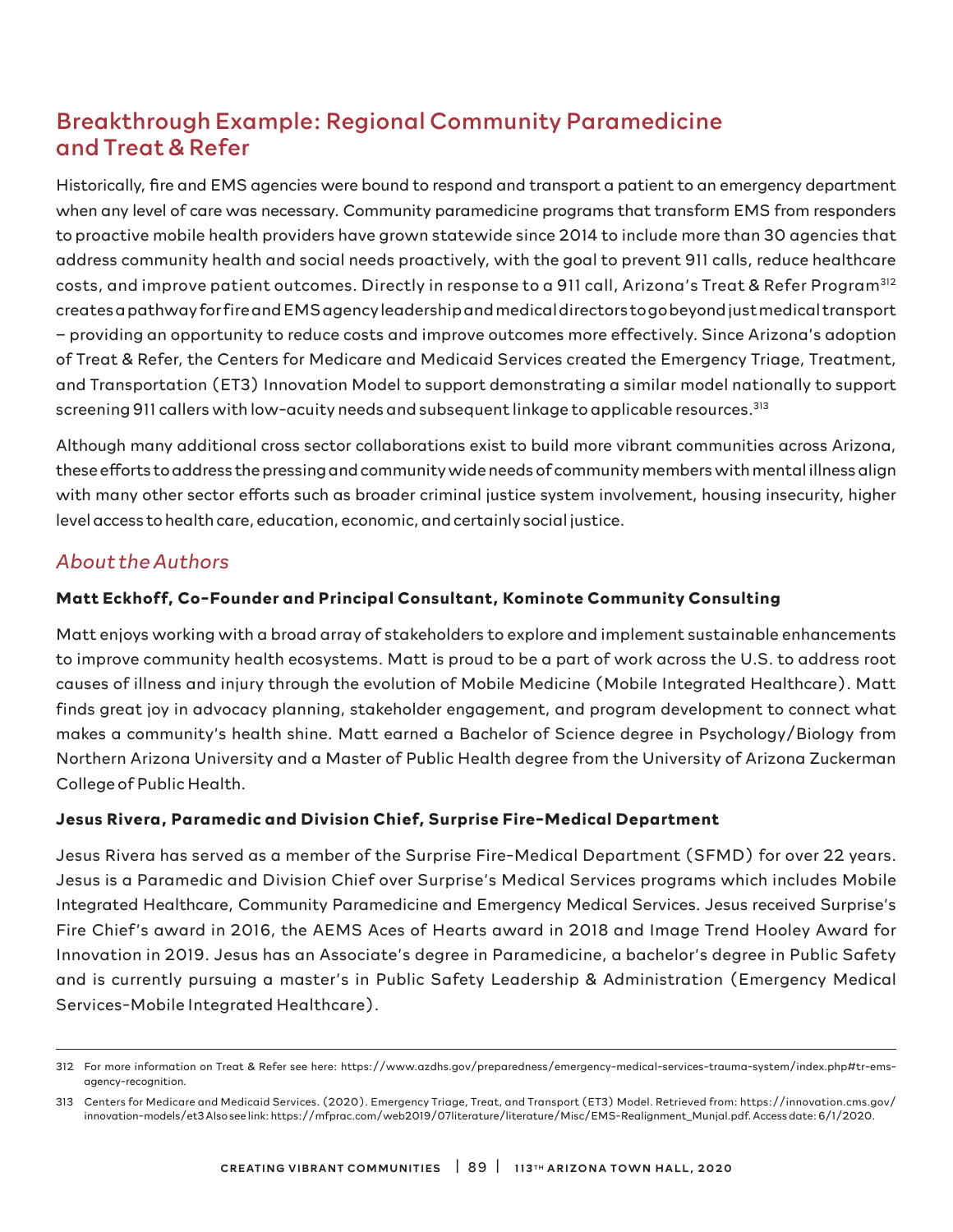## Breakthrough Example: Regional Community Paramedicine and Treat & Refer

Historically, fire and EMS agencies were bound to respond and transport a patient to an emergency department when any level of care was necessary. Community paramedicine programs that transform EMS from responders to proactive mobile health providers have grown statewide since 2014 to include more than 30 agencies that address community health and social needs proactively, with the goal to prevent 911 calls, reduce healthcare costs, and improve patient outcomes. Directly in response to a 911 call, Arizona's Treat & Refer Program[312] creates a pathway for fire and EMS agency leadership and medical directors to go beyond just medical transport – providing an opportunity to reduce costs and improve outcomes more effectively. Since Arizona's adoption of Treat & Refer, the Centers for Medicare and Medicaid Services created the Emergency Triage, Treatment, and Transportation (ET3) Innovation Model to support demonstrating a similar model nationally to support screening 911 callers with low-acuity needs and subsequent linkage to applicable resources.[313]

Although many additional cross sector collaborations exist to build more vibrant communities across Arizona, these efforts to address the pressing and community wide needs of community members with mental illness align with many other sector efforts such as broader criminal justice system involvement, housing insecurity, higher level access to health care, education, economic, and certainly social justice.

### *About the Authors*

**Matt Eckhoff, Co-Founder and Principal Consultant, Kominote Community Consulting**

Matt enjoys working with a broad array of stakeholders to explore and implement sustainable enhancements to improve community health ecosystems. Matt is proud to be a part of work across the U.S. to address root causes of illness and injury through the evolution of Mobile Medicine (Mobile Integrated Healthcare). Matt finds great joy in advocacy planning, stakeholder engagement, and program development to connect what makes a community's health shine. Matt earned a Bachelor of Science degree in Psychology/Biology from Northern Arizona University and a Master of Public Health degree from the University of Arizona Zuckerman College of Public Health.

**Jesus Rivera, Paramedic and Division Chief, Surprise Fire-Medical Department**

Jesus Rivera has served as a member of the Surprise Fire-Medical Department (SFMD) for over 22 years. Jesus is a Paramedic and Division Chief over Surprise's Medical Services programs which includes Mobile Integrated Healthcare, Community Paramedicine and Emergency Medical Services. Jesus received Surprise's Fire Chief's award in 2016, the AEMS Aces of Hearts award in 2018 and Image Trend Hooley Award for Innovation in 2019. Jesus has an Associate's degree in Paramedicine, a bachelor's degree in Public Safety and is currently pursuing a master's in Public Safety Leadership & Administration (Emergency Medical Services-Mobile Integrated Healthcare).

---

312 For more information on Treat & Refer see here: https://www.azdhs.gov/preparedness/emergency-medical-services-trauma-system/index.php#tr-ems-agency-recognition.

313 Centers for Medicare and Medicaid Services. (2020). Emergency Triage, Treat, and Transport (ET3) Model. Retrieved from: https://innovation.cms.gov/innovation-models/et3 Also see link: https://mfprac.com/web2019/07literature/literature/Misc/EMS-Realignment_Munjal.pdf. Access date: 6/1/2020.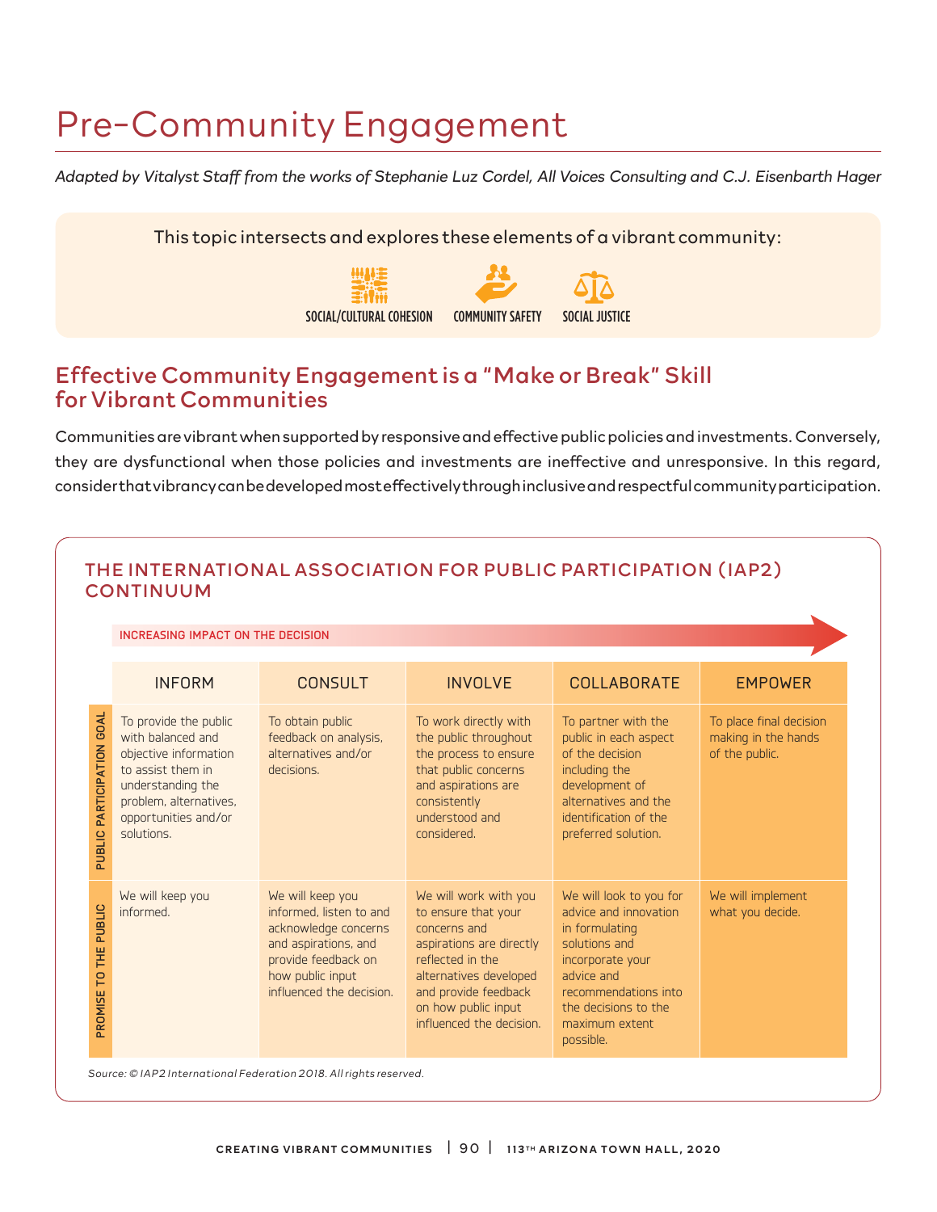# Pre-Community Engagement

*Adapted by Vitalyst Staff from the works of Stephanie Luz Cordel, All Voices Consulting and C.J. Eisenbarth Hager*

This topic intersects and explores these elements of a vibrant community:

SOCIAL/CULTURAL COHESION | COMMUNITY SAFETY | SOCIAL JUSTICE

## Effective Community Engagement is a "Make or Break" Skill for Vibrant Communities

Communities are vibrant when supported by responsive and effective public policies and investments. Conversely, they are dysfunctional when those policies and investments are ineffective and unresponsive. In this regard, consider that vibrancy can be developed most effectively through inclusive and respectful community participation.

### THE INTERNATIONAL ASSOCIATION FOR PUBLIC PARTICIPATION (IAP2) CONTINUUM

INCREASING IMPACT ON THE DECISION →

| | INFORM | CONSULT | INVOLVE | COLLABORATE | EMPOWER |
|---|---|---|---|---|---|
| PUBLIC PARTICIPATION GOAL | To provide the public with balanced and objective information to assist them in understanding the problem, alternatives, opportunities and/or solutions. | To obtain public feedback on analysis, alternatives and/or decisions. | To work directly with the public throughout the process to ensure that public concerns and aspirations are consistently understood and considered. | To partner with the public in each aspect of the decision including the development of alternatives and the identification of the preferred solution. | To place final decision making in the hands of the public. |
| PROMISE TO THE PUBLIC | We will keep you informed. | We will keep you informed, listen to and acknowledge concerns and aspirations, and provide feedback on how public input influenced the decision. | We will work with you to ensure that your concerns and aspirations are directly reflected in the alternatives developed and provide feedback on how public input influenced the decision. | We will look to you for advice and innovation in formulating solutions and incorporate your advice and recommendations into the decisions to the maximum extent possible. | We will implement what you decide. |

*Source: © IAP2 International Federation 2018. All rights reserved.*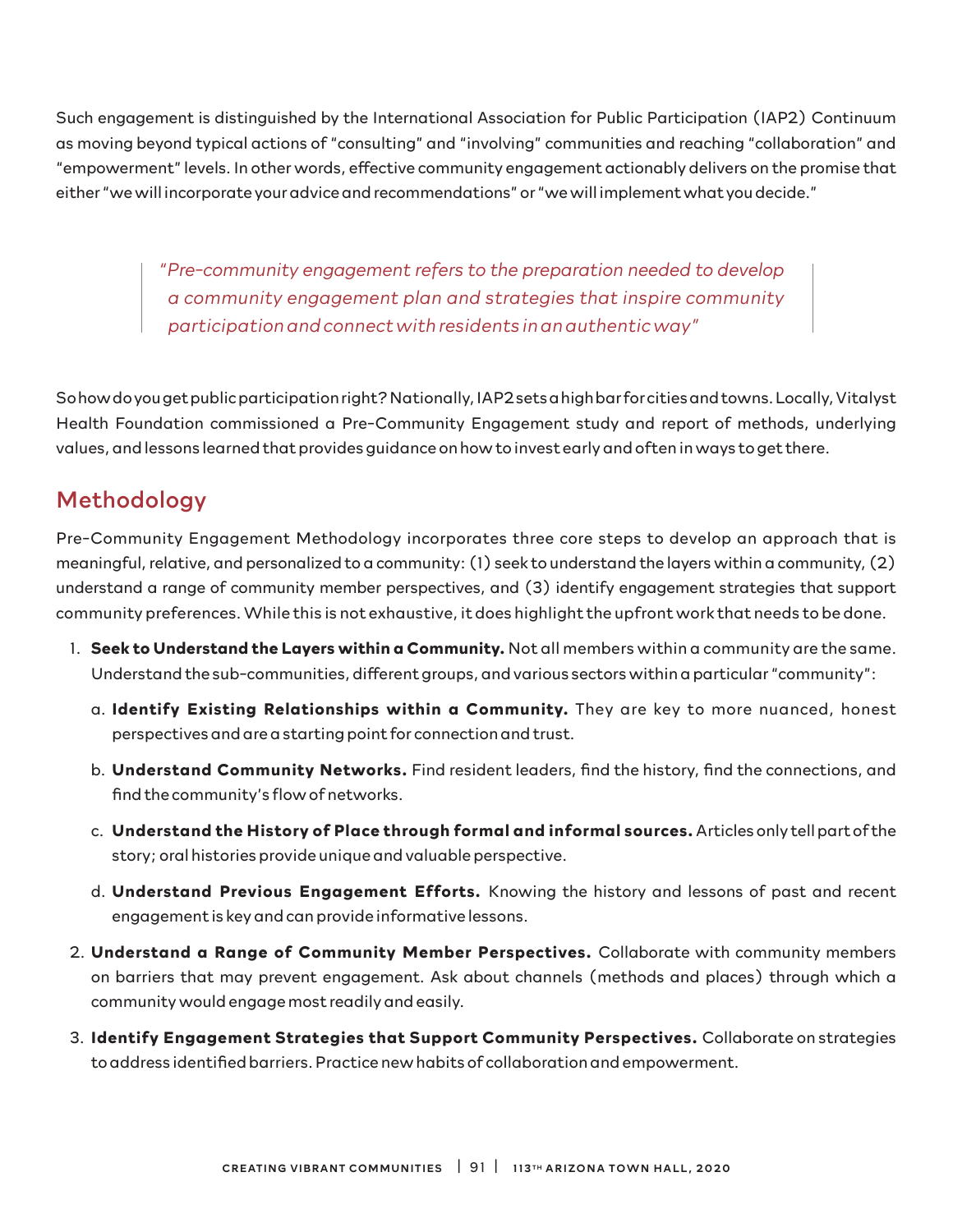Such engagement is distinguished by the International Association for Public Participation (IAP2) Continuum as moving beyond typical actions of "consulting" and "involving" communities and reaching "collaboration" and "empowerment" levels. In other words, effective community engagement actionably delivers on the promise that either "we will incorporate your advice and recommendations" or "we will implement what you decide."

> *"Pre-community engagement refers to the preparation needed to develop a community engagement plan and strategies that inspire community participation and connect with residents in an authentic way"*

So how do you get public participation right? Nationally, IAP2 sets a high bar for cities and towns. Locally, Vitalyst Health Foundation commissioned a Pre-Community Engagement study and report of methods, underlying values, and lessons learned that provides guidance on how to invest early and often in ways to get there.

## Methodology

Pre-Community Engagement Methodology incorporates three core steps to develop an approach that is meaningful, relative, and personalized to a community: (1) seek to understand the layers within a community, (2) understand a range of community member perspectives, and (3) identify engagement strategies that support community preferences. While this is not exhaustive, it does highlight the upfront work that needs to be done.

1. **Seek to Understand the Layers within a Community.** Not all members within a community are the same. Understand the sub-communities, different groups, and various sectors within a particular "community":
   a. **Identify Existing Relationships within a Community.** They are key to more nuanced, honest perspectives and are a starting point for connection and trust.
   b. **Understand Community Networks.** Find resident leaders, find the history, find the connections, and find the community's flow of networks.
   c. **Understand the History of Place through formal and informal sources.** Articles only tell part of the story; oral histories provide unique and valuable perspective.
   d. **Understand Previous Engagement Efforts.** Knowing the history and lessons of past and recent engagement is key and can provide informative lessons.
2. **Understand a Range of Community Member Perspectives.** Collaborate with community members on barriers that may prevent engagement. Ask about channels (methods and places) through which a community would engage most readily and easily.
3. **Identify Engagement Strategies that Support Community Perspectives.** Collaborate on strategies to address identified barriers. Practice new habits of collaboration and empowerment.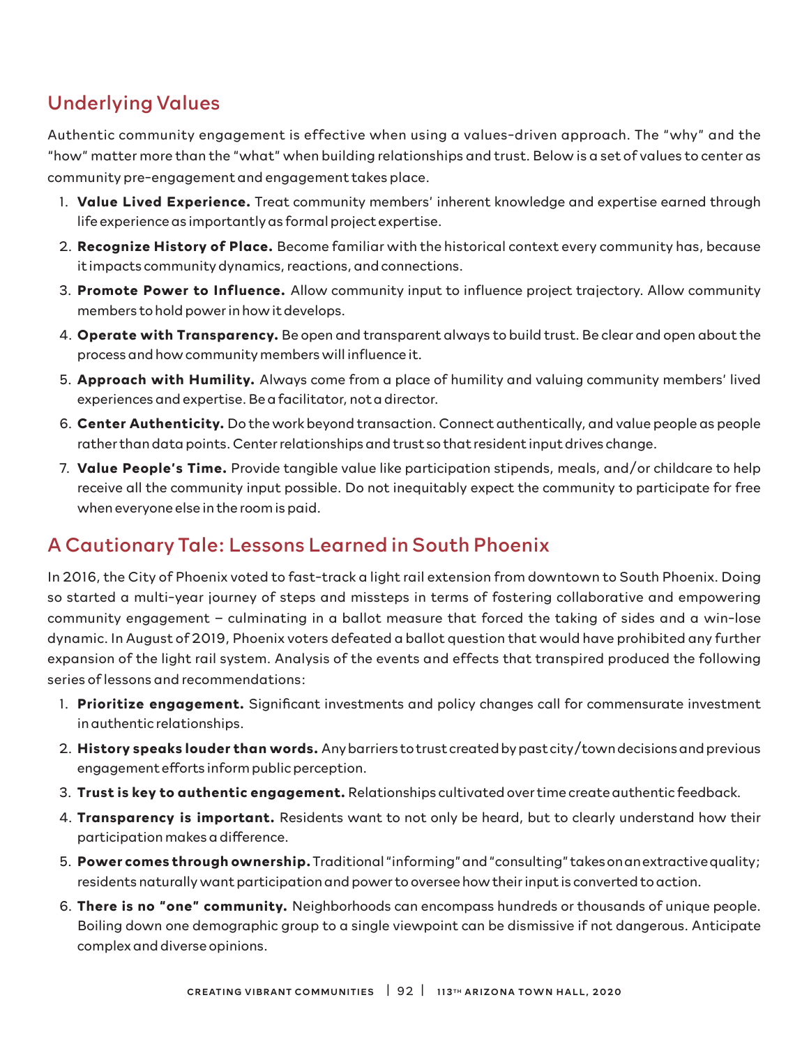## Underlying Values

Authentic community engagement is effective when using a values-driven approach. The "why" and the "how" matter more than the "what" when building relationships and trust. Below is a set of values to center as community pre-engagement and engagement takes place.

1. **Value Lived Experience.** Treat community members' inherent knowledge and expertise earned through life experience as importantly as formal project expertise.
2. **Recognize History of Place.** Become familiar with the historical context every community has, because it impacts community dynamics, reactions, and connections.
3. **Promote Power to Influence.** Allow community input to influence project trajectory. Allow community members to hold power in how it develops.
4. **Operate with Transparency.** Be open and transparent always to build trust. Be clear and open about the process and how community members will influence it.
5. **Approach with Humility.** Always come from a place of humility and valuing community members' lived experiences and expertise. Be a facilitator, not a director.
6. **Center Authenticity.** Do the work beyond transaction. Connect authentically, and value people as people rather than data points. Center relationships and trust so that resident input drives change.
7. **Value People's Time.** Provide tangible value like participation stipends, meals, and/or childcare to help receive all the community input possible. Do not inequitably expect the community to participate for free when everyone else in the room is paid.

## A Cautionary Tale: Lessons Learned in South Phoenix

In 2016, the City of Phoenix voted to fast-track a light rail extension from downtown to South Phoenix. Doing so started a multi-year journey of steps and missteps in terms of fostering collaborative and empowering community engagement – culminating in a ballot measure that forced the taking of sides and a win-lose dynamic. In August of 2019, Phoenix voters defeated a ballot question that would have prohibited any further expansion of the light rail system. Analysis of the events and effects that transpired produced the following series of lessons and recommendations:

1. **Prioritize engagement.** Significant investments and policy changes call for commensurate investment in authentic relationships.
2. **History speaks louder than words.** Any barriers to trust created by past city/town decisions and previous engagement efforts inform public perception.
3. **Trust is key to authentic engagement.** Relationships cultivated over time create authentic feedback.
4. **Transparency is important.** Residents want to not only be heard, but to clearly understand how their participation makes a difference.
5. **Power comes through ownership.** Traditional "informing" and "consulting" takes on an extractive quality; residents naturally want participation and power to oversee how their input is converted to action.
6. **There is no "one" community.** Neighborhoods can encompass hundreds or thousands of unique people. Boiling down one demographic group to a single viewpoint can be dismissive if not dangerous. Anticipate complex and diverse opinions.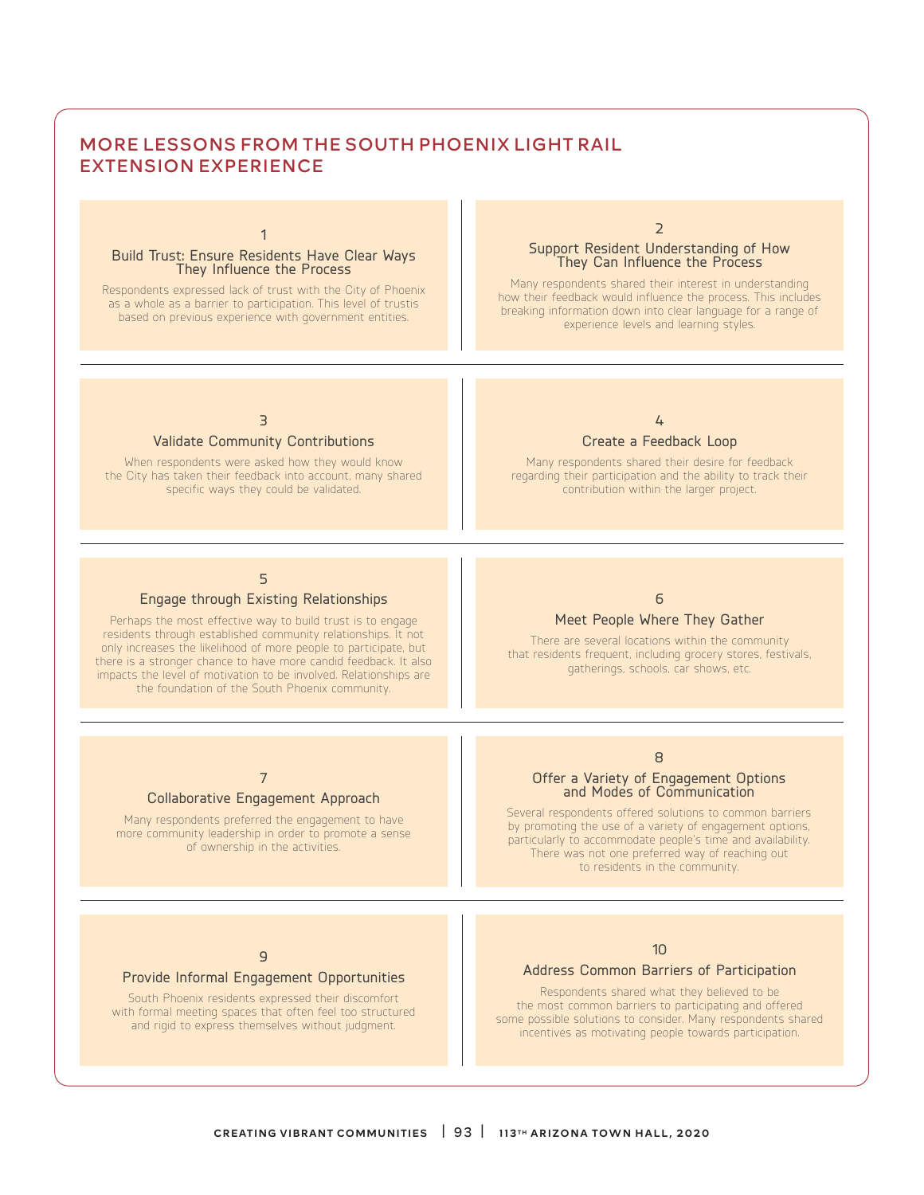## MORE LESSONS FROM THE SOUTH PHOENIX LIGHT RAIL EXTENSION EXPERIENCE

### 1
### Build Trust: Ensure Residents Have Clear Ways They Influence the Process

Respondents expressed lack of trust with the City of Phoenix as a whole as a barrier to participation. This level of trustis based on previous experience with government entities.

### 2
### Support Resident Understanding of How They Can Influence the Process

Many respondents shared their interest in understanding how their feedback would influence the process. This includes breaking information down into clear language for a range of experience levels and learning styles.

### 3
### Validate Community Contributions

When respondents were asked how they would know the City has taken their feedback into account, many shared specific ways they could be validated.

### 4
### Create a Feedback Loop

Many respondents shared their desire for feedback regarding their participation and the ability to track their contribution within the larger project.

### 5
### Engage through Existing Relationships

Perhaps the most effective way to build trust is to engage residents through established community relationships. It not only increases the likelihood of more people to participate, but there is a stronger chance to have more candid feedback. It also impacts the level of motivation to be involved. Relationships are the foundation of the South Phoenix community.

### 6
### Meet People Where They Gather

There are several locations within the community that residents frequent, including grocery stores, festivals, gatherings, schools, car shows, etc.

### 7
### Collaborative Engagement Approach

Many respondents preferred the engagement to have more community leadership in order to promote a sense of ownership in the activities.

### 8
### Offer a Variety of Engagement Options and Modes of Communication

Several respondents offered solutions to common barriers by promoting the use of a variety of engagement options, particularly to accommodate people's time and availability. There was not one preferred way of reaching out to residents in the community.

### 9
### Provide Informal Engagement Opportunities

South Phoenix residents expressed their discomfort with formal meeting spaces that often feel too structured and rigid to express themselves without judgment.

### 10
### Address Common Barriers of Participation

Respondents shared what they believed to be the most common barriers to participating and offered some possible solutions to consider. Many respondents shared incentives as motivating people towards participation.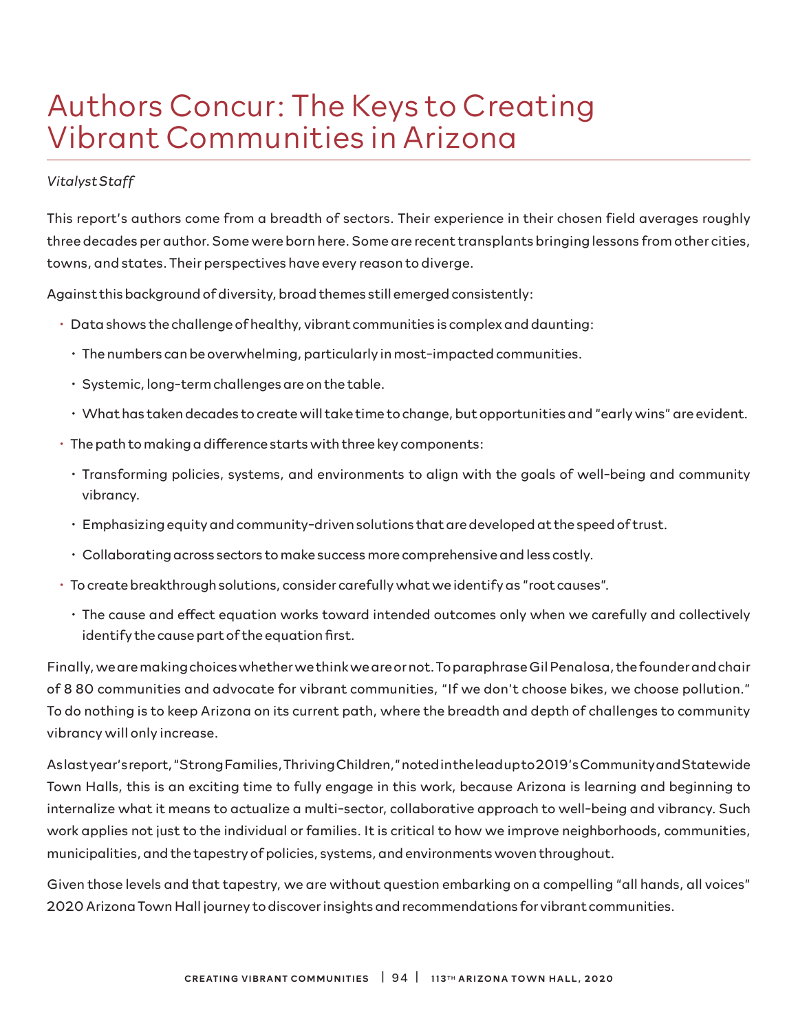# Authors Concur: The Keys to Creating Vibrant Communities in Arizona

*Vitalyst Staff*

This report's authors come from a breadth of sectors. Their experience in their chosen field averages roughly three decades per author. Some were born here. Some are recent transplants bringing lessons from other cities, towns, and states. Their perspectives have every reason to diverge.

Against this background of diversity, broad themes still emerged consistently:

- Data shows the challenge of healthy, vibrant communities is complex and daunting:
  - The numbers can be overwhelming, particularly in most-impacted communities.
  - Systemic, long-term challenges are on the table.
  - What has taken decades to create will take time to change, but opportunities and "early wins" are evident.
- The path to making a difference starts with three key components:
  - Transforming policies, systems, and environments to align with the goals of well-being and community vibrancy.
  - Emphasizing equity and community-driven solutions that are developed at the speed of trust.
  - Collaborating across sectors to make success more comprehensive and less costly.
- To create breakthrough solutions, consider carefully what we identify as "root causes".
  - The cause and effect equation works toward intended outcomes only when we carefully and collectively identify the cause part of the equation first.

Finally, we are making choices whether we think we are or not. To paraphrase Gil Penalosa, the founder and chair of 8 80 communities and advocate for vibrant communities, "If we don't choose bikes, we choose pollution." To do nothing is to keep Arizona on its current path, where the breadth and depth of challenges to community vibrancy will only increase.

As last year's report, "Strong Families, Thriving Children," noted in the lead up to 2019's Community and Statewide Town Halls, this is an exciting time to fully engage in this work, because Arizona is learning and beginning to internalize what it means to actualize a multi-sector, collaborative approach to well-being and vibrancy. Such work applies not just to the individual or families. It is critical to how we improve neighborhoods, communities, municipalities, and the tapestry of policies, systems, and environments woven throughout.

Given those levels and that tapestry, we are without question embarking on a compelling "all hands, all voices" 2020 Arizona Town Hall journey to discover insights and recommendations for vibrant communities.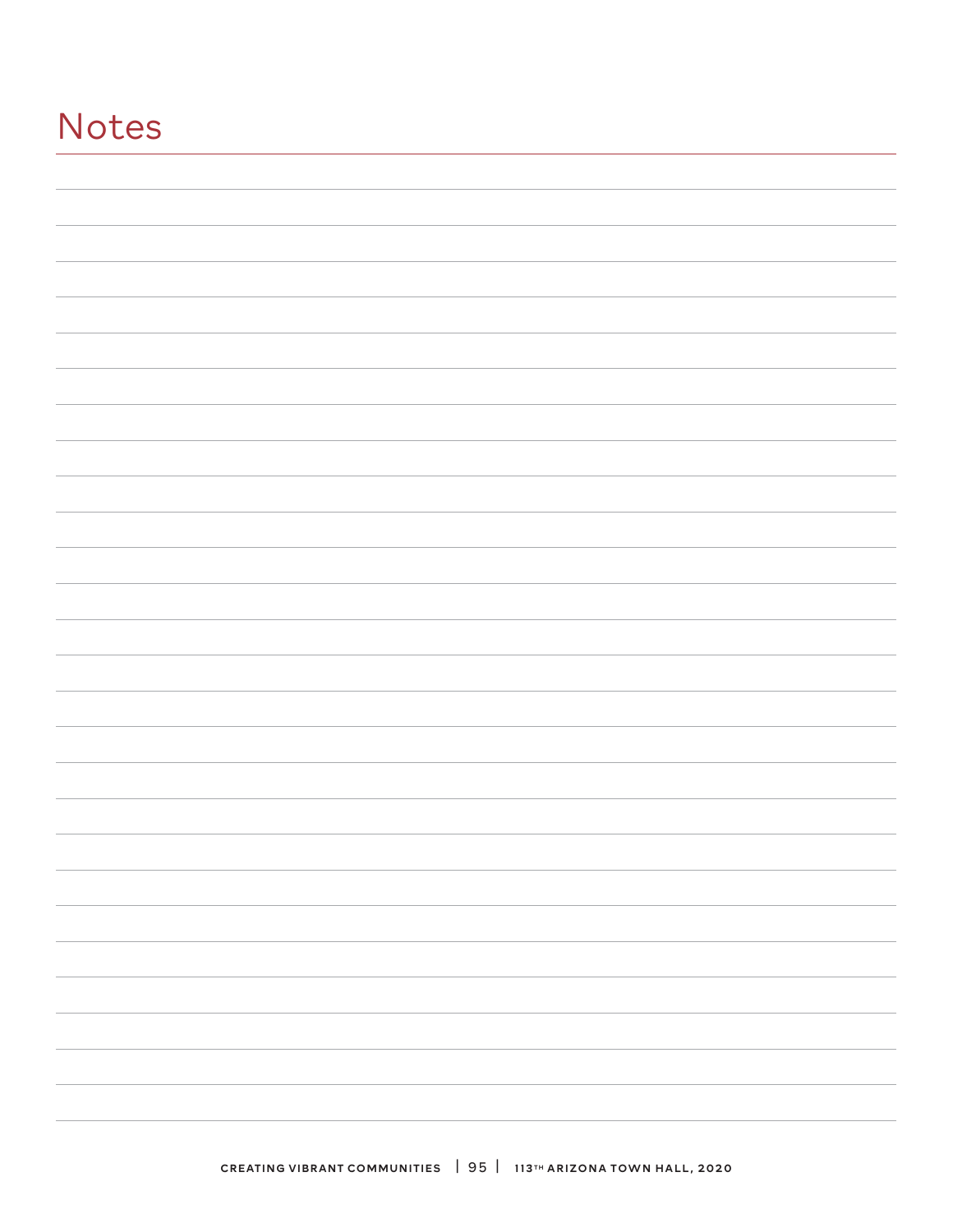# Notes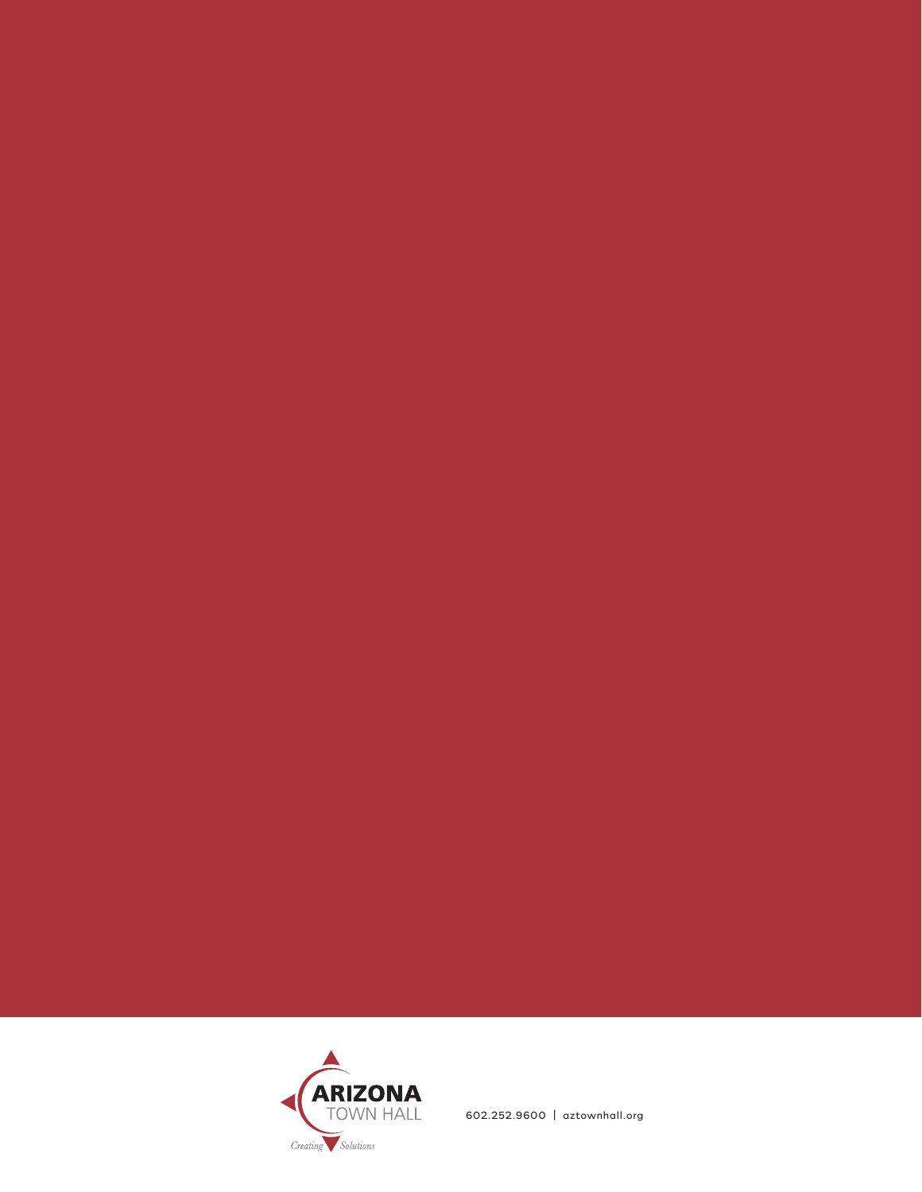ARIZONA
TOWN HALL

*Creating Solutions*

602.252.9600 | aztownhall.org